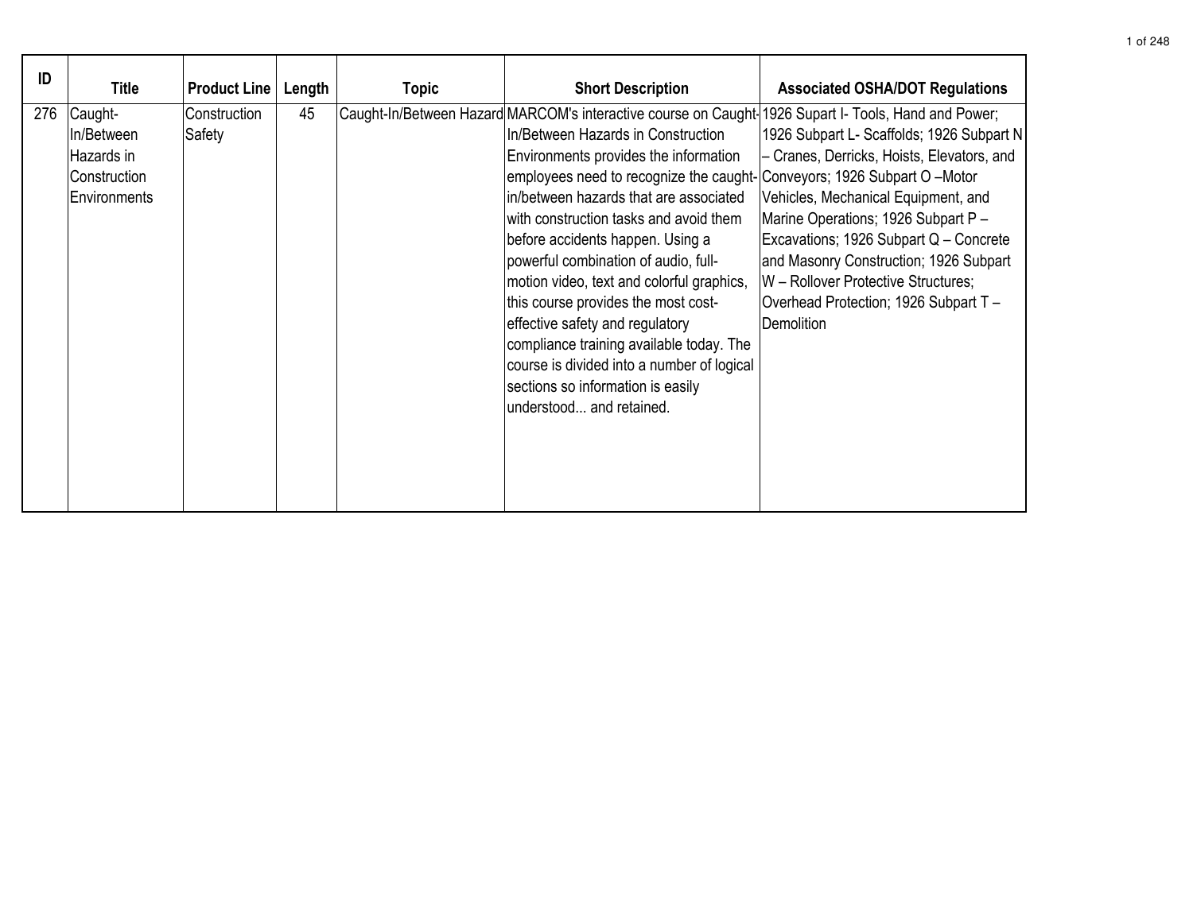| ID | Title | Product Line | Length | Topic | Short Description | Associated OSHA/DOT Regulations |
|---|---|---|---|---|---|---|
| 276 | Caught-In/Between Hazards in Construction Environments | Construction Safety | 45 | Caught-In/Between Hazard | MARCOM's interactive course on Caught-In/Between Hazards in Construction Environments provides the information employees need to recognize the caught-in/between hazards that are associated with construction tasks and avoid them before accidents happen. Using a powerful combination of audio, full-motion video, text and colorful graphics, this course provides the most cost-effective safety and regulatory compliance training available today. The course is divided into a number of logical sections so information is easily understood... and retained. | 1926 Supart I- Tools, Hand and Power; 1926 Subpart L- Scaffolds; 1926 Subpart N – Cranes, Derricks, Hoists, Elevators, and Conveyors; 1926 Subpart O –Motor Vehicles, Mechanical Equipment, and Marine Operations; 1926 Subpart P – Excavations; 1926 Subpart Q – Concrete and Masonry Construction; 1926 Subpart W – Rollover Protective Structures; Overhead Protection; 1926 Subpart T – Demolition |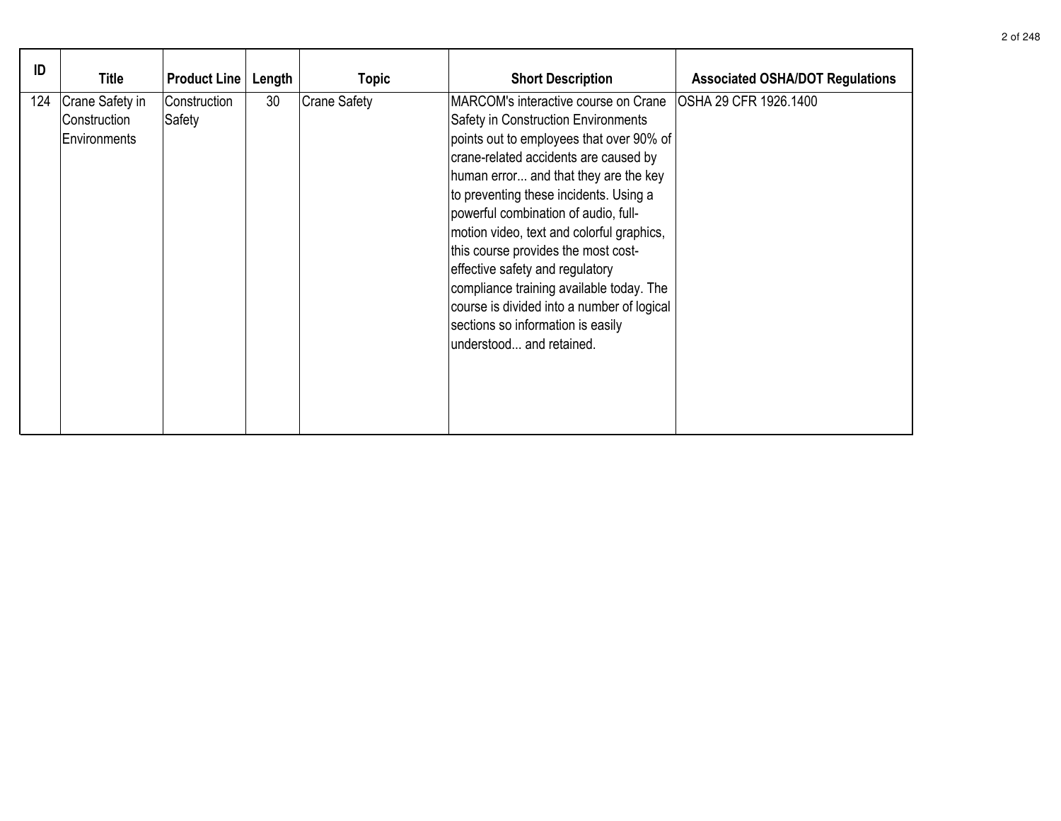| ID | Title | Product Line | Length | Topic | Short Description | Associated OSHA/DOT Regulations |
|---|---|---|---|---|---|---|
| 124 | Crane Safety in Construction Environments | Construction Safety | 30 | Crane Safety | MARCOM's interactive course on Crane Safety in Construction Environments points out to employees that over 90% of crane-related accidents are caused by human error... and that they are the key to preventing these incidents. Using a powerful combination of audio, full-motion video, text and colorful graphics, this course provides the most cost-effective safety and regulatory compliance training available today. The course is divided into a number of logical sections so information is easily understood... and retained. | OSHA 29 CFR 1926.1400 |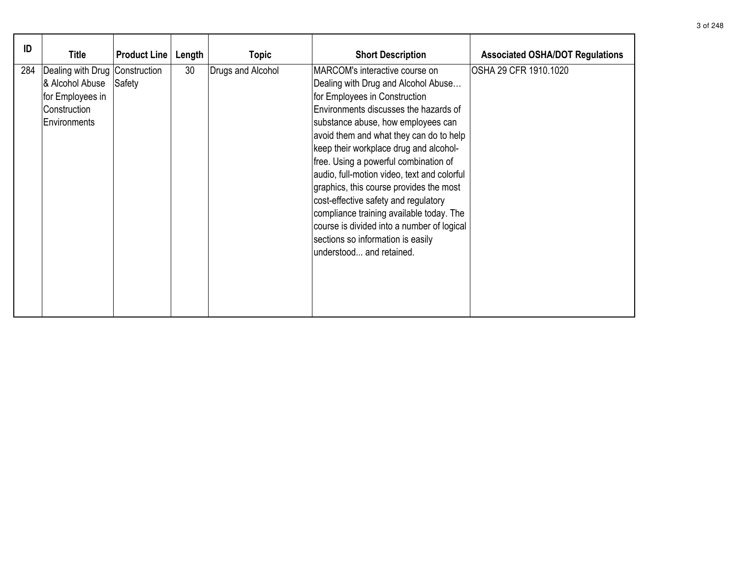| ID | Title | Product Line | Length | Topic | Short Description | Associated OSHA/DOT Regulations |
| --- | --- | --- | --- | --- | --- | --- |
| 284 | Dealing with Drug & Alcohol Abuse for Employees in Construction Environments | Construction Safety | 30 | Drugs and Alcohol | MARCOM's interactive course on Dealing with Drug and Alcohol Abuse… for Employees in Construction Environments discusses the hazards of substance abuse, how employees can avoid them and what they can do to help keep their workplace drug and alcohol-free. Using a powerful combination of audio, full-motion video, text and colorful graphics, this course provides the most cost-effective safety and regulatory compliance training available today. The course is divided into a number of logical sections so information is easily understood... and retained. | OSHA 29 CFR 1910.1020 |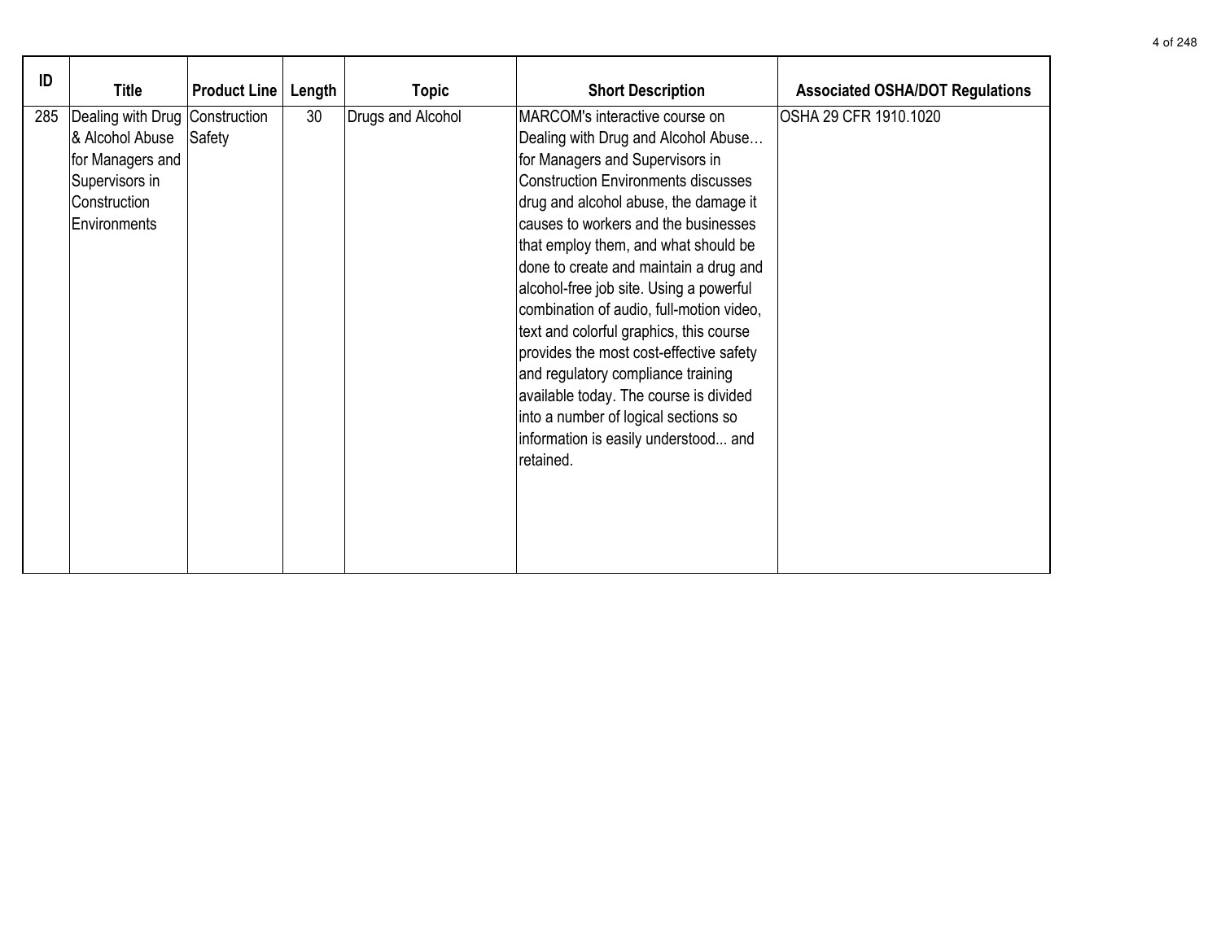| ID | Title | Product Line | Length | Topic | Short Description | Associated OSHA/DOT Regulations |
|---|---|---|---|---|---|---|
| 285 | Dealing with Drug & Alcohol Abuse for Managers and Supervisors in Construction Environments | Construction Safety | 30 | Drugs and Alcohol | MARCOM's interactive course on Dealing with Drug and Alcohol Abuse… for Managers and Supervisors in Construction Environments discusses drug and alcohol abuse, the damage it causes to workers and the businesses that employ them, and what should be done to create and maintain a drug and alcohol-free job site. Using a powerful combination of audio, full-motion video, text and colorful graphics, this course provides the most cost-effective safety and regulatory compliance training available today. The course is divided into a number of logical sections so information is easily understood... and retained. | OSHA 29 CFR 1910.1020 |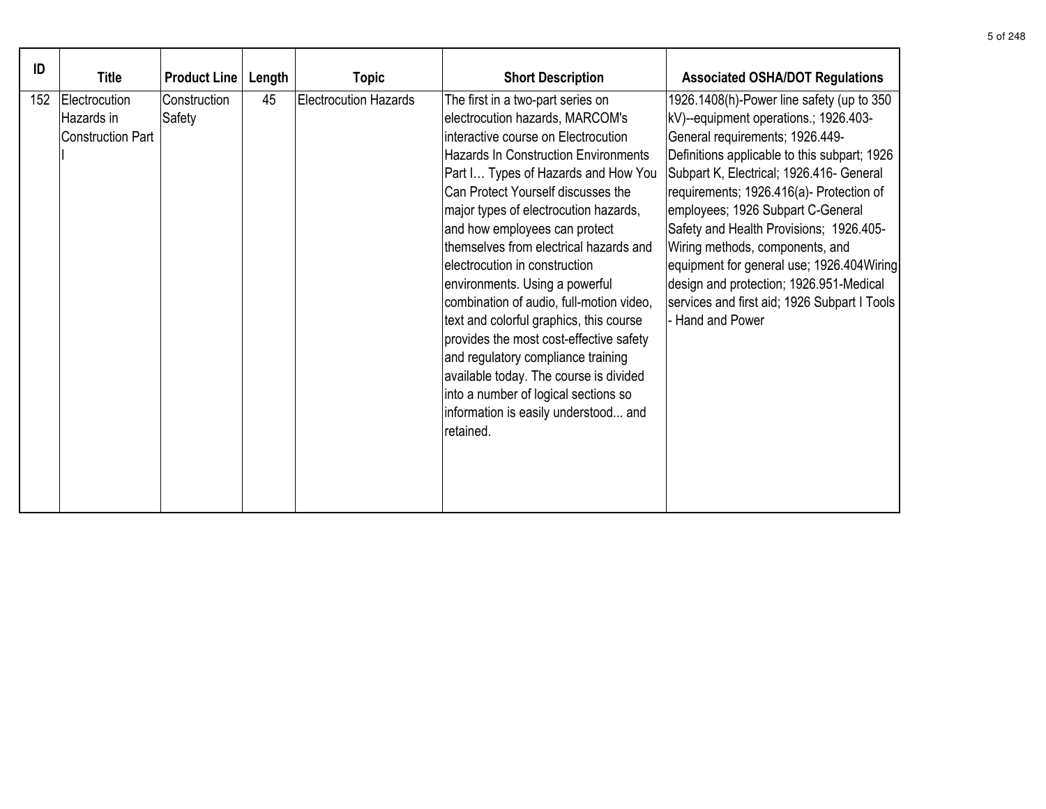| ID | Title | Product Line | Length | Topic | Short Description | Associated OSHA/DOT Regulations |
|---|---|---|---|---|---|---|
| 152 | Electrocution Hazards in Construction Part I | Construction Safety | 45 | Electrocution Hazards | The first in a two-part series on electrocution hazards, MARCOM's interactive course on Electrocution Hazards In Construction Environments Part I… Types of Hazards and How You Can Protect Yourself discusses the major types of electrocution hazards, and how employees can protect themselves from electrical hazards and electrocution in construction environments. Using a powerful combination of audio, full-motion video, text and colorful graphics, this course provides the most cost-effective safety and regulatory compliance training available today. The course is divided into a number of logical sections so information is easily understood... and retained. | 1926.1408(h)-Power line safety (up to 350 kV)--equipment operations.; 1926.403-General requirements; 1926.449-Definitions applicable to this subpart; 1926 Subpart K, Electrical; 1926.416- General requirements; 1926.416(a)- Protection of employees; 1926 Subpart C-General Safety and Health Provisions; 1926.405-Wiring methods, components, and equipment for general use; 1926.404Wiring design and protection; 1926.951-Medical services and first aid; 1926 Subpart I Tools - Hand and Power |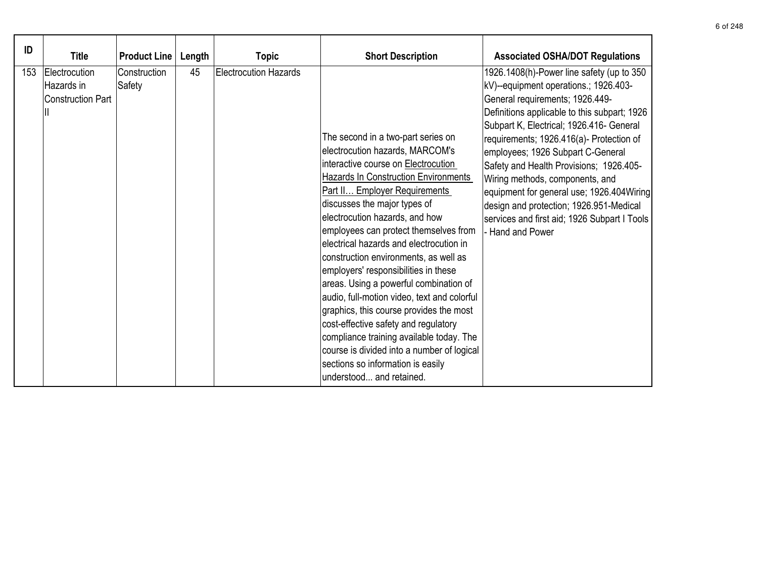| ID | Title | Product Line | Length | Topic | Short Description | Associated OSHA/DOT Regulations |
|---|---|---|---|---|---|---|
| 153 | Electrocution Hazards in Construction Part II | Construction Safety | 45 | Electrocution Hazards | The second in a two-part series on electrocution hazards, MARCOM's interactive course on Electrocution Hazards In Construction Environments Part II… Employer Requirements discusses the major types of electrocution hazards, and how employees can protect themselves from electrical hazards and electrocution in construction environments, as well as employers' responsibilities in these areas. Using a powerful combination of audio, full-motion video, text and colorful graphics, this course provides the most cost-effective safety and regulatory compliance training available today. The course is divided into a number of logical sections so information is easily understood... and retained. | 1926.1408(h)-Power line safety (up to 350 kV)--equipment operations.; 1926.403-General requirements; 1926.449-Definitions applicable to this subpart; 1926 Subpart K, Electrical; 1926.416- General requirements; 1926.416(a)- Protection of employees; 1926 Subpart C-General Safety and Health Provisions; 1926.405-Wiring methods, components, and equipment for general use; 1926.404Wiring design and protection; 1926.951-Medical services and first aid; 1926 Subpart I Tools - Hand and Power |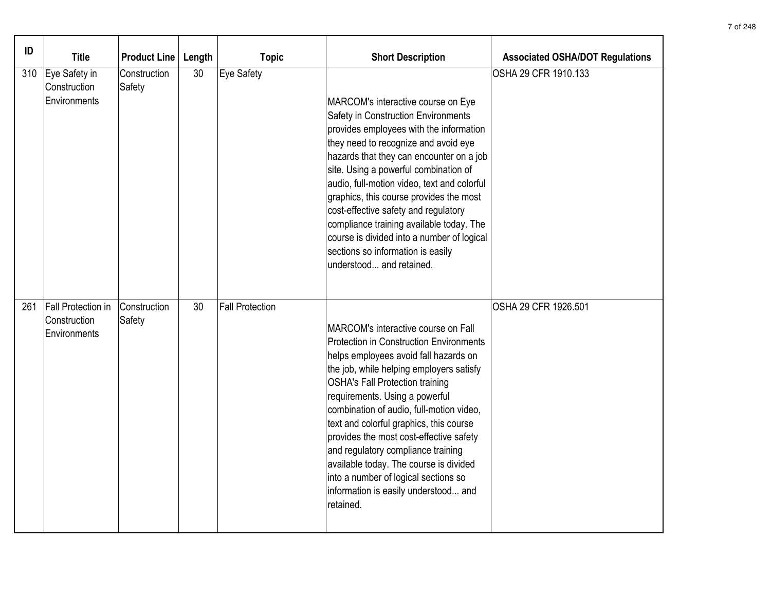| ID | Title | Product Line | Length | Topic | Short Description | Associated OSHA/DOT Regulations |
|---|---|---|---|---|---|---|
| 310 | Eye Safety in Construction Environments | Construction Safety | 30 | Eye Safety | MARCOM's interactive course on Eye Safety in Construction Environments provides employees with the information they need to recognize and avoid eye hazards that they can encounter on a job site. Using a powerful combination of audio, full-motion video, text and colorful graphics, this course provides the most cost-effective safety and regulatory compliance training available today. The course is divided into a number of logical sections so information is easily understood... and retained. | OSHA 29 CFR 1910.133 |
| 261 | Fall Protection in Construction Environments | Construction Safety | 30 | Fall Protection | MARCOM's interactive course on Fall Protection in Construction Environments helps employees avoid fall hazards on the job, while helping employers satisfy OSHA's Fall Protection training requirements. Using a powerful combination of audio, full-motion video, text and colorful graphics, this course provides the most cost-effective safety and regulatory compliance training available today. The course is divided into a number of logical sections so information is easily understood... and retained. | OSHA 29 CFR 1926.501 |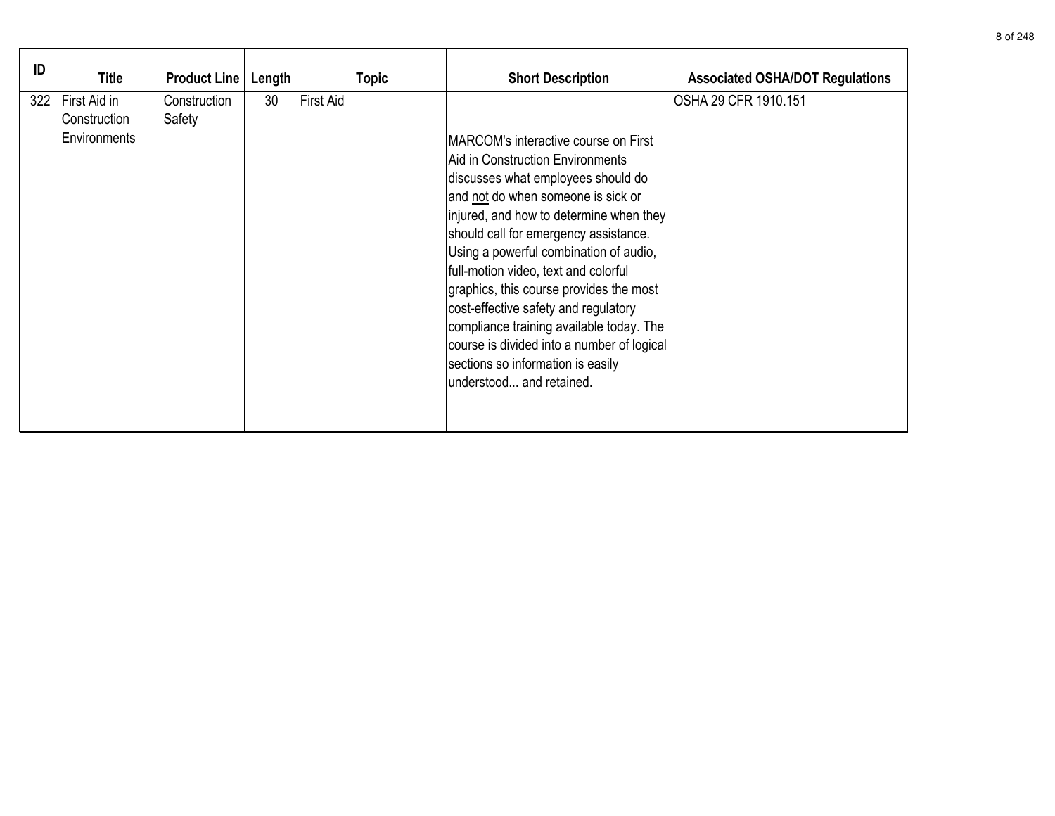| ID | Title | Product Line | Length | Topic | Short Description | Associated OSHA/DOT Regulations |
|---|---|---|---|---|---|---|
| 322 | First Aid in Construction Environments | Construction Safety | 30 | First Aid | MARCOM's interactive course on First Aid in Construction Environments discusses what employees should do and not do when someone is sick or injured, and how to determine when they should call for emergency assistance. Using a powerful combination of audio, full-motion video, text and colorful graphics, this course provides the most cost-effective safety and regulatory compliance training available today. The course is divided into a number of logical sections so information is easily understood... and retained. | OSHA 29 CFR 1910.151 |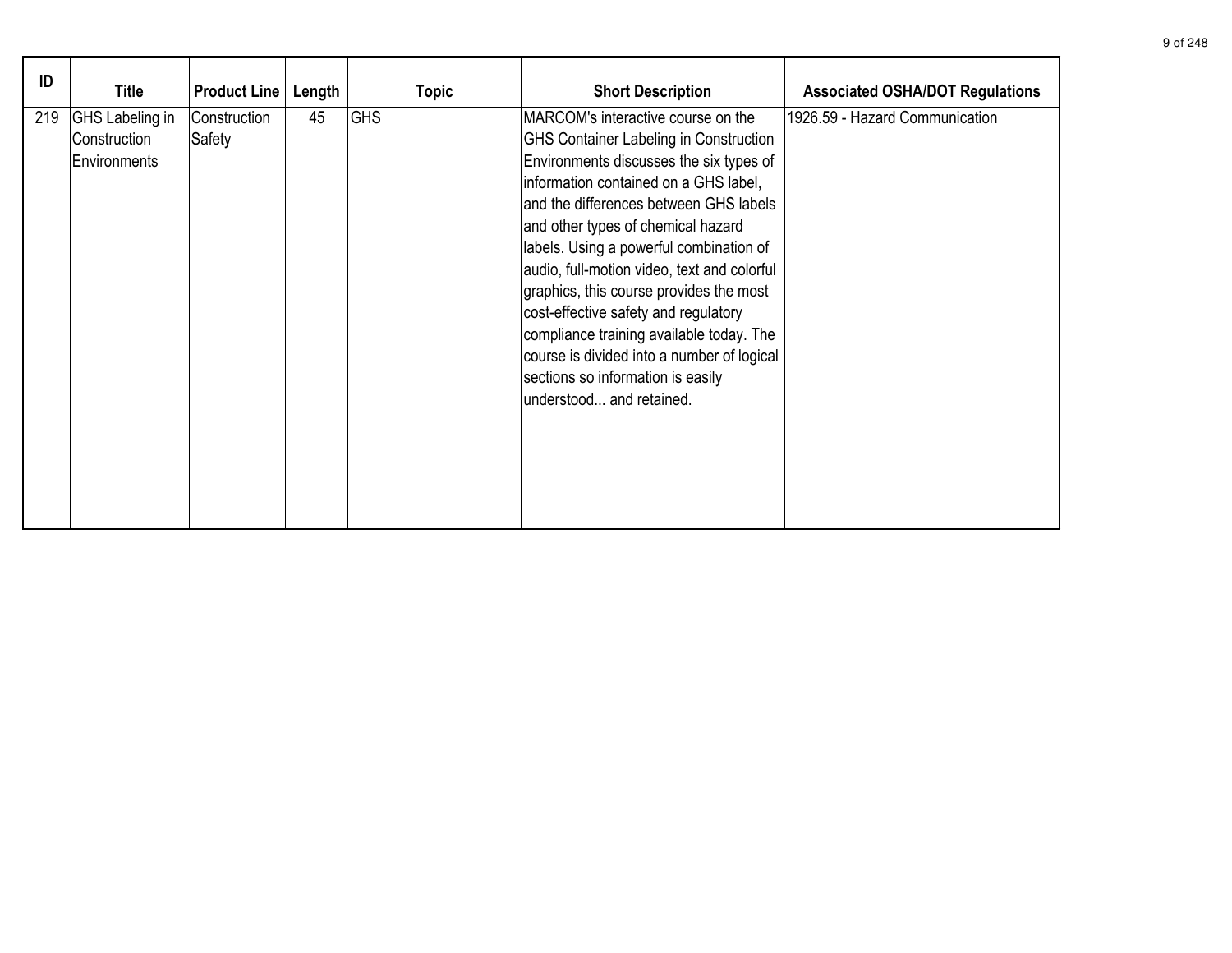| ID | Title | Product Line | Length | Topic | Short Description | Associated OSHA/DOT Regulations |
|---|---|---|---|---|---|---|
| 219 | GHS Labeling in Construction Environments | Construction Safety | 45 | GHS | MARCOM's interactive course on the GHS Container Labeling in Construction Environments discusses the six types of information contained on a GHS label, and the differences between GHS labels and other types of chemical hazard labels. Using a powerful combination of audio, full-motion video, text and colorful graphics, this course provides the most cost-effective safety and regulatory compliance training available today. The course is divided into a number of logical sections so information is easily understood... and retained. | 1926.59 - Hazard Communication |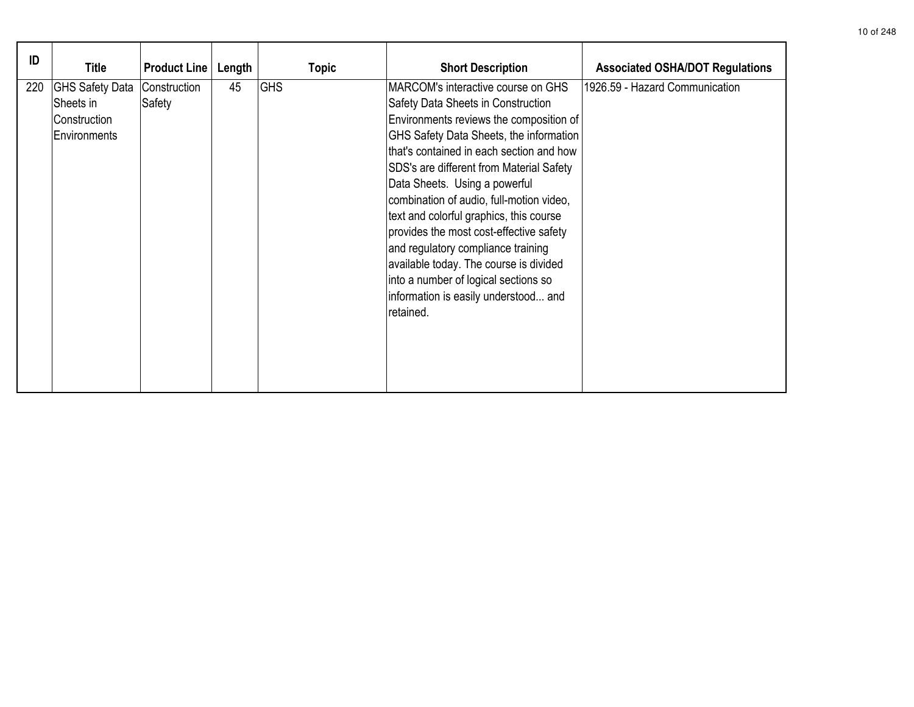| ID | Title | Product Line | Length | Topic | Short Description | Associated OSHA/DOT Regulations |
|---|---|---|---|---|---|---|
| 220 | GHS Safety Data Sheets in Construction Environments | Construction Safety | 45 | GHS | MARCOM's interactive course on GHS Safety Data Sheets in Construction Environments reviews the composition of GHS Safety Data Sheets, the information that's contained in each section and how SDS's are different from Material Safety Data Sheets. Using a powerful combination of audio, full-motion video, text and colorful graphics, this course provides the most cost-effective safety and regulatory compliance training available today. The course is divided into a number of logical sections so information is easily understood... and retained. | 1926.59 - Hazard Communication |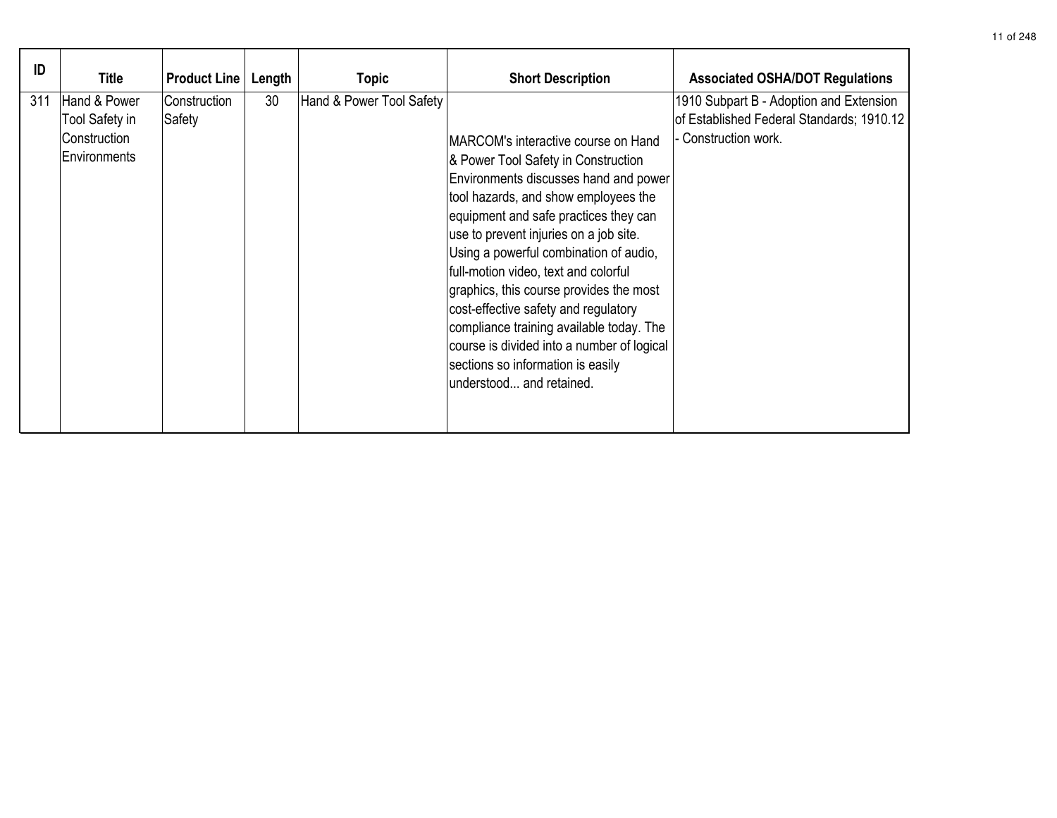| ID | Title | Product Line | Length | Topic | Short Description | Associated OSHA/DOT Regulations |
|---|---|---|---|---|---|---|
| 311 | Hand & Power Tool Safety in Construction Environments | Construction Safety | 30 | Hand & Power Tool Safety | MARCOM's interactive course on Hand & Power Tool Safety in Construction Environments discusses hand and power tool hazards, and show employees the equipment and safe practices they can use to prevent injuries on a job site. Using a powerful combination of audio, full-motion video, text and colorful graphics, this course provides the most cost-effective safety and regulatory compliance training available today. The course is divided into a number of logical sections so information is easily understood... and retained. | 1910 Subpart B - Adoption and Extension of Established Federal Standards; 1910.12 - Construction work. |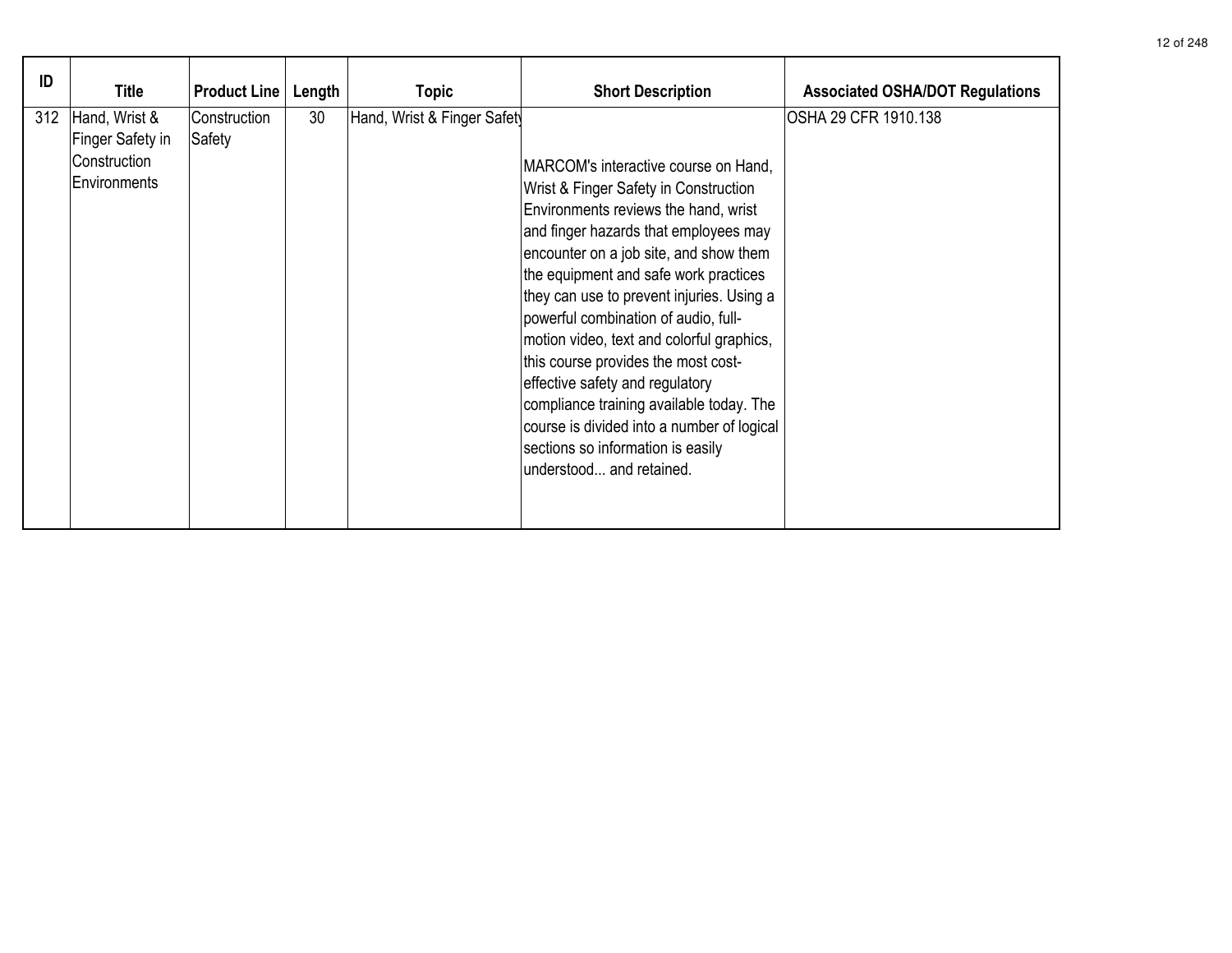| ID | Title | Product Line | Length | Topic | Short Description | Associated OSHA/DOT Regulations |
|---|---|---|---|---|---|---|
| 312 | Hand, Wrist & Finger Safety in Construction Environments | Construction Safety | 30 | Hand, Wrist & Finger Safety | MARCOM's interactive course on Hand, Wrist & Finger Safety in Construction Environments reviews the hand, wrist and finger hazards that employees may encounter on a job site, and show them the equipment and safe work practices they can use to prevent injuries. Using a powerful combination of audio, full-motion video, text and colorful graphics, this course provides the most cost-effective safety and regulatory compliance training available today. The course is divided into a number of logical sections so information is easily understood... and retained. | OSHA 29 CFR 1910.138 |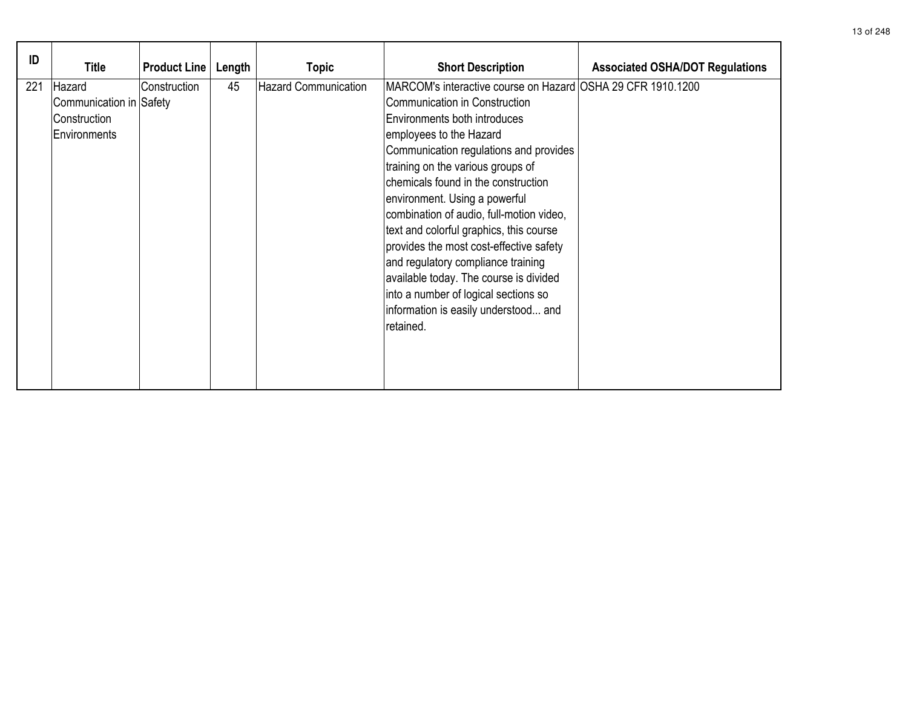| ID | Title | Product Line | Length | Topic | Short Description | Associated OSHA/DOT Regulations |
|---|---|---|---|---|---|---|
| 221 | Hazard Communication in Construction Environments | Construction Safety | 45 | Hazard Communication | MARCOM's interactive course on Hazard Communication in Construction Environments both introduces employees to the Hazard Communication regulations and provides training on the various groups of chemicals found in the construction environment. Using a powerful combination of audio, full-motion video, text and colorful graphics, this course provides the most cost-effective safety and regulatory compliance training available today. The course is divided into a number of logical sections so information is easily understood... and retained. | OSHA 29 CFR 1910.1200 |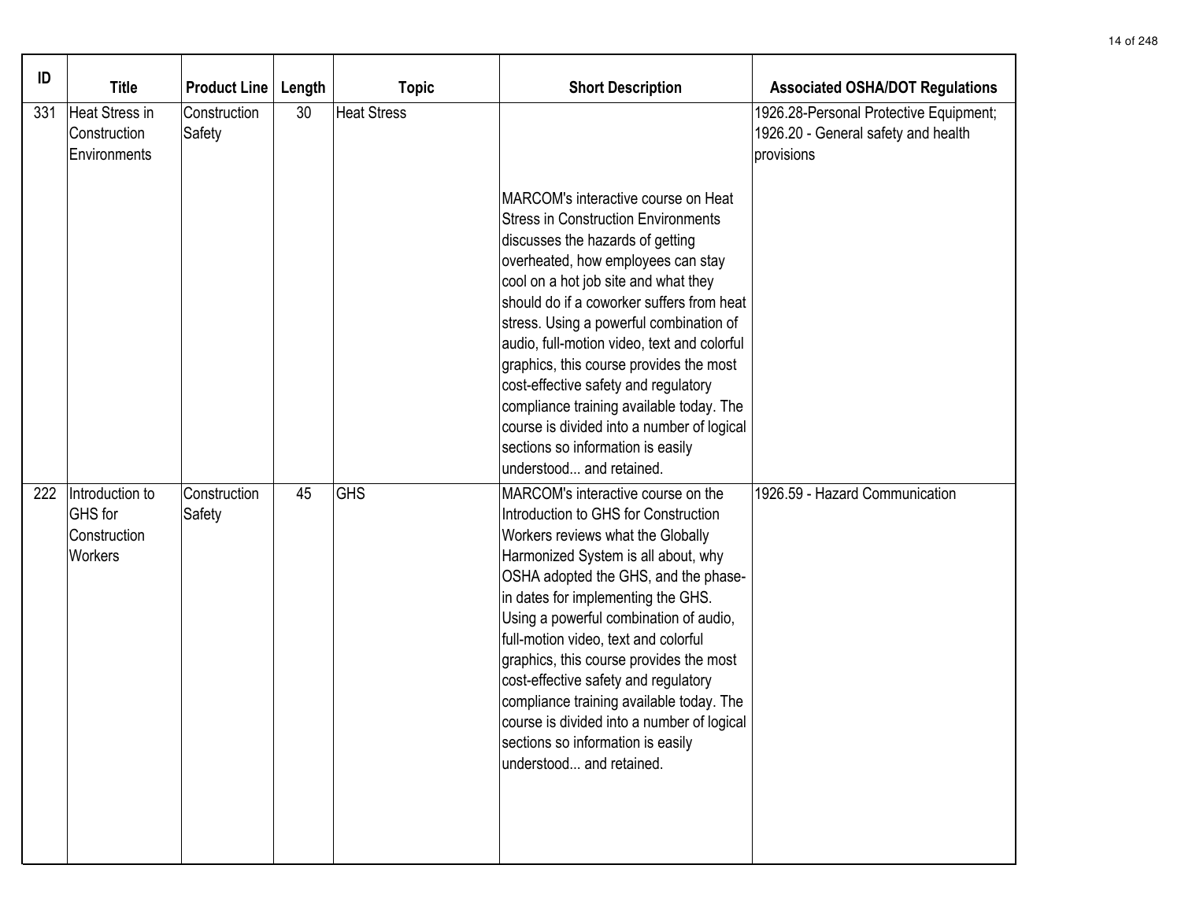| ID | Title | Product Line | Length | Topic | Short Description | Associated OSHA/DOT Regulations |
|---|---|---|---|---|---|---|
| 331 | Heat Stress in Construction Environments | Construction Safety | 30 | Heat Stress | MARCOM's interactive course on Heat Stress in Construction Environments discusses the hazards of getting overheated, how employees can stay cool on a hot job site and what they should do if a coworker suffers from heat stress. Using a powerful combination of audio, full-motion video, text and colorful graphics, this course provides the most cost-effective safety and regulatory compliance training available today. The course is divided into a number of logical sections so information is easily understood... and retained. | 1926.28-Personal Protective Equipment; 1926.20 - General safety and health provisions |
| 222 | Introduction to GHS for Construction Workers | Construction Safety | 45 | GHS | MARCOM's interactive course on the Introduction to GHS for Construction Workers reviews what the Globally Harmonized System is all about, why OSHA adopted the GHS, and the phase-in dates for implementing the GHS. Using a powerful combination of audio, full-motion video, text and colorful graphics, this course provides the most cost-effective safety and regulatory compliance training available today. The course is divided into a number of logical sections so information is easily understood... and retained. | 1926.59 - Hazard Communication |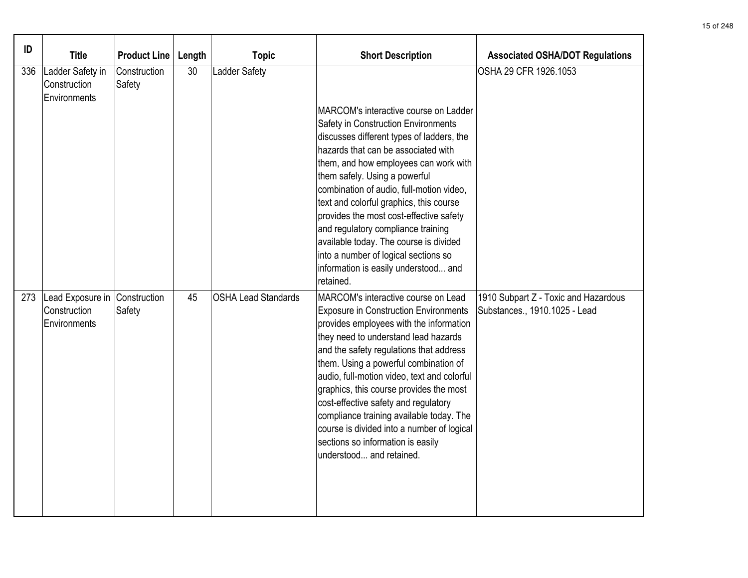| ID | Title | Product Line | Length | Topic | Short Description | Associated OSHA/DOT Regulations |
|---|---|---|---|---|---|---|
| 336 | Ladder Safety in Construction Environments | Construction Safety | 30 | Ladder Safety | MARCOM's interactive course on Ladder Safety in Construction Environments discusses different types of ladders, the hazards that can be associated with them, and how employees can work with them safely. Using a powerful combination of audio, full-motion video, text and colorful graphics, this course provides the most cost-effective safety and regulatory compliance training available today. The course is divided into a number of logical sections so information is easily understood... and retained. | OSHA 29 CFR 1926.1053 |
| 273 | Lead Exposure in Construction Environments | Construction Safety | 45 | OSHA Lead Standards | MARCOM's interactive course on Lead Exposure in Construction Environments provides employees with the information they need to understand lead hazards and the safety regulations that address them. Using a powerful combination of audio, full-motion video, text and colorful graphics, this course provides the most cost-effective safety and regulatory compliance training available today. The course is divided into a number of logical sections so information is easily understood... and retained. | 1910 Subpart Z - Toxic and Hazardous Substances., 1910.1025 - Lead |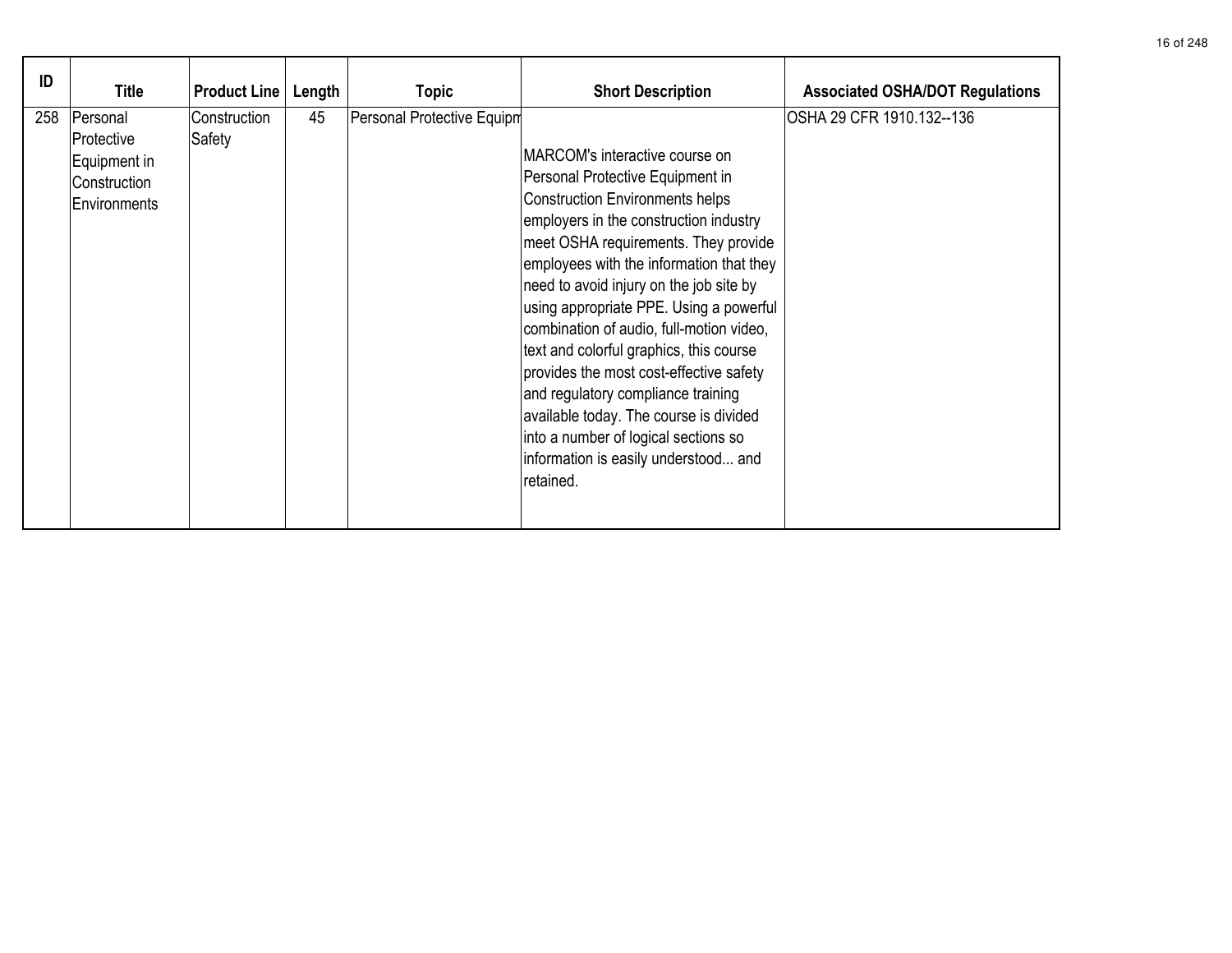| ID | Title | Product Line | Length | Topic | Short Description | Associated OSHA/DOT Regulations |
|---|---|---|---|---|---|---|
| 258 | Personal Protective Equipment in Construction Environments | Construction Safety | 45 | Personal Protective Equipm | MARCOM's interactive course on Personal Protective Equipment in Construction Environments helps employers in the construction industry meet OSHA requirements. They provide employees with the information that they need to avoid injury on the job site by using appropriate PPE. Using a powerful combination of audio, full-motion video, text and colorful graphics, this course provides the most cost-effective safety and regulatory compliance training available today. The course is divided into a number of logical sections so information is easily understood... and retained. | OSHA 29 CFR 1910.132--136 |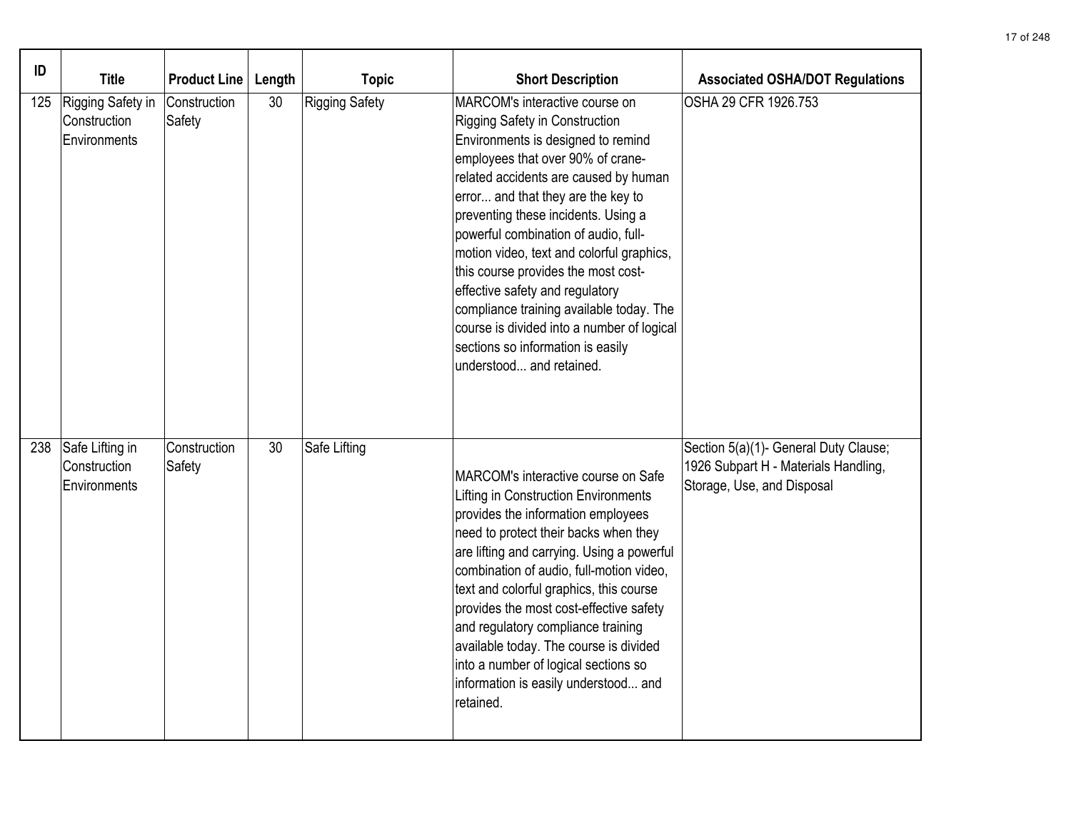| ID | Title | Product Line | Length | Topic | Short Description | Associated OSHA/DOT Regulations |
|---|---|---|---|---|---|---|
| 125 | Rigging Safety in Construction Environments | Construction Safety | 30 | Rigging Safety | MARCOM's interactive course on Rigging Safety in Construction Environments is designed to remind employees that over 90% of crane-related accidents are caused by human error... and that they are the key to preventing these incidents. Using a powerful combination of audio, full-motion video, text and colorful graphics, this course provides the most cost-effective safety and regulatory compliance training available today. The course is divided into a number of logical sections so information is easily understood... and retained. | OSHA 29 CFR 1926.753 |
| 238 | Safe Lifting in Construction Environments | Construction Safety | 30 | Safe Lifting | MARCOM's interactive course on Safe Lifting in Construction Environments provides the information employees need to protect their backs when they are lifting and carrying. Using a powerful combination of audio, full-motion video, text and colorful graphics, this course provides the most cost-effective safety and regulatory compliance training available today. The course is divided into a number of logical sections so information is easily understood... and retained. | Section 5(a)(1)- General Duty Clause; 1926 Subpart H - Materials Handling, Storage, Use, and Disposal |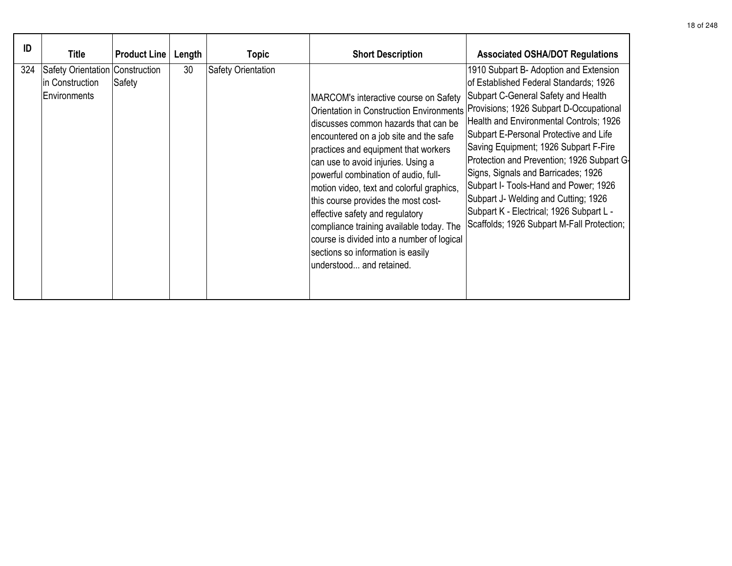| ID | Title | Product Line | Length | Topic | Short Description | Associated OSHA/DOT Regulations |
|---|---|---|---|---|---|---|
| 324 | Safety Orientation in Construction Environments | Construction Safety | 30 | Safety Orientation | MARCOM's interactive course on Safety Orientation in Construction Environments discusses common hazards that can be encountered on a job site and the safe practices and equipment that workers can use to avoid injuries. Using a powerful combination of audio, full-motion video, text and colorful graphics, this course provides the most cost-effective safety and regulatory compliance training available today. The course is divided into a number of logical sections so information is easily understood... and retained. | 1910 Subpart B- Adoption and Extension of Established Federal Standards; 1926 Subpart C-General Safety and Health Provisions; 1926 Subpart D-Occupational Health and Environmental Controls; 1926 Subpart E-Personal Protective and Life Saving Equipment; 1926 Subpart F-Fire Protection and Prevention; 1926 Subpart G-Signs, Signals and Barricades; 1926 Subpart I- Tools-Hand and Power; 1926 Subpart J- Welding and Cutting; 1926 Subpart K - Electrical; 1926 Subpart L - Scaffolds; 1926 Subpart M-Fall Protection; |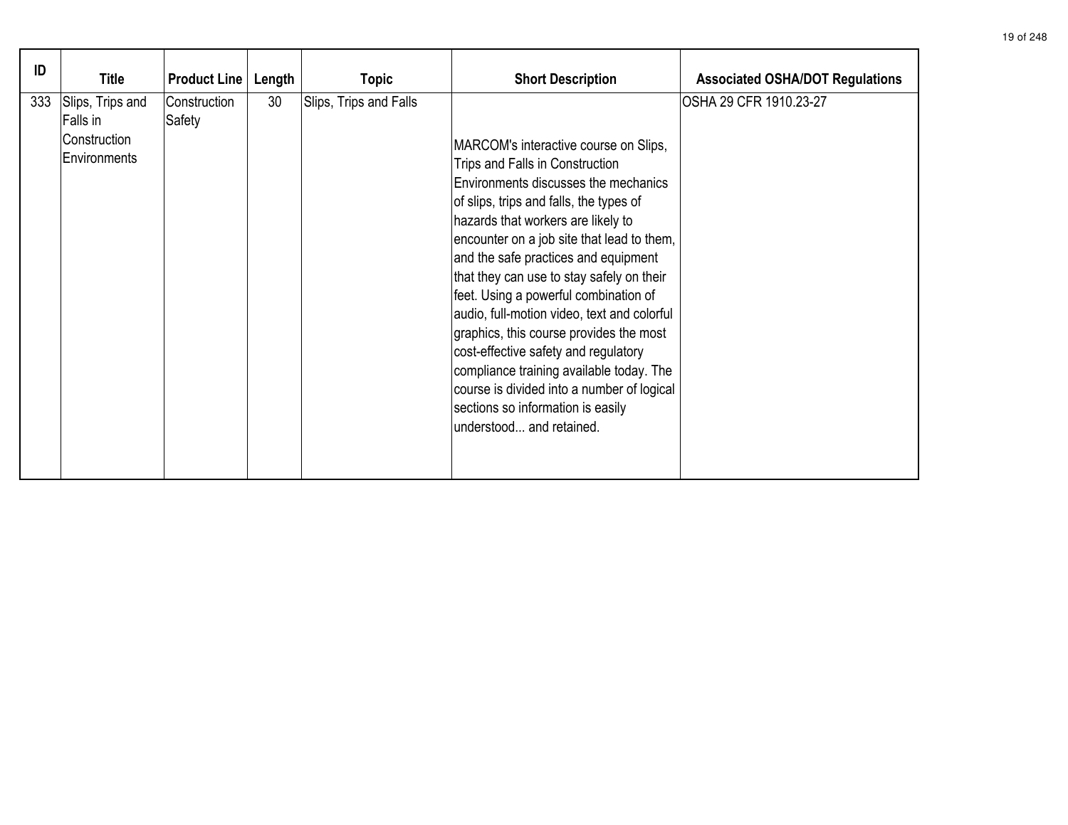| ID | Title | Product Line | Length | Topic | Short Description | Associated OSHA/DOT Regulations |
|---|---|---|---|---|---|---|
| 333 | Slips, Trips and Falls in Construction Environments | Construction Safety | 30 | Slips, Trips and Falls | MARCOM's interactive course on Slips, Trips and Falls in Construction Environments discusses the mechanics of slips, trips and falls, the types of hazards that workers are likely to encounter on a job site that lead to them, and the safe practices and equipment that they can use to stay safely on their feet. Using a powerful combination of audio, full-motion video, text and colorful graphics, this course provides the most cost-effective safety and regulatory compliance training available today. The course is divided into a number of logical sections so information is easily understood... and retained. | OSHA 29 CFR 1910.23-27 |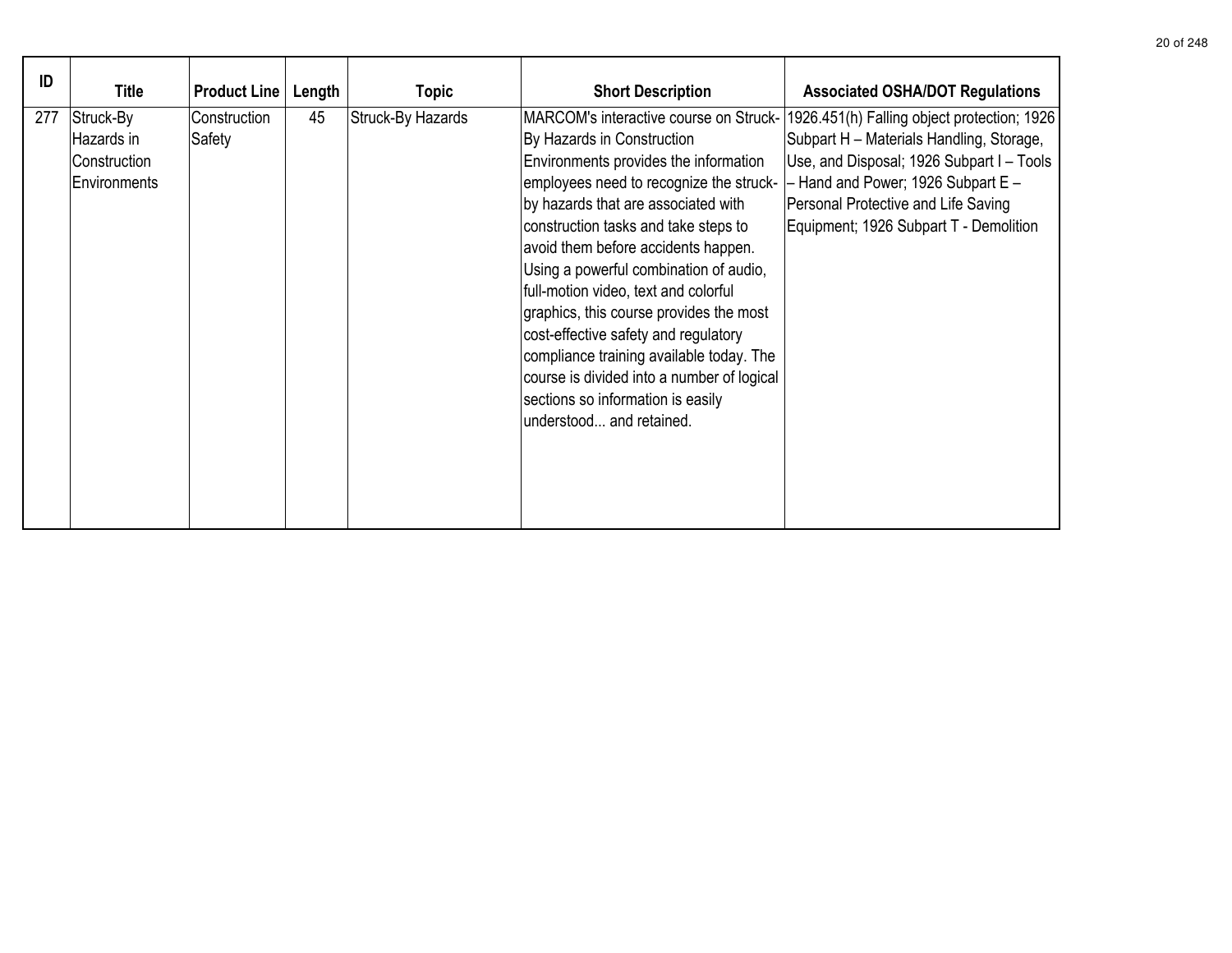| ID | Title | Product Line | Length | Topic | Short Description | Associated OSHA/DOT Regulations |
|---|---|---|---|---|---|---|
| 277 | Struck-By Hazards in Construction Environments | Construction Safety | 45 | Struck-By Hazards | MARCOM's interactive course on Struck-By Hazards in Construction Environments provides the information employees need to recognize the struck-by hazards that are associated with construction tasks and take steps to avoid them before accidents happen. Using a powerful combination of audio, full-motion video, text and colorful graphics, this course provides the most cost-effective safety and regulatory compliance training available today. The course is divided into a number of logical sections so information is easily understood... and retained. | 1926.451(h) Falling object protection; 1926 Subpart H – Materials Handling, Storage, Use, and Disposal; 1926 Subpart I – Tools – Hand and Power; 1926 Subpart E – Personal Protective and Life Saving Equipment; 1926 Subpart T - Demolition |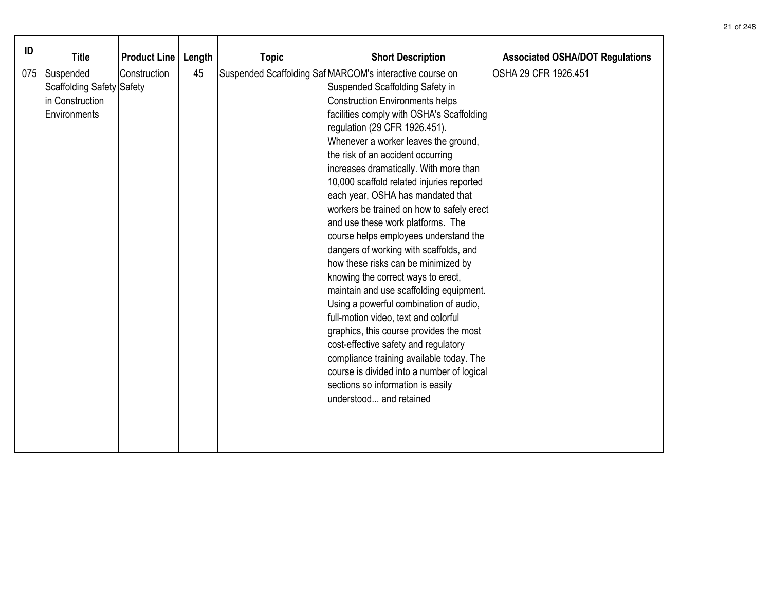| ID | Title | Product Line | Length | Topic | Short Description | Associated OSHA/DOT Regulations |
|---|---|---|---|---|---|---|
| 075 | Suspended Scaffolding Safety in Construction Environments | Construction Safety | 45 | Suspended Scaffolding Saf | MARCOM's interactive course on Suspended Scaffolding Safety in Construction Environments helps facilities comply with OSHA's Scaffolding regulation (29 CFR 1926.451). Whenever a worker leaves the ground, the risk of an accident occurring increases dramatically. With more than 10,000 scaffold related injuries reported each year, OSHA has mandated that workers be trained on how to safely erect and use these work platforms. The course helps employees understand the dangers of working with scaffolds, and how these risks can be minimized by knowing the correct ways to erect, maintain and use scaffolding equipment. Using a powerful combination of audio, full-motion video, text and colorful graphics, this course provides the most cost-effective safety and regulatory compliance training available today. The course is divided into a number of logical sections so information is easily understood... and retained | OSHA 29 CFR 1926.451 |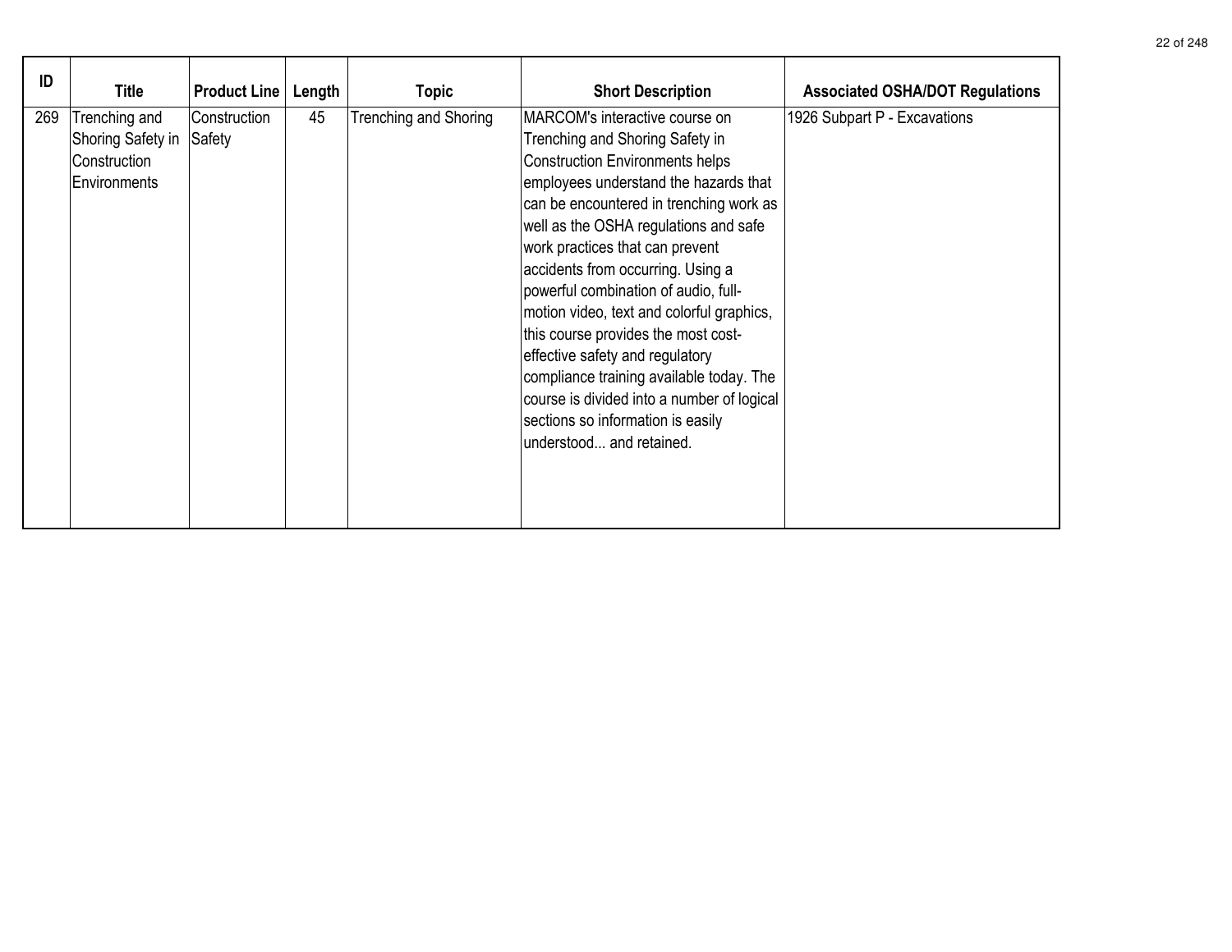| ID | Title | Product Line | Length | Topic | Short Description | Associated OSHA/DOT Regulations |
|---|---|---|---|---|---|---|
| 269 | Trenching and Shoring Safety in Construction Environments | Construction Safety | 45 | Trenching and Shoring | MARCOM's interactive course on Trenching and Shoring Safety in Construction Environments helps employees understand the hazards that can be encountered in trenching work as well as the OSHA regulations and safe work practices that can prevent accidents from occurring. Using a powerful combination of audio, full-motion video, text and colorful graphics, this course provides the most cost-effective safety and regulatory compliance training available today. The course is divided into a number of logical sections so information is easily understood... and retained. | 1926 Subpart P - Excavations |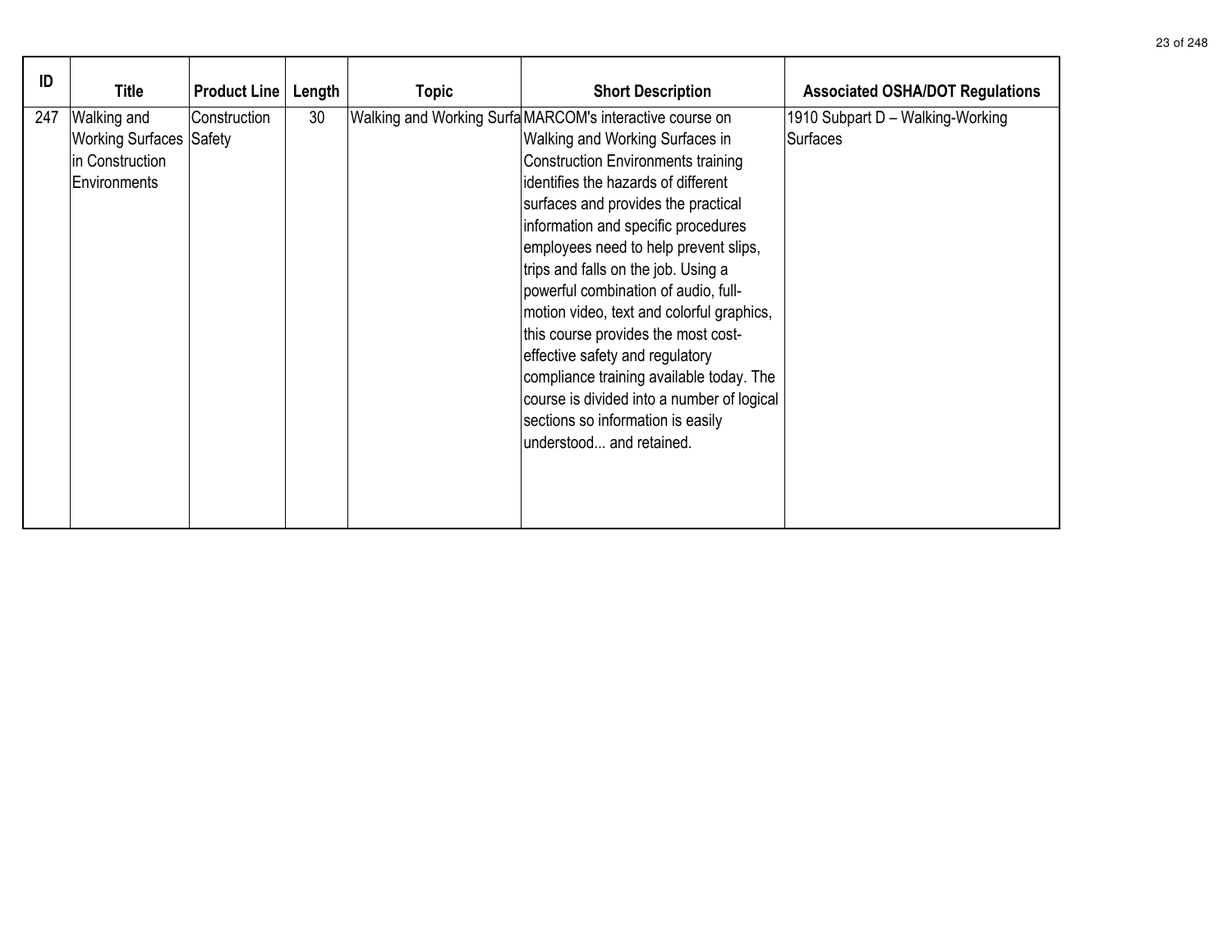| ID | Title | Product Line | Length | Topic | Short Description | Associated OSHA/DOT Regulations |
|---|---|---|---|---|---|---|
| 247 | Walking and Working Surfaces in Construction Environments | Construction Safety | 30 | Walking and Working Surfa | MARCOM's interactive course on Walking and Working Surfaces in Construction Environments training identifies the hazards of different surfaces and provides the practical information and specific procedures employees need to help prevent slips, trips and falls on the job. Using a powerful combination of audio, full-motion video, text and colorful graphics, this course provides the most cost-effective safety and regulatory compliance training available today. The course is divided into a number of logical sections so information is easily understood... and retained. | 1910 Subpart D – Walking-Working Surfaces |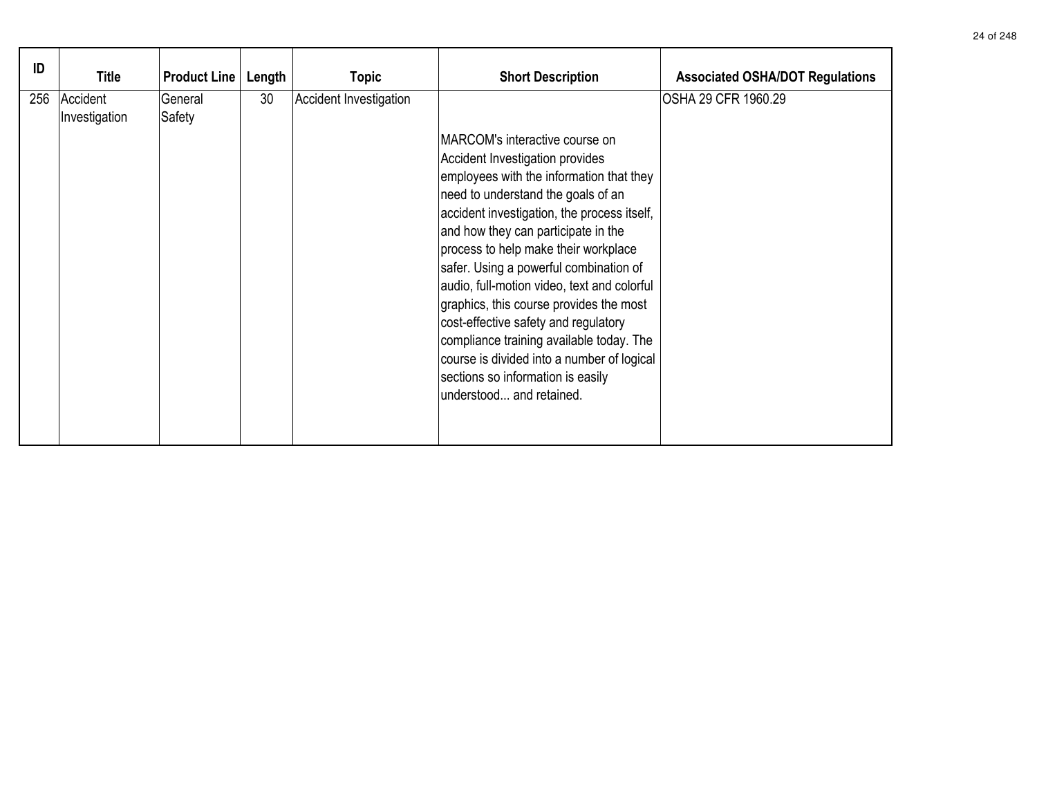| ID | Title | Product Line | Length | Topic | Short Description | Associated OSHA/DOT Regulations |
|---|---|---|---|---|---|---|
| 256 | Accident Investigation | General Safety | 30 | Accident Investigation | MARCOM's interactive course on Accident Investigation provides employees with the information that they need to understand the goals of an accident investigation, the process itself, and how they can participate in the process to help make their workplace safer. Using a powerful combination of audio, full-motion video, text and colorful graphics, this course provides the most cost-effective safety and regulatory compliance training available today. The course is divided into a number of logical sections so information is easily understood... and retained. | OSHA 29 CFR 1960.29 |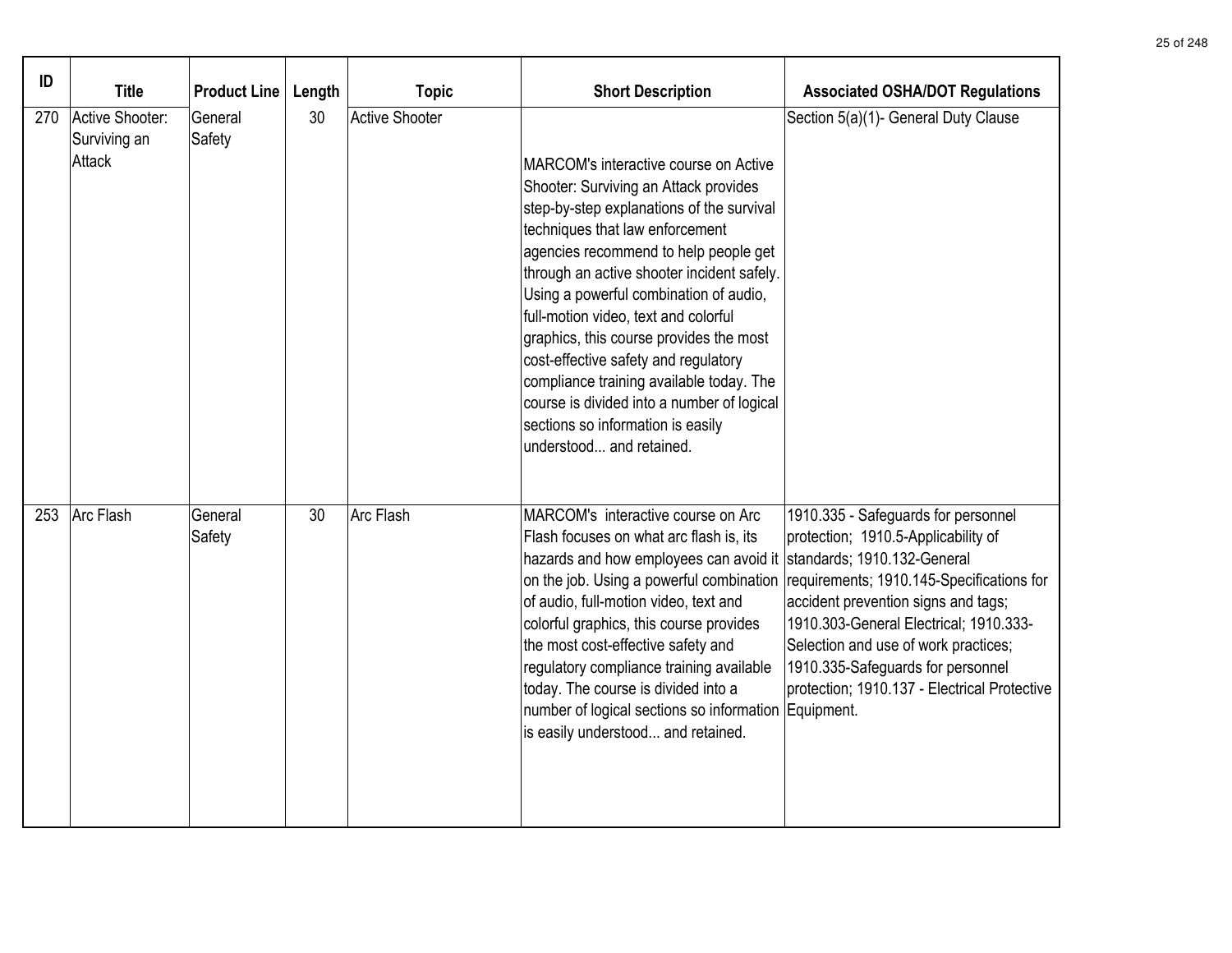| ID | Title | Product Line | Length | Topic | Short Description | Associated OSHA/DOT Regulations |
|---|---|---|---|---|---|---|
| 270 | Active Shooter: Surviving an Attack | General Safety | 30 | Active Shooter | MARCOM's interactive course on Active Shooter: Surviving an Attack provides step-by-step explanations of the survival techniques that law enforcement agencies recommend to help people get through an active shooter incident safely. Using a powerful combination of audio, full-motion video, text and colorful graphics, this course provides the most cost-effective safety and regulatory compliance training available today. The course is divided into a number of logical sections so information is easily understood... and retained. | Section 5(a)(1)- General Duty Clause |
| 253 | Arc Flash | General Safety | 30 | Arc Flash | MARCOM's interactive course on Arc Flash focuses on what arc flash is, its hazards and how employees can avoid it on the job. Using a powerful combination of audio, full-motion video, text and colorful graphics, this course provides the most cost-effective safety and regulatory compliance training available today. The course is divided into a number of logical sections so information is easily understood... and retained. | 1910.335 - Safeguards for personnel protection; 1910.5-Applicability of standards; 1910.132-General requirements; 1910.145-Specifications for accident prevention signs and tags; 1910.303-General Electrical; 1910.333-Selection and use of work practices; 1910.335-Safeguards for personnel protection; 1910.137 - Electrical Protective Equipment. |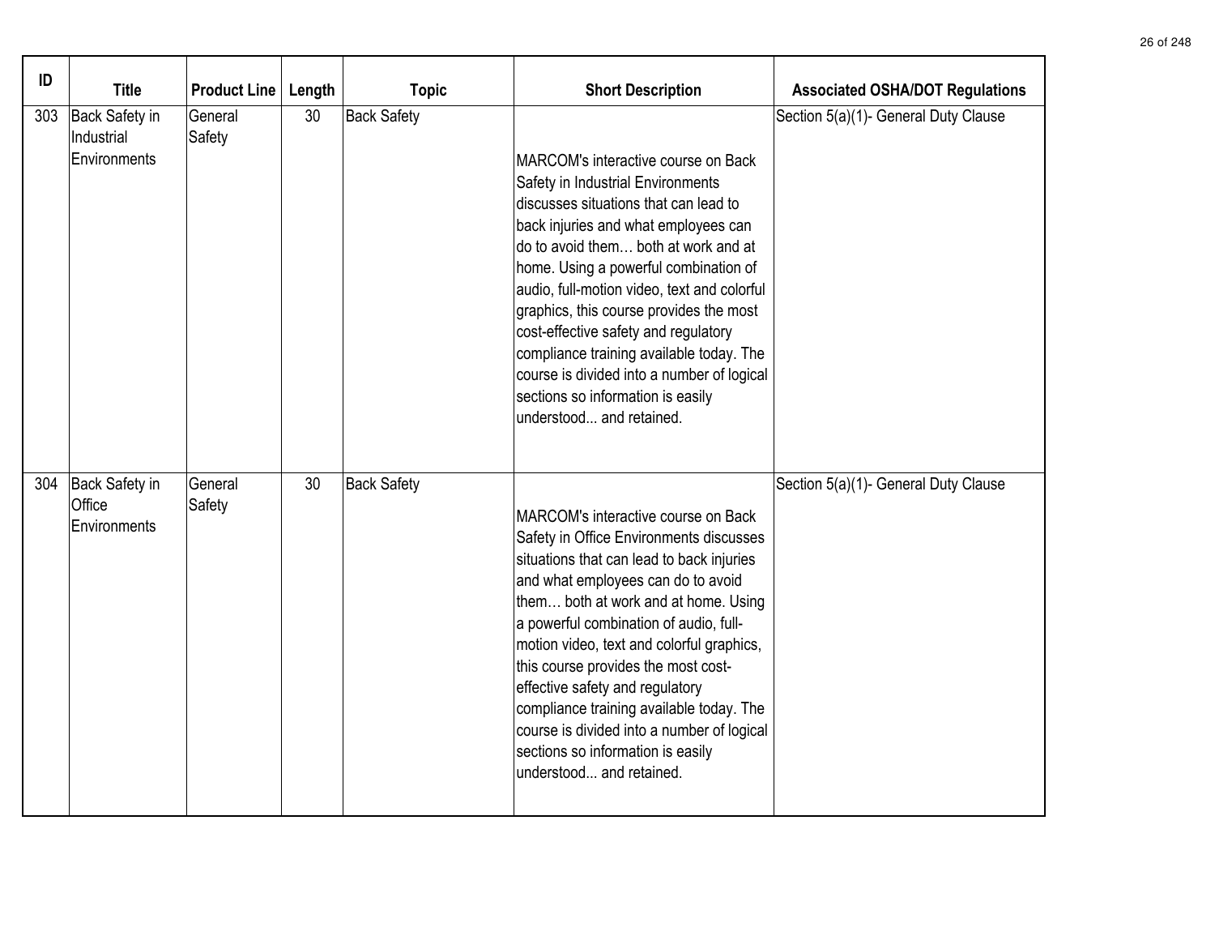| ID | Title | Product Line | Length | Topic | Short Description | Associated OSHA/DOT Regulations |
|---|---|---|---|---|---|---|
| 303 | Back Safety in Industrial Environments | General Safety | 30 | Back Safety | MARCOM's interactive course on Back Safety in Industrial Environments discusses situations that can lead to back injuries and what employees can do to avoid them… both at work and at home. Using a powerful combination of audio, full-motion video, text and colorful graphics, this course provides the most cost-effective safety and regulatory compliance training available today. The course is divided into a number of logical sections so information is easily understood... and retained. | Section 5(a)(1)- General Duty Clause |
| 304 | Back Safety in Office Environments | General Safety | 30 | Back Safety | MARCOM's interactive course on Back Safety in Office Environments discusses situations that can lead to back injuries and what employees can do to avoid them… both at work and at home. Using a powerful combination of audio, full-motion video, text and colorful graphics, this course provides the most cost-effective safety and regulatory compliance training available today. The course is divided into a number of logical sections so information is easily understood... and retained. | Section 5(a)(1)- General Duty Clause |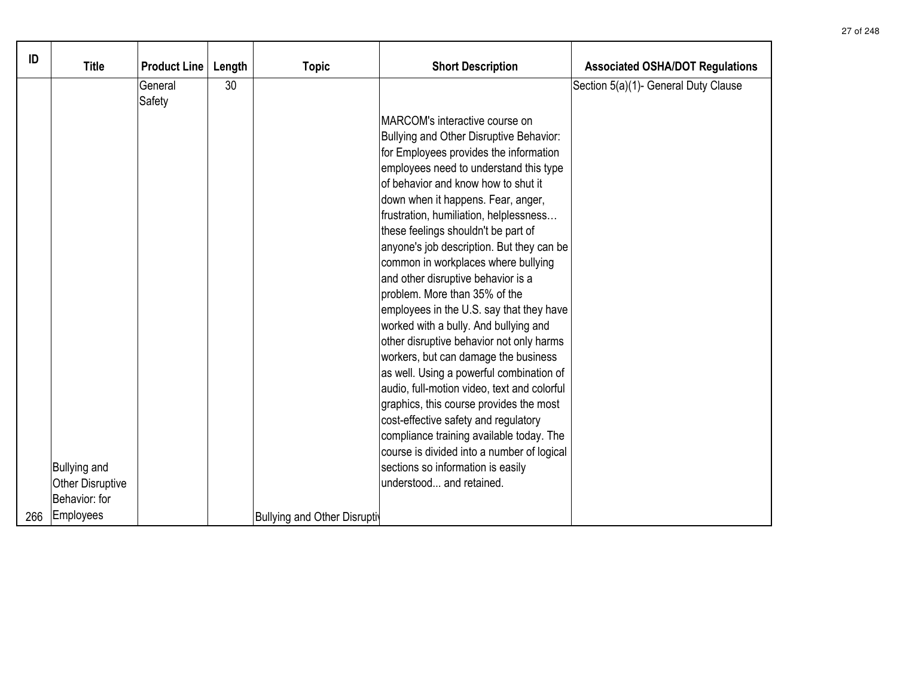| ID | Title | Product Line | Length | Topic | Short Description | Associated OSHA/DOT Regulations |
|---|---|---|---|---|---|---|
| 266 | Bullying and Other Disruptive Behavior: for Employees | General Safety | 30 | Bullying and Other Disruptiv | MARCOM's interactive course on Bullying and Other Disruptive Behavior: for Employees provides the information employees need to understand this type of behavior and know how to shut it down when it happens. Fear, anger, frustration, humiliation, helplessness… these feelings shouldn't be part of anyone's job description. But they can be common in workplaces where bullying and other disruptive behavior is a problem. More than 35% of the employees in the U.S. say that they have worked with a bully. And bullying and other disruptive behavior not only harms workers, but can damage the business as well. Using a powerful combination of audio, full-motion video, text and colorful graphics, this course provides the most cost-effective safety and regulatory compliance training available today. The course is divided into a number of logical sections so information is easily understood... and retained. | Section 5(a)(1)- General Duty Clause |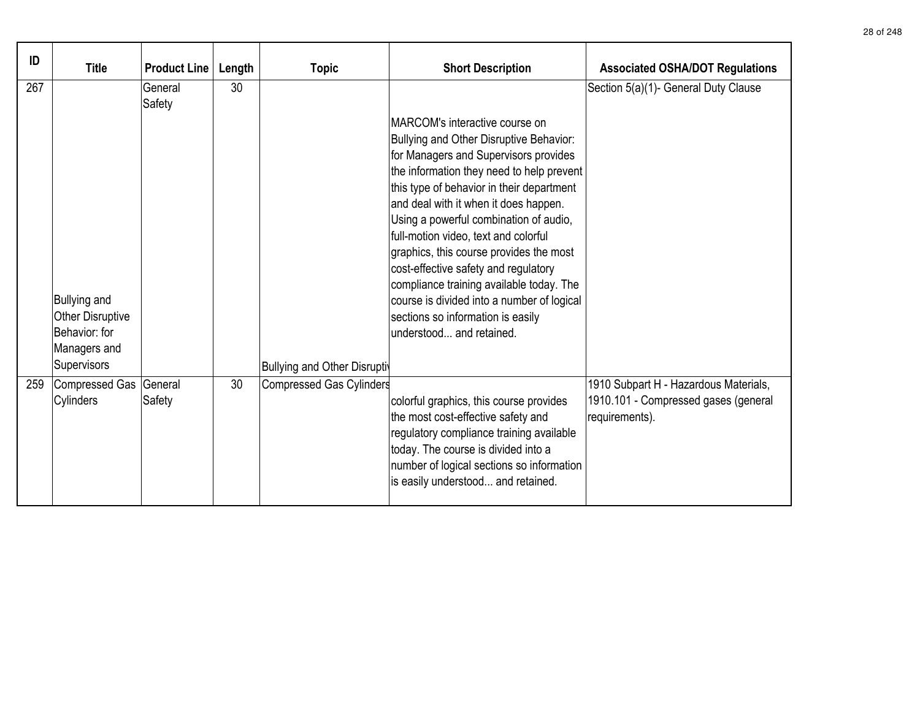| ID | Title | Product Line | Length | Topic | Short Description | Associated OSHA/DOT Regulations |
|---|---|---|---|---|---|---|
| 267 | Bullying and Other Disruptive Behavior: for Managers and Supervisors | General Safety | 30 | Bullying and Other Disruptiv | MARCOM's interactive course on Bullying and Other Disruptive Behavior: for Managers and Supervisors provides the information they need to help prevent this type of behavior in their department and deal with it when it does happen. Using a powerful combination of audio, full-motion video, text and colorful graphics, this course provides the most cost-effective safety and regulatory compliance training available today. The course is divided into a number of logical sections so information is easily understood... and retained. | Section 5(a)(1)- General Duty Clause |
| 259 | Compressed Gas Cylinders | General Safety | 30 | Compressed Gas Cylinders | colorful graphics, this course provides the most cost-effective safety and regulatory compliance training available today. The course is divided into a number of logical sections so information is easily understood... and retained. | 1910 Subpart H - Hazardous Materials, 1910.101 - Compressed gases (general requirements). |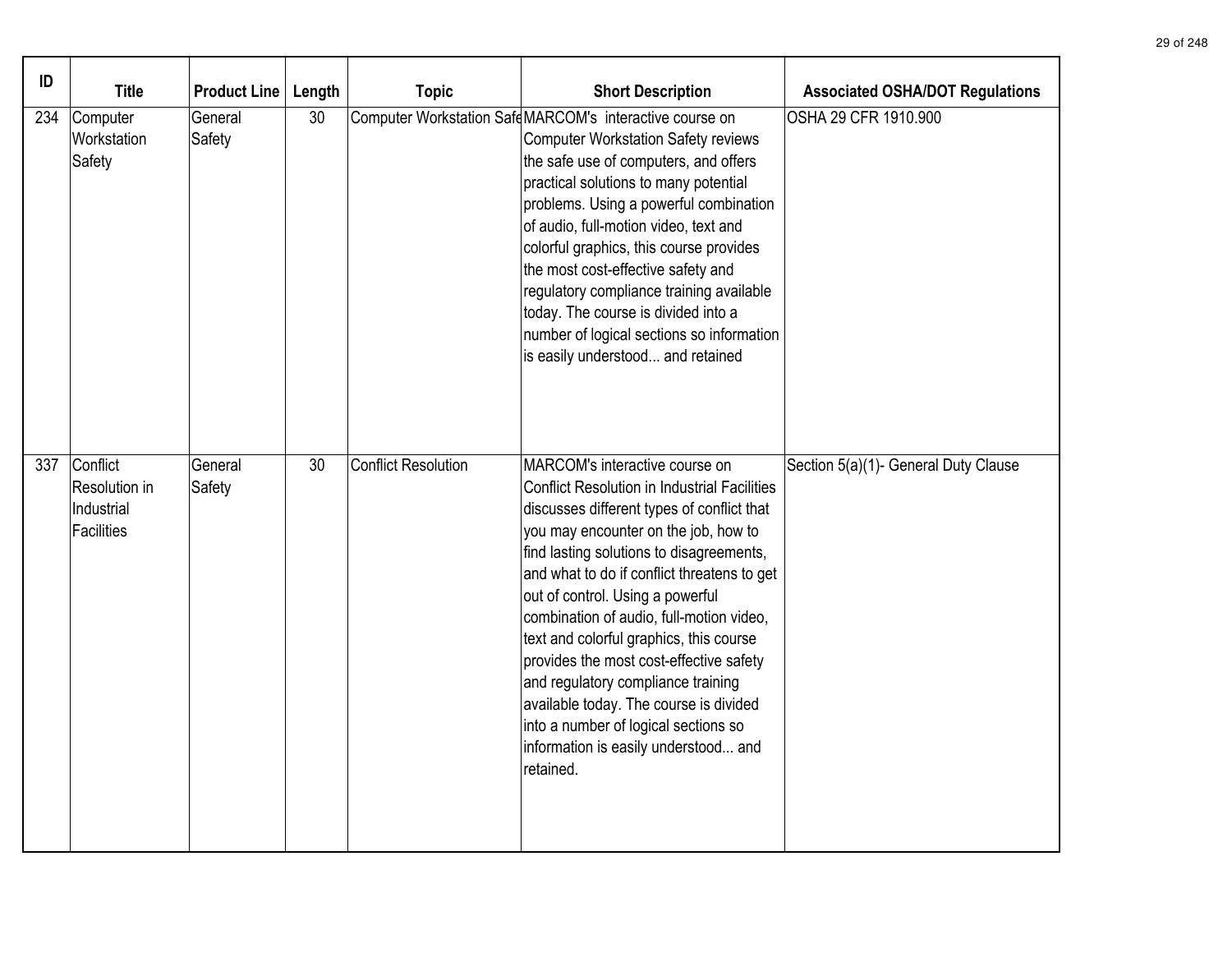| ID | Title | Product Line | Length | Topic | Short Description | Associated OSHA/DOT Regulations |
|---|---|---|---|---|---|---|
| 234 | Computer Workstation Safety | General Safety | 30 | Computer Workstation Safe | MARCOM's interactive course on Computer Workstation Safety reviews the safe use of computers, and offers practical solutions to many potential problems. Using a powerful combination of audio, full-motion video, text and colorful graphics, this course provides the most cost-effective safety and regulatory compliance training available today. The course is divided into a number of logical sections so information is easily understood... and retained | OSHA 29 CFR 1910.900 |
| 337 | Conflict Resolution in Industrial Facilities | General Safety | 30 | Conflict Resolution | MARCOM's interactive course on Conflict Resolution in Industrial Facilities discusses different types of conflict that you may encounter on the job, how to find lasting solutions to disagreements, and what to do if conflict threatens to get out of control. Using a powerful combination of audio, full-motion video, text and colorful graphics, this course provides the most cost-effective safety and regulatory compliance training available today. The course is divided into a number of logical sections so information is easily understood... and retained. | Section 5(a)(1)- General Duty Clause |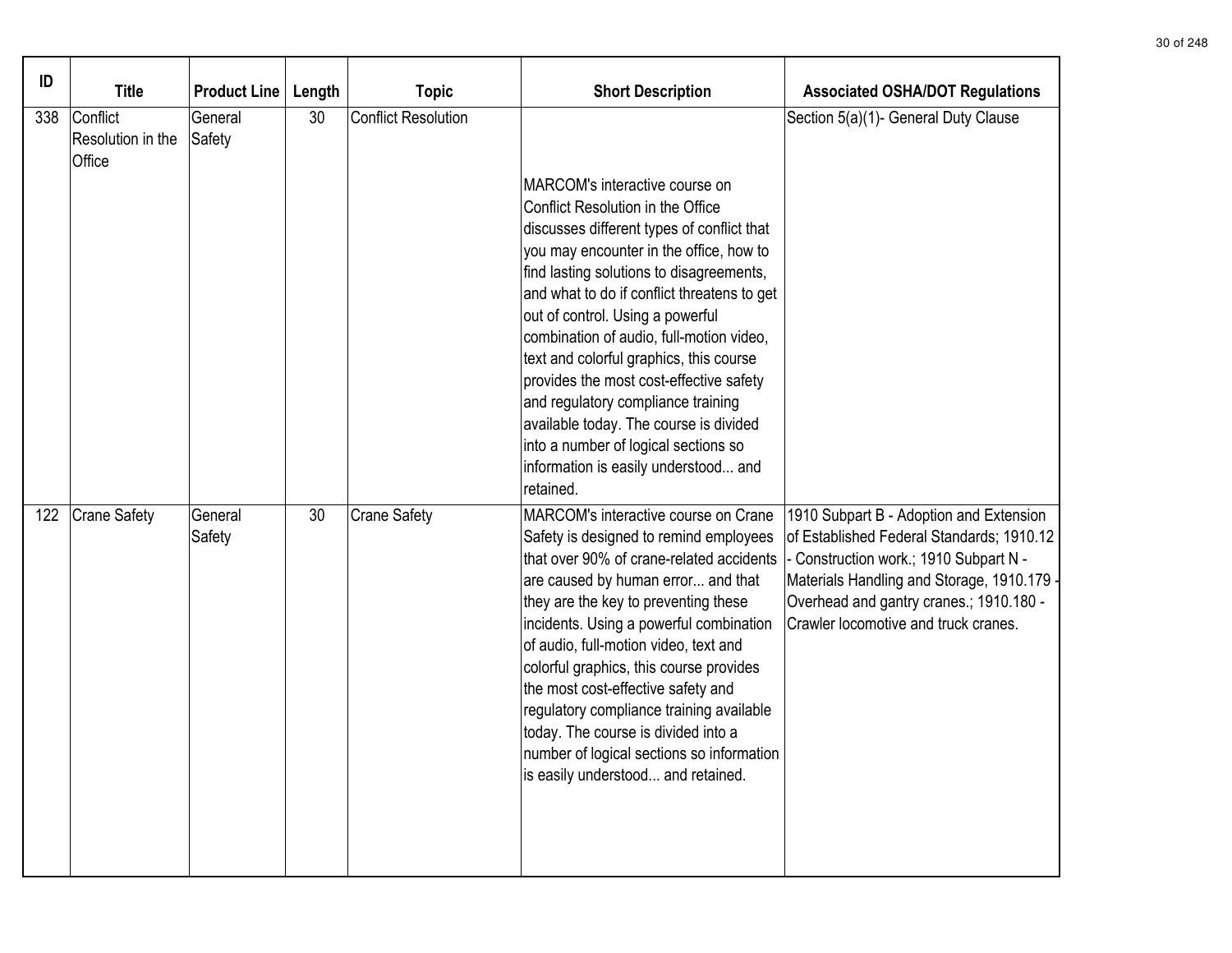| ID | Title | Product Line | Length | Topic | Short Description | Associated OSHA/DOT Regulations |
| --- | --- | --- | --- | --- | --- | --- |
| 338 | Conflict Resolution in the Office | General Safety | 30 | Conflict Resolution | MARCOM's interactive course on Conflict Resolution in the Office discusses different types of conflict that you may encounter in the office, how to find lasting solutions to disagreements, and what to do if conflict threatens to get out of control. Using a powerful combination of audio, full-motion video, text and colorful graphics, this course provides the most cost-effective safety and regulatory compliance training available today. The course is divided into a number of logical sections so information is easily understood... and retained. | Section 5(a)(1)- General Duty Clause |
| 122 | Crane Safety | General Safety | 30 | Crane Safety | MARCOM's interactive course on Crane Safety is designed to remind employees that over 90% of crane-related accidents are caused by human error... and that they are the key to preventing these incidents. Using a powerful combination of audio, full-motion video, text and colorful graphics, this course provides the most cost-effective safety and regulatory compliance training available today. The course is divided into a number of logical sections so information is easily understood... and retained. | 1910 Subpart B - Adoption and Extension of Established Federal Standards; 1910.12 - Construction work.; 1910 Subpart N - Materials Handling and Storage, 1910.179 - Overhead and gantry cranes.; 1910.180 - Crawler locomotive and truck cranes. |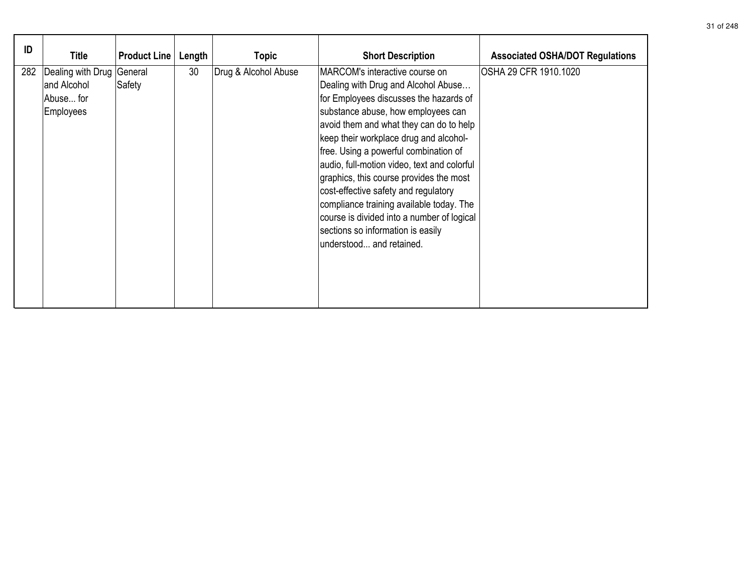| ID | Title | Product Line | Length | Topic | Short Description | Associated OSHA/DOT Regulations |
| --- | --- | --- | --- | --- | --- | --- |
| 282 | Dealing with Drug and Alcohol Abuse... for Employees | General Safety | 30 | Drug & Alcohol Abuse | MARCOM's interactive course on Dealing with Drug and Alcohol Abuse… for Employees discusses the hazards of substance abuse, how employees can avoid them and what they can do to help keep their workplace drug and alcohol-free. Using a powerful combination of audio, full-motion video, text and colorful graphics, this course provides the most cost-effective safety and regulatory compliance training available today. The course is divided into a number of logical sections so information is easily understood... and retained. | OSHA 29 CFR 1910.1020 |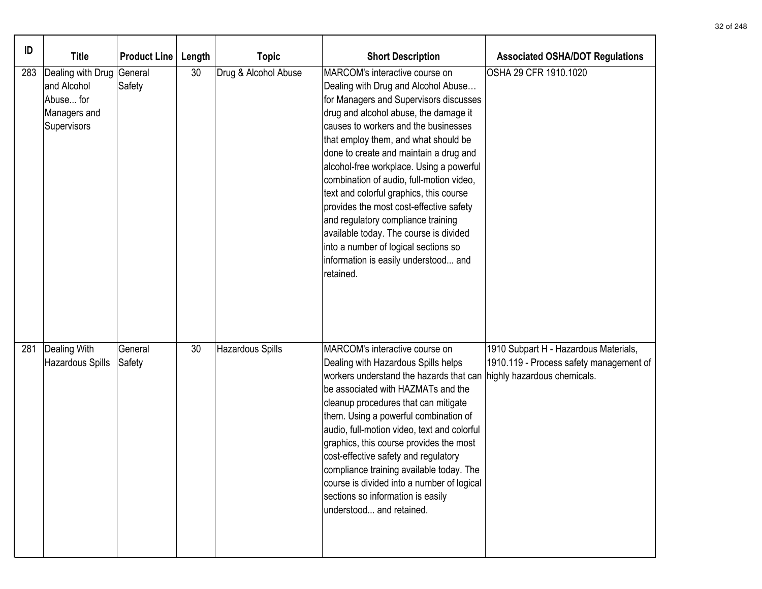| ID | Title | Product Line | Length | Topic | Short Description | Associated OSHA/DOT Regulations |
|---|---|---|---|---|---|---|
| 283 | Dealing with Drug and Alcohol Abuse... for Managers and Supervisors | General Safety | 30 | Drug & Alcohol Abuse | MARCOM's interactive course on Dealing with Drug and Alcohol Abuse… for Managers and Supervisors discusses drug and alcohol abuse, the damage it causes to workers and the businesses that employ them, and what should be done to create and maintain a drug and alcohol-free workplace. Using a powerful combination of audio, full-motion video, text and colorful graphics, this course provides the most cost-effective safety and regulatory compliance training available today. The course is divided into a number of logical sections so information is easily understood... and retained. | OSHA 29 CFR 1910.1020 |
| 281 | Dealing With Hazardous Spills | General Safety | 30 | Hazardous Spills | MARCOM's interactive course on Dealing with Hazardous Spills helps workers understand the hazards that can be associated with HAZMATs and the cleanup procedures that can mitigate them. Using a powerful combination of audio, full-motion video, text and colorful graphics, this course provides the most cost-effective safety and regulatory compliance training available today. The course is divided into a number of logical sections so information is easily understood... and retained. | 1910 Subpart H - Hazardous Materials, 1910.119 - Process safety management of highly hazardous chemicals. |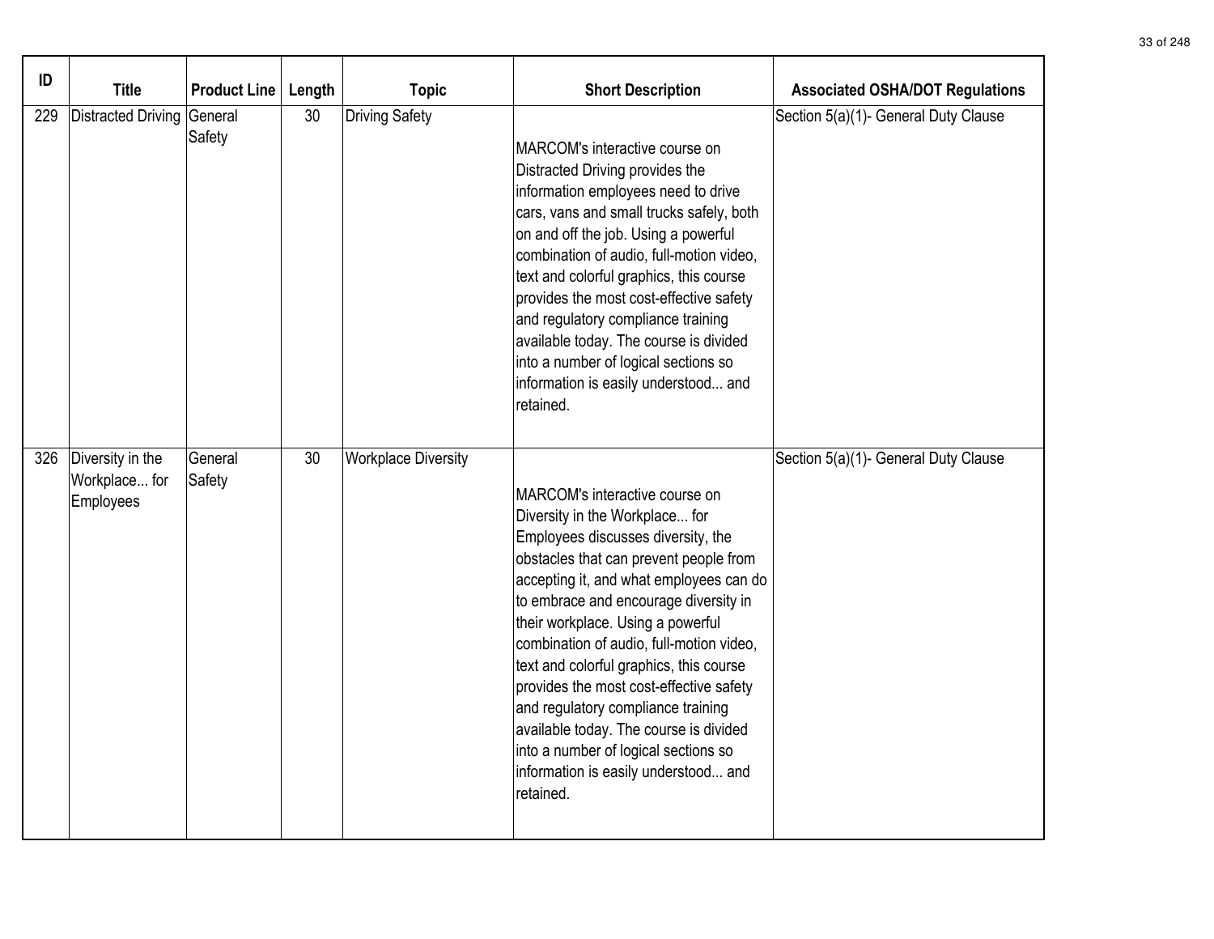| ID | Title | Product Line | Length | Topic | Short Description | Associated OSHA/DOT Regulations |
|---|---|---|---|---|---|---|
| 229 | Distracted Driving | General Safety | 30 | Driving Safety | MARCOM's interactive course on Distracted Driving provides the information employees need to drive cars, vans and small trucks safely, both on and off the job. Using a powerful combination of audio, full-motion video, text and colorful graphics, this course provides the most cost-effective safety and regulatory compliance training available today. The course is divided into a number of logical sections so information is easily understood... and retained. | Section 5(a)(1)- General Duty Clause |
| 326 | Diversity in the Workplace... for Employees | General Safety | 30 | Workplace Diversity | MARCOM's interactive course on Diversity in the Workplace... for Employees discusses diversity, the obstacles that can prevent people from accepting it, and what employees can do to embrace and encourage diversity in their workplace. Using a powerful combination of audio, full-motion video, text and colorful graphics, this course provides the most cost-effective safety and regulatory compliance training available today. The course is divided into a number of logical sections so information is easily understood... and retained. | Section 5(a)(1)- General Duty Clause |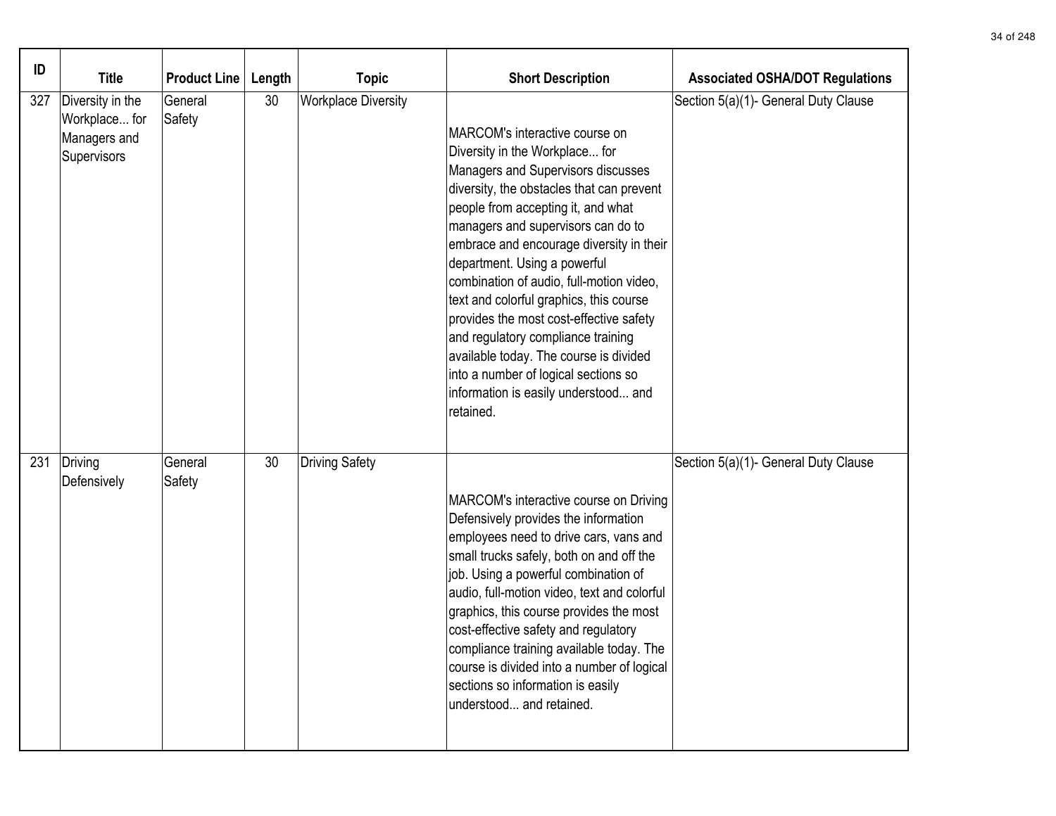| ID | Title | Product Line | Length | Topic | Short Description | Associated OSHA/DOT Regulations |
|---|---|---|---|---|---|---|
| 327 | Diversity in the Workplace... for Managers and Supervisors | General Safety | 30 | Workplace Diversity | MARCOM's interactive course on Diversity in the Workplace... for Managers and Supervisors discusses diversity, the obstacles that can prevent people from accepting it, and what managers and supervisors can do to embrace and encourage diversity in their department. Using a powerful combination of audio, full-motion video, text and colorful graphics, this course provides the most cost-effective safety and regulatory compliance training available today. The course is divided into a number of logical sections so information is easily understood... and retained. | Section 5(a)(1)- General Duty Clause |
| 231 | Driving Defensively | General Safety | 30 | Driving Safety | MARCOM's interactive course on Driving Defensively provides the information employees need to drive cars, vans and small trucks safely, both on and off the job. Using a powerful combination of audio, full-motion video, text and colorful graphics, this course provides the most cost-effective safety and regulatory compliance training available today. The course is divided into a number of logical sections so information is easily understood... and retained. | Section 5(a)(1)- General Duty Clause |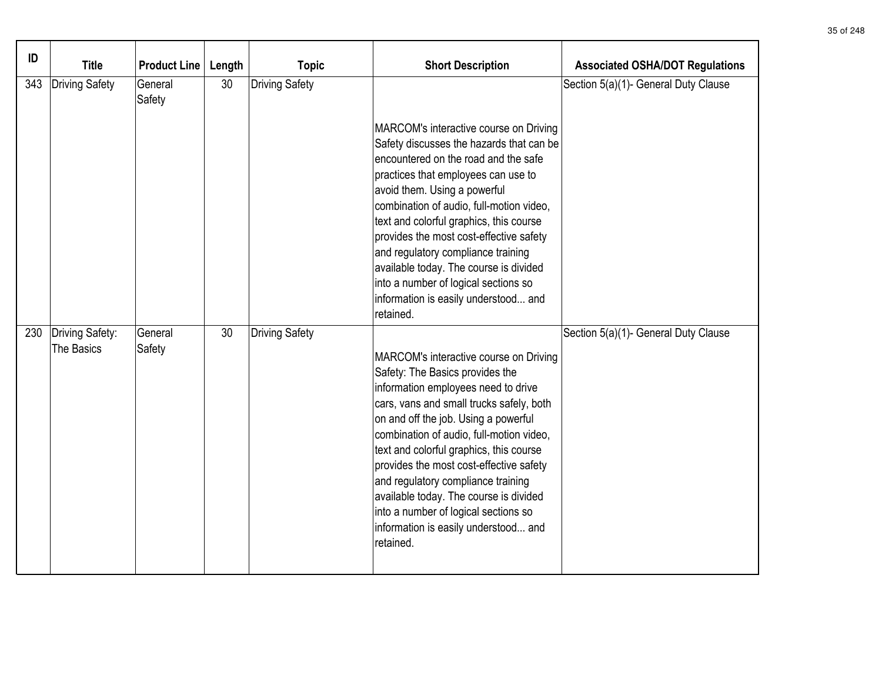| ID | Title | Product Line | Length | Topic | Short Description | Associated OSHA/DOT Regulations |
|---|---|---|---|---|---|---|
| 343 | Driving Safety | General Safety | 30 | Driving Safety | MARCOM's interactive course on Driving Safety discusses the hazards that can be encountered on the road and the safe practices that employees can use to avoid them. Using a powerful combination of audio, full-motion video, text and colorful graphics, this course provides the most cost-effective safety and regulatory compliance training available today. The course is divided into a number of logical sections so information is easily understood... and retained. | Section 5(a)(1)- General Duty Clause |
| 230 | Driving Safety: The Basics | General Safety | 30 | Driving Safety | MARCOM's interactive course on Driving Safety: The Basics provides the information employees need to drive cars, vans and small trucks safely, both on and off the job. Using a powerful combination of audio, full-motion video, text and colorful graphics, this course provides the most cost-effective safety and regulatory compliance training available today. The course is divided into a number of logical sections so information is easily understood... and retained. | Section 5(a)(1)- General Duty Clause |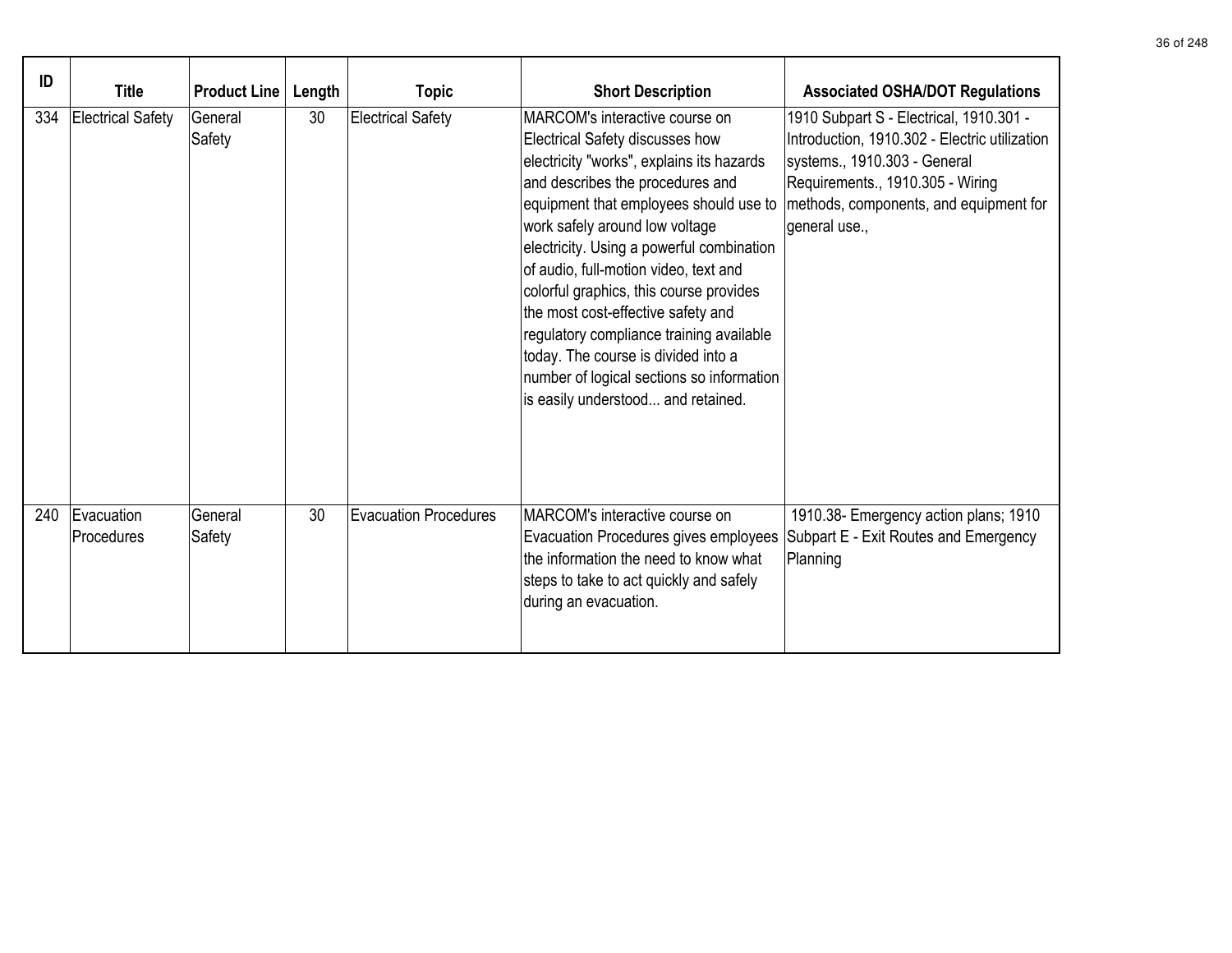| ID | Title | Product Line | Length | Topic | Short Description | Associated OSHA/DOT Regulations |
|---|---|---|---|---|---|---|
| 334 | Electrical Safety | General Safety | 30 | Electrical Safety | MARCOM's interactive course on Electrical Safety discusses how electricity "works", explains its hazards and describes the procedures and equipment that employees should use to work safely around low voltage electricity. Using a powerful combination of audio, full-motion video, text and colorful graphics, this course provides the most cost-effective safety and regulatory compliance training available today. The course is divided into a number of logical sections so information is easily understood... and retained. | 1910 Subpart S - Electrical, 1910.301 - Introduction, 1910.302 - Electric utilization systems., 1910.303 - General Requirements., 1910.305 - Wiring methods, components, and equipment for general use., |
| 240 | Evacuation Procedures | General Safety | 30 | Evacuation Procedures | MARCOM's interactive course on Evacuation Procedures gives employees the information the need to know what steps to take to act quickly and safely during an evacuation. | 1910.38- Emergency action plans; 1910 Subpart E - Exit Routes and Emergency Planning |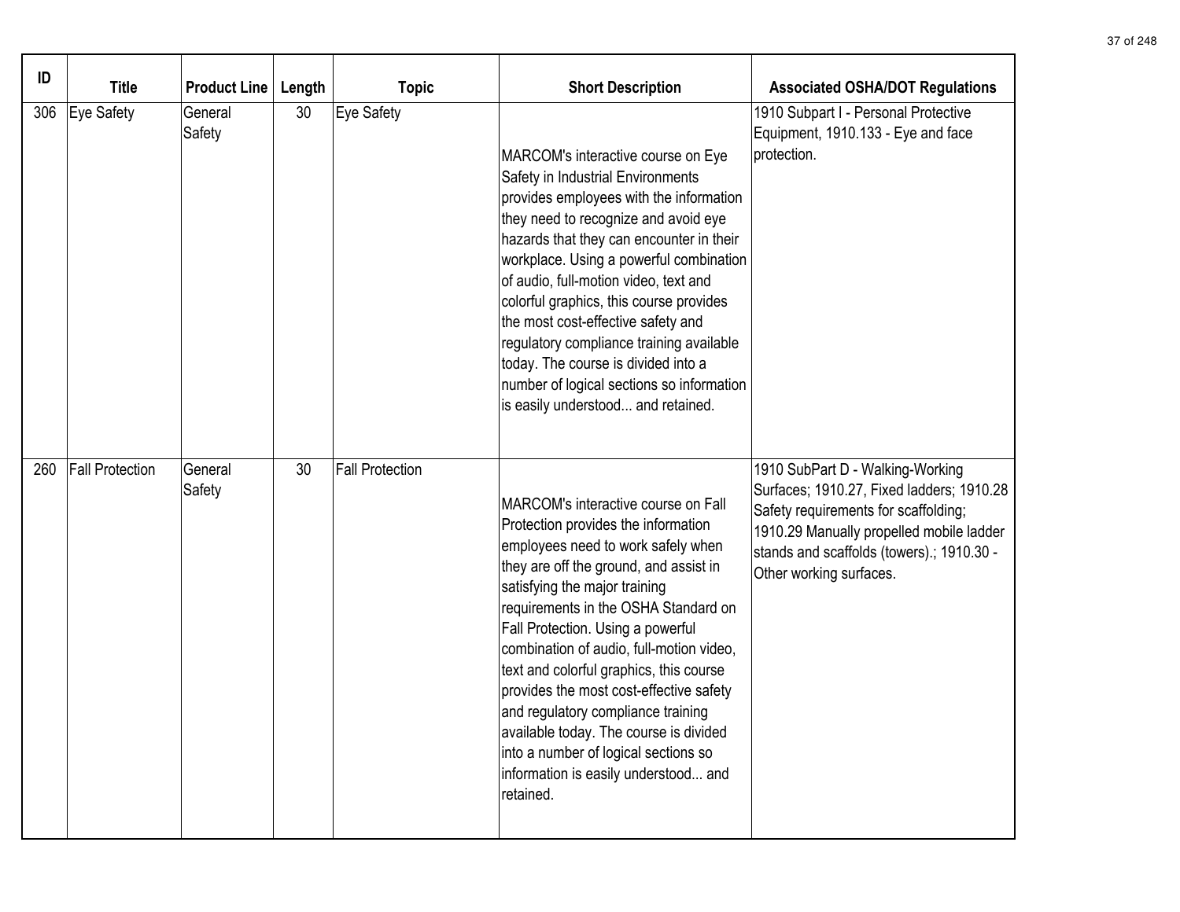| ID | Title | Product Line | Length | Topic | Short Description | Associated OSHA/DOT Regulations |
|---|---|---|---|---|---|---|
| 306 | Eye Safety | General Safety | 30 | Eye Safety | MARCOM's interactive course on Eye Safety in Industrial Environments provides employees with the information they need to recognize and avoid eye hazards that they can encounter in their workplace. Using a powerful combination of audio, full-motion video, text and colorful graphics, this course provides the most cost-effective safety and regulatory compliance training available today. The course is divided into a number of logical sections so information is easily understood... and retained. | 1910 Subpart I - Personal Protective Equipment, 1910.133 - Eye and face protection. |
| 260 | Fall Protection | General Safety | 30 | Fall Protection | MARCOM's interactive course on Fall Protection provides the information employees need to work safely when they are off the ground, and assist in satisfying the major training requirements in the OSHA Standard on Fall Protection. Using a powerful combination of audio, full-motion video, text and colorful graphics, this course provides the most cost-effective safety and regulatory compliance training available today. The course is divided into a number of logical sections so information is easily understood... and retained. | 1910 SubPart D - Walking-Working Surfaces; 1910.27, Fixed ladders; 1910.28 Safety requirements for scaffolding; 1910.29 Manually propelled mobile ladder stands and scaffolds (towers).; 1910.30 - Other working surfaces. |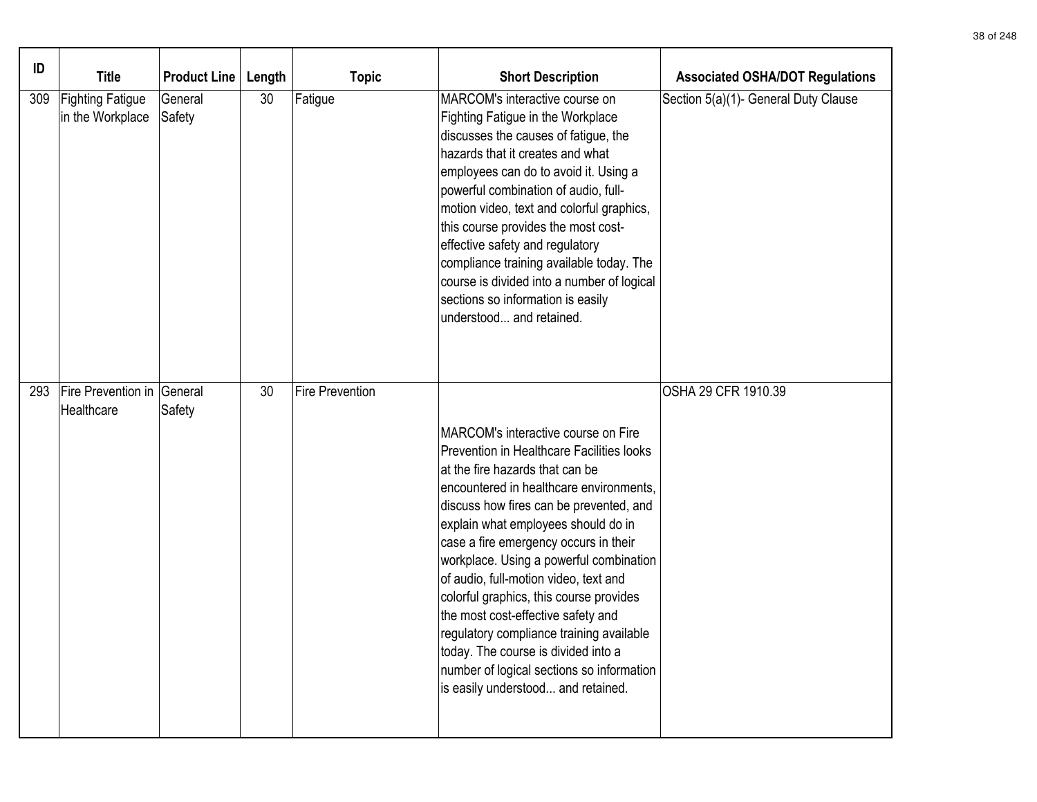| ID | Title | Product Line | Length | Topic | Short Description | Associated OSHA/DOT Regulations |
|---|---|---|---|---|---|---|
| 309 | Fighting Fatigue in the Workplace | General Safety | 30 | Fatigue | MARCOM's interactive course on Fighting Fatigue in the Workplace discusses the causes of fatigue, the hazards that it creates and what employees can do to avoid it. Using a powerful combination of audio, full-motion video, text and colorful graphics, this course provides the most cost-effective safety and regulatory compliance training available today. The course is divided into a number of logical sections so information is easily understood... and retained. | Section 5(a)(1)- General Duty Clause |
| 293 | Fire Prevention in Healthcare | General Safety | 30 | Fire Prevention | MARCOM's interactive course on Fire Prevention in Healthcare Facilities looks at the fire hazards that can be encountered in healthcare environments, discuss how fires can be prevented, and explain what employees should do in case a fire emergency occurs in their workplace. Using a powerful combination of audio, full-motion video, text and colorful graphics, this course provides the most cost-effective safety and regulatory compliance training available today. The course is divided into a number of logical sections so information is easily understood... and retained. | OSHA 29 CFR 1910.39 |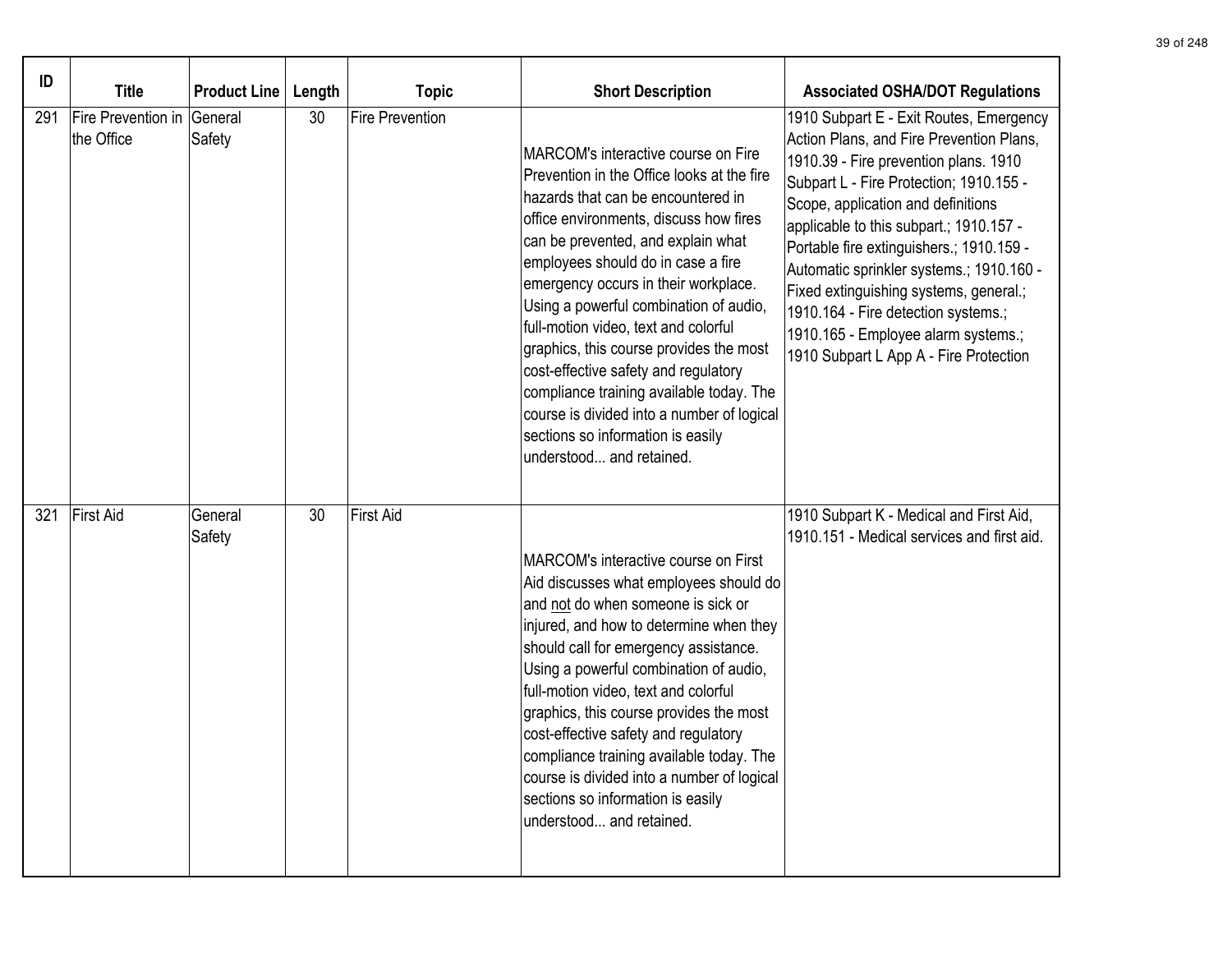| ID | Title | Product Line | Length | Topic | Short Description | Associated OSHA/DOT Regulations |
|---|---|---|---|---|---|---|
| 291 | Fire Prevention in the Office | General Safety | 30 | Fire Prevention | MARCOM's interactive course on Fire Prevention in the Office looks at the fire hazards that can be encountered in office environments, discuss how fires can be prevented, and explain what employees should do in case a fire emergency occurs in their workplace. Using a powerful combination of audio, full-motion video, text and colorful graphics, this course provides the most cost-effective safety and regulatory compliance training available today. The course is divided into a number of logical sections so information is easily understood... and retained. | 1910 Subpart E - Exit Routes, Emergency Action Plans, and Fire Prevention Plans, 1910.39 - Fire prevention plans. 1910 Subpart L - Fire Protection; 1910.155 - Scope, application and definitions applicable to this subpart.; 1910.157 - Portable fire extinguishers.; 1910.159 - Automatic sprinkler systems.; 1910.160 - Fixed extinguishing systems, general.; 1910.164 - Fire detection systems.; 1910.165 - Employee alarm systems.; 1910 Subpart L App A - Fire Protection |
| 321 | First Aid | General Safety | 30 | First Aid | MARCOM's interactive course on First Aid discusses what employees should do and not do when someone is sick or injured, and how to determine when they should call for emergency assistance. Using a powerful combination of audio, full-motion video, text and colorful graphics, this course provides the most cost-effective safety and regulatory compliance training available today. The course is divided into a number of logical sections so information is easily understood... and retained. | 1910 Subpart K - Medical and First Aid, 1910.151 - Medical services and first aid. |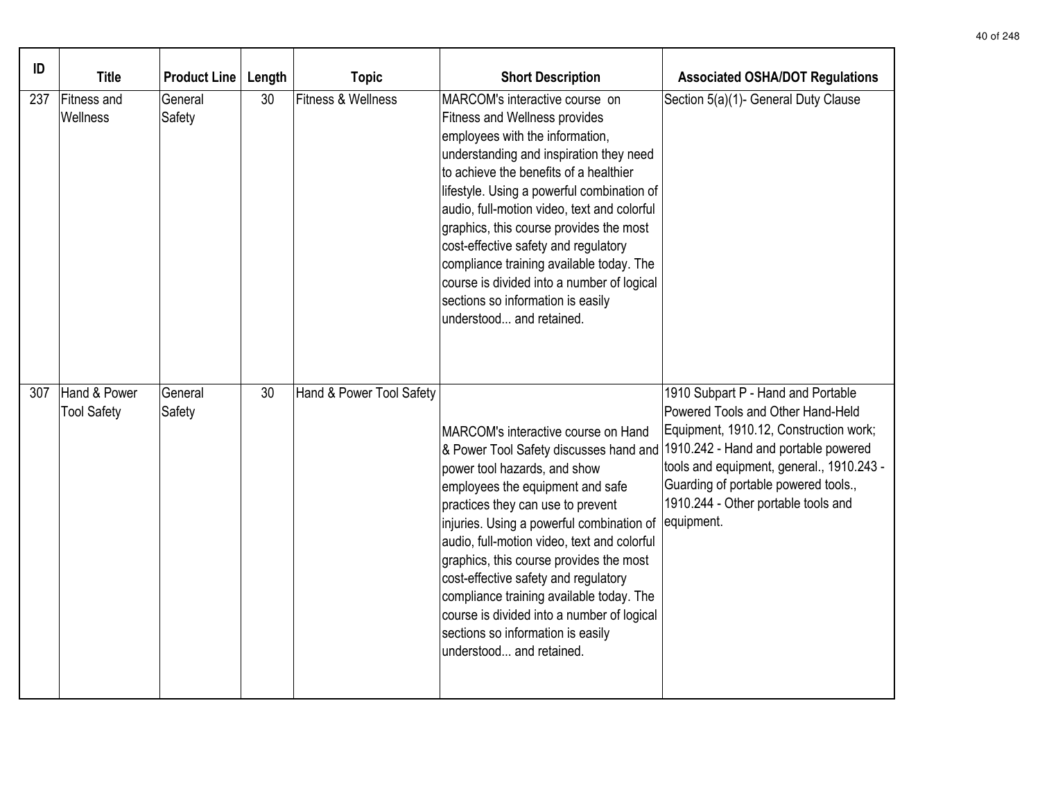| ID | Title | Product Line | Length | Topic | Short Description | Associated OSHA/DOT Regulations |
|---|---|---|---|---|---|---|
| 237 | Fitness and Wellness | General Safety | 30 | Fitness & Wellness | MARCOM's interactive course on Fitness and Wellness provides employees with the information, understanding and inspiration they need to achieve the benefits of a healthier lifestyle. Using a powerful combination of audio, full-motion video, text and colorful graphics, this course provides the most cost-effective safety and regulatory compliance training available today. The course is divided into a number of logical sections so information is easily understood... and retained. | Section 5(a)(1)- General Duty Clause |
| 307 | Hand & Power Tool Safety | General Safety | 30 | Hand & Power Tool Safety | MARCOM's interactive course on Hand & Power Tool Safety discusses hand and power tool hazards, and show employees the equipment and safe practices they can use to prevent injuries. Using a powerful combination of audio, full-motion video, text and colorful graphics, this course provides the most cost-effective safety and regulatory compliance training available today. The course is divided into a number of logical sections so information is easily understood... and retained. | 1910 Subpart P - Hand and Portable Powered Tools and Other Hand-Held Equipment, 1910.12, Construction work; 1910.242 - Hand and portable powered tools and equipment, general., 1910.243 - Guarding of portable powered tools., 1910.244 - Other portable tools and equipment. |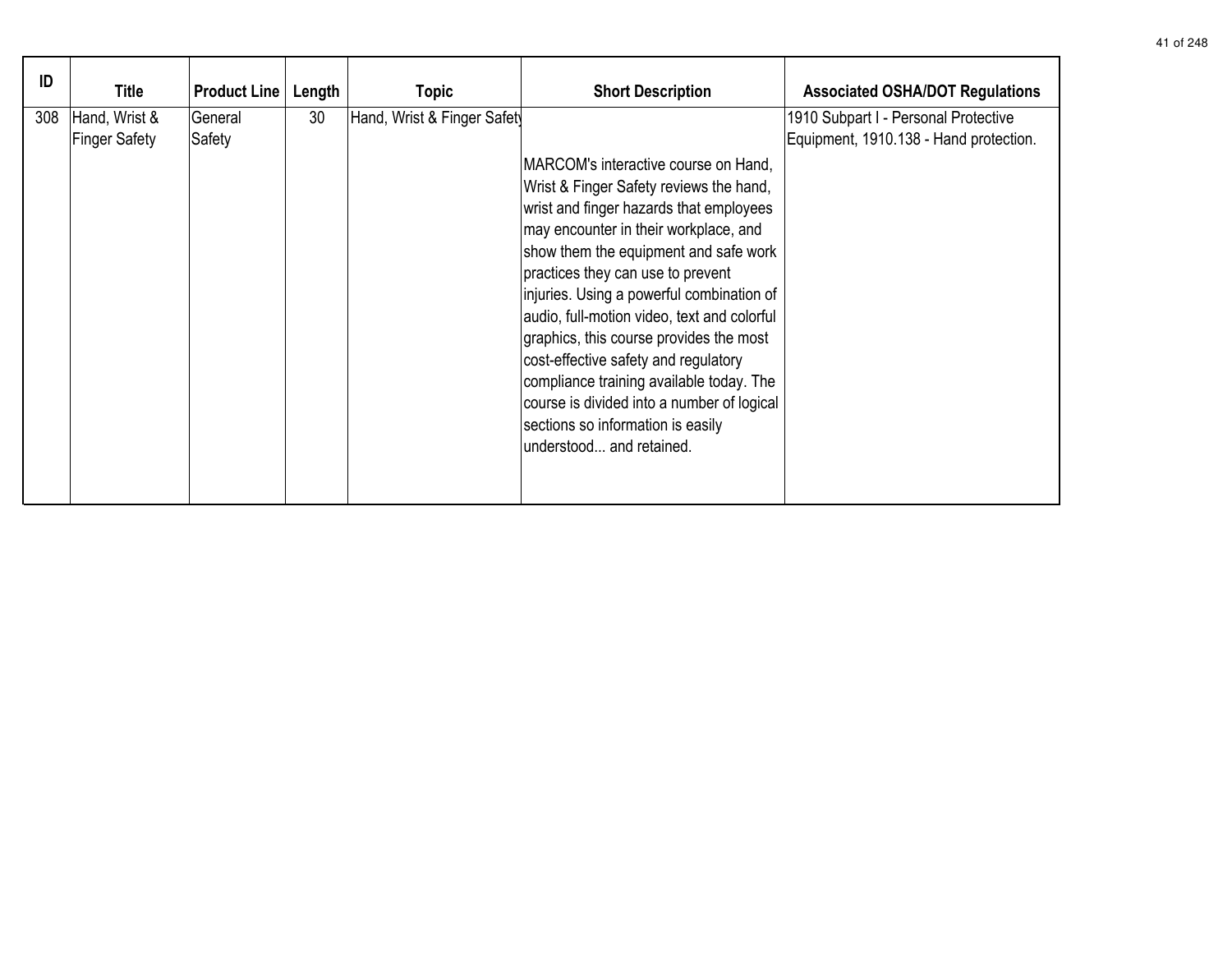| ID | Title | Product Line | Length | Topic | Short Description | Associated OSHA/DOT Regulations |
|---|---|---|---|---|---|---|
| 308 | Hand, Wrist & Finger Safety | General Safety | 30 | Hand, Wrist & Finger Safety | MARCOM's interactive course on Hand, Wrist & Finger Safety reviews the hand, wrist and finger hazards that employees may encounter in their workplace, and show them the equipment and safe work practices they can use to prevent injuries. Using a powerful combination of audio, full-motion video, text and colorful graphics, this course provides the most cost-effective safety and regulatory compliance training available today. The course is divided into a number of logical sections so information is easily understood... and retained. | 1910 Subpart I - Personal Protective Equipment, 1910.138 - Hand protection. |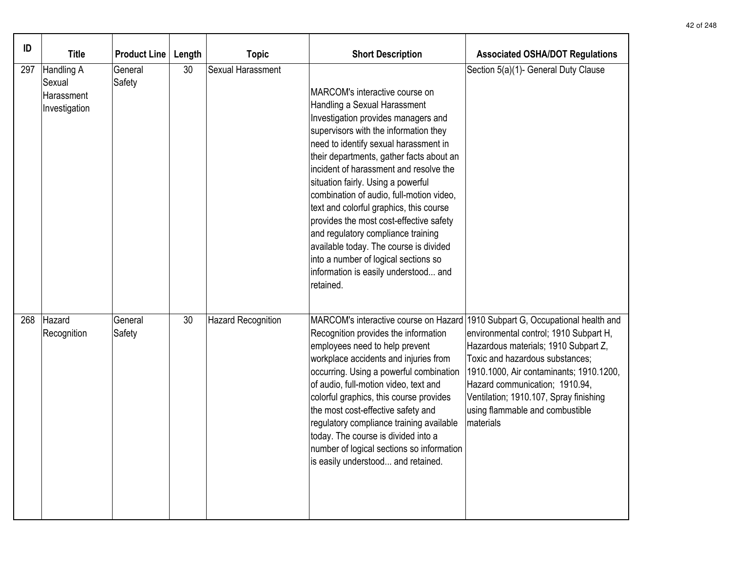| ID | Title | Product Line | Length | Topic | Short Description | Associated OSHA/DOT Regulations |
|---|---|---|---|---|---|---|
| 297 | Handling A Sexual Harassment Investigation | General Safety | 30 | Sexual Harassment | MARCOM's interactive course on Handling a Sexual Harassment Investigation provides managers and supervisors with the information they need to identify sexual harassment in their departments, gather facts about an incident of harassment and resolve the situation fairly. Using a powerful combination of audio, full-motion video, text and colorful graphics, this course provides the most cost-effective safety and regulatory compliance training available today. The course is divided into a number of logical sections so information is easily understood... and retained. | Section 5(a)(1)- General Duty Clause |
| 268 | Hazard Recognition | General Safety | 30 | Hazard Recognition | MARCOM's interactive course on Hazard Recognition provides the information employees need to help prevent workplace accidents and injuries from occurring. Using a powerful combination of audio, full-motion video, text and colorful graphics, this course provides the most cost-effective safety and regulatory compliance training available today. The course is divided into a number of logical sections so information is easily understood... and retained. | 1910 Subpart G, Occupational health and environmental control; 1910 Subpart H, Hazardous materials; 1910 Subpart Z, Toxic and hazardous substances; 1910.1000, Air contaminants; 1910.1200, Hazard communication; 1910.94, Ventilation; 1910.107, Spray finishing using flammable and combustible materials |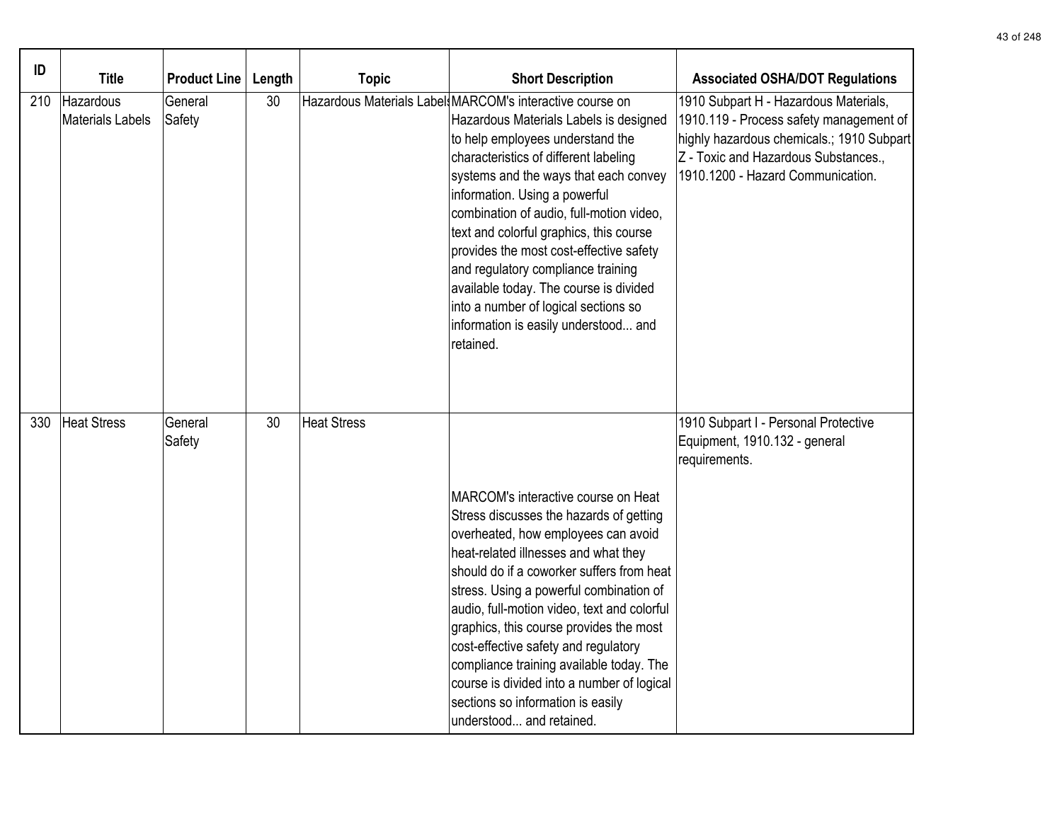| ID | Title | Product Line | Length | Topic | Short Description | Associated OSHA/DOT Regulations |
|---|---|---|---|---|---|---|
| 210 | Hazardous Materials Labels | General Safety | 30 | Hazardous Materials Labels | MARCOM's interactive course on Hazardous Materials Labels is designed to help employees understand the characteristics of different labeling systems and the ways that each convey information. Using a powerful combination of audio, full-motion video, text and colorful graphics, this course provides the most cost-effective safety and regulatory compliance training available today. The course is divided into a number of logical sections so information is easily understood... and retained. | 1910 Subpart H - Hazardous Materials, 1910.119 - Process safety management of highly hazardous chemicals.; 1910 Subpart Z - Toxic and Hazardous Substances., 1910.1200 - Hazard Communication. |
| 330 | Heat Stress | General Safety | 30 | Heat Stress | MARCOM's interactive course on Heat Stress discusses the hazards of getting overheated, how employees can avoid heat-related illnesses and what they should do if a coworker suffers from heat stress. Using a powerful combination of audio, full-motion video, text and colorful graphics, this course provides the most cost-effective safety and regulatory compliance training available today. The course is divided into a number of logical sections so information is easily understood... and retained. | 1910 Subpart I - Personal Protective Equipment, 1910.132 - general requirements. |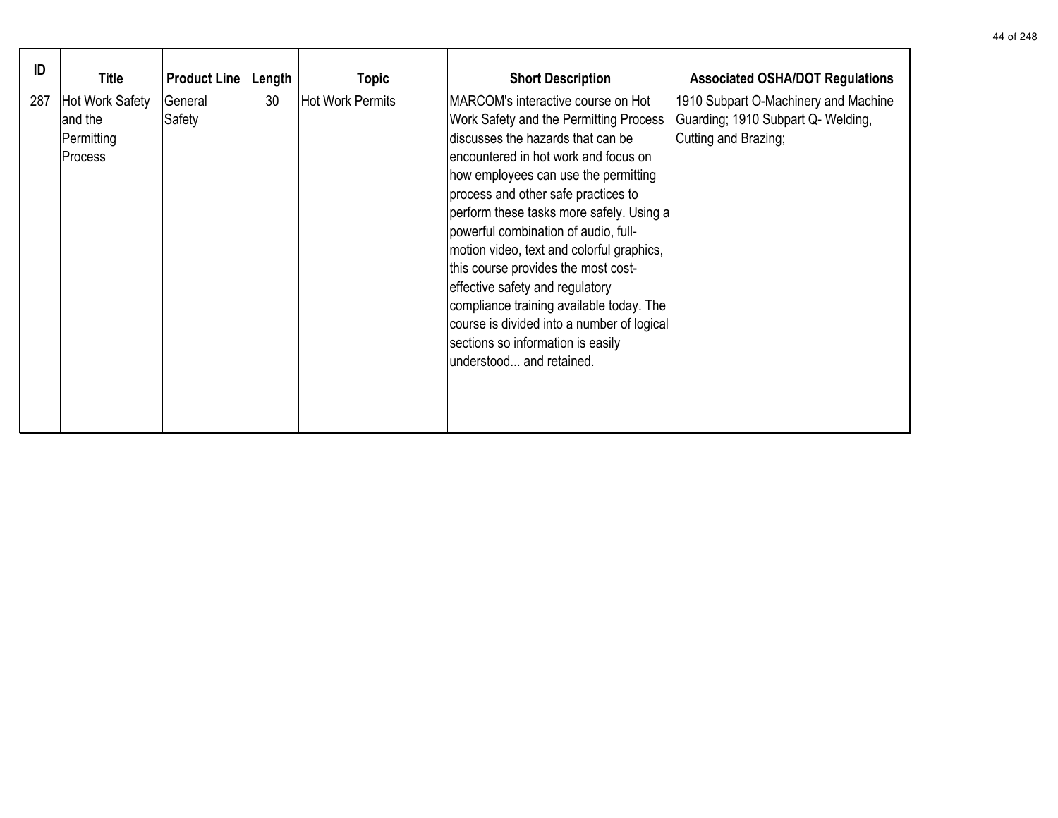| ID | Title | Product Line | Length | Topic | Short Description | Associated OSHA/DOT Regulations |
|---|---|---|---|---|---|---|
| 287 | Hot Work Safety and the Permitting Process | General Safety | 30 | Hot Work Permits | MARCOM's interactive course on Hot Work Safety and the Permitting Process discusses the hazards that can be encountered in hot work and focus on how employees can use the permitting process and other safe practices to perform these tasks more safely. Using a powerful combination of audio, full-motion video, text and colorful graphics, this course provides the most cost-effective safety and regulatory compliance training available today. The course is divided into a number of logical sections so information is easily understood... and retained. | 1910 Subpart O-Machinery and Machine Guarding; 1910 Subpart Q- Welding, Cutting and Brazing; |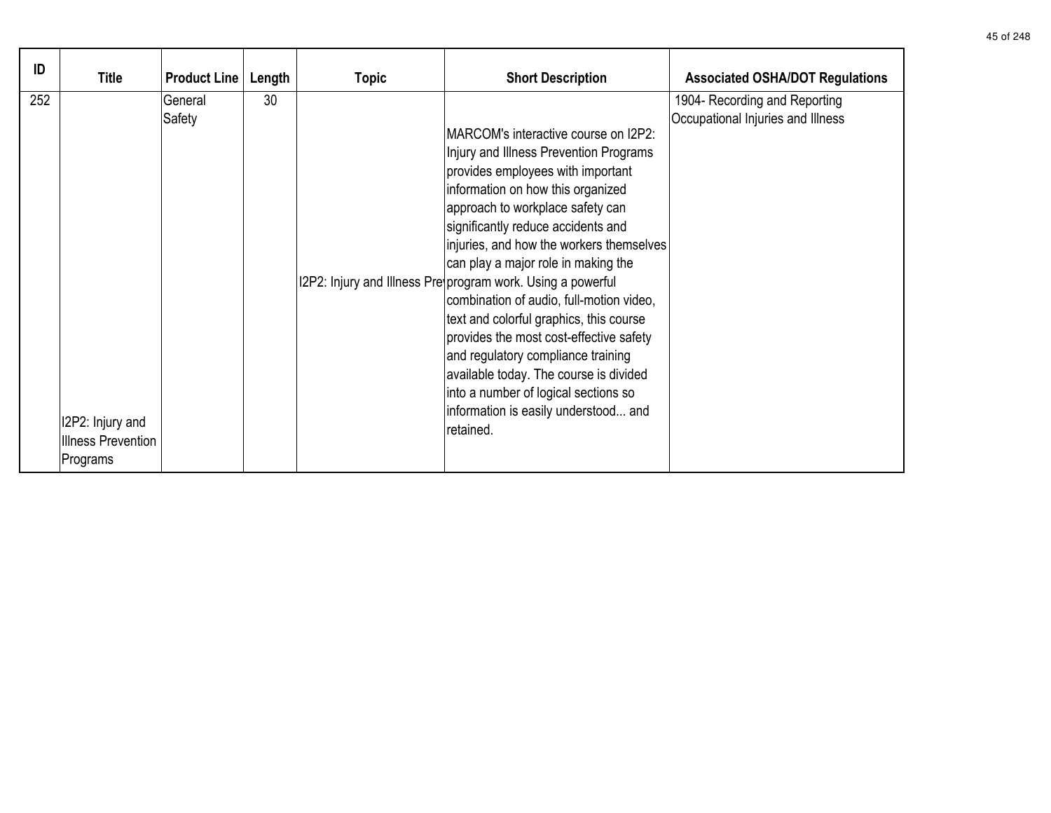| ID | Title | Product Line | Length | Topic | Short Description | Associated OSHA/DOT Regulations |
|---|---|---|---|---|---|---|
| 252 | I2P2: Injury and Illness Prevention Programs | General Safety | 30 | I2P2: Injury and Illness Pre | MARCOM's interactive course on I2P2: Injury and Illness Prevention Programs provides employees with important information on how this organized approach to workplace safety can significantly reduce accidents and injuries, and how the workers themselves can play a major role in making the program work. Using a powerful combination of audio, full-motion video, text and colorful graphics, this course provides the most cost-effective safety and regulatory compliance training available today. The course is divided into a number of logical sections so information is easily understood... and retained. | 1904- Recording and Reporting Occupational Injuries and Illness |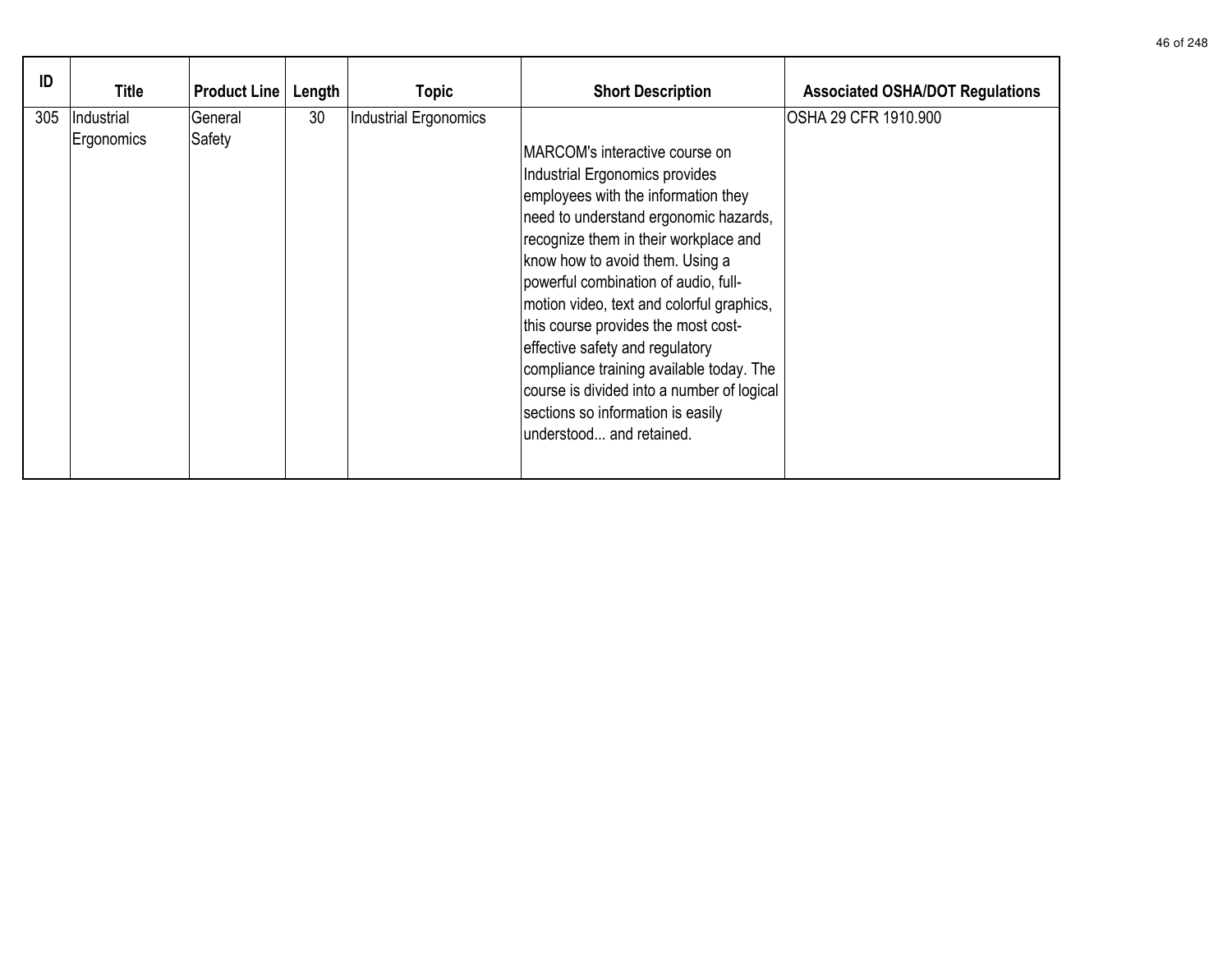| ID | Title | Product Line | Length | Topic | Short Description | Associated OSHA/DOT Regulations |
|---|---|---|---|---|---|---|
| 305 | Industrial Ergonomics | General Safety | 30 | Industrial Ergonomics | MARCOM's interactive course on Industrial Ergonomics provides employees with the information they need to understand ergonomic hazards, recognize them in their workplace and know how to avoid them. Using a powerful combination of audio, full-motion video, text and colorful graphics, this course provides the most cost-effective safety and regulatory compliance training available today. The course is divided into a number of logical sections so information is easily understood... and retained. | OSHA 29 CFR 1910.900 |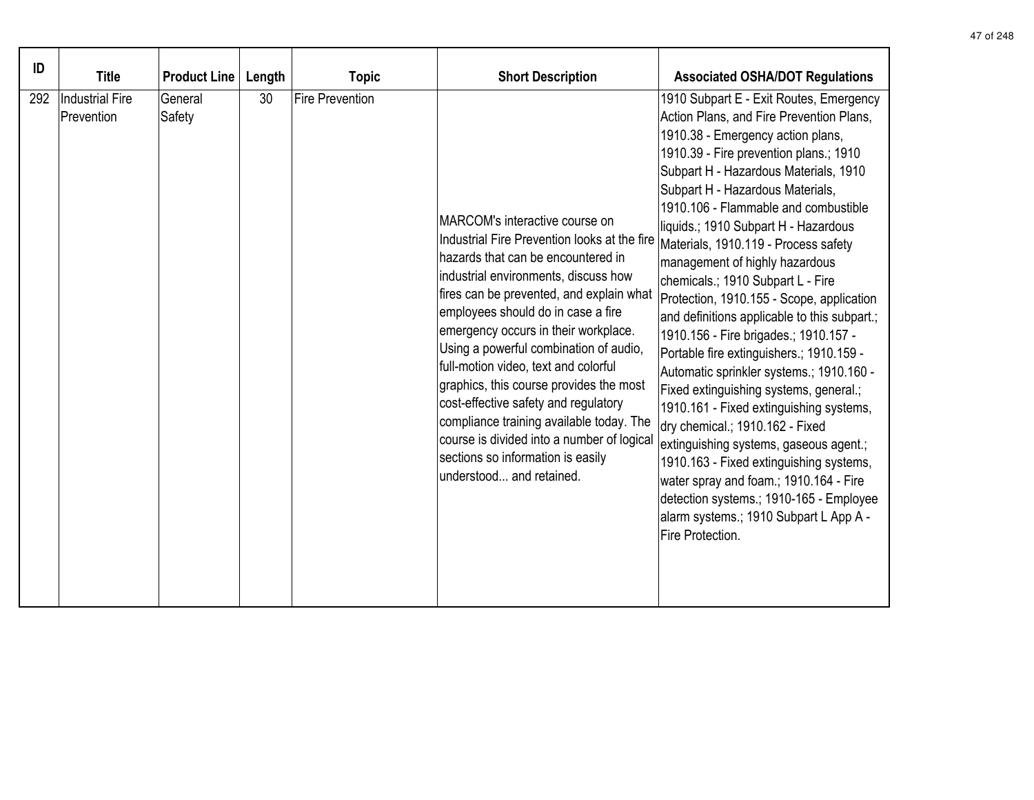| ID | Title | Product Line | Length | Topic | Short Description | Associated OSHA/DOT Regulations |
|---|---|---|---|---|---|---|
| 292 | Industrial Fire Prevention | General Safety | 30 | Fire Prevention | MARCOM's interactive course on Industrial Fire Prevention looks at the fire hazards that can be encountered in industrial environments, discuss how fires can be prevented, and explain what employees should do in case a fire emergency occurs in their workplace. Using a powerful combination of audio, full-motion video, text and colorful graphics, this course provides the most cost-effective safety and regulatory compliance training available today. The course is divided into a number of logical sections so information is easily understood... and retained. | 1910 Subpart E - Exit Routes, Emergency Action Plans, and Fire Prevention Plans, 1910.38 - Emergency action plans, 1910.39 - Fire prevention plans.; 1910 Subpart H - Hazardous Materials, 1910 Subpart H - Hazardous Materials, 1910.106 - Flammable and combustible liquids.; 1910 Subpart H - Hazardous Materials, 1910.119 - Process safety management of highly hazardous chemicals.; 1910 Subpart L - Fire Protection, 1910.155 - Scope, application and definitions applicable to this subpart.; 1910.156 - Fire brigades.; 1910.157 - Portable fire extinguishers.; 1910.159 - Automatic sprinkler systems.; 1910.160 - Fixed extinguishing systems, general.; 1910.161 - Fixed extinguishing systems, dry chemical.; 1910.162 - Fixed extinguishing systems, gaseous agent.; 1910.163 - Fixed extinguishing systems, water spray and foam.; 1910.164 - Fire detection systems.; 1910-165 - Employee alarm systems.; 1910 Subpart L App A - Fire Protection. |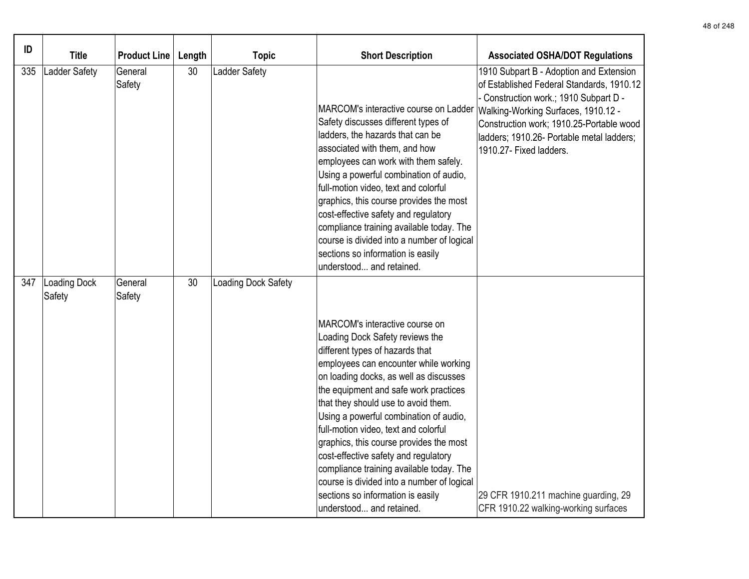| ID | Title | Product Line | Length | Topic | Short Description | Associated OSHA/DOT Regulations |
|---|---|---|---|---|---|---|
| 335 | Ladder Safety | General Safety | 30 | Ladder Safety | MARCOM's interactive course on Ladder Safety discusses different types of ladders, the hazards that can be associated with them, and how employees can work with them safely. Using a powerful combination of audio, full-motion video, text and colorful graphics, this course provides the most cost-effective safety and regulatory compliance training available today. The course is divided into a number of logical sections so information is easily understood... and retained. | 1910 Subpart B - Adoption and Extension of Established Federal Standards, 1910.12 - Construction work.; 1910 Subpart D - Walking-Working Surfaces, 1910.12 - Construction work; 1910.25-Portable wood ladders; 1910.26- Portable metal ladders; 1910.27- Fixed ladders. |
| 347 | Loading Dock Safety | General Safety | 30 | Loading Dock Safety | MARCOM's interactive course on Loading Dock Safety reviews the different types of hazards that employees can encounter while working on loading docks, as well as discusses the equipment and safe work practices that they should use to avoid them. Using a powerful combination of audio, full-motion video, text and colorful graphics, this course provides the most cost-effective safety and regulatory compliance training available today. The course is divided into a number of logical sections so information is easily understood... and retained. | 29 CFR 1910.211 machine guarding, 29 CFR 1910.22 walking-working surfaces |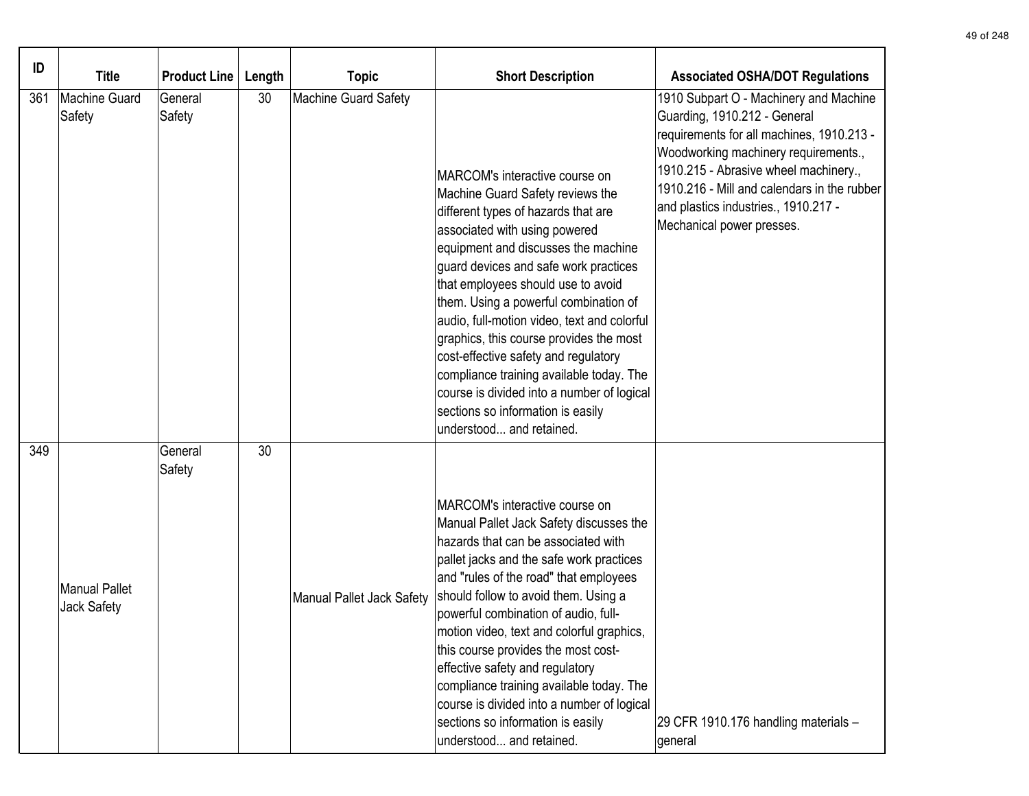| ID | Title | Product Line | Length | Topic | Short Description | Associated OSHA/DOT Regulations |
|---|---|---|---|---|---|---|
| 361 | Machine Guard Safety | General Safety | 30 | Machine Guard Safety | MARCOM's interactive course on Machine Guard Safety reviews the different types of hazards that are associated with using powered equipment and discusses the machine guard devices and safe work practices that employees should use to avoid them. Using a powerful combination of audio, full-motion video, text and colorful graphics, this course provides the most cost-effective safety and regulatory compliance training available today. The course is divided into a number of logical sections so information is easily understood... and retained. | 1910 Subpart O - Machinery and Machine Guarding, 1910.212 - General requirements for all machines, 1910.213 - Woodworking machinery requirements., 1910.215 - Abrasive wheel machinery., 1910.216 - Mill and calendars in the rubber and plastics industries., 1910.217 - Mechanical power presses. |
| 349 | Manual Pallet Jack Safety | General Safety | 30 | Manual Pallet Jack Safety | MARCOM's interactive course on Manual Pallet Jack Safety discusses the hazards that can be associated with pallet jacks and the safe work practices and "rules of the road" that employees should follow to avoid them. Using a powerful combination of audio, full-motion video, text and colorful graphics, this course provides the most cost-effective safety and regulatory compliance training available today. The course is divided into a number of logical sections so information is easily understood... and retained. | 29 CFR 1910.176 handling materials – general |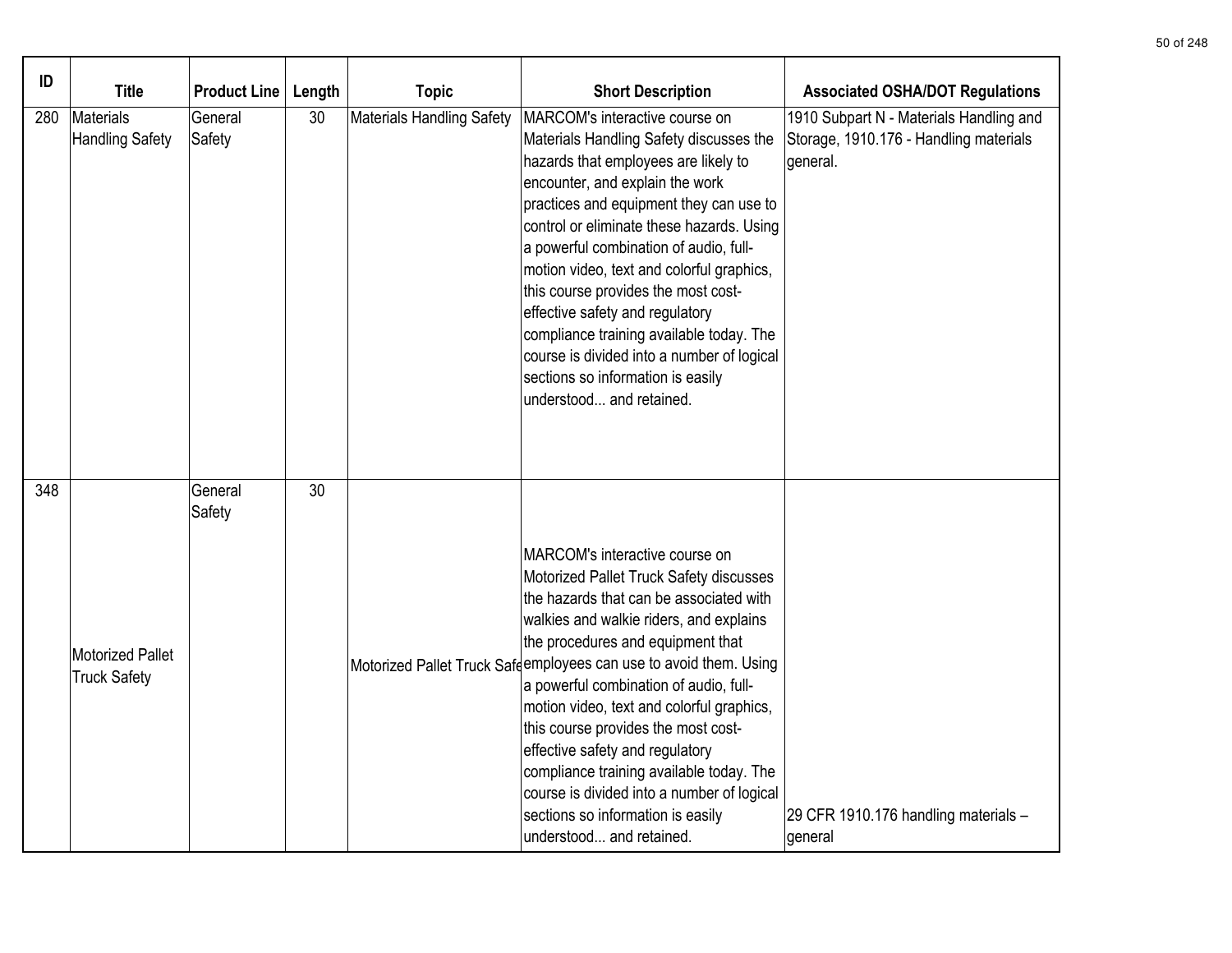| ID | Title | Product Line | Length | Topic | Short Description | Associated OSHA/DOT Regulations |
|---|---|---|---|---|---|---|
| 280 | Materials Handling Safety | General Safety | 30 | Materials Handling Safety | MARCOM's interactive course on Materials Handling Safety discusses the hazards that employees are likely to encounter, and explain the work practices and equipment they can use to control or eliminate these hazards. Using a powerful combination of audio, full-motion video, text and colorful graphics, this course provides the most cost-effective safety and regulatory compliance training available today. The course is divided into a number of logical sections so information is easily understood... and retained. | 1910 Subpart N - Materials Handling and Storage, 1910.176 - Handling materials general. |
| 348 | Motorized Pallet Truck Safety | General Safety | 30 | Motorized Pallet Truck Safe | MARCOM's interactive course on Motorized Pallet Truck Safety discusses the hazards that can be associated with walkies and walkie riders, and explains the procedures and equipment that employees can use to avoid them. Using a powerful combination of audio, full-motion video, text and colorful graphics, this course provides the most cost-effective safety and regulatory compliance training available today. The course is divided into a number of logical sections so information is easily understood... and retained. | 29 CFR 1910.176 handling materials – general |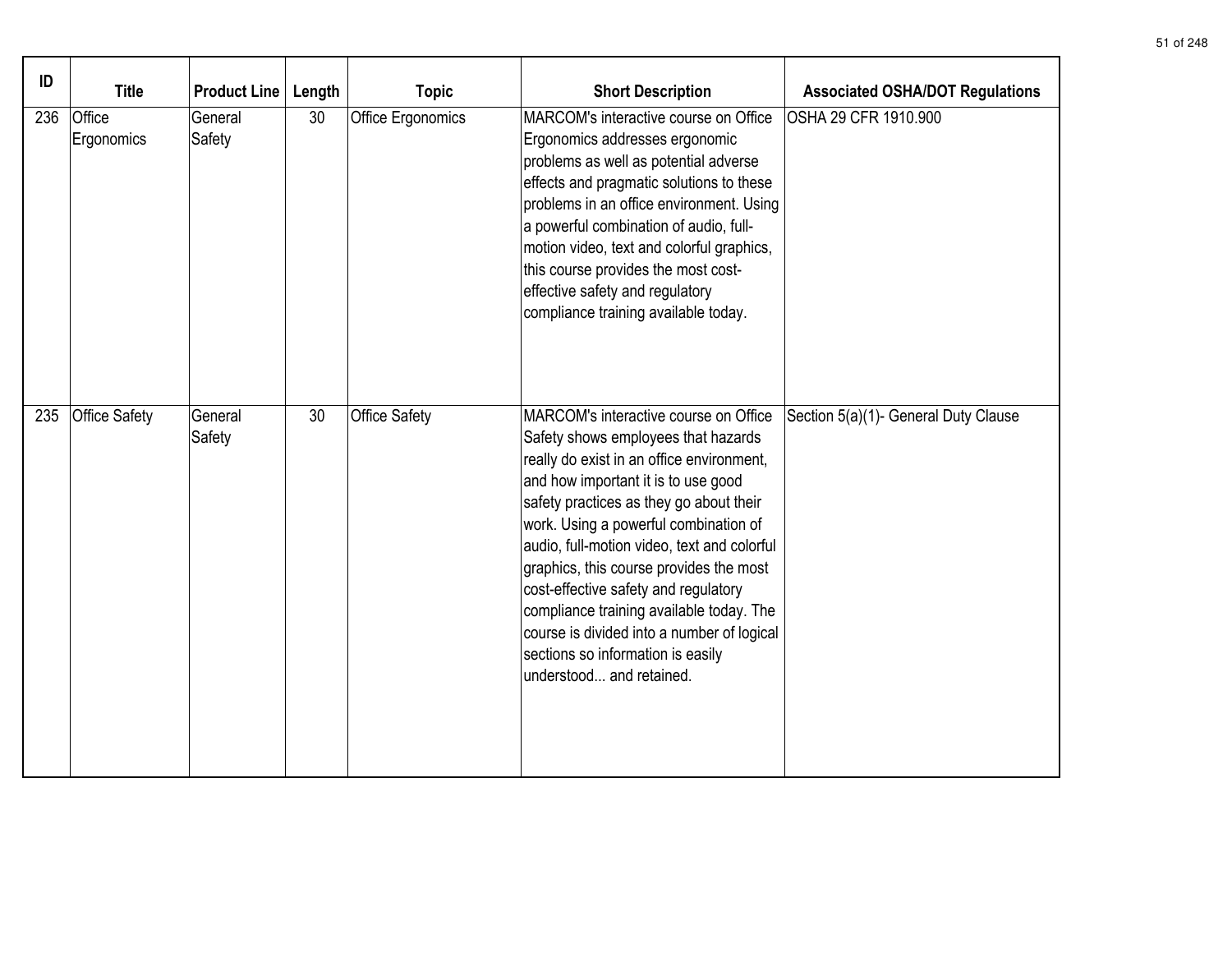| ID | Title | Product Line | Length | Topic | Short Description | Associated OSHA/DOT Regulations |
| --- | --- | --- | --- | --- | --- | --- |
| 236 | Office Ergonomics | General Safety | 30 | Office Ergonomics | MARCOM's interactive course on Office Ergonomics addresses ergonomic problems as well as potential adverse effects and pragmatic solutions to these problems in an office environment. Using a powerful combination of audio, full-motion video, text and colorful graphics, this course provides the most cost-effective safety and regulatory compliance training available today. | OSHA 29 CFR 1910.900 |
| 235 | Office Safety | General Safety | 30 | Office Safety | MARCOM's interactive course on Office Safety shows employees that hazards really do exist in an office environment, and how important it is to use good safety practices as they go about their work. Using a powerful combination of audio, full-motion video, text and colorful graphics, this course provides the most cost-effective safety and regulatory compliance training available today. The course is divided into a number of logical sections so information is easily understood... and retained. | Section 5(a)(1)- General Duty Clause |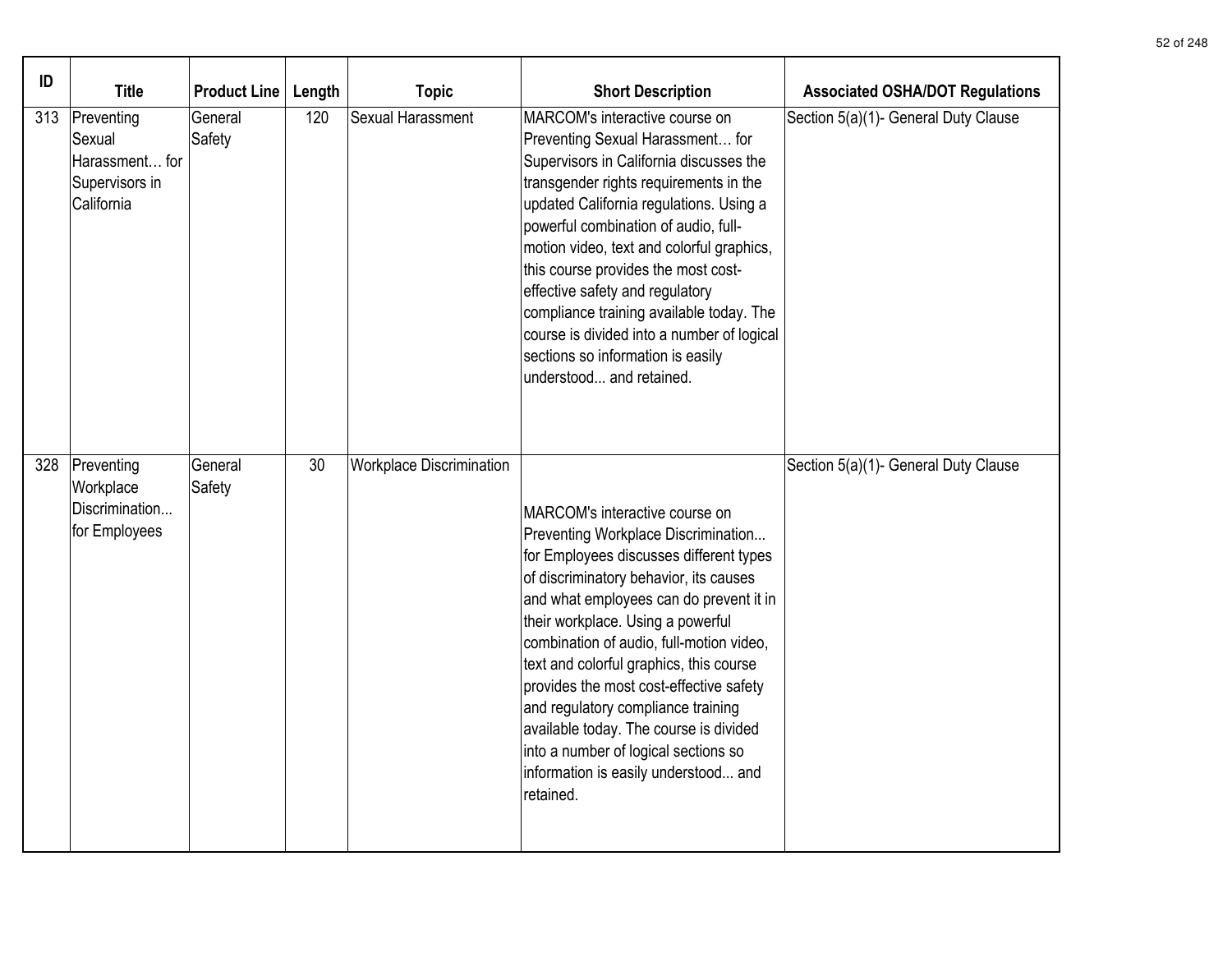| ID | Title | Product Line | Length | Topic | Short Description | Associated OSHA/DOT Regulations |
|---|---|---|---|---|---|---|
| 313 | Preventing Sexual Harassment… for Supervisors in California | General Safety | 120 | Sexual Harassment | MARCOM's interactive course on Preventing Sexual Harassment… for Supervisors in California discusses the transgender rights requirements in the updated California regulations. Using a powerful combination of audio, full-motion video, text and colorful graphics, this course provides the most cost-effective safety and regulatory compliance training available today. The course is divided into a number of logical sections so information is easily understood... and retained. | Section 5(a)(1)- General Duty Clause |
| 328 | Preventing Workplace Discrimination... for Employees | General Safety | 30 | Workplace Discrimination | MARCOM's interactive course on Preventing Workplace Discrimination... for Employees discusses different types of discriminatory behavior, its causes and what employees can do prevent it in their workplace. Using a powerful combination of audio, full-motion video, text and colorful graphics, this course provides the most cost-effective safety and regulatory compliance training available today. The course is divided into a number of logical sections so information is easily understood... and retained. | Section 5(a)(1)- General Duty Clause |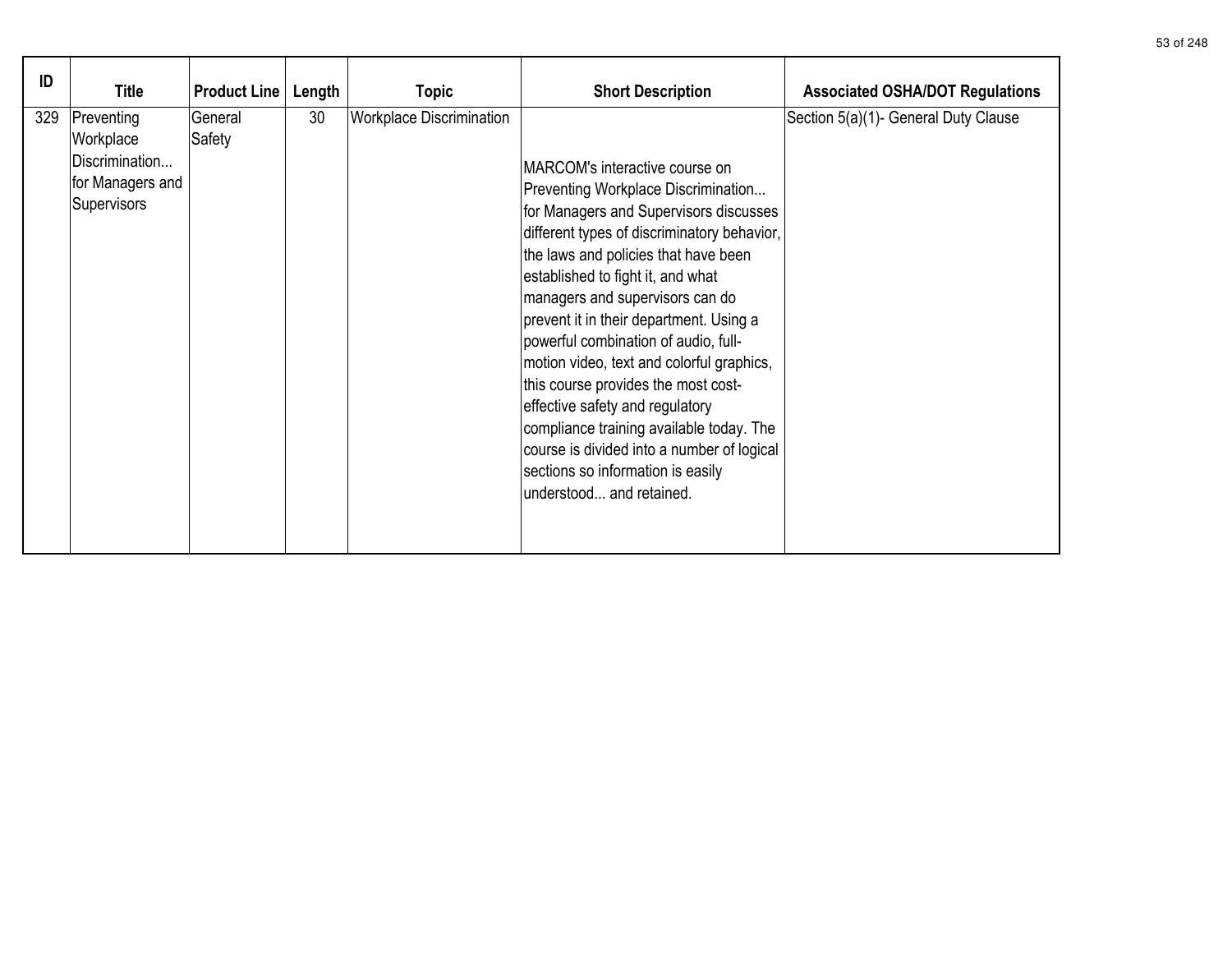| ID | Title | Product Line | Length | Topic | Short Description | Associated OSHA/DOT Regulations |
|---|---|---|---|---|---|---|
| 329 | Preventing Workplace Discrimination... for Managers and Supervisors | General Safety | 30 | Workplace Discrimination | MARCOM's interactive course on Preventing Workplace Discrimination... for Managers and Supervisors discusses different types of discriminatory behavior, the laws and policies that have been established to fight it, and what managers and supervisors can do prevent it in their department. Using a powerful combination of audio, full-motion video, text and colorful graphics, this course provides the most cost-effective safety and regulatory compliance training available today. The course is divided into a number of logical sections so information is easily understood... and retained. | Section 5(a)(1)- General Duty Clause |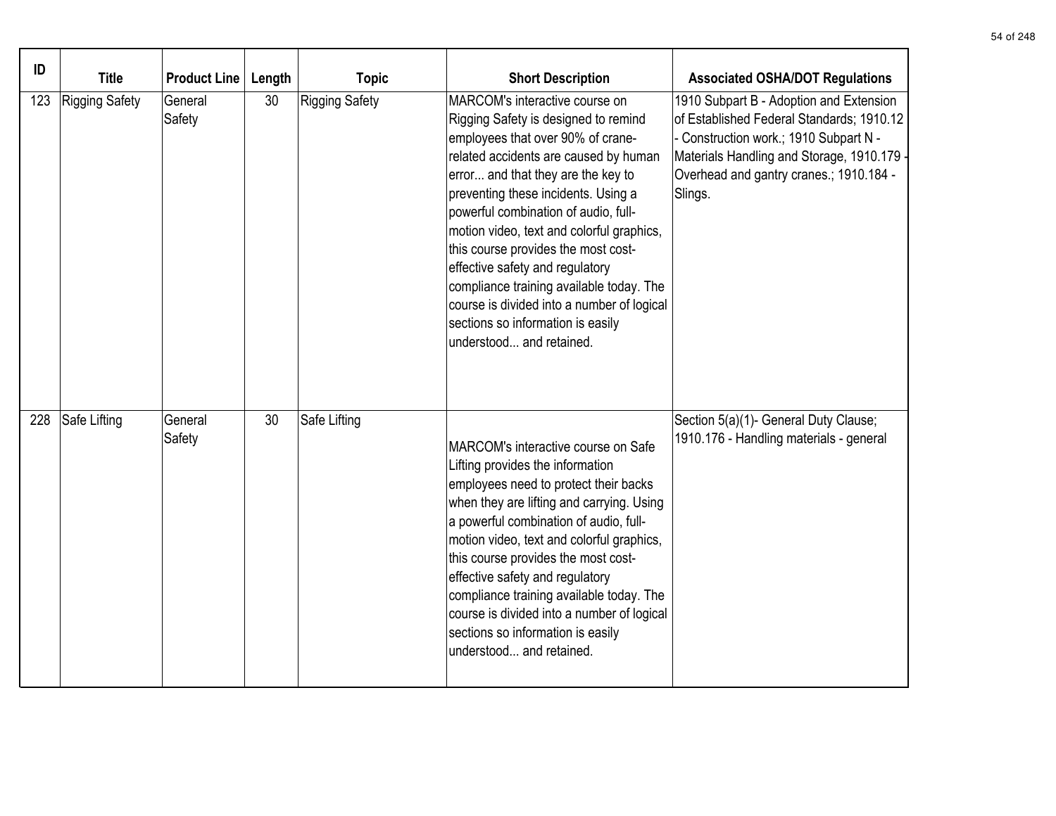| ID | Title | Product Line | Length | Topic | Short Description | Associated OSHA/DOT Regulations |
|---|---|---|---|---|---|---|
| 123 | Rigging Safety | General Safety | 30 | Rigging Safety | MARCOM's interactive course on Rigging Safety is designed to remind employees that over 90% of crane-related accidents are caused by human error... and that they are the key to preventing these incidents. Using a powerful combination of audio, full-motion video, text and colorful graphics, this course provides the most cost-effective safety and regulatory compliance training available today. The course is divided into a number of logical sections so information is easily understood... and retained. | 1910 Subpart B - Adoption and Extension of Established Federal Standards; 1910.12 - Construction work.; 1910 Subpart N - Materials Handling and Storage, 1910.179 - Overhead and gantry cranes.; 1910.184 - Slings. |
| 228 | Safe Lifting | General Safety | 30 | Safe Lifting | MARCOM's interactive course on Safe Lifting provides the information employees need to protect their backs when they are lifting and carrying. Using a powerful combination of audio, full-motion video, text and colorful graphics, this course provides the most cost-effective safety and regulatory compliance training available today. The course is divided into a number of logical sections so information is easily understood... and retained. | Section 5(a)(1)- General Duty Clause; 1910.176 - Handling materials - general |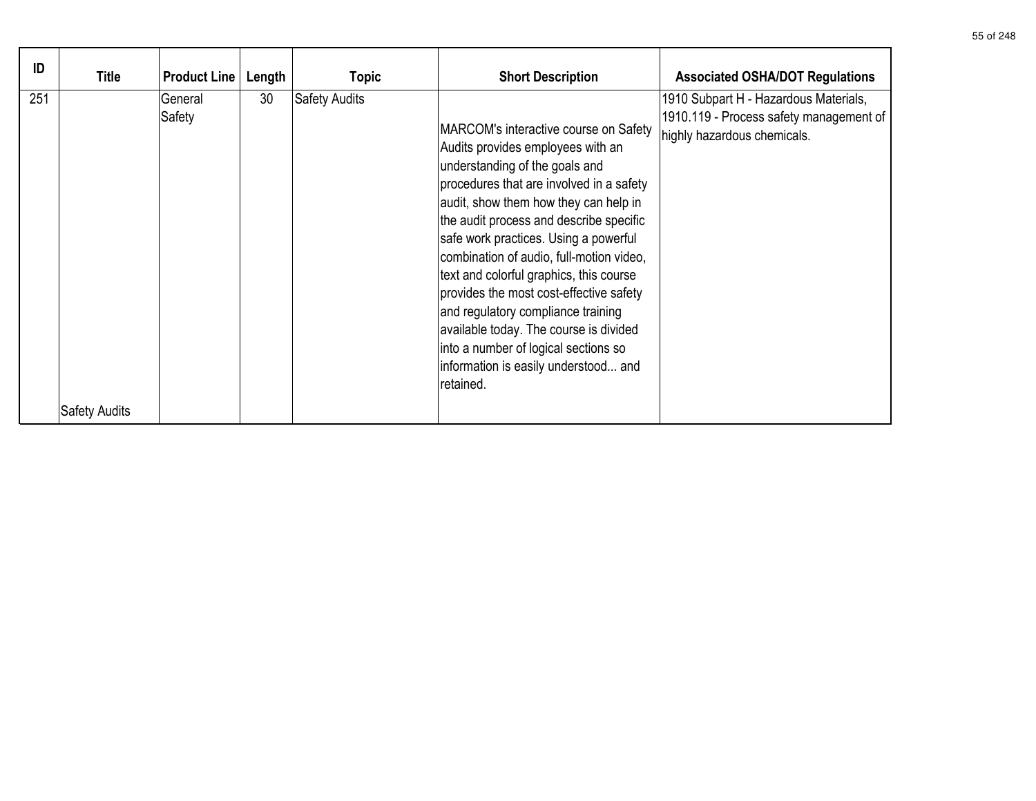| ID | Title | Product Line | Length | Topic | Short Description | Associated OSHA/DOT Regulations |
|---|---|---|---|---|---|---|
| 251 | Safety Audits | General Safety | 30 | Safety Audits | MARCOM's interactive course on Safety Audits provides employees with an understanding of the goals and procedures that are involved in a safety audit, show them how they can help in the audit process and describe specific safe work practices. Using a powerful combination of audio, full-motion video, text and colorful graphics, this course provides the most cost-effective safety and regulatory compliance training available today. The course is divided into a number of logical sections so information is easily understood... and retained. | 1910 Subpart H - Hazardous Materials, 1910.119 - Process safety management of highly hazardous chemicals. |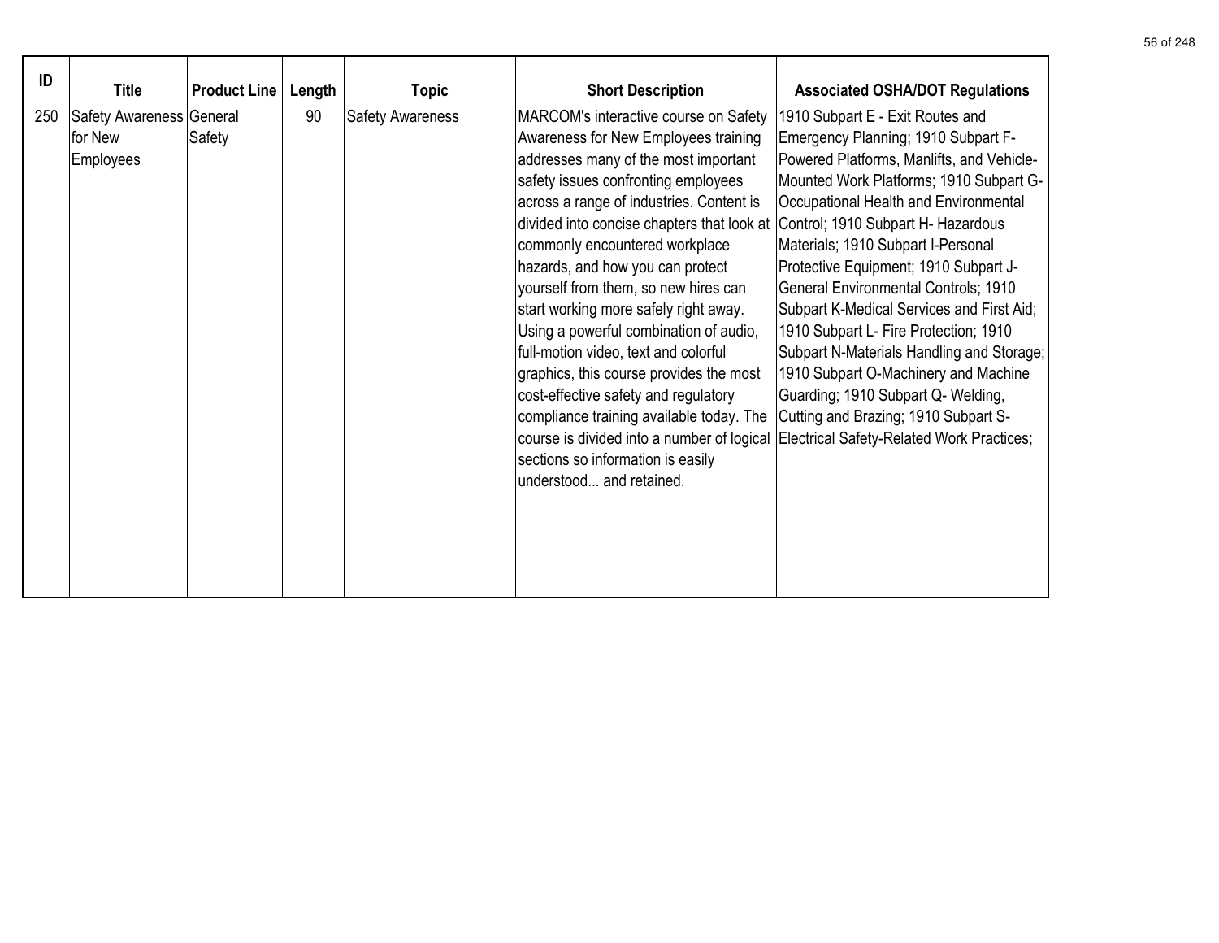| ID | Title | Product Line | Length | Topic | Short Description | Associated OSHA/DOT Regulations |
|---|---|---|---|---|---|---|
| 250 | Safety Awareness for New Employees | General Safety | 90 | Safety Awareness | MARCOM's interactive course on Safety Awareness for New Employees training addresses many of the most important safety issues confronting employees across a range of industries. Content is divided into concise chapters that look at commonly encountered workplace hazards, and how you can protect yourself from them, so new hires can start working more safely right away. Using a powerful combination of audio, full-motion video, text and colorful graphics, this course provides the most cost-effective safety and regulatory compliance training available today. The course is divided into a number of logical sections so information is easily understood... and retained. | 1910 Subpart E - Exit Routes and Emergency Planning; 1910 Subpart F- Powered Platforms, Manlifts, and Vehicle-Mounted Work Platforms; 1910 Subpart G- Occupational Health and Environmental Control; 1910 Subpart H- Hazardous Materials; 1910 Subpart I-Personal Protective Equipment; 1910 Subpart J- General Environmental Controls; 1910 Subpart K-Medical Services and First Aid; 1910 Subpart L- Fire Protection; 1910 Subpart N-Materials Handling and Storage; 1910 Subpart O-Machinery and Machine Guarding; 1910 Subpart Q- Welding, Cutting and Brazing; 1910 Subpart S- Electrical Safety-Related Work Practices; |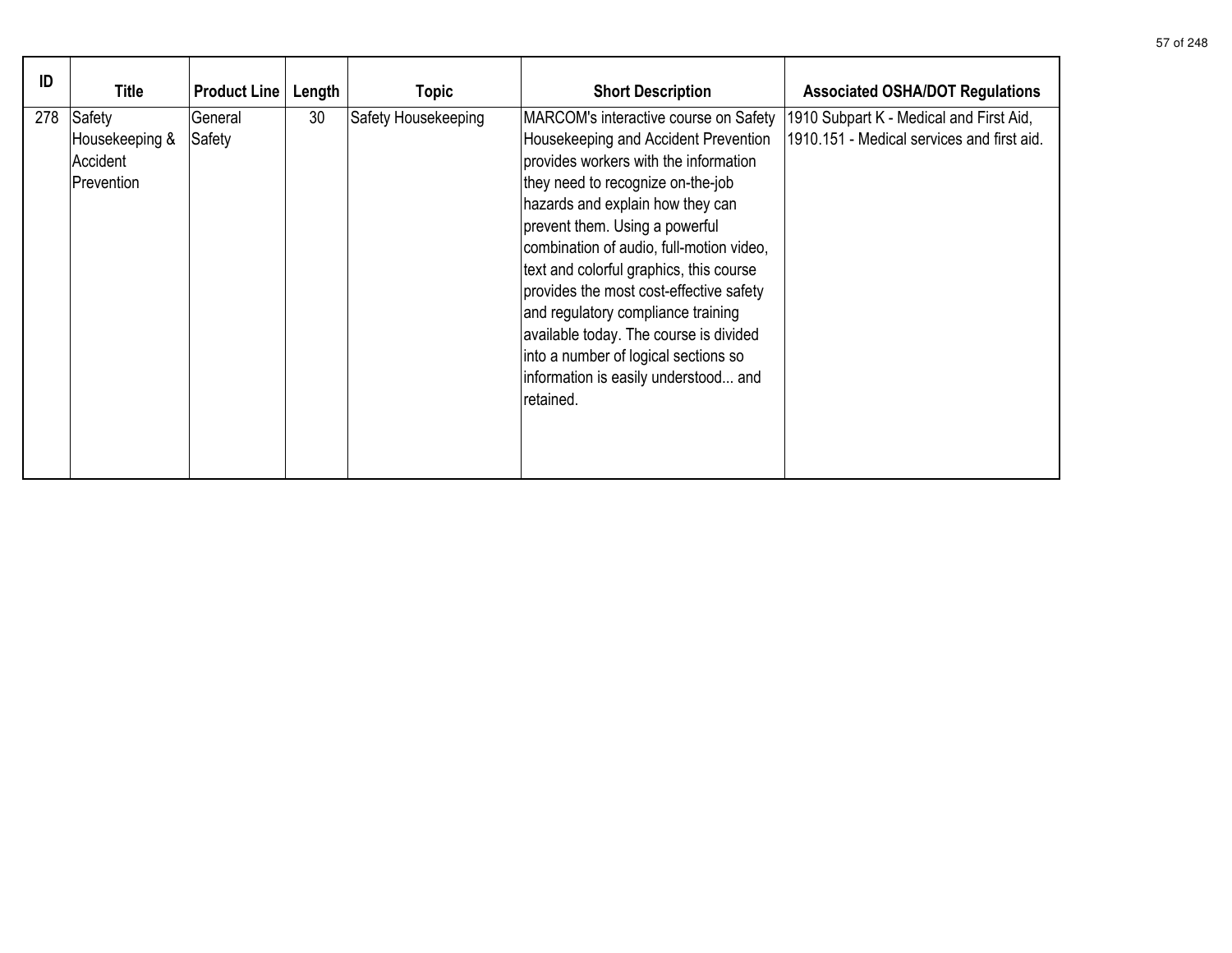| ID | Title | Product Line | Length | Topic | Short Description | Associated OSHA/DOT Regulations |
|---|---|---|---|---|---|---|
| 278 | Safety Housekeeping & Accident Prevention | General Safety | 30 | Safety Housekeeping | MARCOM's interactive course on Safety Housekeeping and Accident Prevention provides workers with the information they need to recognize on-the-job hazards and explain how they can prevent them. Using a powerful combination of audio, full-motion video, text and colorful graphics, this course provides the most cost-effective safety and regulatory compliance training available today. The course is divided into a number of logical sections so information is easily understood... and retained. | 1910 Subpart K - Medical and First Aid, 1910.151 - Medical services and first aid. |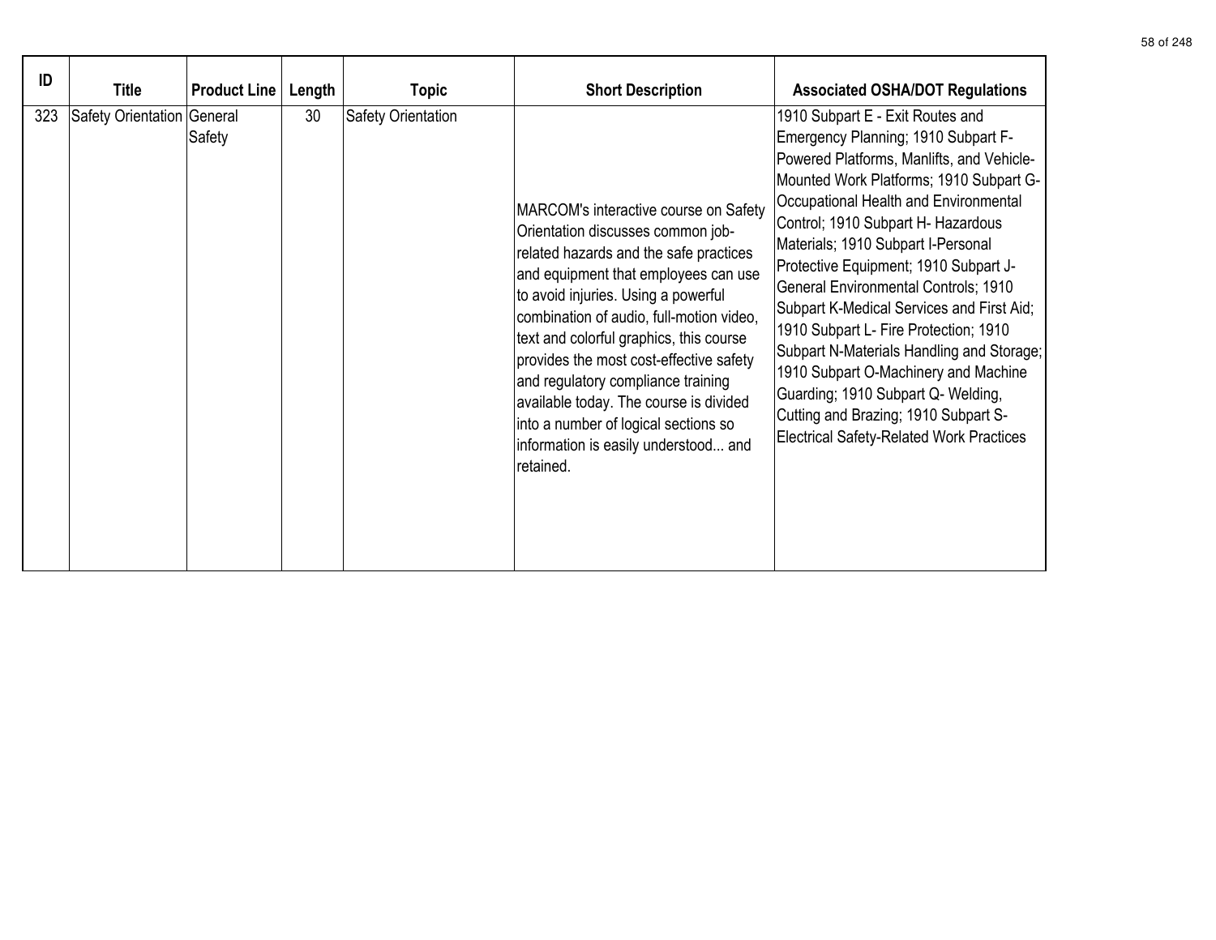| ID | Title | Product Line | Length | Topic | Short Description | Associated OSHA/DOT Regulations |
|---|---|---|---|---|---|---|
| 323 | Safety Orientation | General Safety | 30 | Safety Orientation | MARCOM's interactive course on Safety Orientation discusses common job-related hazards and the safe practices and equipment that employees can use to avoid injuries. Using a powerful combination of audio, full-motion video, text and colorful graphics, this course provides the most cost-effective safety and regulatory compliance training available today. The course is divided into a number of logical sections so information is easily understood... and retained. | 1910 Subpart E - Exit Routes and Emergency Planning; 1910 Subpart F-Powered Platforms, Manlifts, and Vehicle-Mounted Work Platforms; 1910 Subpart G-Occupational Health and Environmental Control; 1910 Subpart H- Hazardous Materials; 1910 Subpart I-Personal Protective Equipment; 1910 Subpart J-General Environmental Controls; 1910 Subpart K-Medical Services and First Aid; 1910 Subpart L- Fire Protection; 1910 Subpart N-Materials Handling and Storage; 1910 Subpart O-Machinery and Machine Guarding; 1910 Subpart Q- Welding, Cutting and Brazing; 1910 Subpart S-Electrical Safety-Related Work Practices |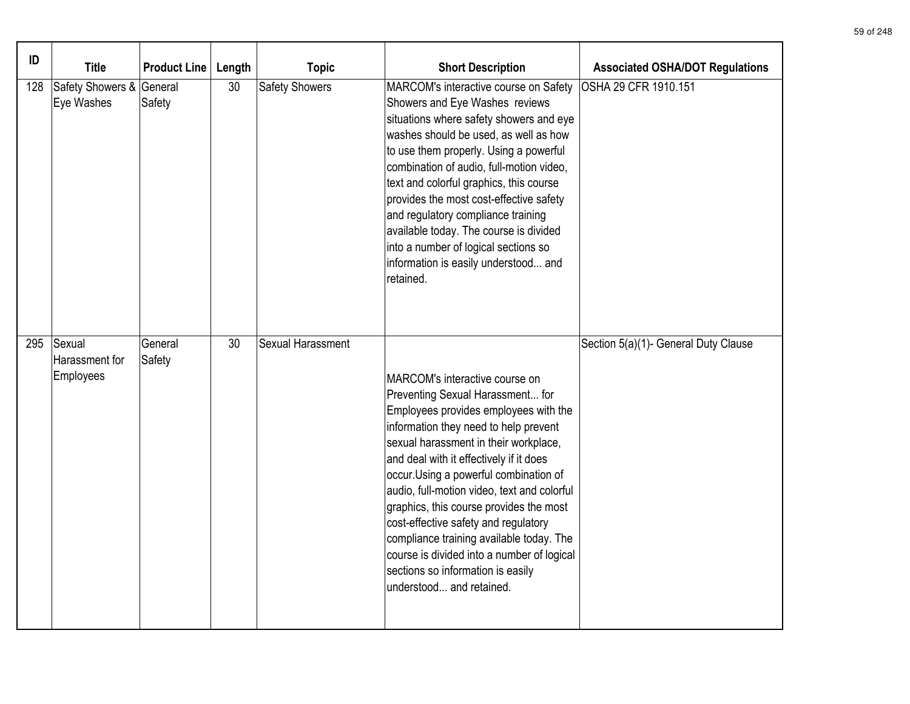| ID | Title | Product Line | Length | Topic | Short Description | Associated OSHA/DOT Regulations |
|---|---|---|---|---|---|---|
| 128 | Safety Showers & Eye Washes | General Safety | 30 | Safety Showers | MARCOM's interactive course on Safety Showers and Eye Washes reviews situations where safety showers and eye washes should be used, as well as how to use them properly. Using a powerful combination of audio, full-motion video, text and colorful graphics, this course provides the most cost-effective safety and regulatory compliance training available today. The course is divided into a number of logical sections so information is easily understood... and retained. | OSHA 29 CFR 1910.151 |
| 295 | Sexual Harassment for Employees | General Safety | 30 | Sexual Harassment | MARCOM's interactive course on Preventing Sexual Harassment... for Employees provides employees with the information they need to help prevent sexual harassment in their workplace, and deal with it effectively if it does occur.Using a powerful combination of audio, full-motion video, text and colorful graphics, this course provides the most cost-effective safety and regulatory compliance training available today. The course is divided into a number of logical sections so information is easily understood... and retained. | Section 5(a)(1)- General Duty Clause |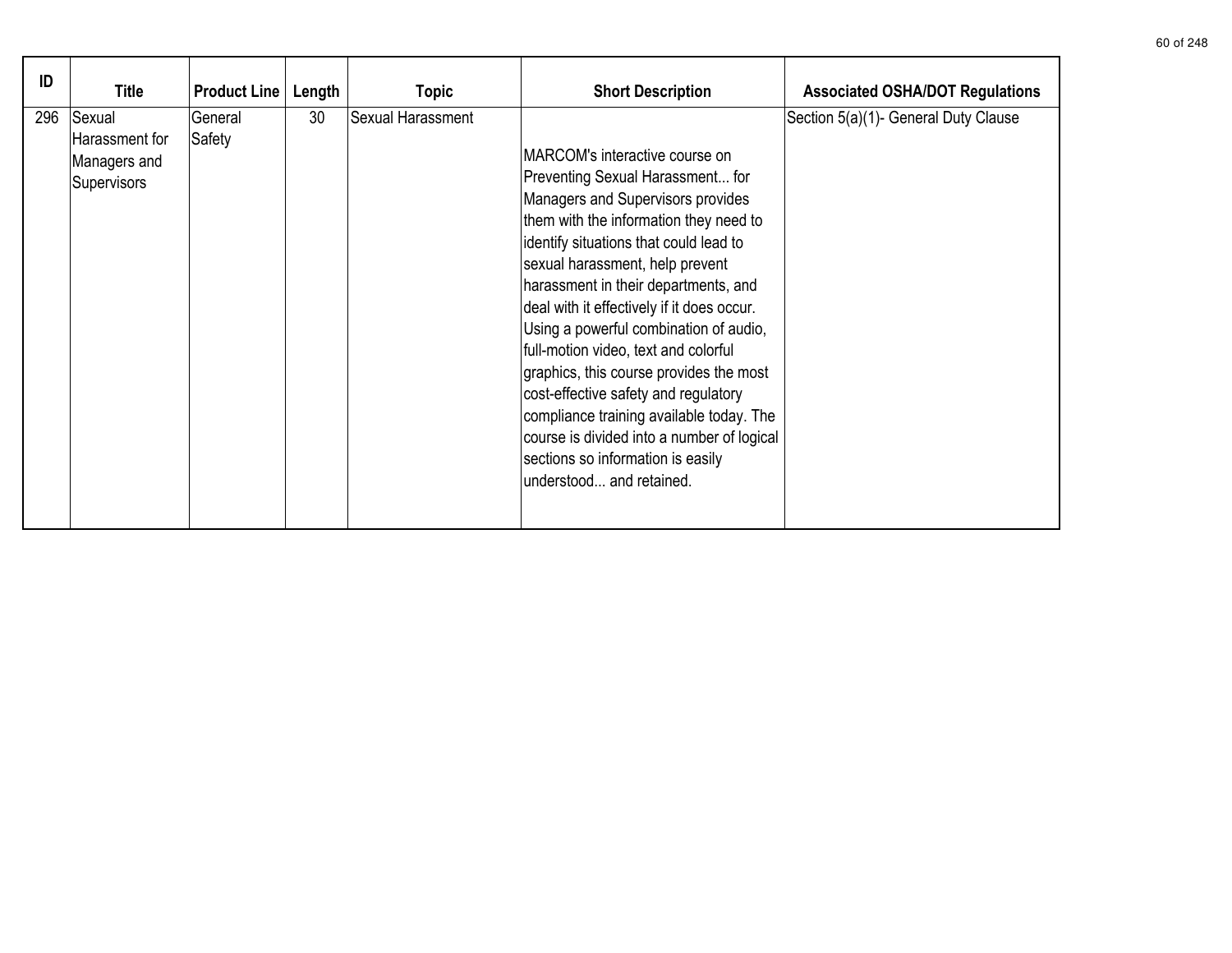| ID | Title | Product Line | Length | Topic | Short Description | Associated OSHA/DOT Regulations |
|---|---|---|---|---|---|---|
| 296 | Sexual Harassment for Managers and Supervisors | General Safety | 30 | Sexual Harassment | MARCOM's interactive course on Preventing Sexual Harassment... for Managers and Supervisors provides them with the information they need to identify situations that could lead to sexual harassment, help prevent harassment in their departments, and deal with it effectively if it does occur. Using a powerful combination of audio, full-motion video, text and colorful graphics, this course provides the most cost-effective safety and regulatory compliance training available today. The course is divided into a number of logical sections so information is easily understood... and retained. | Section 5(a)(1)- General Duty Clause |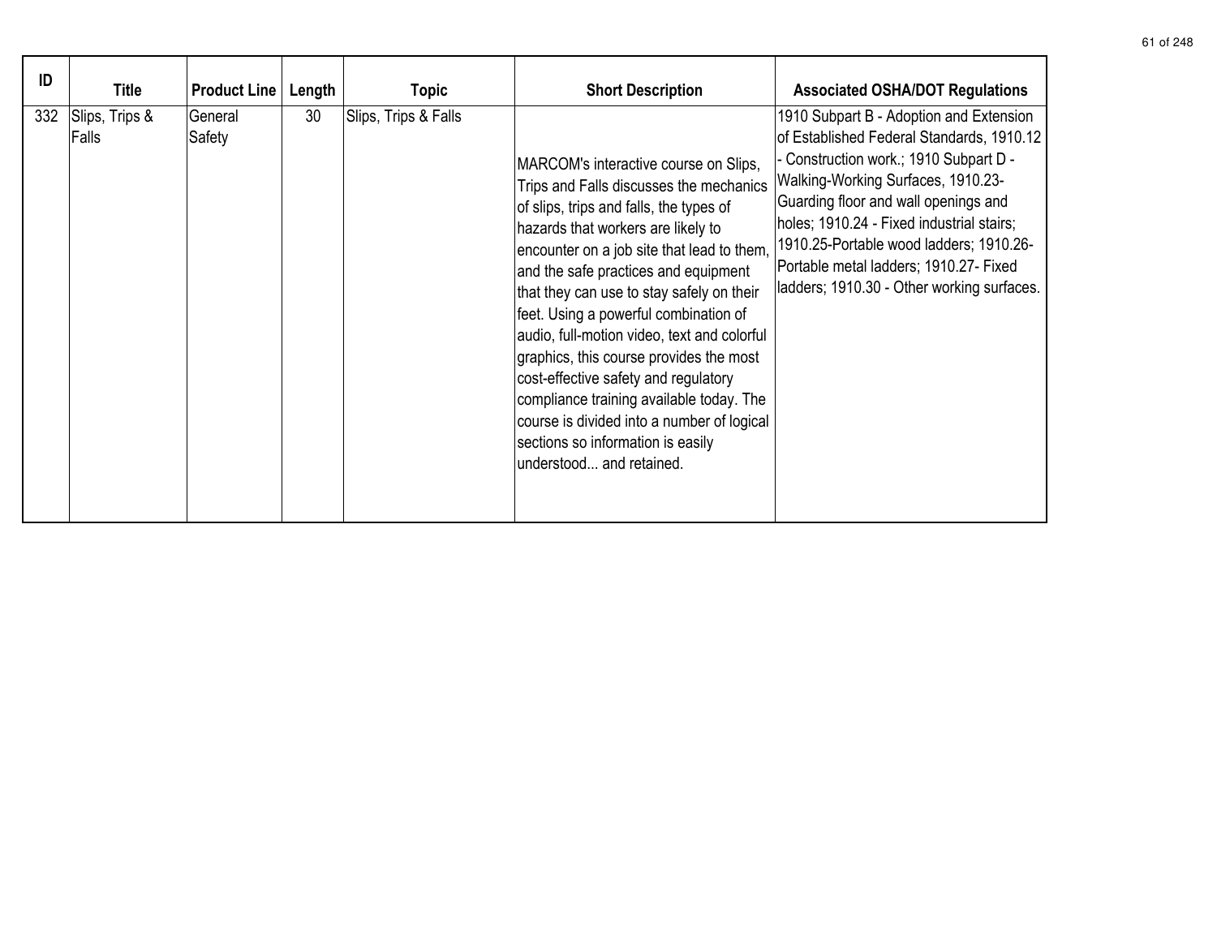| ID | Title | Product Line | Length | Topic | Short Description | Associated OSHA/DOT Regulations |
|---|---|---|---|---|---|---|
| 332 | Slips, Trips & Falls | General Safety | 30 | Slips, Trips & Falls | MARCOM's interactive course on Slips, Trips and Falls discusses the mechanics of slips, trips and falls, the types of hazards that workers are likely to encounter on a job site that lead to them, and the safe practices and equipment that they can use to stay safely on their feet. Using a powerful combination of audio, full-motion video, text and colorful graphics, this course provides the most cost-effective safety and regulatory compliance training available today. The course is divided into a number of logical sections so information is easily understood... and retained. | 1910 Subpart B - Adoption and Extension of Established Federal Standards, 1910.12 - Construction work.; 1910 Subpart D - Walking-Working Surfaces, 1910.23-Guarding floor and wall openings and holes; 1910.24 - Fixed industrial stairs; 1910.25-Portable wood ladders; 1910.26-Portable metal ladders; 1910.27- Fixed ladders; 1910.30 - Other working surfaces. |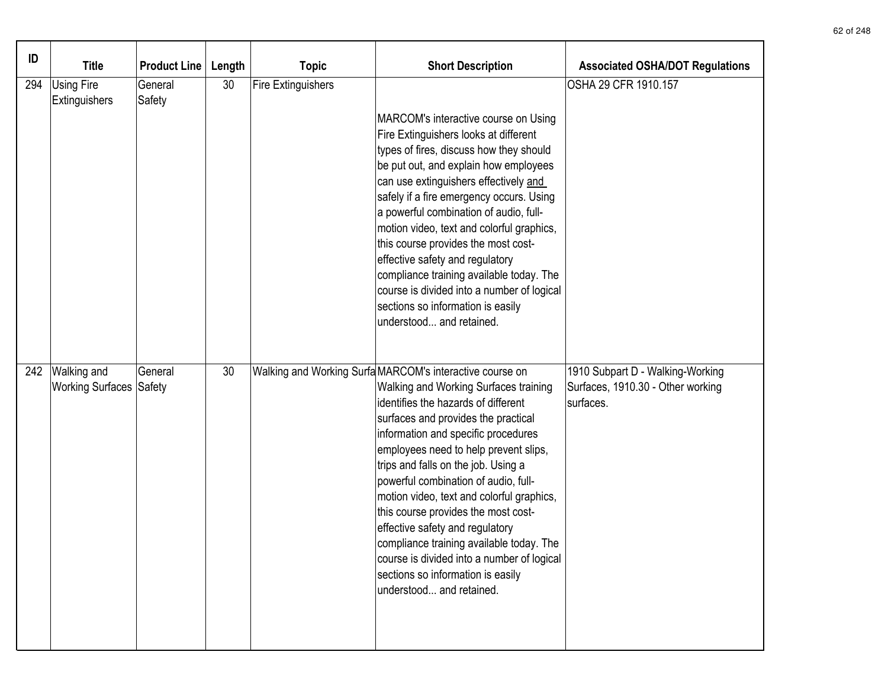| ID | Title | Product Line | Length | Topic | Short Description | Associated OSHA/DOT Regulations |
|---|---|---|---|---|---|---|
| 294 | Using Fire Extinguishers | General Safety | 30 | Fire Extinguishers | MARCOM's interactive course on Using Fire Extinguishers looks at different types of fires, discuss how they should be put out, and explain how employees can use extinguishers effectively and safely if a fire emergency occurs. Using a powerful combination of audio, full-motion video, text and colorful graphics, this course provides the most cost-effective safety and regulatory compliance training available today. The course is divided into a number of logical sections so information is easily understood... and retained. | OSHA 29 CFR 1910.157 |
| 242 | Walking and Working Surfaces | General Safety | 30 | Walking and Working Surfa | MARCOM's interactive course on Walking and Working Surfaces training identifies the hazards of different surfaces and provides the practical information and specific procedures employees need to help prevent slips, trips and falls on the job. Using a powerful combination of audio, full-motion video, text and colorful graphics, this course provides the most cost-effective safety and regulatory compliance training available today. The course is divided into a number of logical sections so information is easily understood... and retained. | 1910 Subpart D - Walking-Working Surfaces, 1910.30 - Other working surfaces. |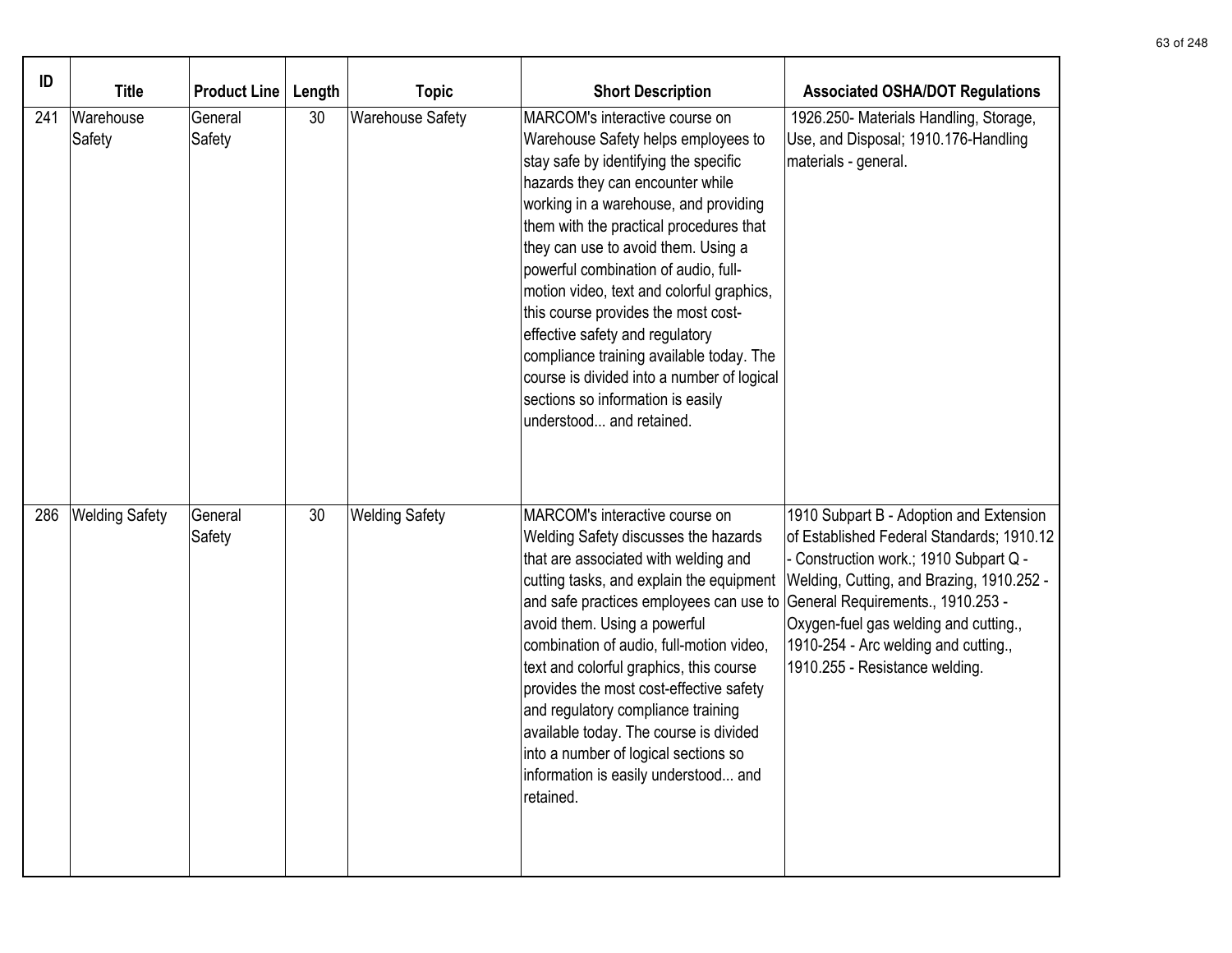| ID | Title | Product Line | Length | Topic | Short Description | Associated OSHA/DOT Regulations |
|---|---|---|---|---|---|---|
| 241 | Warehouse Safety | General Safety | 30 | Warehouse Safety | MARCOM's interactive course on Warehouse Safety helps employees to stay safe by identifying the specific hazards they can encounter while working in a warehouse, and providing them with the practical procedures that they can use to avoid them. Using a powerful combination of audio, full-motion video, text and colorful graphics, this course provides the most cost-effective safety and regulatory compliance training available today. The course is divided into a number of logical sections so information is easily understood... and retained. | 1926.250- Materials Handling, Storage, Use, and Disposal; 1910.176-Handling materials - general. |
| 286 | Welding Safety | General Safety | 30 | Welding Safety | MARCOM's interactive course on Welding Safety discusses the hazards that are associated with welding and cutting tasks, and explain the equipment and safe practices employees can use to avoid them. Using a powerful combination of audio, full-motion video, text and colorful graphics, this course provides the most cost-effective safety and regulatory compliance training available today. The course is divided into a number of logical sections so information is easily understood... and retained. | 1910 Subpart B - Adoption and Extension of Established Federal Standards; 1910.12 - Construction work.; 1910 Subpart Q - Welding, Cutting, and Brazing, 1910.252 - General Requirements., 1910.253 - Oxygen-fuel gas welding and cutting., 1910-254 - Arc welding and cutting., 1910.255 - Resistance welding. |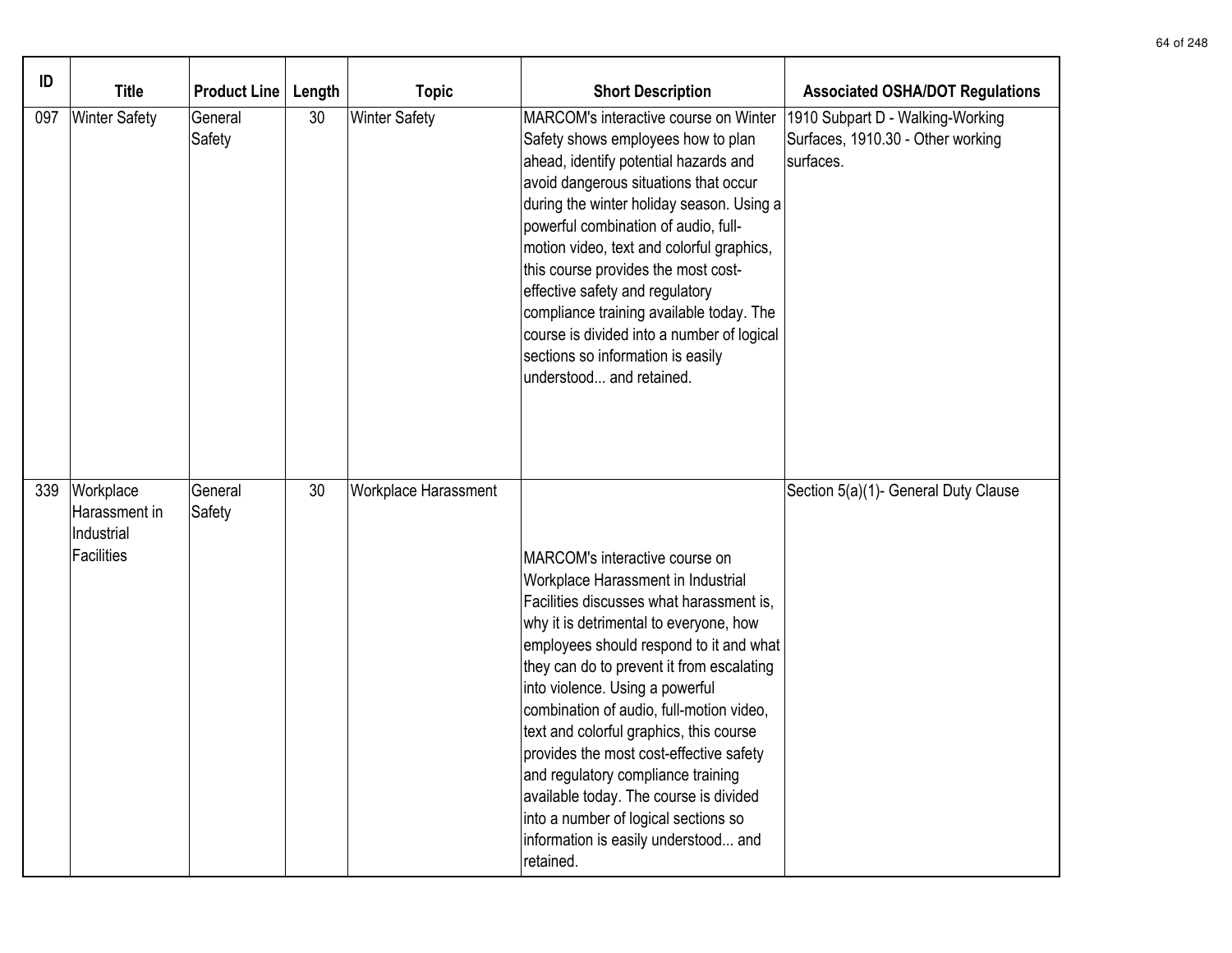| ID | Title | Product Line | Length | Topic | Short Description | Associated OSHA/DOT Regulations |
|---|---|---|---|---|---|---|
| 097 | Winter Safety | General Safety | 30 | Winter Safety | MARCOM's interactive course on Winter Safety shows employees how to plan ahead, identify potential hazards and avoid dangerous situations that occur during the winter holiday season. Using a powerful combination of audio, full-motion video, text and colorful graphics, this course provides the most cost-effective safety and regulatory compliance training available today. The course is divided into a number of logical sections so information is easily understood... and retained. | 1910 Subpart D - Walking-Working Surfaces, 1910.30 - Other working surfaces. |
| 339 | Workplace Harassment in Industrial Facilities | General Safety | 30 | Workplace Harassment | MARCOM's interactive course on Workplace Harassment in Industrial Facilities discusses what harassment is, why it is detrimental to everyone, how employees should respond to it and what they can do to prevent it from escalating into violence. Using a powerful combination of audio, full-motion video, text and colorful graphics, this course provides the most cost-effective safety and regulatory compliance training available today. The course is divided into a number of logical sections so information is easily understood... and retained. | Section 5(a)(1)- General Duty Clause |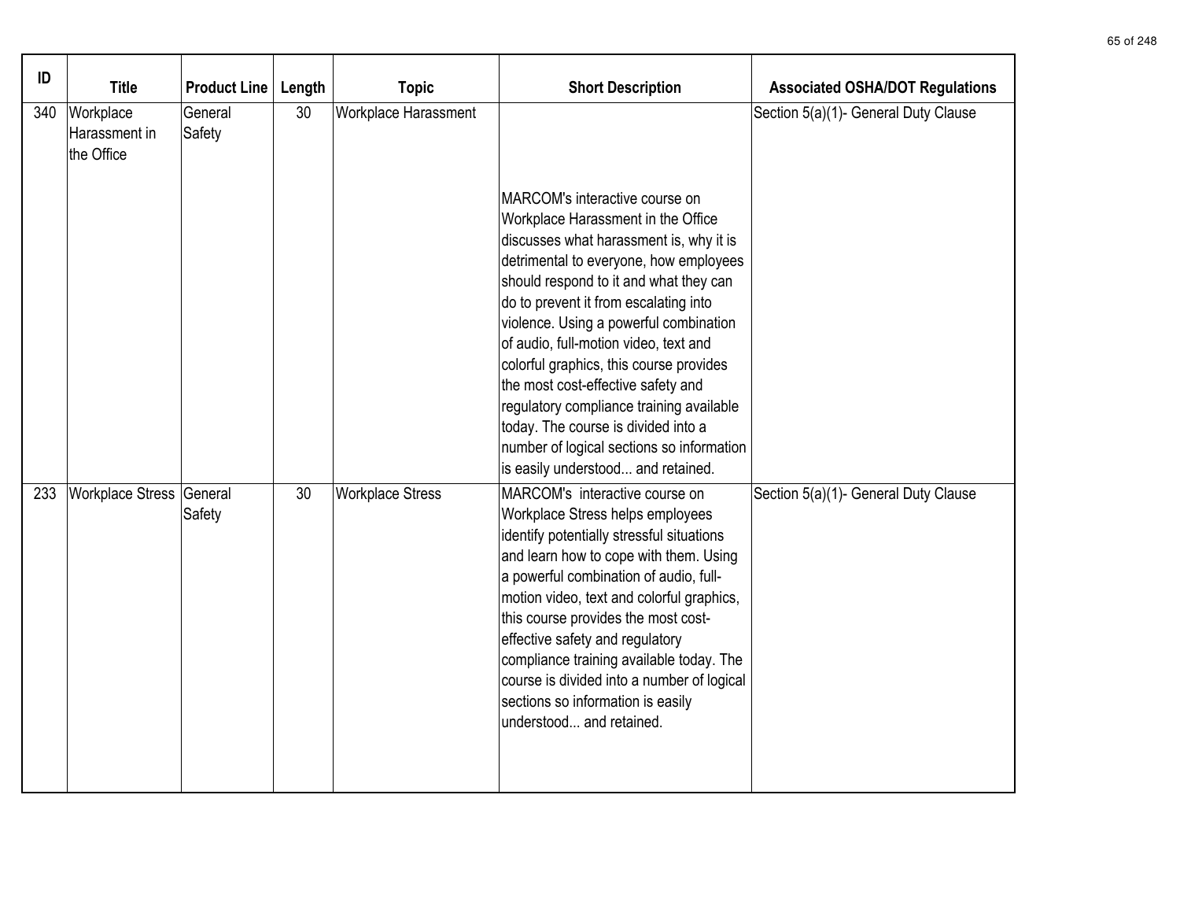| ID | Title | Product Line | Length | Topic | Short Description | Associated OSHA/DOT Regulations |
|---|---|---|---|---|---|---|
| 340 | Workplace Harassment in the Office | General Safety | 30 | Workplace Harassment | MARCOM's interactive course on Workplace Harassment in the Office discusses what harassment is, why it is detrimental to everyone, how employees should respond to it and what they can do to prevent it from escalating into violence. Using a powerful combination of audio, full-motion video, text and colorful graphics, this course provides the most cost-effective safety and regulatory compliance training available today. The course is divided into a number of logical sections so information is easily understood... and retained. | Section 5(a)(1)- General Duty Clause |
| 233 | Workplace Stress | General Safety | 30 | Workplace Stress | MARCOM's interactive course on Workplace Stress helps employees identify potentially stressful situations and learn how to cope with them. Using a powerful combination of audio, full-motion video, text and colorful graphics, this course provides the most cost-effective safety and regulatory compliance training available today. The course is divided into a number of logical sections so information is easily understood... and retained. | Section 5(a)(1)- General Duty Clause |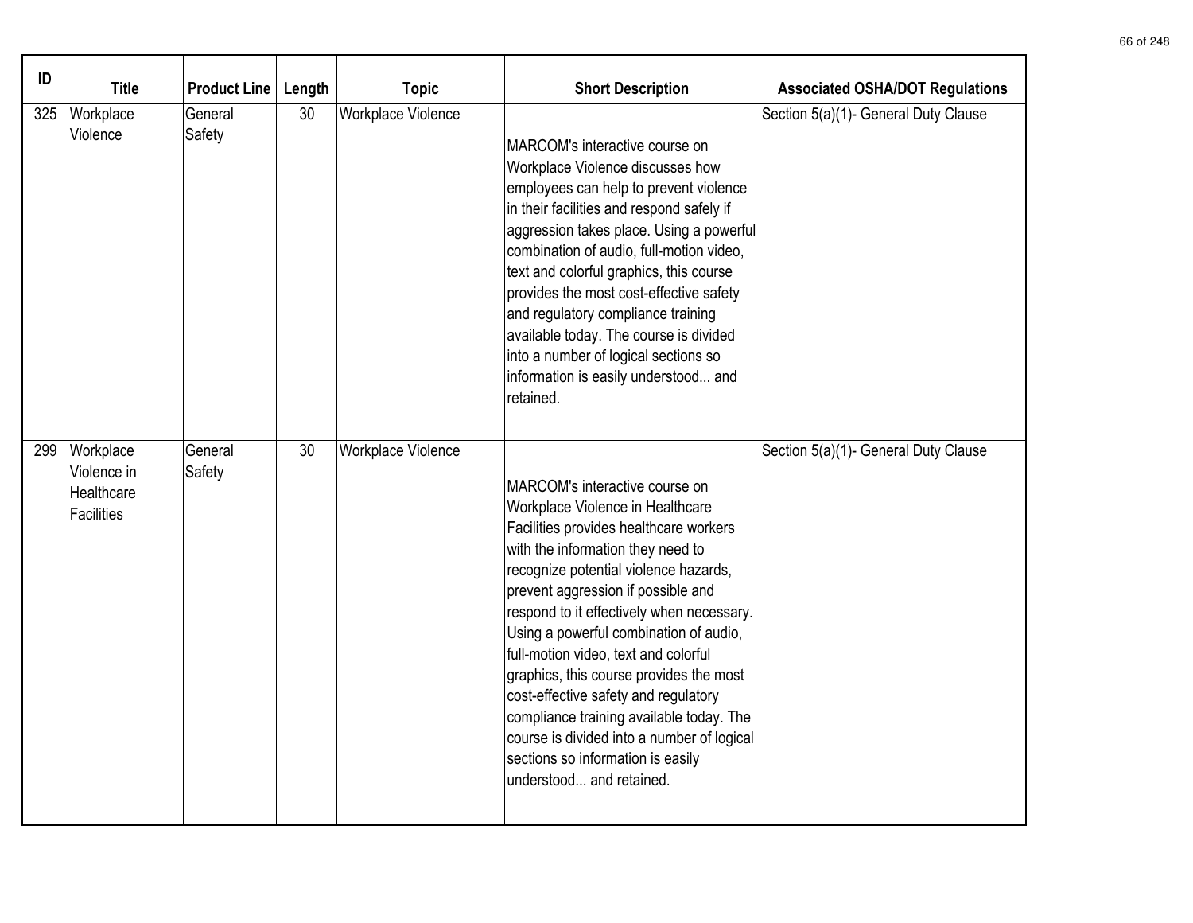| ID | Title | Product Line | Length | Topic | Short Description | Associated OSHA/DOT Regulations |
|---|---|---|---|---|---|---|
| 325 | Workplace Violence | General Safety | 30 | Workplace Violence | MARCOM's interactive course on Workplace Violence discusses how employees can help to prevent violence in their facilities and respond safely if aggression takes place. Using a powerful combination of audio, full-motion video, text and colorful graphics, this course provides the most cost-effective safety and regulatory compliance training available today. The course is divided into a number of logical sections so information is easily understood... and retained. | Section 5(a)(1)- General Duty Clause |
| 299 | Workplace Violence in Healthcare Facilities | General Safety | 30 | Workplace Violence | MARCOM's interactive course on Workplace Violence in Healthcare Facilities provides healthcare workers with the information they need to recognize potential violence hazards, prevent aggression if possible and respond to it effectively when necessary. Using a powerful combination of audio, full-motion video, text and colorful graphics, this course provides the most cost-effective safety and regulatory compliance training available today. The course is divided into a number of logical sections so information is easily understood... and retained. | Section 5(a)(1)- General Duty Clause |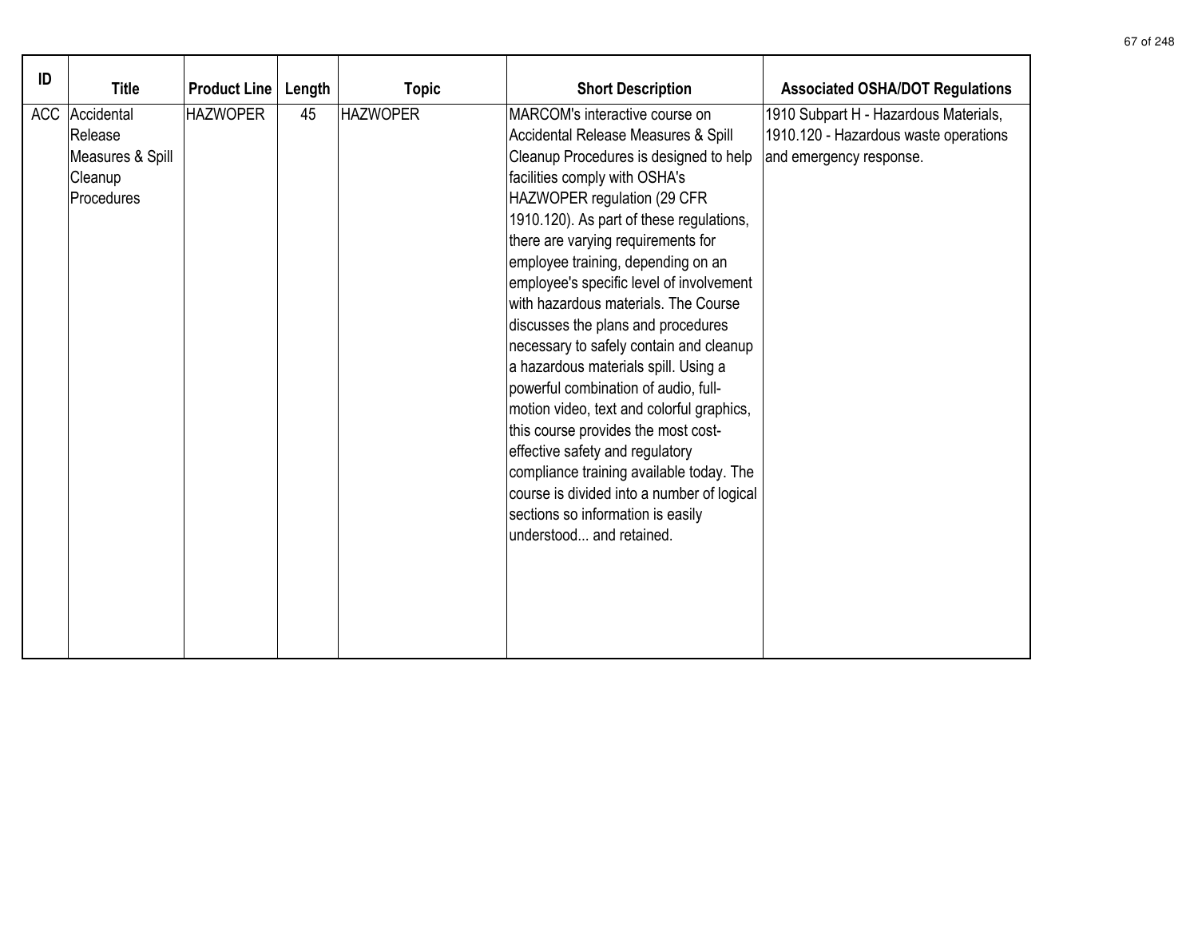| ID | Title | Product Line | Length | Topic | Short Description | Associated OSHA/DOT Regulations |
|---|---|---|---|---|---|---|
| ACC | Accidental Release Measures & Spill Cleanup Procedures | HAZWOPER | 45 | HAZWOPER | MARCOM's interactive course on Accidental Release Measures & Spill Cleanup Procedures is designed to help facilities comply with OSHA's HAZWOPER regulation (29 CFR 1910.120). As part of these regulations, there are varying requirements for employee training, depending on an employee's specific level of involvement with hazardous materials. The Course discusses the plans and procedures necessary to safely contain and cleanup a hazardous materials spill. Using a powerful combination of audio, full-motion video, text and colorful graphics, this course provides the most cost-effective safety and regulatory compliance training available today. The course is divided into a number of logical sections so information is easily understood... and retained. | 1910 Subpart H - Hazardous Materials, 1910.120 - Hazardous waste operations and emergency response. |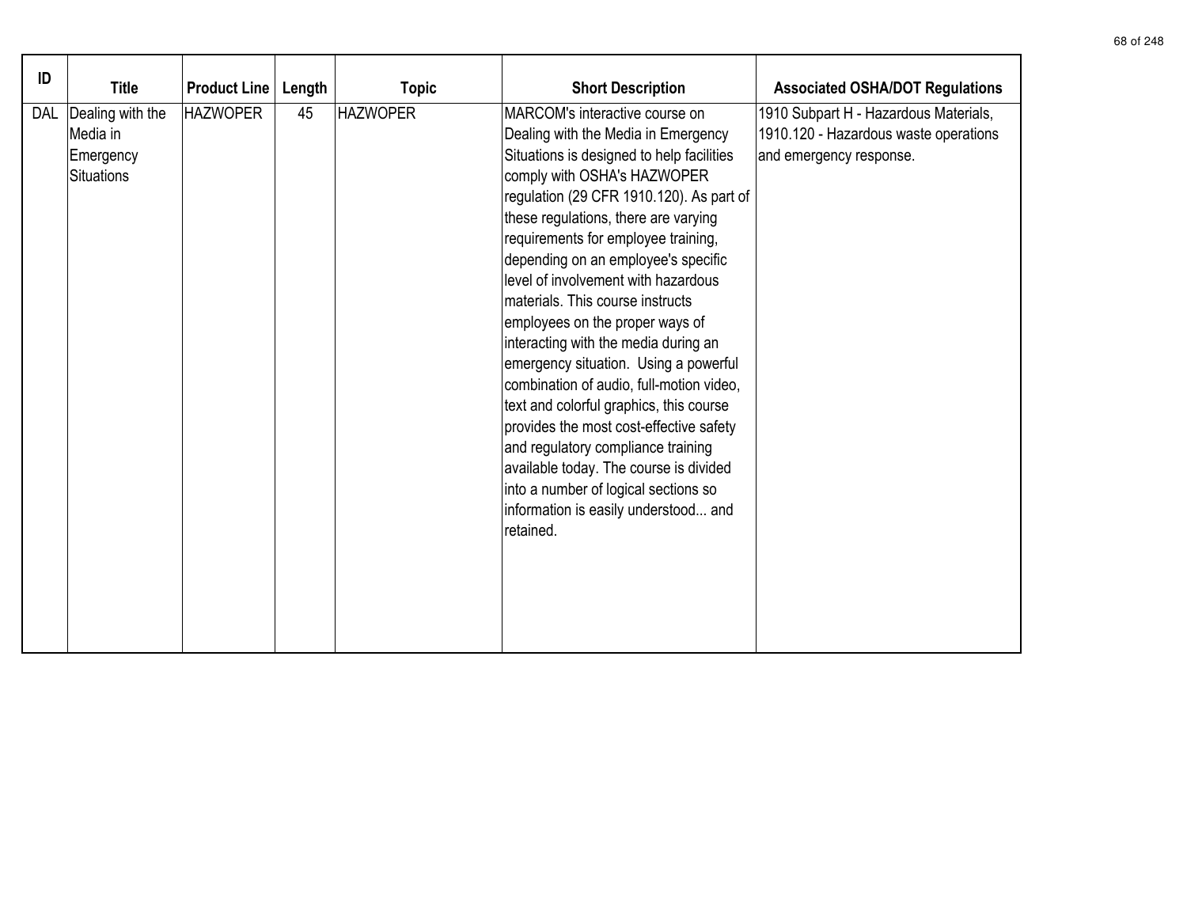| ID | Title | Product Line | Length | Topic | Short Description | Associated OSHA/DOT Regulations |
|---|---|---|---|---|---|---|
| DAL | Dealing with the Media in Emergency Situations | HAZWOPER | 45 | HAZWOPER | MARCOM's interactive course on Dealing with the Media in Emergency Situations is designed to help facilities comply with OSHA's HAZWOPER regulation (29 CFR 1910.120). As part of these regulations, there are varying requirements for employee training, depending on an employee's specific level of involvement with hazardous materials. This course instructs employees on the proper ways of interacting with the media during an emergency situation. Using a powerful combination of audio, full-motion video, text and colorful graphics, this course provides the most cost-effective safety and regulatory compliance training available today. The course is divided into a number of logical sections so information is easily understood... and retained. | 1910 Subpart H - Hazardous Materials, 1910.120 - Hazardous waste operations and emergency response. |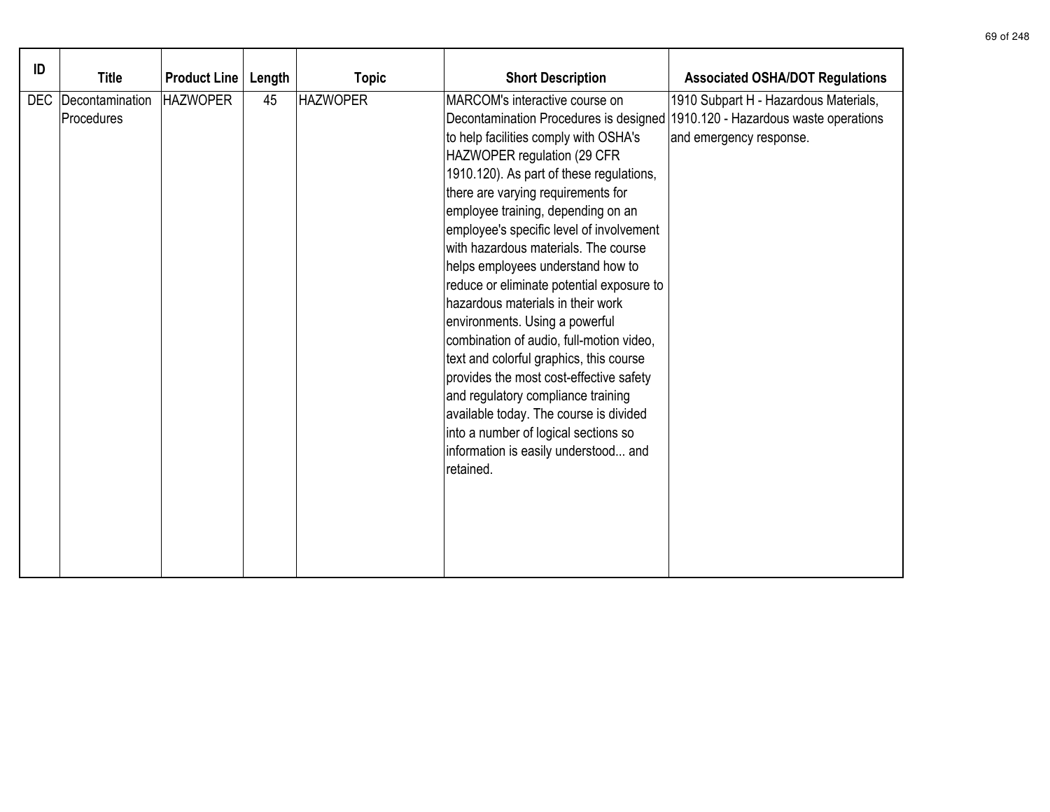| ID | Title | Product Line | Length | Topic | Short Description | Associated OSHA/DOT Regulations |
|---|---|---|---|---|---|---|
| DEC | Decontamination Procedures | HAZWOPER | 45 | HAZWOPER | MARCOM's interactive course on Decontamination Procedures is designed to help facilities comply with OSHA's HAZWOPER regulation (29 CFR 1910.120). As part of these regulations, there are varying requirements for employee training, depending on an employee's specific level of involvement with hazardous materials. The course helps employees understand how to reduce or eliminate potential exposure to hazardous materials in their work environments. Using a powerful combination of audio, full-motion video, text and colorful graphics, this course provides the most cost-effective safety and regulatory compliance training available today. The course is divided into a number of logical sections so information is easily understood... and retained. | 1910 Subpart H - Hazardous Materials, 1910.120 - Hazardous waste operations and emergency response. |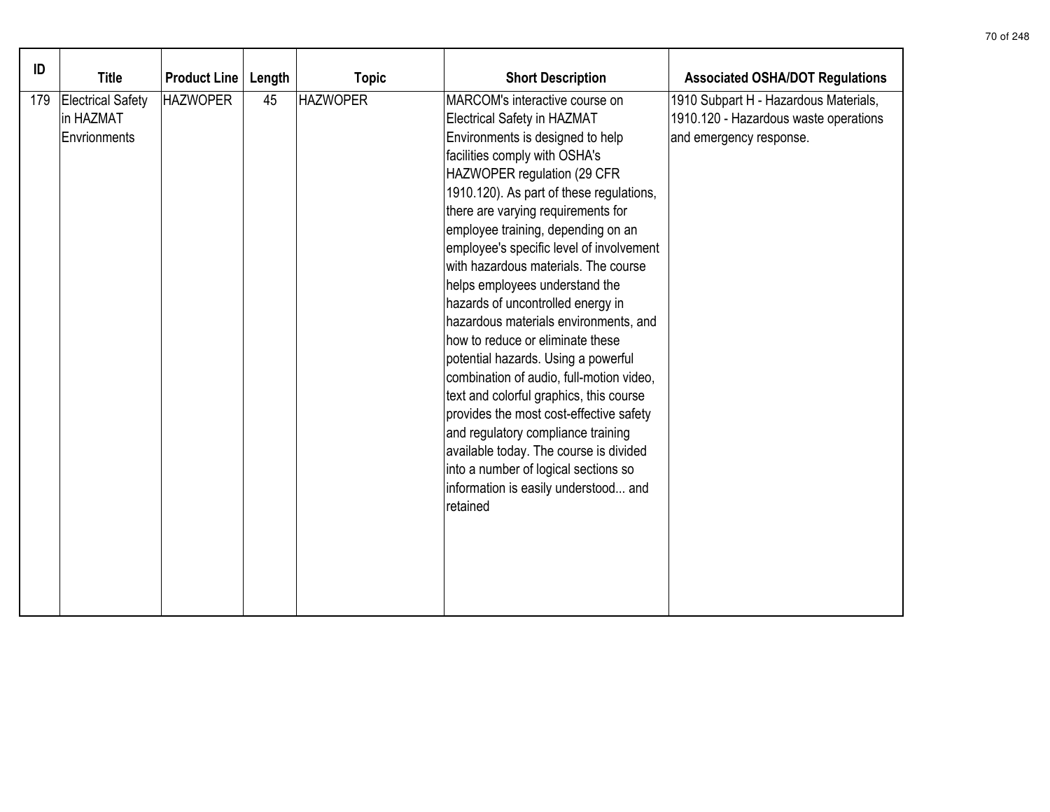| ID | Title | Product Line | Length | Topic | Short Description | Associated OSHA/DOT Regulations |
|---|---|---|---|---|---|---|
| 179 | Electrical Safety in HAZMAT Envrionments | HAZWOPER | 45 | HAZWOPER | MARCOM's interactive course on Electrical Safety in HAZMAT Environments is designed to help facilities comply with OSHA's HAZWOPER regulation (29 CFR 1910.120). As part of these regulations, there are varying requirements for employee training, depending on an employee's specific level of involvement with hazardous materials. The course helps employees understand the hazards of uncontrolled energy in hazardous materials environments, and how to reduce or eliminate these potential hazards. Using a powerful combination of audio, full-motion video, text and colorful graphics, this course provides the most cost-effective safety and regulatory compliance training available today. The course is divided into a number of logical sections so information is easily understood... and retained | 1910 Subpart H - Hazardous Materials, 1910.120 - Hazardous waste operations and emergency response. |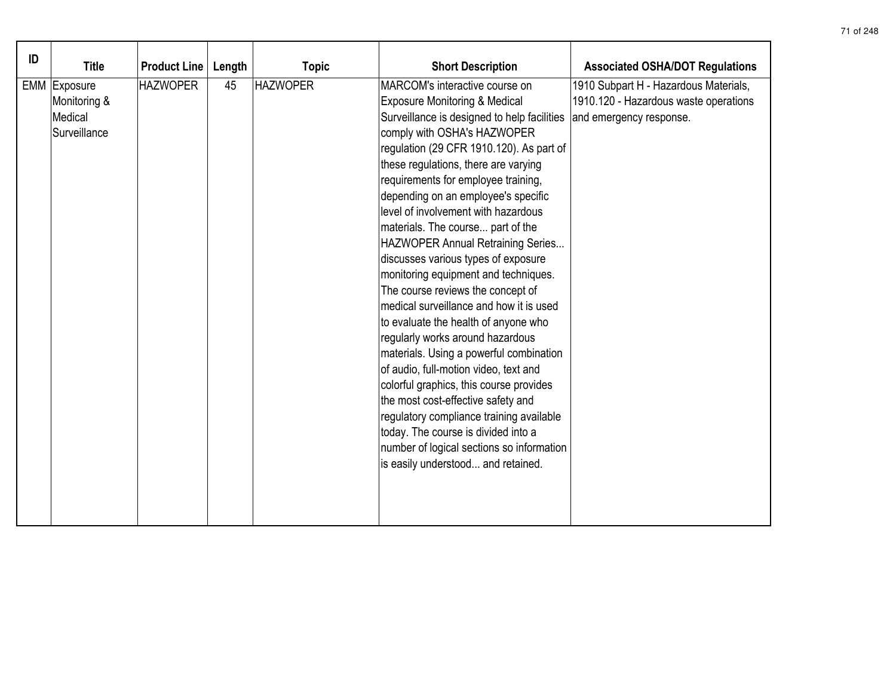| ID | Title | Product Line | Length | Topic | Short Description | Associated OSHA/DOT Regulations |
|---|---|---|---|---|---|---|
| EMM | Exposure Monitoring & Medical Surveillance | HAZWOPER | 45 | HAZWOPER | MARCOM's interactive course on Exposure Monitoring & Medical Surveillance is designed to help facilities comply with OSHA's HAZWOPER regulation (29 CFR 1910.120). As part of these regulations, there are varying requirements for employee training, depending on an employee's specific level of involvement with hazardous materials. The course... part of the HAZWOPER Annual Retraining Series... discusses various types of exposure monitoring equipment and techniques. The course reviews the concept of medical surveillance and how it is used to evaluate the health of anyone who regularly works around hazardous materials. Using a powerful combination of audio, full-motion video, text and colorful graphics, this course provides the most cost-effective safety and regulatory compliance training available today. The course is divided into a number of logical sections so information is easily understood... and retained. | 1910 Subpart H - Hazardous Materials, 1910.120 - Hazardous waste operations and emergency response. |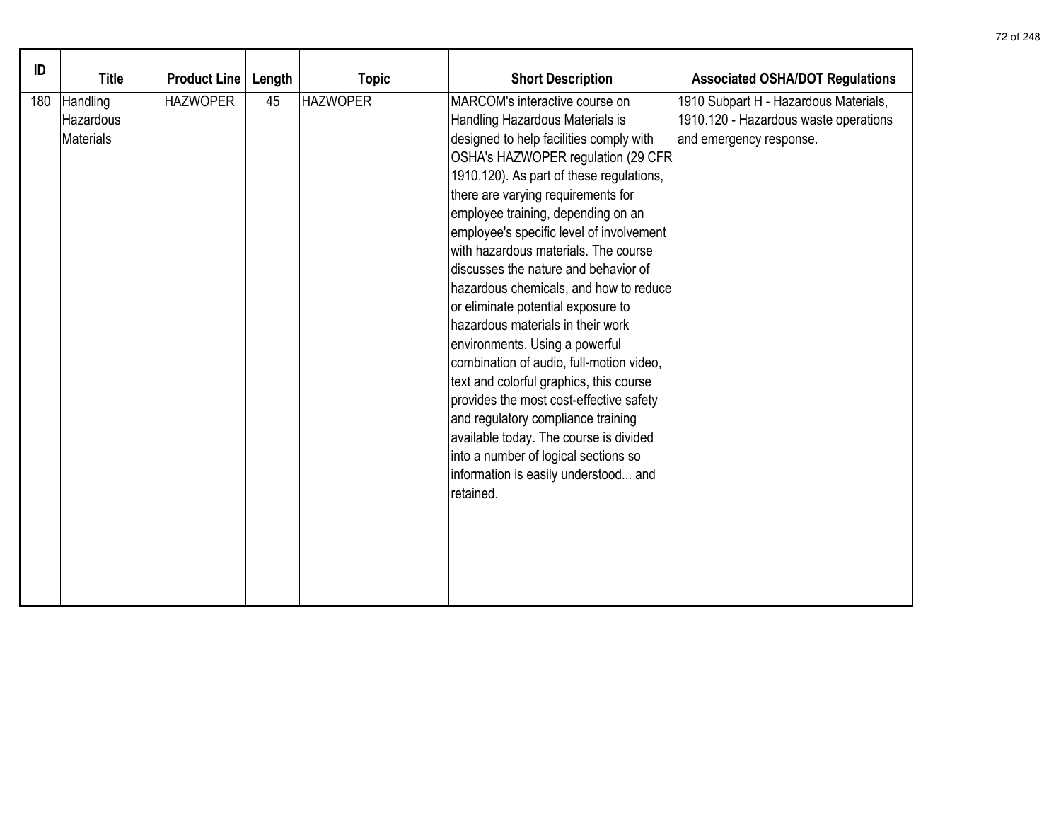| ID | Title | Product Line | Length | Topic | Short Description | Associated OSHA/DOT Regulations |
|---|---|---|---|---|---|---|
| 180 | Handling Hazardous Materials | HAZWOPER | 45 | HAZWOPER | MARCOM's interactive course on Handling Hazardous Materials is designed to help facilities comply with OSHA's HAZWOPER regulation (29 CFR 1910.120). As part of these regulations, there are varying requirements for employee training, depending on an employee's specific level of involvement with hazardous materials. The course discusses the nature and behavior of hazardous chemicals, and how to reduce or eliminate potential exposure to hazardous materials in their work environments. Using a powerful combination of audio, full-motion video, text and colorful graphics, this course provides the most cost-effective safety and regulatory compliance training available today. The course is divided into a number of logical sections so information is easily understood... and retained. | 1910 Subpart H - Hazardous Materials, 1910.120 - Hazardous waste operations and emergency response. |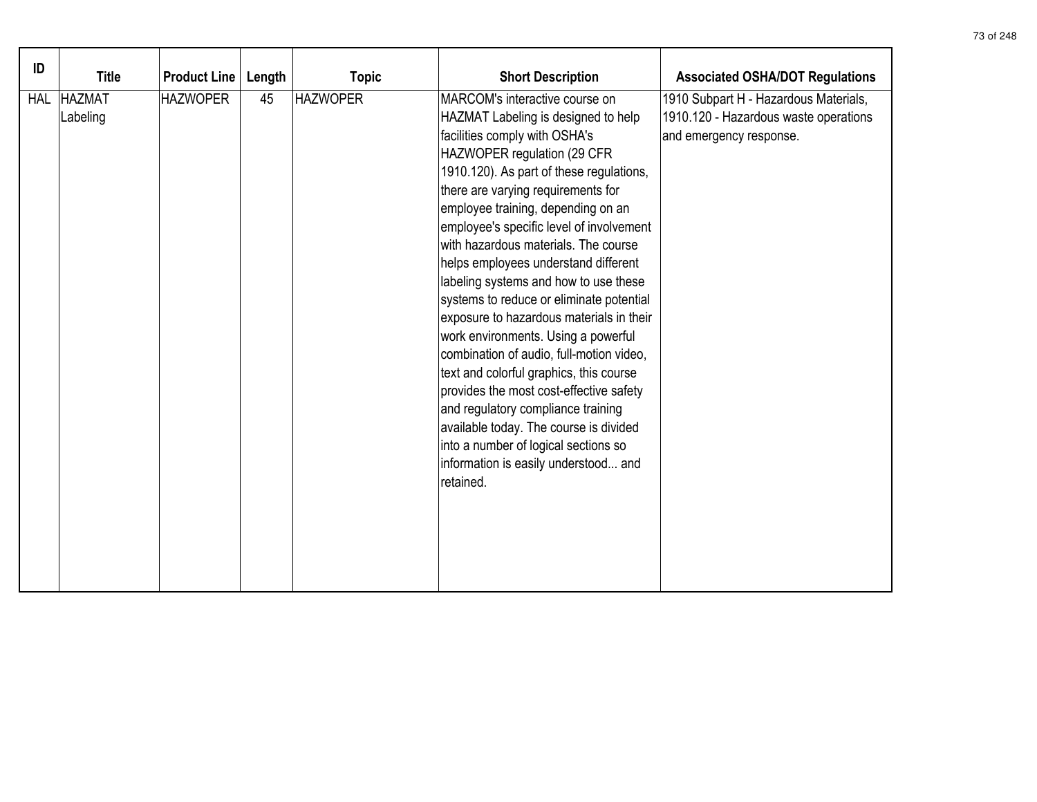| ID | Title | Product Line | Length | Topic | Short Description | Associated OSHA/DOT Regulations |
|---|---|---|---|---|---|---|
| HAL | HAZMAT Labeling | HAZWOPER | 45 | HAZWOPER | MARCOM's interactive course on HAZMAT Labeling is designed to help facilities comply with OSHA's HAZWOPER regulation (29 CFR 1910.120). As part of these regulations, there are varying requirements for employee training, depending on an employee's specific level of involvement with hazardous materials. The course helps employees understand different labeling systems and how to use these systems to reduce or eliminate potential exposure to hazardous materials in their work environments. Using a powerful combination of audio, full-motion video, text and colorful graphics, this course provides the most cost-effective safety and regulatory compliance training available today. The course is divided into a number of logical sections so information is easily understood... and retained. | 1910 Subpart H - Hazardous Materials, 1910.120 - Hazardous waste operations and emergency response. |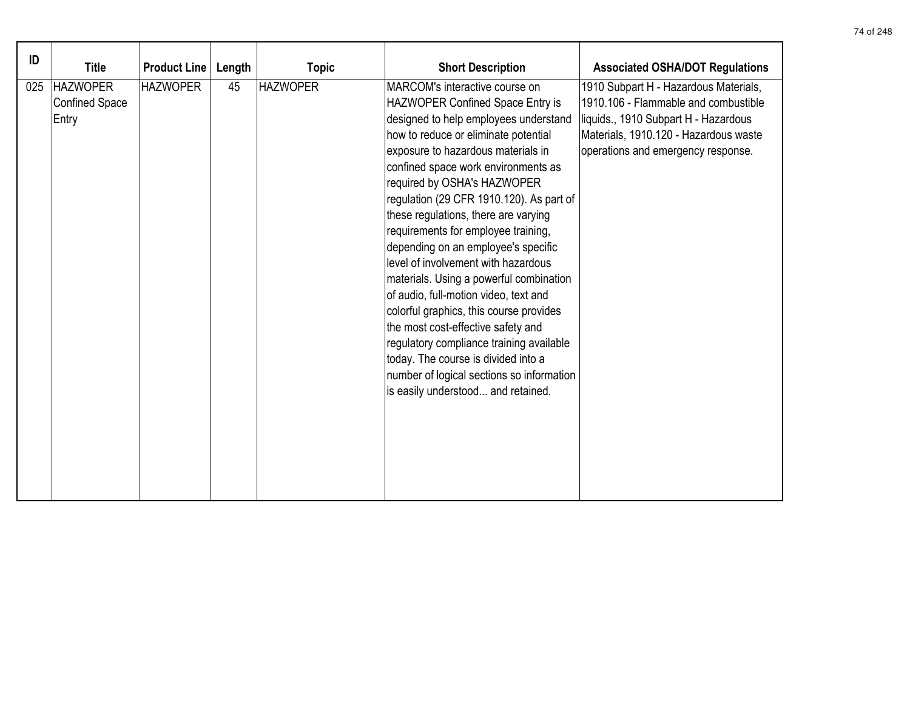| ID | Title | Product Line | Length | Topic | Short Description | Associated OSHA/DOT Regulations |
|---|---|---|---|---|---|---|
| 025 | HAZWOPER Confined Space Entry | HAZWOPER | 45 | HAZWOPER | MARCOM's interactive course on HAZWOPER Confined Space Entry is designed to help employees understand how to reduce or eliminate potential exposure to hazardous materials in confined space work environments as required by OSHA's HAZWOPER regulation (29 CFR 1910.120). As part of these regulations, there are varying requirements for employee training, depending on an employee's specific level of involvement with hazardous materials. Using a powerful combination of audio, full-motion video, text and colorful graphics, this course provides the most cost-effective safety and regulatory compliance training available today. The course is divided into a number of logical sections so information is easily understood... and retained. | 1910 Subpart H - Hazardous Materials, 1910.106 - Flammable and combustible liquids., 1910 Subpart H - Hazardous Materials, 1910.120 - Hazardous waste operations and emergency response. |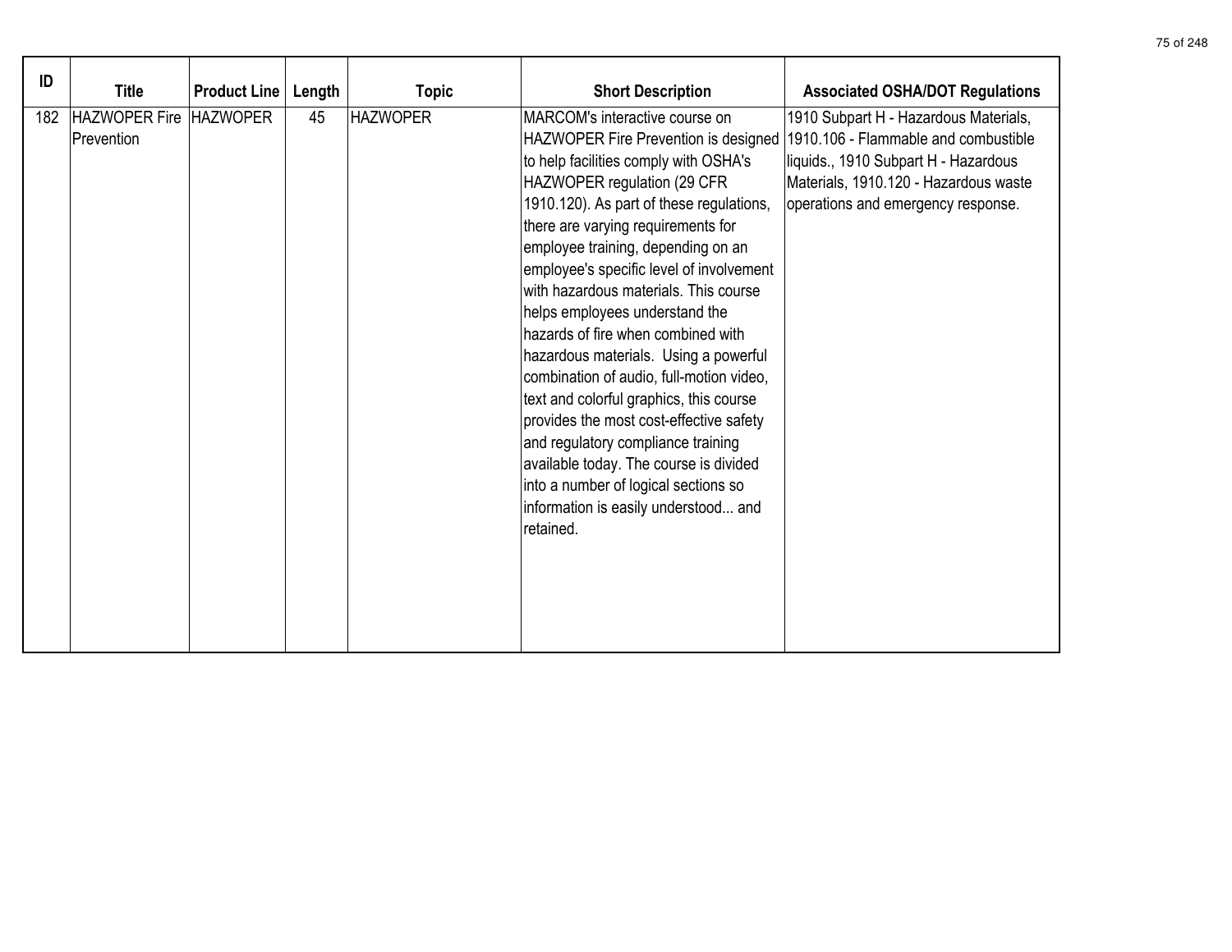| ID | Title | Product Line | Length | Topic | Short Description | Associated OSHA/DOT Regulations |
|---|---|---|---|---|---|---|
| 182 | HAZWOPER Fire Prevention | HAZWOPER | 45 | HAZWOPER | MARCOM's interactive course on HAZWOPER Fire Prevention is designed to help facilities comply with OSHA's HAZWOPER regulation (29 CFR 1910.120). As part of these regulations, there are varying requirements for employee training, depending on an employee's specific level of involvement with hazardous materials. This course helps employees understand the hazards of fire when combined with hazardous materials. Using a powerful combination of audio, full-motion video, text and colorful graphics, this course provides the most cost-effective safety and regulatory compliance training available today. The course is divided into a number of logical sections so information is easily understood... and retained. | 1910 Subpart H - Hazardous Materials, 1910.106 - Flammable and combustible liquids., 1910 Subpart H - Hazardous Materials, 1910.120 - Hazardous waste operations and emergency response. |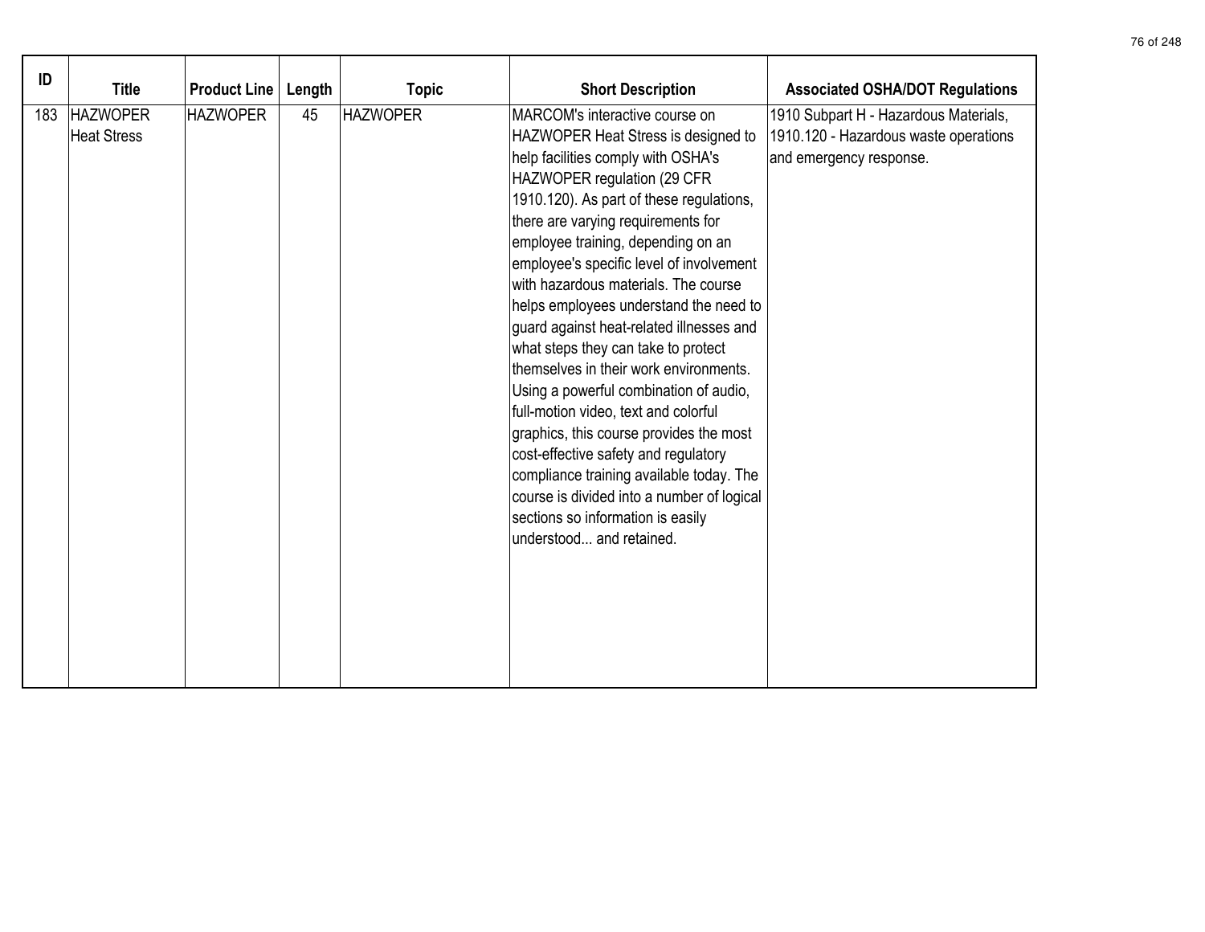| ID | Title | Product Line | Length | Topic | Short Description | Associated OSHA/DOT Regulations |
|---|---|---|---|---|---|---|
| 183 | HAZWOPER Heat Stress | HAZWOPER | 45 | HAZWOPER | MARCOM's interactive course on HAZWOPER Heat Stress is designed to help facilities comply with OSHA's HAZWOPER regulation (29 CFR 1910.120). As part of these regulations, there are varying requirements for employee training, depending on an employee's specific level of involvement with hazardous materials. The course helps employees understand the need to guard against heat-related illnesses and what steps they can take to protect themselves in their work environments. Using a powerful combination of audio, full-motion video, text and colorful graphics, this course provides the most cost-effective safety and regulatory compliance training available today. The course is divided into a number of logical sections so information is easily understood... and retained. | 1910 Subpart H - Hazardous Materials, 1910.120 - Hazardous waste operations and emergency response. |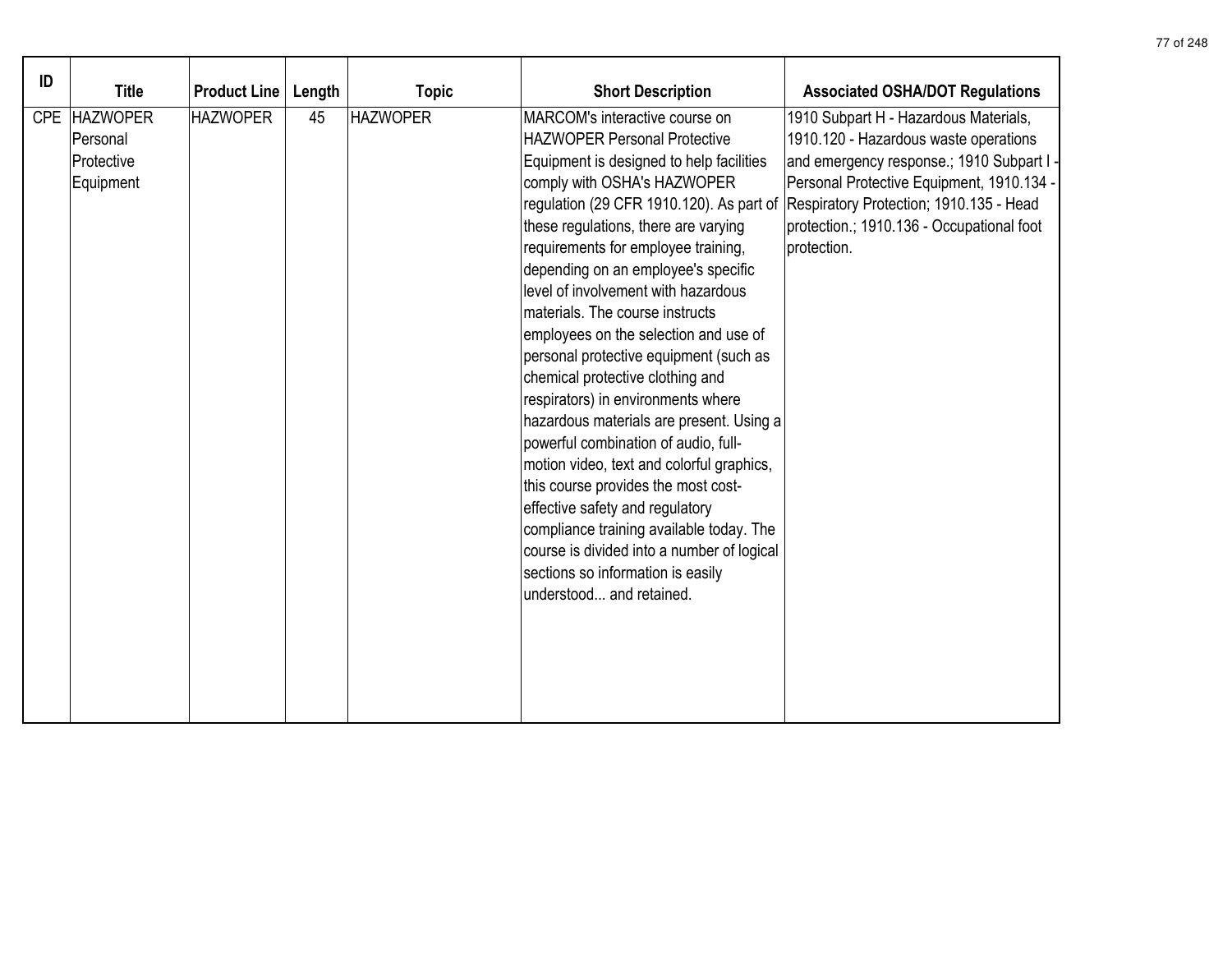| ID | Title | Product Line | Length | Topic | Short Description | Associated OSHA/DOT Regulations |
|---|---|---|---|---|---|---|
| CPE | HAZWOPER Personal Protective Equipment | HAZWOPER | 45 | HAZWOPER | MARCOM's interactive course on HAZWOPER Personal Protective Equipment is designed to help facilities comply with OSHA's HAZWOPER regulation (29 CFR 1910.120). As part of these regulations, there are varying requirements for employee training, depending on an employee's specific level of involvement with hazardous materials. The course instructs employees on the selection and use of personal protective equipment (such as chemical protective clothing and respirators) in environments where hazardous materials are present. Using a powerful combination of audio, full-motion video, text and colorful graphics, this course provides the most cost-effective safety and regulatory compliance training available today. The course is divided into a number of logical sections so information is easily understood... and retained. | 1910 Subpart H - Hazardous Materials, 1910.120 - Hazardous waste operations and emergency response.; 1910 Subpart I - Personal Protective Equipment, 1910.134 - Respiratory Protection; 1910.135 - Head protection.; 1910.136 - Occupational foot protection. |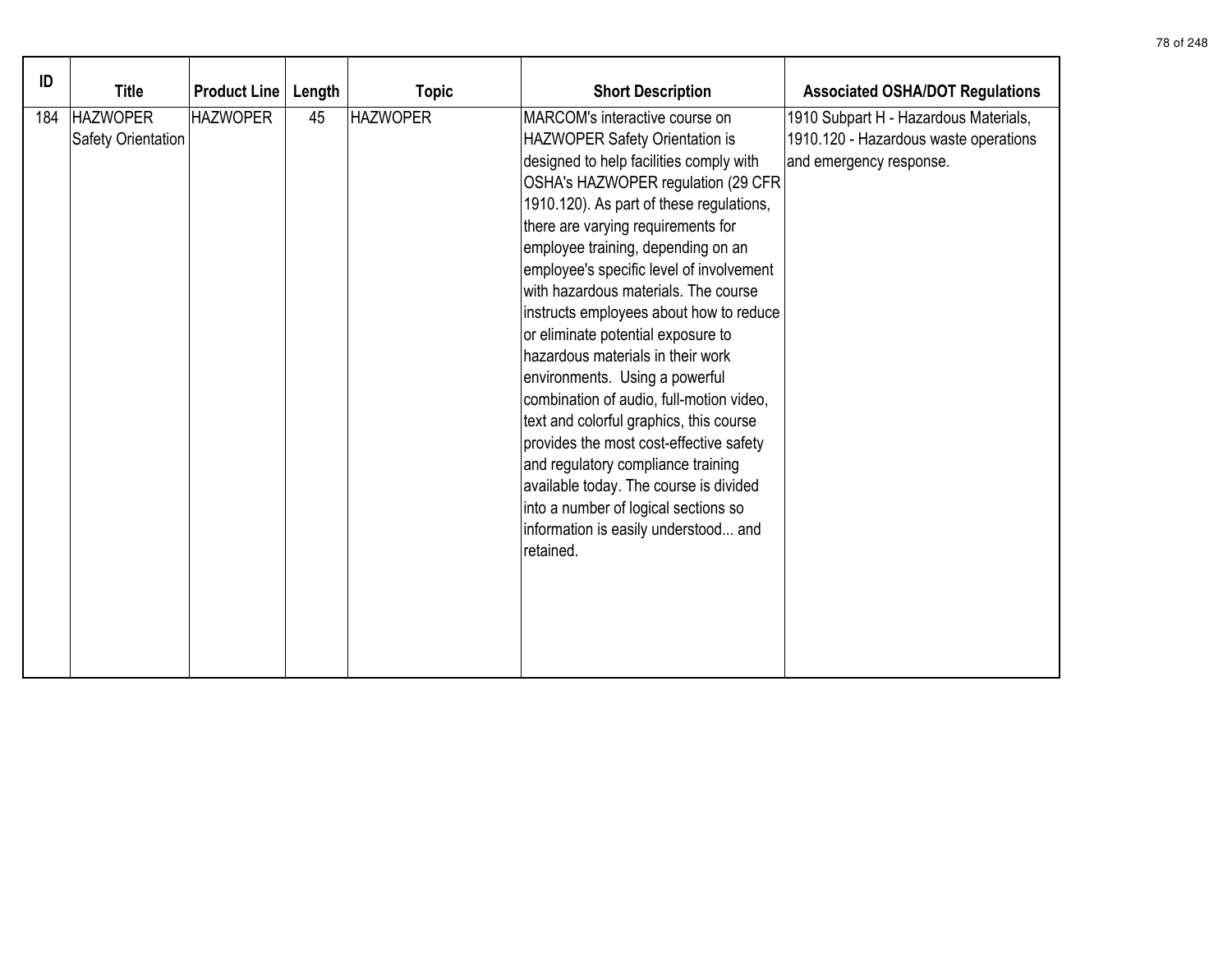| ID | Title | Product Line | Length | Topic | Short Description | Associated OSHA/DOT Regulations |
|---|---|---|---|---|---|---|
| 184 | HAZWOPER Safety Orientation | HAZWOPER | 45 | HAZWOPER | MARCOM's interactive course on HAZWOPER Safety Orientation is designed to help facilities comply with OSHA's HAZWOPER regulation (29 CFR 1910.120). As part of these regulations, there are varying requirements for employee training, depending on an employee's specific level of involvement with hazardous materials. The course instructs employees about how to reduce or eliminate potential exposure to hazardous materials in their work environments. Using a powerful combination of audio, full-motion video, text and colorful graphics, this course provides the most cost-effective safety and regulatory compliance training available today. The course is divided into a number of logical sections so information is easily understood... and retained. | 1910 Subpart H - Hazardous Materials, 1910.120 - Hazardous waste operations and emergency response. |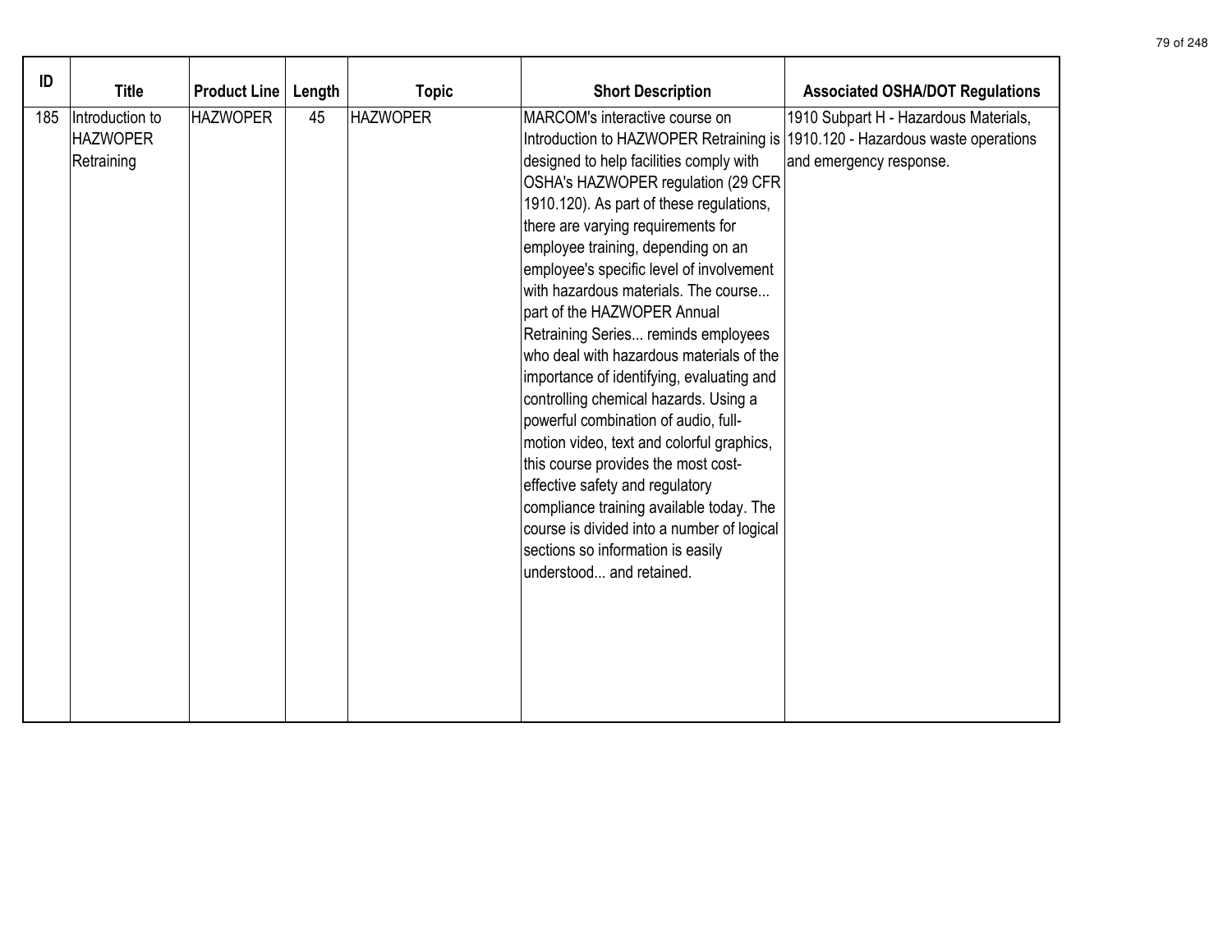| ID | Title | Product Line | Length | Topic | Short Description | Associated OSHA/DOT Regulations |
|---|---|---|---|---|---|---|
| 185 | Introduction to HAZWOPER Retraining | HAZWOPER | 45 | HAZWOPER | MARCOM's interactive course on Introduction to HAZWOPER Retraining is designed to help facilities comply with OSHA's HAZWOPER regulation (29 CFR 1910.120). As part of these regulations, there are varying requirements for employee training, depending on an employee's specific level of involvement with hazardous materials. The course... part of the HAZWOPER Annual Retraining Series... reminds employees who deal with hazardous materials of the importance of identifying, evaluating and controlling chemical hazards. Using a powerful combination of audio, full-motion video, text and colorful graphics, this course provides the most cost-effective safety and regulatory compliance training available today. The course is divided into a number of logical sections so information is easily understood... and retained. | 1910 Subpart H - Hazardous Materials, 1910.120 - Hazardous waste operations and emergency response. |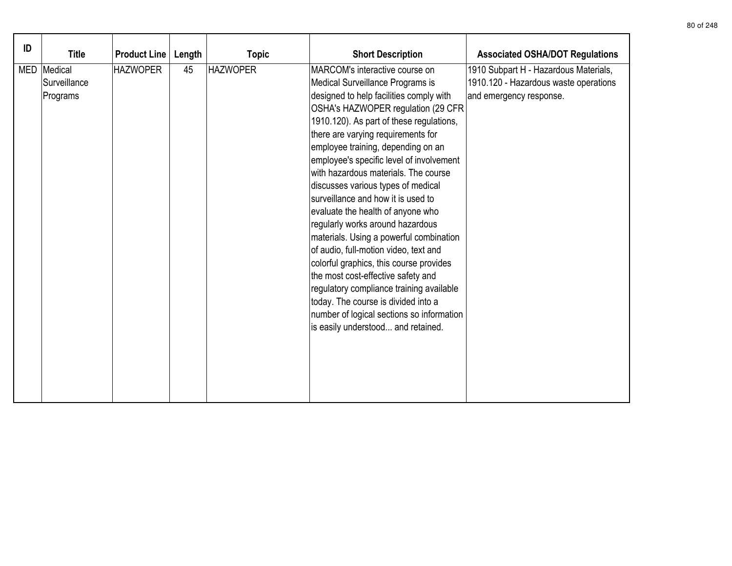| ID | Title | Product Line | Length | Topic | Short Description | Associated OSHA/DOT Regulations |
|---|---|---|---|---|---|---|
| MED | Medical Surveillance Programs | HAZWOPER | 45 | HAZWOPER | MARCOM's interactive course on Medical Surveillance Programs is designed to help facilities comply with OSHA's HAZWOPER regulation (29 CFR 1910.120). As part of these regulations, there are varying requirements for employee training, depending on an employee's specific level of involvement with hazardous materials. The course discusses various types of medical surveillance and how it is used to evaluate the health of anyone who regularly works around hazardous materials. Using a powerful combination of audio, full-motion video, text and colorful graphics, this course provides the most cost-effective safety and regulatory compliance training available today. The course is divided into a number of logical sections so information is easily understood... and retained. | 1910 Subpart H - Hazardous Materials, 1910.120 - Hazardous waste operations and emergency response. |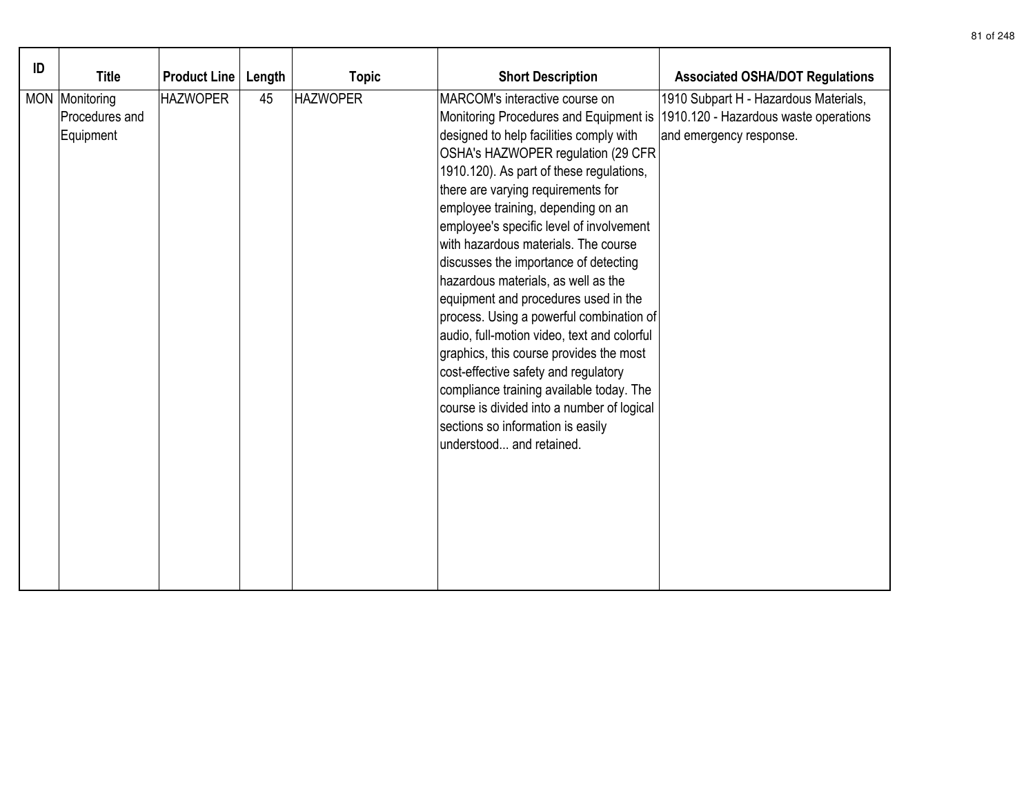| ID | Title | Product Line | Length | Topic | Short Description | Associated OSHA/DOT Regulations |
|---|---|---|---|---|---|---|
| MON | Monitoring Procedures and Equipment | HAZWOPER | 45 | HAZWOPER | MARCOM's interactive course on Monitoring Procedures and Equipment is designed to help facilities comply with OSHA's HAZWOPER regulation (29 CFR 1910.120). As part of these regulations, there are varying requirements for employee training, depending on an employee's specific level of involvement with hazardous materials. The course discusses the importance of detecting hazardous materials, as well as the equipment and procedures used in the process. Using a powerful combination of audio, full-motion video, text and colorful graphics, this course provides the most cost-effective safety and regulatory compliance training available today. The course is divided into a number of logical sections so information is easily understood... and retained. | 1910 Subpart H - Hazardous Materials, 1910.120 - Hazardous waste operations and emergency response. |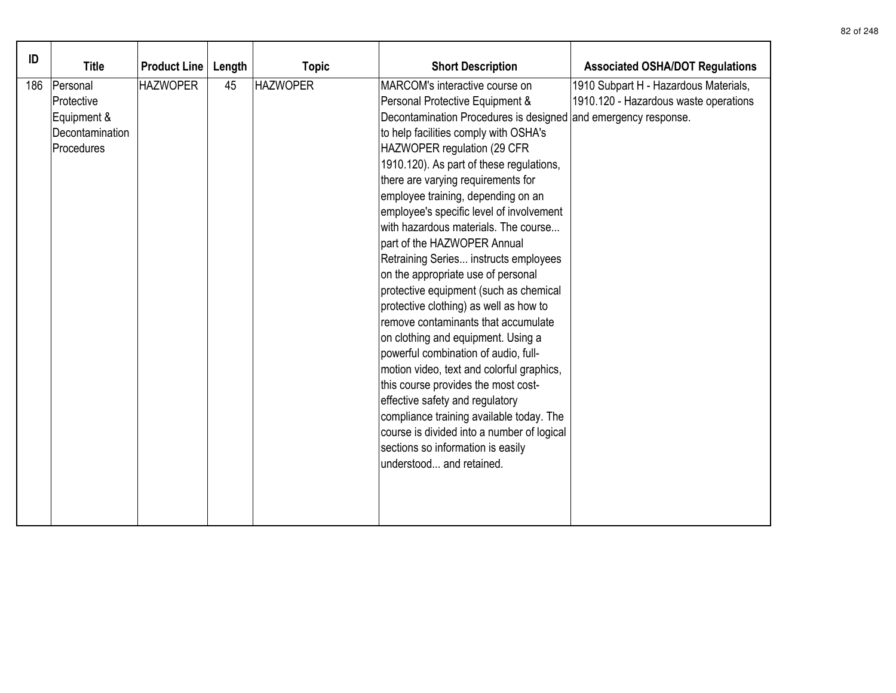| ID | Title | Product Line | Length | Topic | Short Description | Associated OSHA/DOT Regulations |
|---|---|---|---|---|---|---|
| 186 | Personal Protective Equipment & Decontamination Procedures | HAZWOPER | 45 | HAZWOPER | MARCOM's interactive course on Personal Protective Equipment & Decontamination Procedures is designed to help facilities comply with OSHA's HAZWOPER regulation (29 CFR 1910.120). As part of these regulations, there are varying requirements for employee training, depending on an employee's specific level of involvement with hazardous materials. The course... part of the HAZWOPER Annual Retraining Series... instructs employees on the appropriate use of personal protective equipment (such as chemical protective clothing) as well as how to remove contaminants that accumulate on clothing and equipment. Using a powerful combination of audio, full-motion video, text and colorful graphics, this course provides the most cost-effective safety and regulatory compliance training available today. The course is divided into a number of logical sections so information is easily understood... and retained. | 1910 Subpart H - Hazardous Materials, 1910.120 - Hazardous waste operations and emergency response. |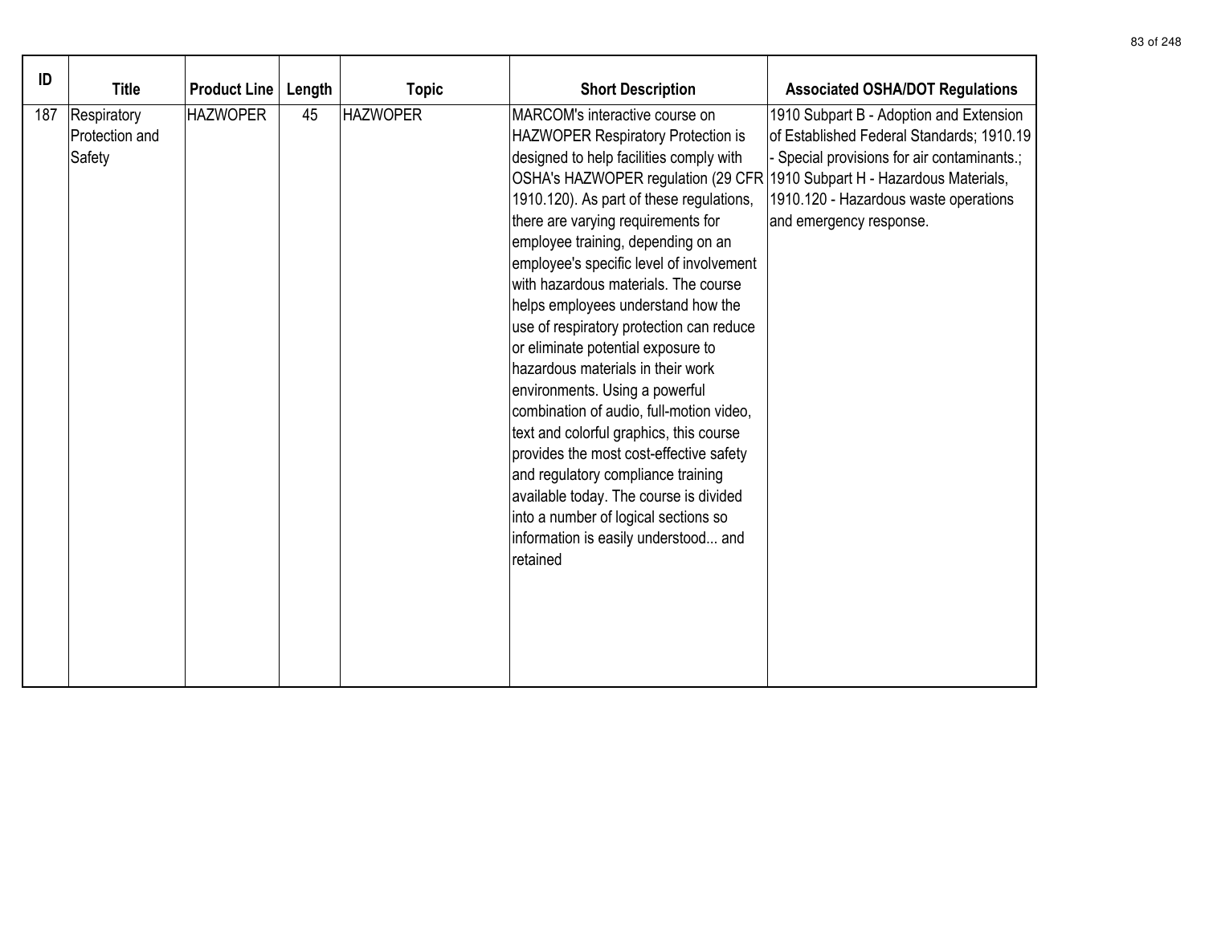| ID | Title | Product Line | Length | Topic | Short Description | Associated OSHA/DOT Regulations |
|---|---|---|---|---|---|---|
| 187 | Respiratory Protection and Safety | HAZWOPER | 45 | HAZWOPER | MARCOM's interactive course on HAZWOPER Respiratory Protection is designed to help facilities comply with OSHA's HAZWOPER regulation (29 CFR 1910.120). As part of these regulations, there are varying requirements for employee training, depending on an employee's specific level of involvement with hazardous materials. The course helps employees understand how the use of respiratory protection can reduce or eliminate potential exposure to hazardous materials in their work environments. Using a powerful combination of audio, full-motion video, text and colorful graphics, this course provides the most cost-effective safety and regulatory compliance training available today. The course is divided into a number of logical sections so information is easily understood... and retained | 1910 Subpart B - Adoption and Extension of Established Federal Standards; 1910.19 - Special provisions for air contaminants.; 1910 Subpart H - Hazardous Materials, 1910.120 - Hazardous waste operations and emergency response. |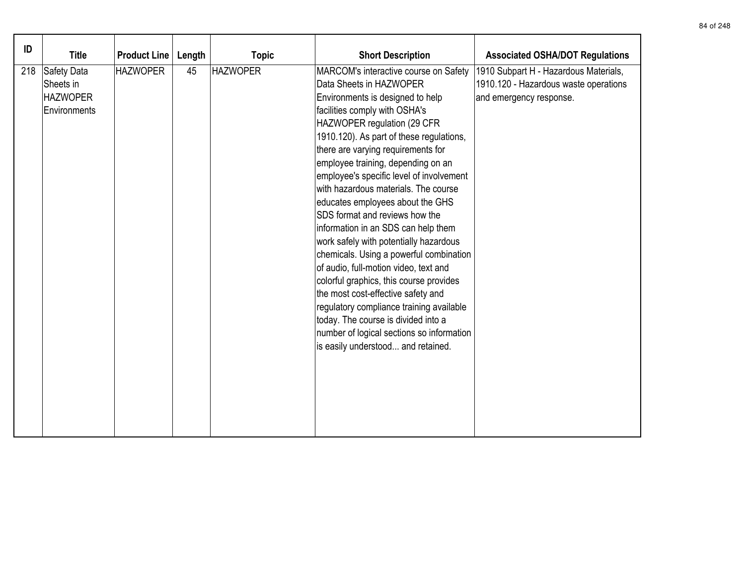| ID | Title | Product Line | Length | Topic | Short Description | Associated OSHA/DOT Regulations |
|---|---|---|---|---|---|---|
| 218 | Safety Data Sheets in HAZWOPER Environments | HAZWOPER | 45 | HAZWOPER | MARCOM's interactive course on Safety Data Sheets in HAZWOPER Environments is designed to help facilities comply with OSHA's HAZWOPER regulation (29 CFR 1910.120). As part of these regulations, there are varying requirements for employee training, depending on an employee's specific level of involvement with hazardous materials. The course educates employees about the GHS SDS format and reviews how the information in an SDS can help them work safely with potentially hazardous chemicals. Using a powerful combination of audio, full-motion video, text and colorful graphics, this course provides the most cost-effective safety and regulatory compliance training available today. The course is divided into a number of logical sections so information is easily understood... and retained. | 1910 Subpart H - Hazardous Materials, 1910.120 - Hazardous waste operations and emergency response. |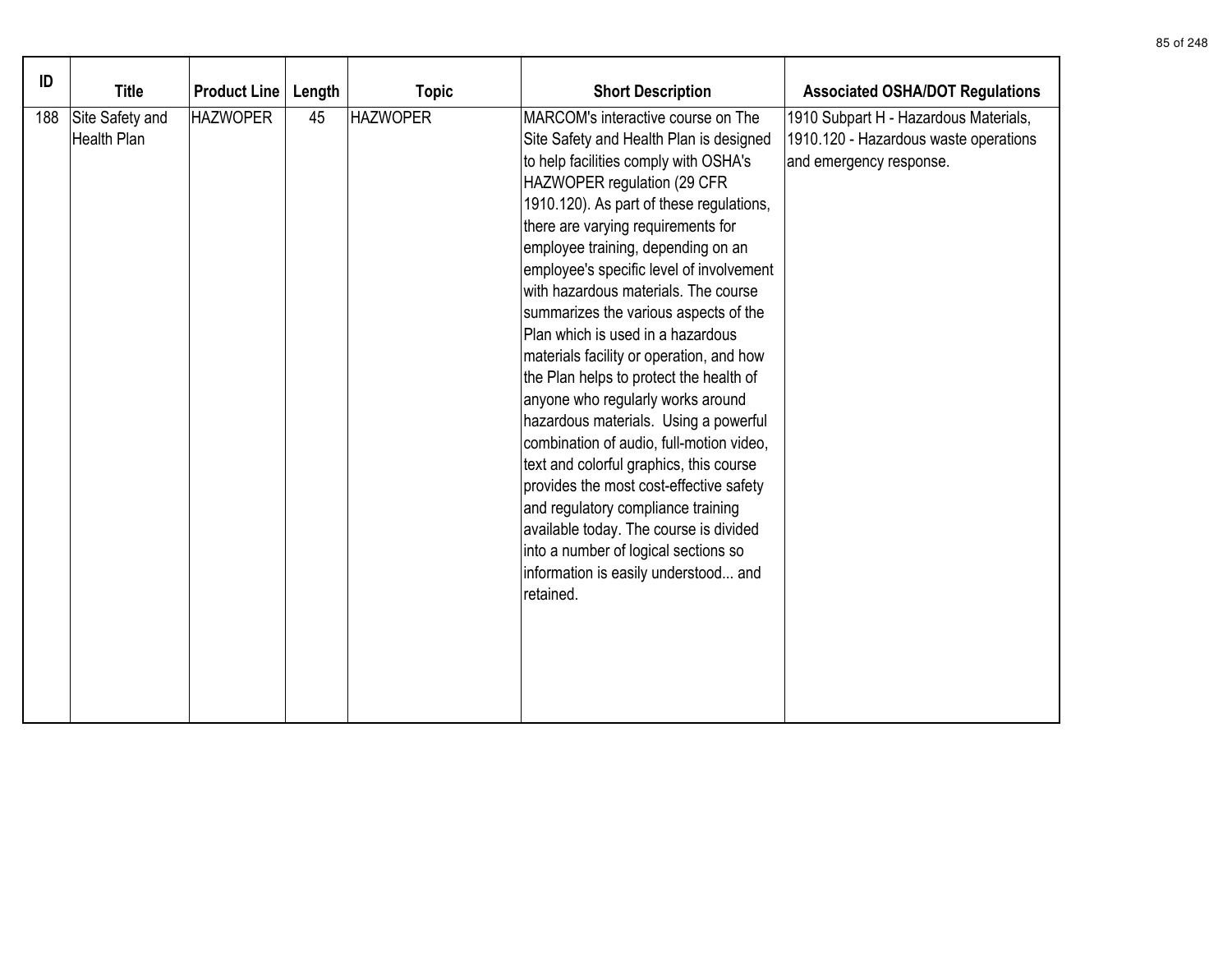| ID | Title | Product Line | Length | Topic | Short Description | Associated OSHA/DOT Regulations |
|---|---|---|---|---|---|---|
| 188 | Site Safety and Health Plan | HAZWOPER | 45 | HAZWOPER | MARCOM's interactive course on The Site Safety and Health Plan is designed to help facilities comply with OSHA's HAZWOPER regulation (29 CFR 1910.120). As part of these regulations, there are varying requirements for employee training, depending on an employee's specific level of involvement with hazardous materials. The course summarizes the various aspects of the Plan which is used in a hazardous materials facility or operation, and how the Plan helps to protect the health of anyone who regularly works around hazardous materials. Using a powerful combination of audio, full-motion video, text and colorful graphics, this course provides the most cost-effective safety and regulatory compliance training available today. The course is divided into a number of logical sections so information is easily understood... and retained. | 1910 Subpart H - Hazardous Materials, 1910.120 - Hazardous waste operations and emergency response. |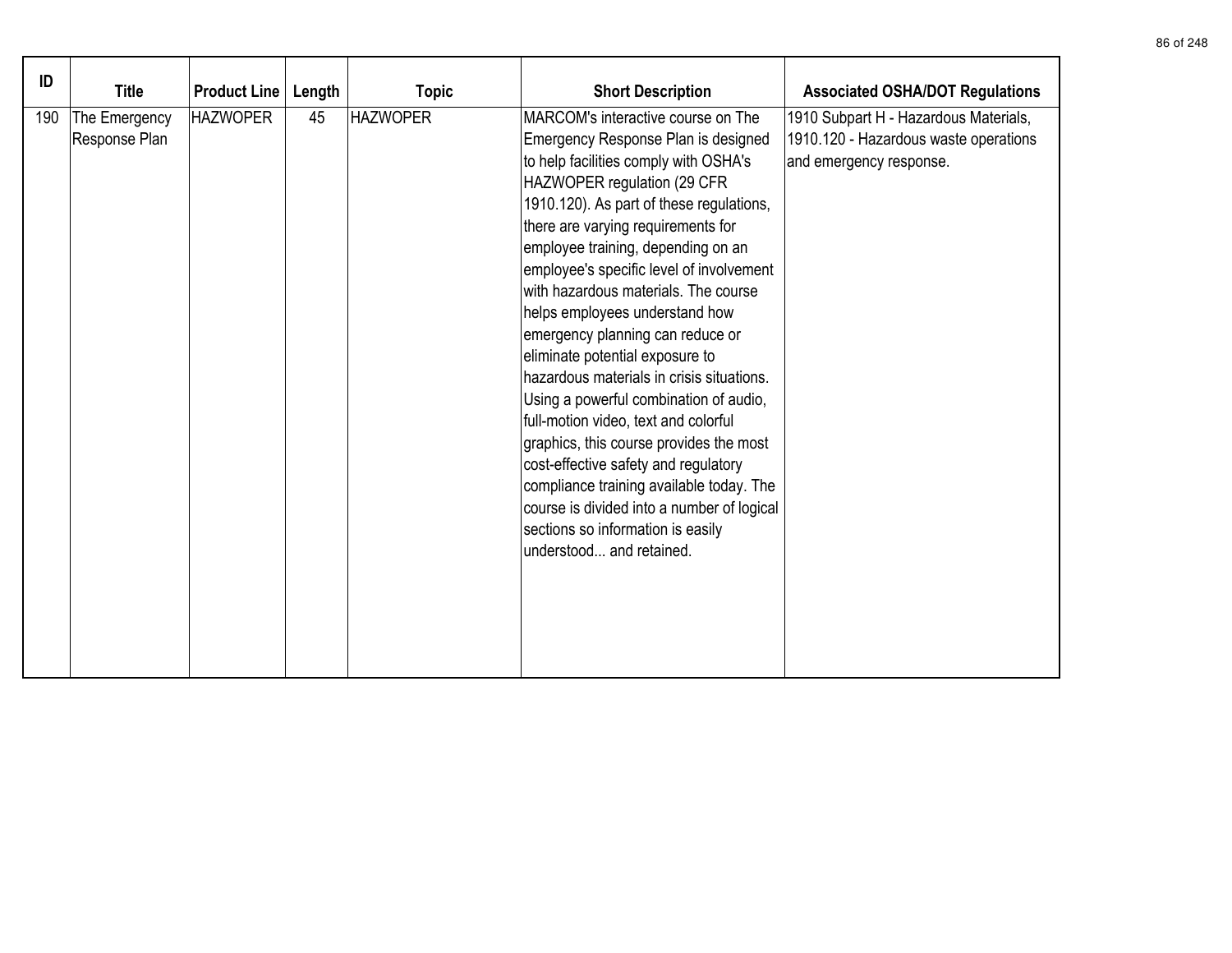| ID | Title | Product Line | Length | Topic | Short Description | Associated OSHA/DOT Regulations |
|---|---|---|---|---|---|---|
| 190 | The Emergency Response Plan | HAZWOPER | 45 | HAZWOPER | MARCOM's interactive course on The Emergency Response Plan is designed to help facilities comply with OSHA's HAZWOPER regulation (29 CFR 1910.120). As part of these regulations, there are varying requirements for employee training, depending on an employee's specific level of involvement with hazardous materials. The course helps employees understand how emergency planning can reduce or eliminate potential exposure to hazardous materials in crisis situations. Using a powerful combination of audio, full-motion video, text and colorful graphics, this course provides the most cost-effective safety and regulatory compliance training available today. The course is divided into a number of logical sections so information is easily understood... and retained. | 1910 Subpart H - Hazardous Materials, 1910.120 - Hazardous waste operations and emergency response. |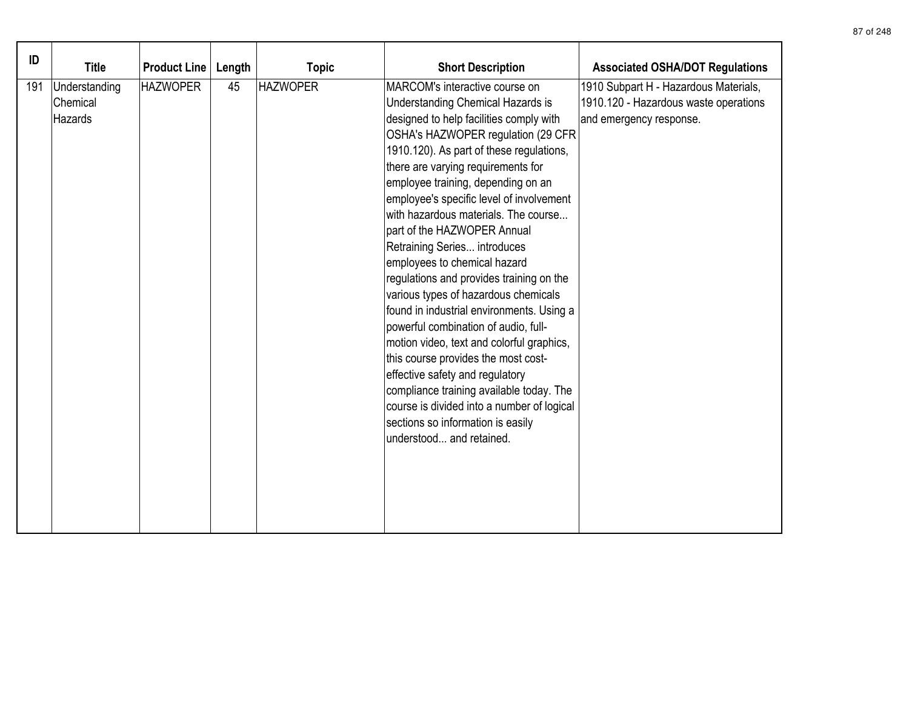| ID | Title | Product Line | Length | Topic | Short Description | Associated OSHA/DOT Regulations |
|---|---|---|---|---|---|---|
| 191 | Understanding Chemical Hazards | HAZWOPER | 45 | HAZWOPER | MARCOM's interactive course on Understanding Chemical Hazards is designed to help facilities comply with OSHA's HAZWOPER regulation (29 CFR 1910.120). As part of these regulations, there are varying requirements for employee training, depending on an employee's specific level of involvement with hazardous materials. The course... part of the HAZWOPER Annual Retraining Series... introduces employees to chemical hazard regulations and provides training on the various types of hazardous chemicals found in industrial environments. Using a powerful combination of audio, full-motion video, text and colorful graphics, this course provides the most cost-effective safety and regulatory compliance training available today. The course is divided into a number of logical sections so information is easily understood... and retained. | 1910 Subpart H - Hazardous Materials, 1910.120 - Hazardous waste operations and emergency response. |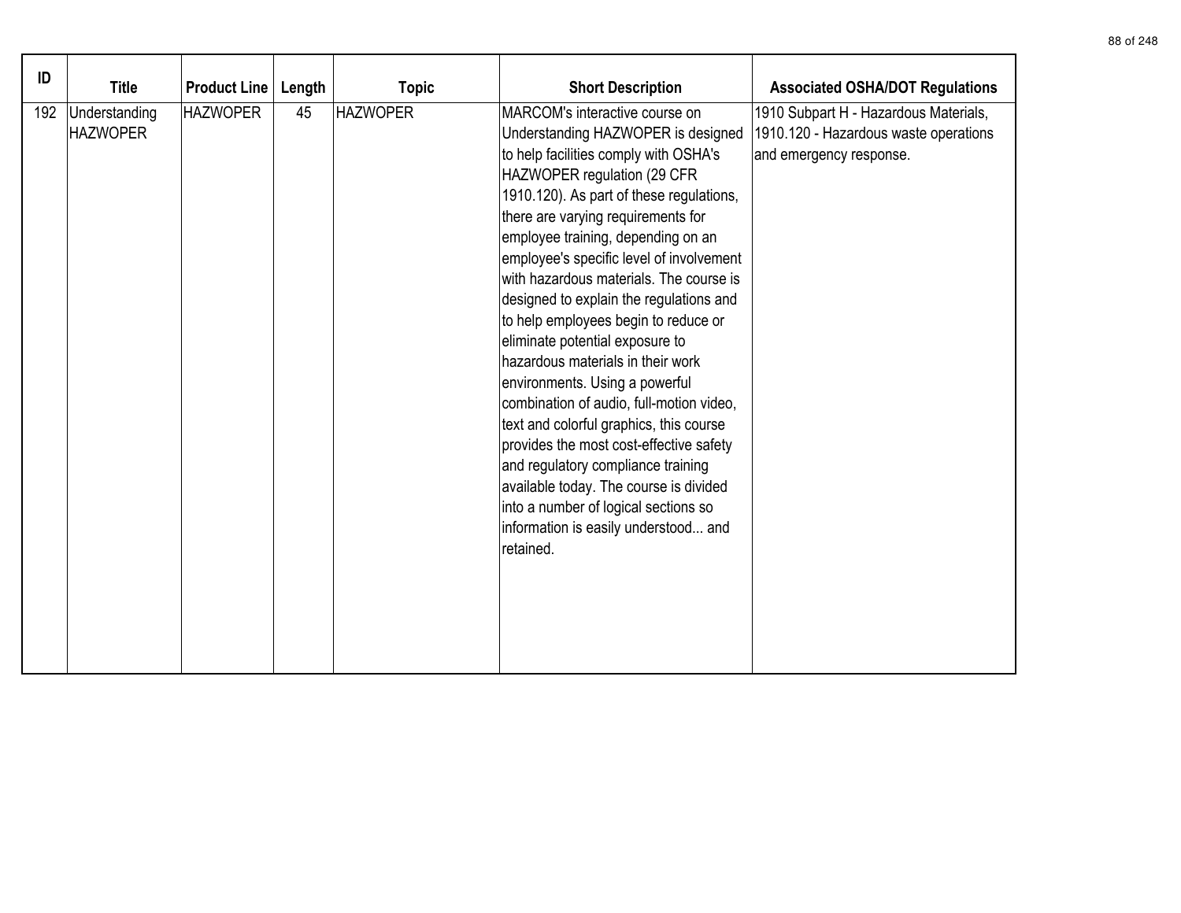| ID | Title | Product Line | Length | Topic | Short Description | Associated OSHA/DOT Regulations |
|---|---|---|---|---|---|---|
| 192 | Understanding HAZWOPER | HAZWOPER | 45 | HAZWOPER | MARCOM's interactive course on Understanding HAZWOPER is designed to help facilities comply with OSHA's HAZWOPER regulation (29 CFR 1910.120). As part of these regulations, there are varying requirements for employee training, depending on an employee's specific level of involvement with hazardous materials. The course is designed to explain the regulations and to help employees begin to reduce or eliminate potential exposure to hazardous materials in their work environments. Using a powerful combination of audio, full-motion video, text and colorful graphics, this course provides the most cost-effective safety and regulatory compliance training available today. The course is divided into a number of logical sections so information is easily understood... and retained. | 1910 Subpart H - Hazardous Materials, 1910.120 - Hazardous waste operations and emergency response. |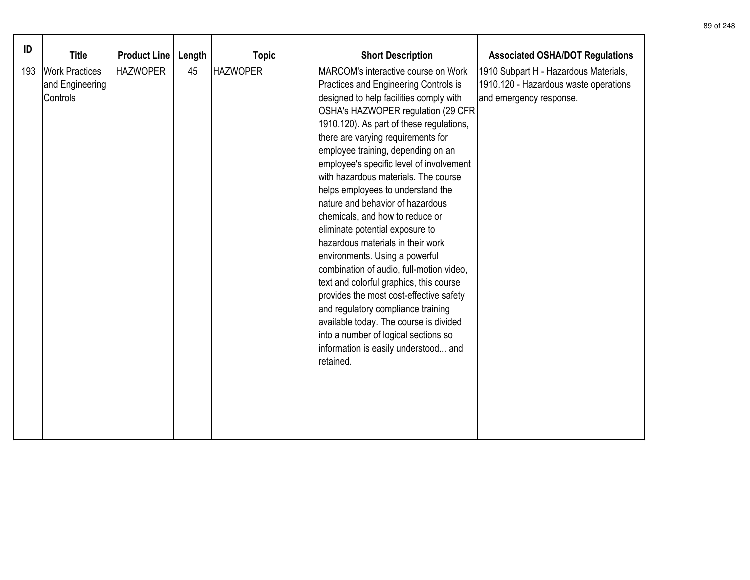| ID | Title | Product Line | Length | Topic | Short Description | Associated OSHA/DOT Regulations |
|---|---|---|---|---|---|---|
| 193 | Work Practices and Engineering Controls | HAZWOPER | 45 | HAZWOPER | MARCOM's interactive course on Work Practices and Engineering Controls is designed to help facilities comply with OSHA's HAZWOPER regulation (29 CFR 1910.120). As part of these regulations, there are varying requirements for employee training, depending on an employee's specific level of involvement with hazardous materials. The course helps employees to understand the nature and behavior of hazardous chemicals, and how to reduce or eliminate potential exposure to hazardous materials in their work environments. Using a powerful combination of audio, full-motion video, text and colorful graphics, this course provides the most cost-effective safety and regulatory compliance training available today. The course is divided into a number of logical sections so information is easily understood... and retained. | 1910 Subpart H - Hazardous Materials, 1910.120 - Hazardous waste operations and emergency response. |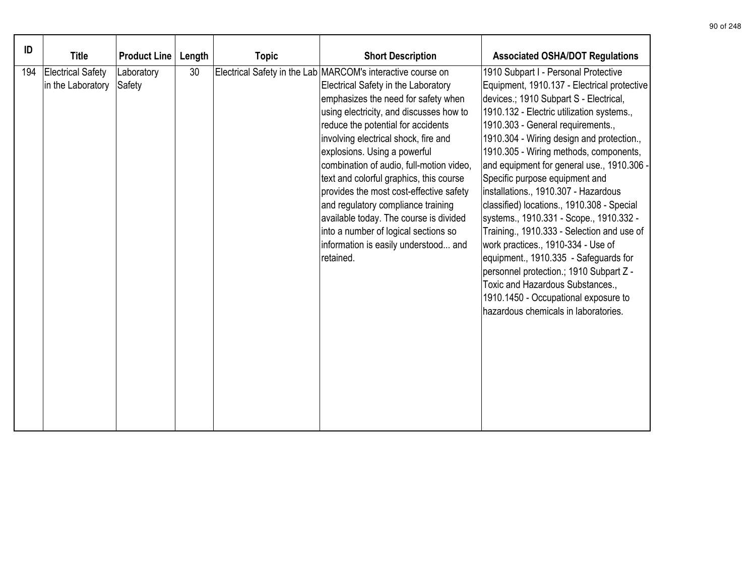| ID | Title | Product Line | Length | Topic | Short Description | Associated OSHA/DOT Regulations |
|---|---|---|---|---|---|---|
| 194 | Electrical Safety in the Laboratory | Laboratory Safety | 30 | Electrical Safety in the Lab | MARCOM's interactive course on Electrical Safety in the Laboratory emphasizes the need for safety when using electricity, and discusses how to reduce the potential for accidents involving electrical shock, fire and explosions. Using a powerful combination of audio, full-motion video, text and colorful graphics, this course provides the most cost-effective safety and regulatory compliance training available today. The course is divided into a number of logical sections so information is easily understood... and retained. | 1910 Subpart I - Personal Protective Equipment, 1910.137 - Electrical protective devices.; 1910 Subpart S - Electrical, 1910.132 - Electric utilization systems., 1910.303 - General requirements., 1910.304 - Wiring design and protection., 1910.305 - Wiring methods, components, and equipment for general use., 1910.306 - Specific purpose equipment and installations., 1910.307 - Hazardous classified) locations., 1910.308 - Special systems., 1910.331 - Scope., 1910.332 - Training., 1910.333 - Selection and use of work practices., 1910-334 - Use of equipment., 1910.335 - Safeguards for personnel protection.; 1910 Subpart Z - Toxic and Hazardous Substances., 1910.1450 - Occupational exposure to hazardous chemicals in laboratories. |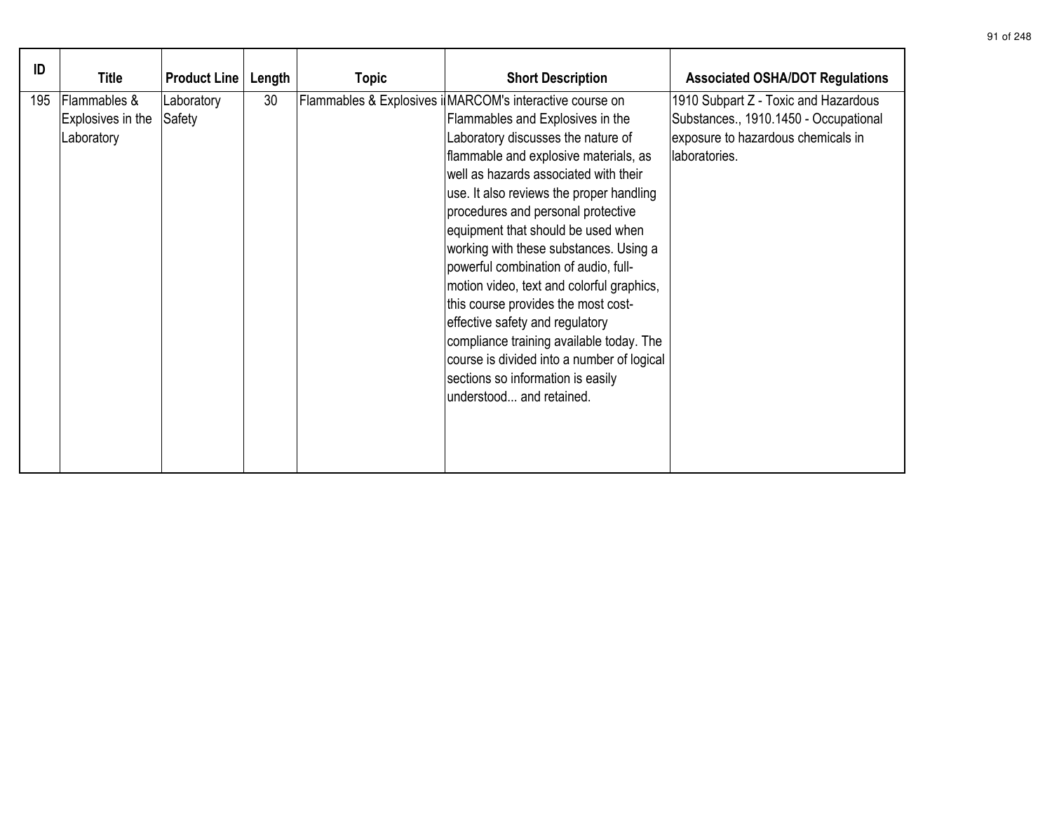| ID | Title | Product Line | Length | Topic | Short Description | Associated OSHA/DOT Regulations |
|---|---|---|---|---|---|---|
| 195 | Flammables & Explosives in the Laboratory | Laboratory Safety | 30 | Flammables & Explosives i | MARCOM's interactive course on Flammables and Explosives in the Laboratory discusses the nature of flammable and explosive materials, as well as hazards associated with their use. It also reviews the proper handling procedures and personal protective equipment that should be used when working with these substances. Using a powerful combination of audio, full-motion video, text and colorful graphics, this course provides the most cost-effective safety and regulatory compliance training available today. The course is divided into a number of logical sections so information is easily understood... and retained. | 1910 Subpart Z - Toxic and Hazardous Substances., 1910.1450 - Occupational exposure to hazardous chemicals in laboratories. |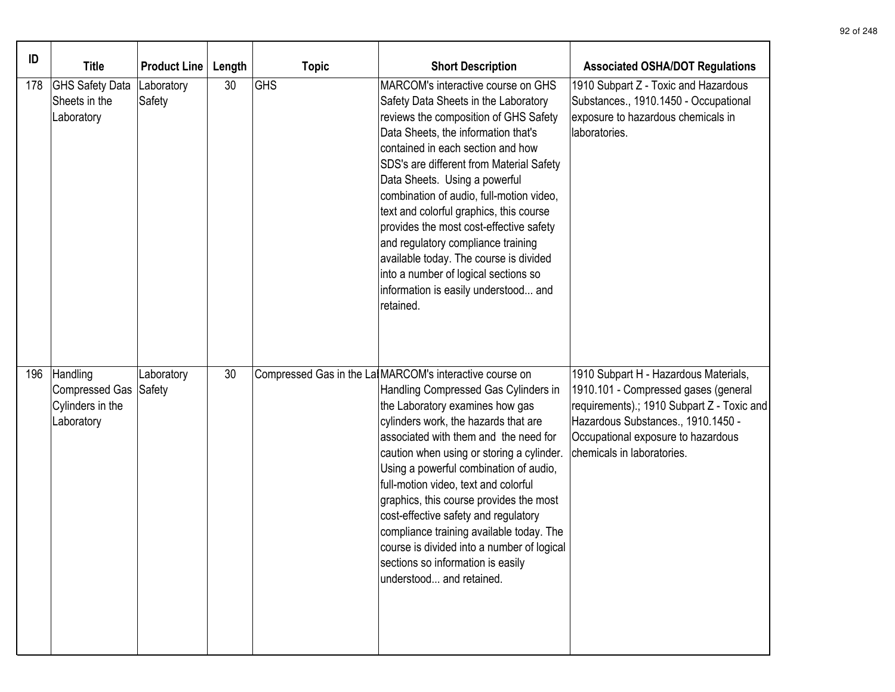| ID | Title | Product Line | Length | Topic | Short Description | Associated OSHA/DOT Regulations |
|---|---|---|---|---|---|---|
| 178 | GHS Safety Data Sheets in the Laboratory | Laboratory Safety | 30 | GHS | MARCOM's interactive course on GHS Safety Data Sheets in the Laboratory reviews the composition of GHS Safety Data Sheets, the information that's contained in each section and how SDS's are different from Material Safety Data Sheets. Using a powerful combination of audio, full-motion video, text and colorful graphics, this course provides the most cost-effective safety and regulatory compliance training available today. The course is divided into a number of logical sections so information is easily understood... and retained. | 1910 Subpart Z - Toxic and Hazardous Substances., 1910.1450 - Occupational exposure to hazardous chemicals in laboratories. |
| 196 | Handling Compressed Gas Cylinders in the Laboratory | Laboratory Safety | 30 | Compressed Gas in the Lal | MARCOM's interactive course on Handling Compressed Gas Cylinders in the Laboratory examines how gas cylinders work, the hazards that are associated with them and the need for caution when using or storing a cylinder. Using a powerful combination of audio, full-motion video, text and colorful graphics, this course provides the most cost-effective safety and regulatory compliance training available today. The course is divided into a number of logical sections so information is easily understood... and retained. | 1910 Subpart H - Hazardous Materials, 1910.101 - Compressed gases (general requirements).; 1910 Subpart Z - Toxic and Hazardous Substances., 1910.1450 - Occupational exposure to hazardous chemicals in laboratories. |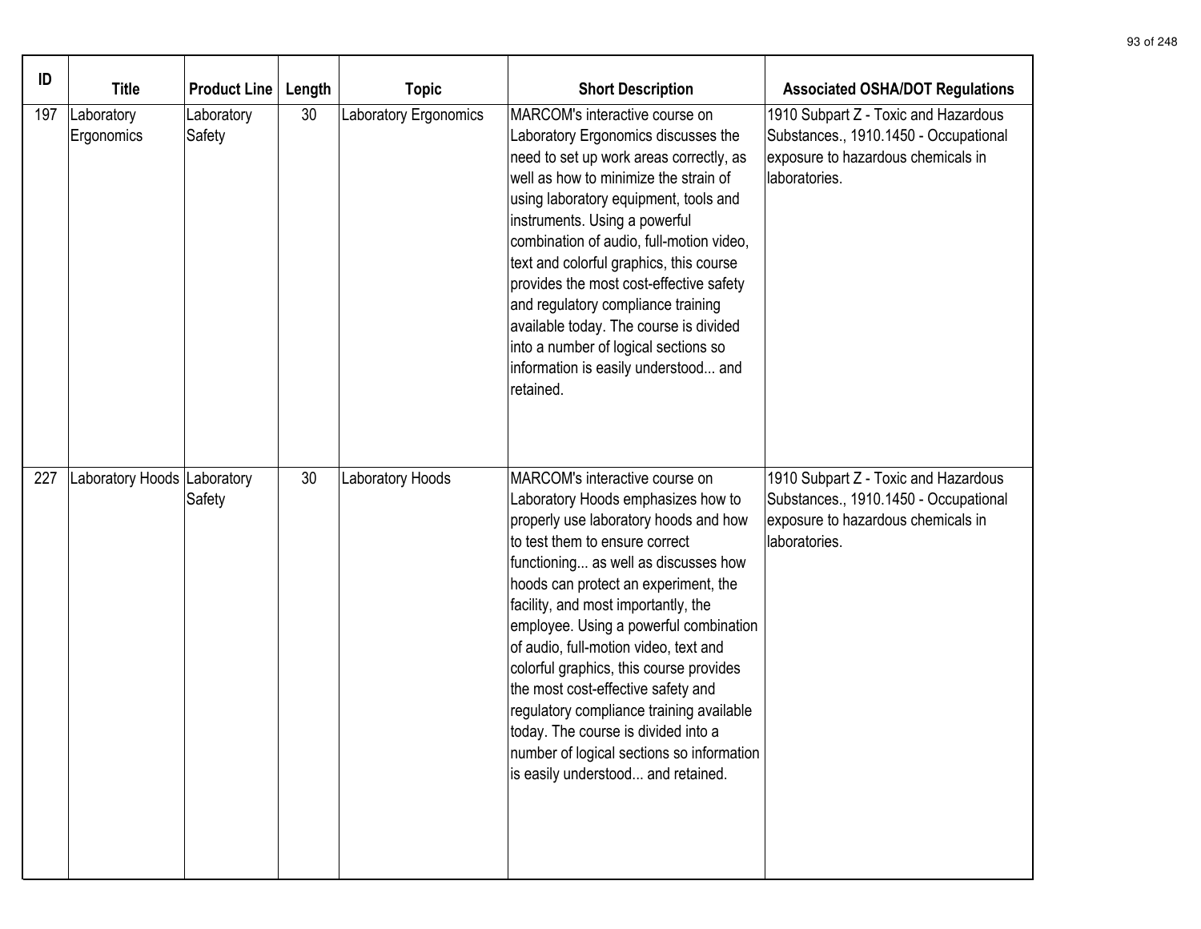| ID | Title | Product Line | Length | Topic | Short Description | Associated OSHA/DOT Regulations |
|---|---|---|---|---|---|---|
| 197 | Laboratory Ergonomics | Laboratory Safety | 30 | Laboratory Ergonomics | MARCOM's interactive course on Laboratory Ergonomics discusses the need to set up work areas correctly, as well as how to minimize the strain of using laboratory equipment, tools and instruments. Using a powerful combination of audio, full-motion video, text and colorful graphics, this course provides the most cost-effective safety and regulatory compliance training available today. The course is divided into a number of logical sections so information is easily understood... and retained. | 1910 Subpart Z - Toxic and Hazardous Substances., 1910.1450 - Occupational exposure to hazardous chemicals in laboratories. |
| 227 | Laboratory Hoods | Laboratory Safety | 30 | Laboratory Hoods | MARCOM's interactive course on Laboratory Hoods emphasizes how to properly use laboratory hoods and how to test them to ensure correct functioning... as well as discusses how hoods can protect an experiment, the facility, and most importantly, the employee. Using a powerful combination of audio, full-motion video, text and colorful graphics, this course provides the most cost-effective safety and regulatory compliance training available today. The course is divided into a number of logical sections so information is easily understood... and retained. | 1910 Subpart Z - Toxic and Hazardous Substances., 1910.1450 - Occupational exposure to hazardous chemicals in laboratories. |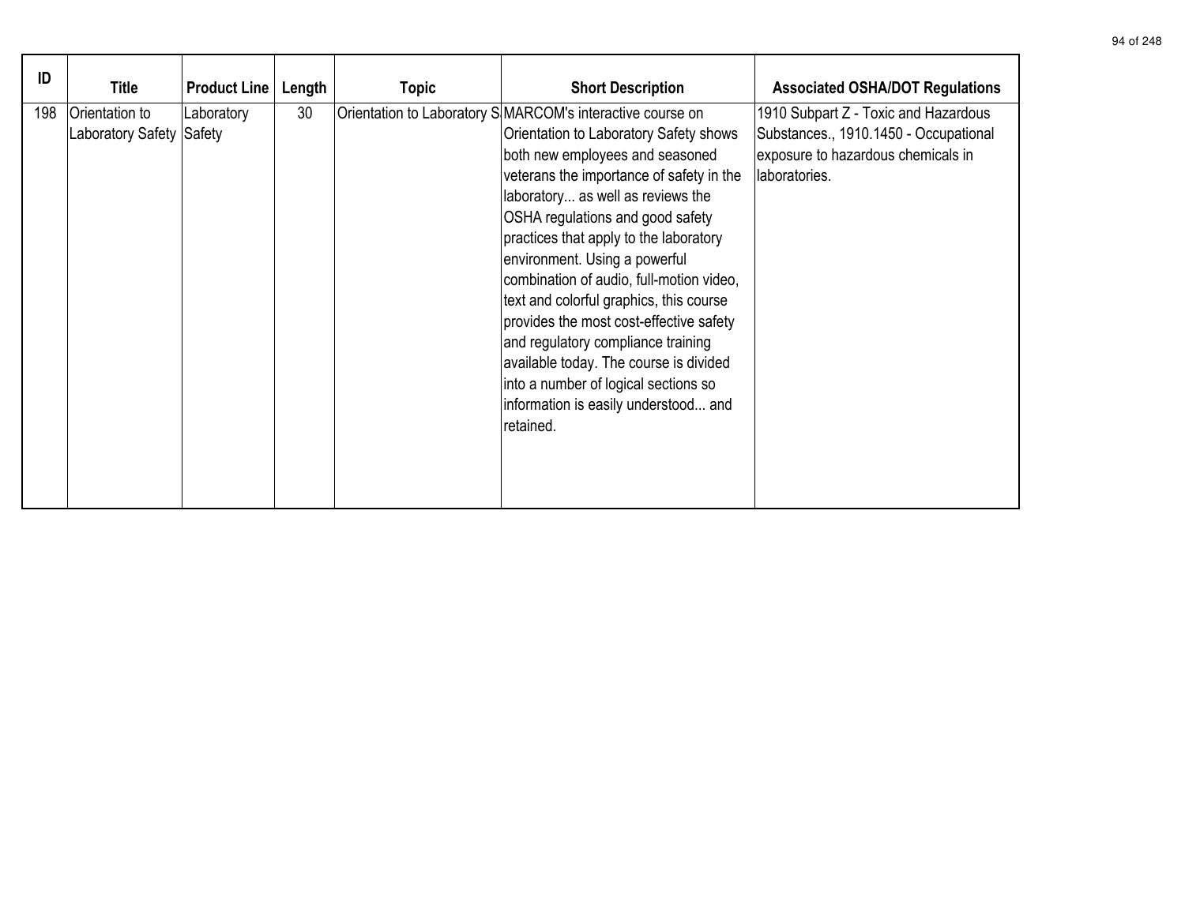| ID | Title | Product Line | Length | Topic | Short Description | Associated OSHA/DOT Regulations |
|---|---|---|---|---|---|---|
| 198 | Orientation to Laboratory Safety | Laboratory Safety | 30 | Orientation to Laboratory S | MARCOM's interactive course on Orientation to Laboratory Safety shows both new employees and seasoned veterans the importance of safety in the laboratory... as well as reviews the OSHA regulations and good safety practices that apply to the laboratory environment. Using a powerful combination of audio, full-motion video, text and colorful graphics, this course provides the most cost-effective safety and regulatory compliance training available today. The course is divided into a number of logical sections so information is easily understood... and retained. | 1910 Subpart Z - Toxic and Hazardous Substances., 1910.1450 - Occupational exposure to hazardous chemicals in laboratories. |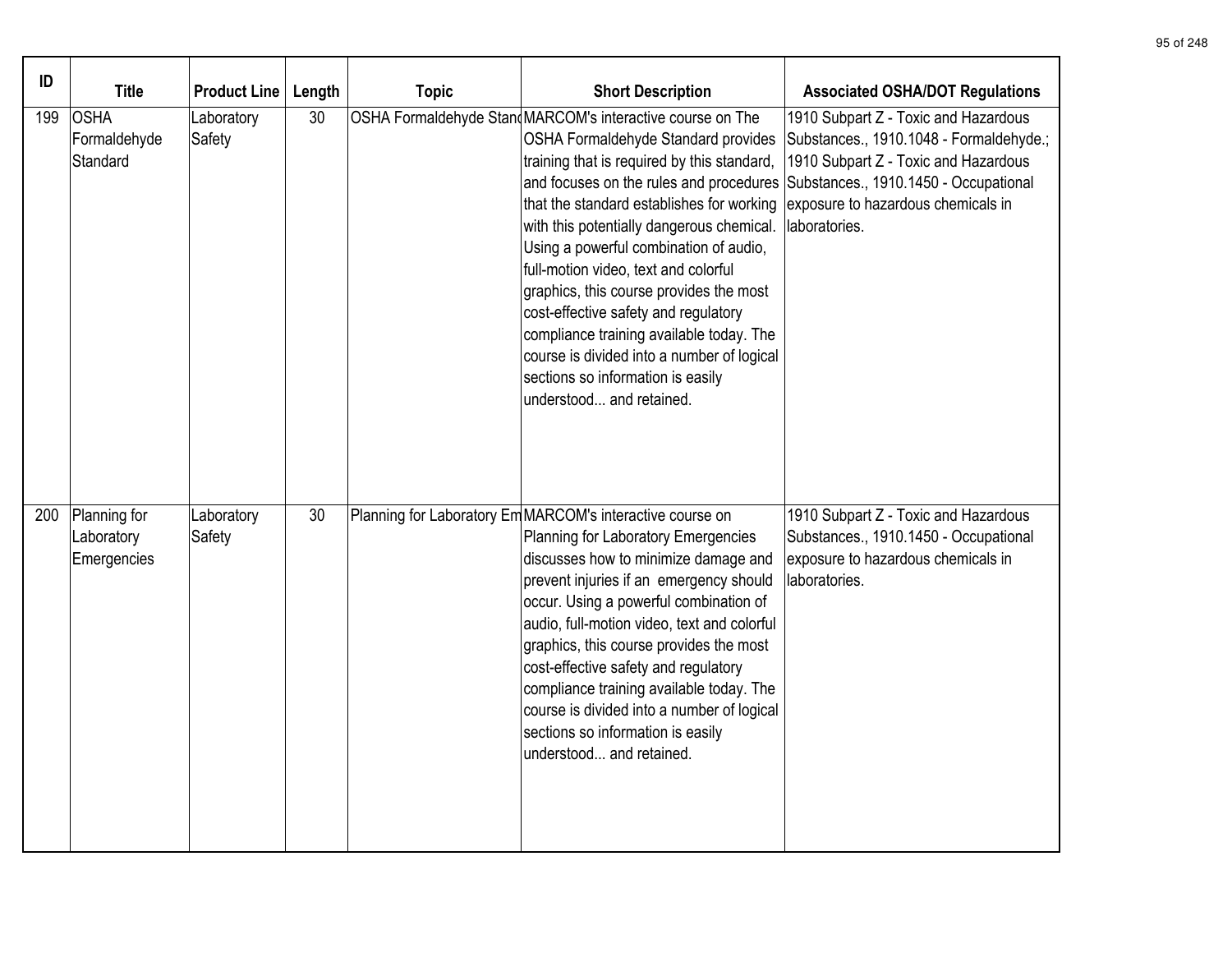| ID | Title | Product Line | Length | Topic | Short Description | Associated OSHA/DOT Regulations |
|---|---|---|---|---|---|---|
| 199 | OSHA Formaldehyde Standard | Laboratory Safety | 30 | OSHA Formaldehyde Stand | MARCOM's interactive course on The OSHA Formaldehyde Standard provides training that is required by this standard, and focuses on the rules and procedures that the standard establishes for working with this potentially dangerous chemical. Using a powerful combination of audio, full-motion video, text and colorful graphics, this course provides the most cost-effective safety and regulatory compliance training available today. The course is divided into a number of logical sections so information is easily understood... and retained. | 1910 Subpart Z - Toxic and Hazardous Substances., 1910.1048 - Formaldehyde.; 1910 Subpart Z - Toxic and Hazardous Substances., 1910.1450 - Occupational exposure to hazardous chemicals in laboratories. |
| 200 | Planning for Laboratory Emergencies | Laboratory Safety | 30 | Planning for Laboratory Em | MARCOM's interactive course on Planning for Laboratory Emergencies discusses how to minimize damage and prevent injuries if an emergency should occur. Using a powerful combination of audio, full-motion video, text and colorful graphics, this course provides the most cost-effective safety and regulatory compliance training available today. The course is divided into a number of logical sections so information is easily understood... and retained. | 1910 Subpart Z - Toxic and Hazardous Substances., 1910.1450 - Occupational exposure to hazardous chemicals in laboratories. |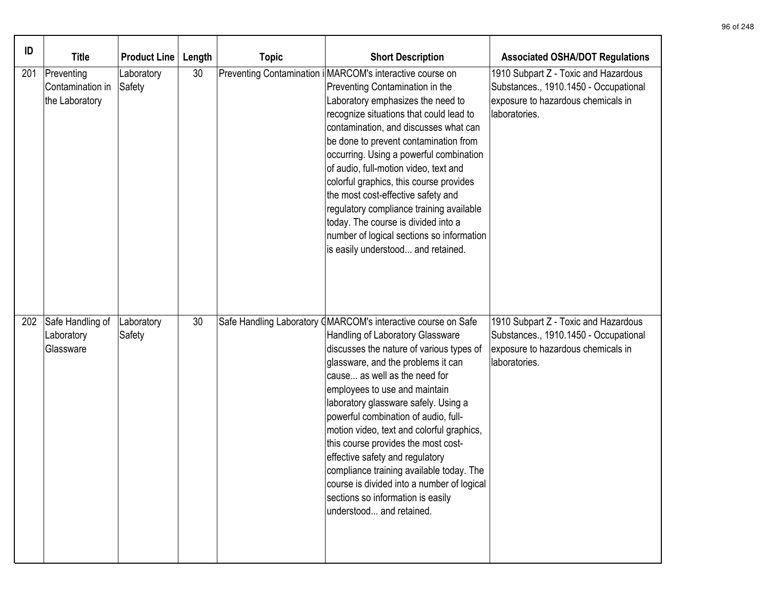| ID | Title | Product Line | Length | Topic | Short Description | Associated OSHA/DOT Regulations |
|---|---|---|---|---|---|---|
| 201 | Preventing Contamination in the Laboratory | Laboratory Safety | 30 | Preventing Contamination i | MARCOM's interactive course on Preventing Contamination in the Laboratory emphasizes the need to recognize situations that could lead to contamination, and discusses what can be done to prevent contamination from occurring. Using a powerful combination of audio, full-motion video, text and colorful graphics, this course provides the most cost-effective safety and regulatory compliance training available today. The course is divided into a number of logical sections so information is easily understood... and retained. | 1910 Subpart Z - Toxic and Hazardous Substances., 1910.1450 - Occupational exposure to hazardous chemicals in laboratories. |
| 202 | Safe Handling of Laboratory Glassware | Laboratory Safety | 30 | Safe Handling Laboratory G | MARCOM's interactive course on Safe Handling of Laboratory Glassware discusses the nature of various types of glassware, and the problems it can cause... as well as the need for employees to use and maintain laboratory glassware safely. Using a powerful combination of audio, full-motion video, text and colorful graphics, this course provides the most cost-effective safety and regulatory compliance training available today. The course is divided into a number of logical sections so information is easily understood... and retained. | 1910 Subpart Z - Toxic and Hazardous Substances., 1910.1450 - Occupational exposure to hazardous chemicals in laboratories. |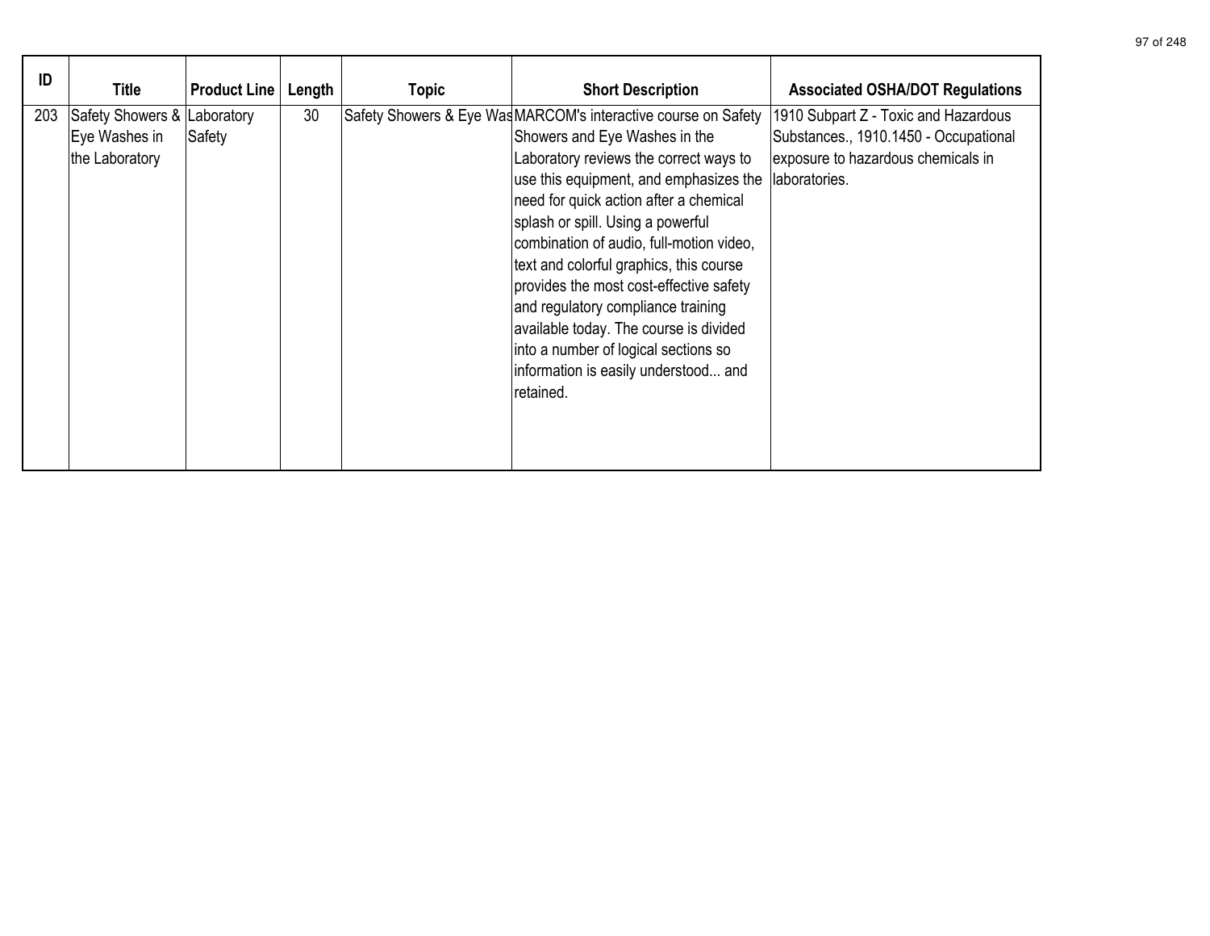| ID | Title | Product Line | Length | Topic | Short Description | Associated OSHA/DOT Regulations |
|---|---|---|---|---|---|---|
| 203 | Safety Showers & Eye Washes in the Laboratory | Laboratory Safety | 30 | Safety Showers & Eye Was | MARCOM's interactive course on Safety Showers and Eye Washes in the Laboratory reviews the correct ways to use this equipment, and emphasizes the need for quick action after a chemical splash or spill. Using a powerful combination of audio, full-motion video, text and colorful graphics, this course provides the most cost-effective safety and regulatory compliance training available today. The course is divided into a number of logical sections so information is easily understood... and retained. | 1910 Subpart Z - Toxic and Hazardous Substances., 1910.1450 - Occupational exposure to hazardous chemicals in laboratories. |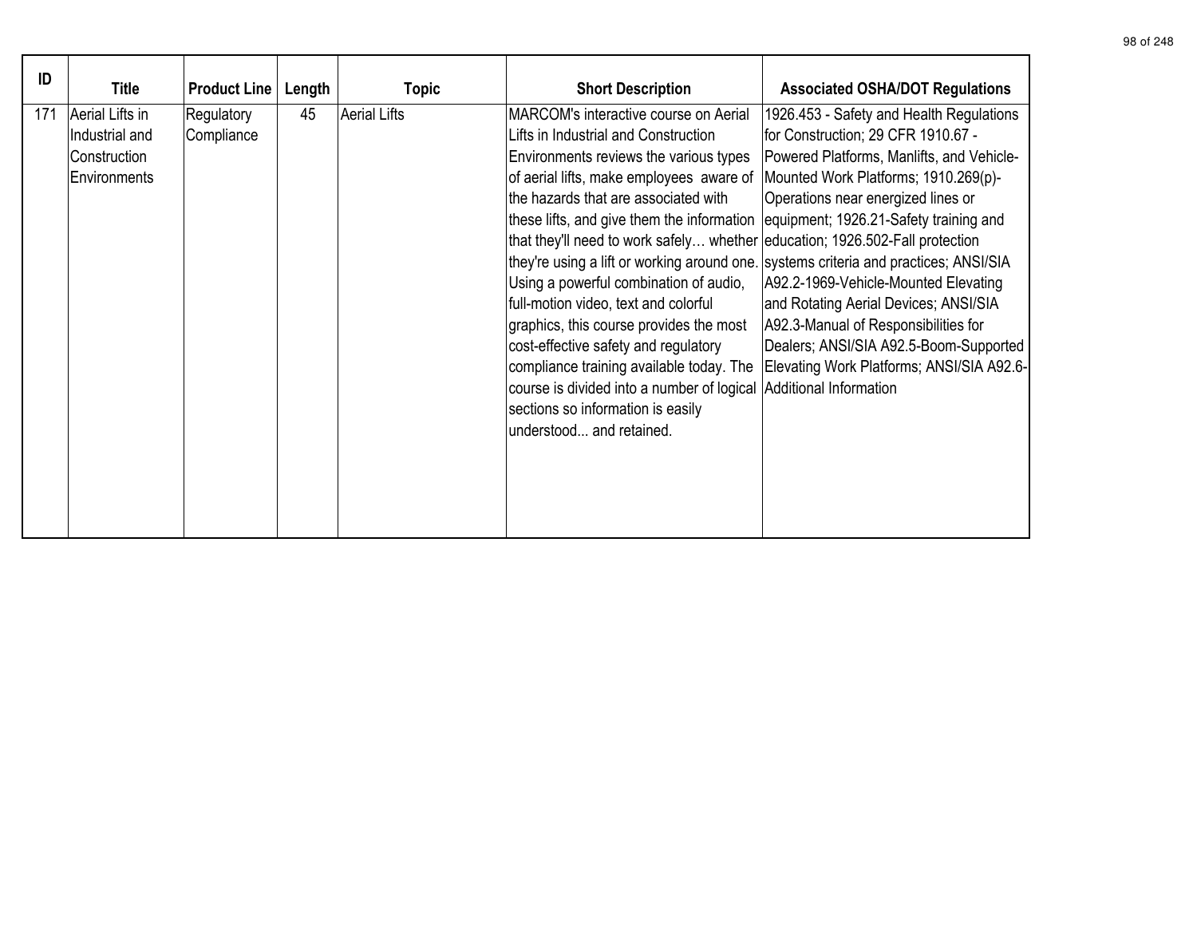| ID | Title | Product Line | Length | Topic | Short Description | Associated OSHA/DOT Regulations |
|---|---|---|---|---|---|---|
| 171 | Aerial Lifts in Industrial and Construction Environments | Regulatory Compliance | 45 | Aerial Lifts | MARCOM's interactive course on Aerial Lifts in Industrial and Construction Environments reviews the various types of aerial lifts, make employees aware of the hazards that are associated with these lifts, and give them the information that they'll need to work safely… whether they're using a lift or working around one. Using a powerful combination of audio, full-motion video, text and colorful graphics, this course provides the most cost-effective safety and regulatory compliance training available today. The course is divided into a number of logical sections so information is easily understood... and retained. | 1926.453 - Safety and Health Regulations for Construction; 29 CFR 1910.67 - Powered Platforms, Manlifts, and Vehicle-Mounted Work Platforms; 1910.269(p)-Operations near energized lines or equipment; 1926.21-Safety training and education; 1926.502-Fall protection systems criteria and practices; ANSI/SIA A92.2-1969-Vehicle-Mounted Elevating and Rotating Aerial Devices; ANSI/SIA A92.3-Manual of Responsibilities for Dealers; ANSI/SIA A92.5-Boom-Supported Elevating Work Platforms; ANSI/SIA A92.6-Additional Information |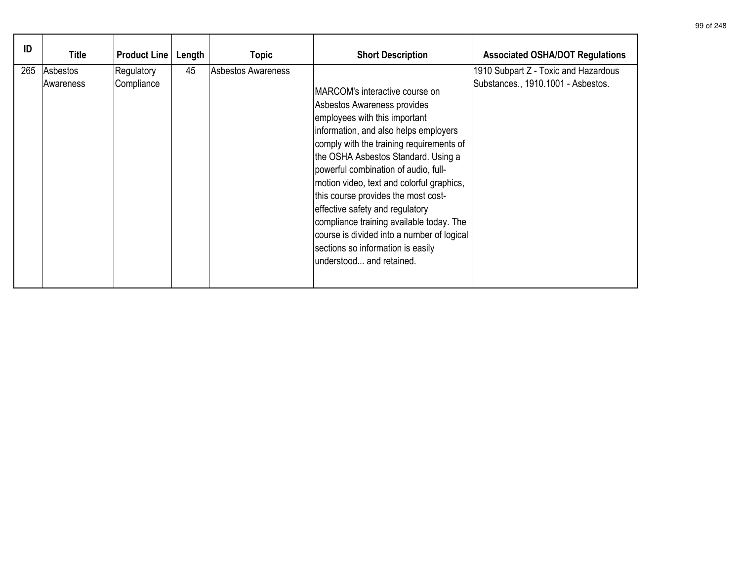| ID | Title | Product Line | Length | Topic | Short Description | Associated OSHA/DOT Regulations |
|---|---|---|---|---|---|---|
| 265 | Asbestos Awareness | Regulatory Compliance | 45 | Asbestos Awareness | MARCOM's interactive course on Asbestos Awareness provides employees with this important information, and also helps employers comply with the training requirements of the OSHA Asbestos Standard. Using a powerful combination of audio, full-motion video, text and colorful graphics, this course provides the most cost-effective safety and regulatory compliance training available today. The course is divided into a number of logical sections so information is easily understood... and retained. | 1910 Subpart Z - Toxic and Hazardous Substances., 1910.1001 - Asbestos. |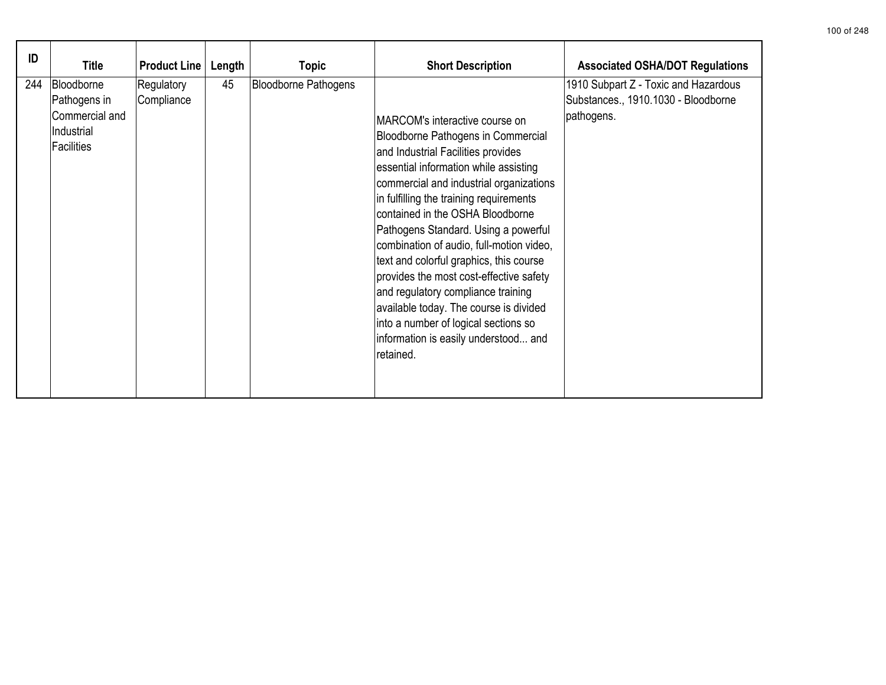| ID | Title | Product Line | Length | Topic | Short Description | Associated OSHA/DOT Regulations |
|---|---|---|---|---|---|---|
| 244 | Bloodborne Pathogens in Commercial and Industrial Facilities | Regulatory Compliance | 45 | Bloodborne Pathogens | MARCOM's interactive course on Bloodborne Pathogens in Commercial and Industrial Facilities provides essential information while assisting commercial and industrial organizations in fulfilling the training requirements contained in the OSHA Bloodborne Pathogens Standard. Using a powerful combination of audio, full-motion video, text and colorful graphics, this course provides the most cost-effective safety and regulatory compliance training available today. The course is divided into a number of logical sections so information is easily understood... and retained. | 1910 Subpart Z - Toxic and Hazardous Substances., 1910.1030 - Bloodborne pathogens. |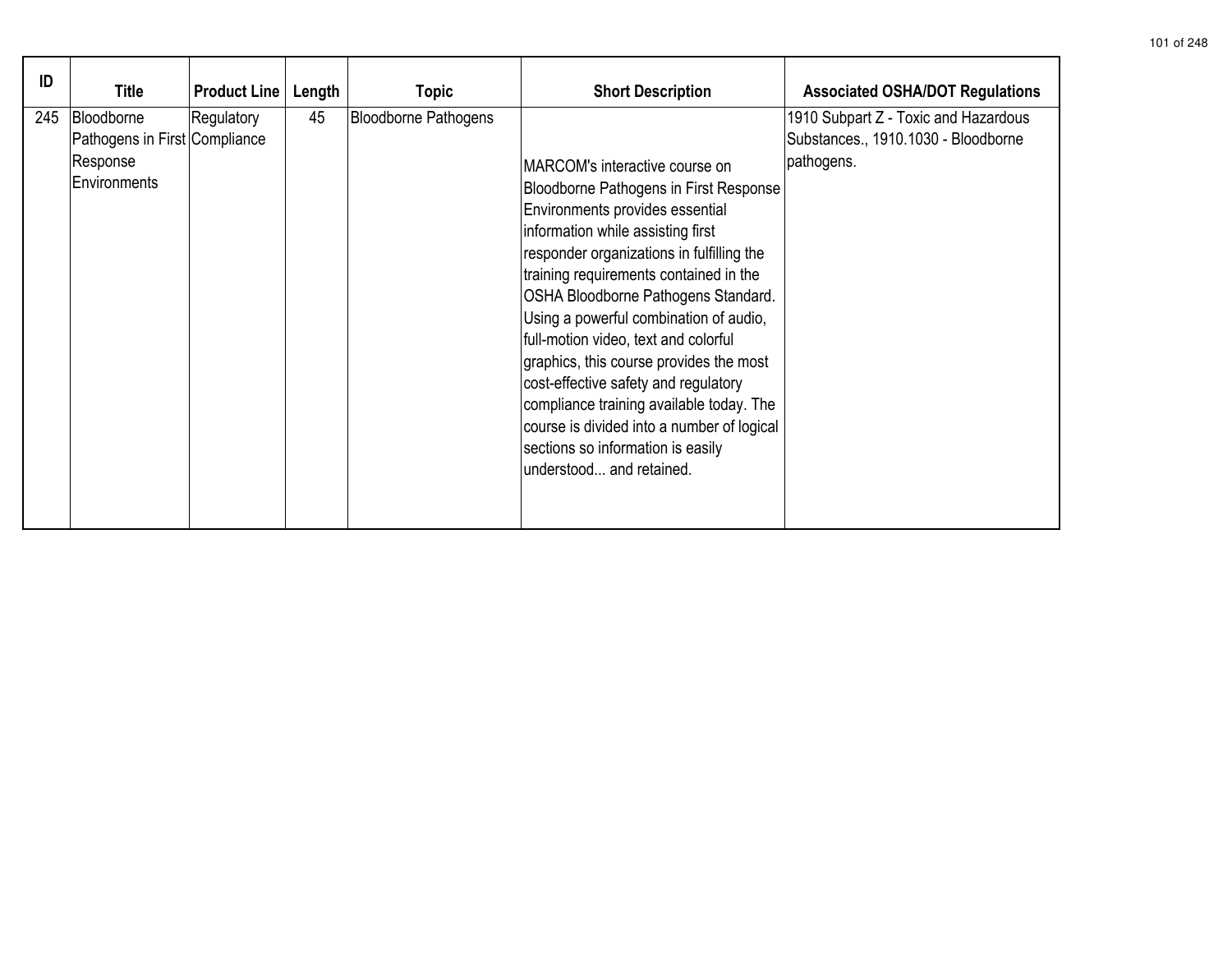| ID | Title | Product Line | Length | Topic | Short Description | Associated OSHA/DOT Regulations |
|---|---|---|---|---|---|---|
| 245 | Bloodborne Pathogens in First Response Environments | Regulatory Compliance | 45 | Bloodborne Pathogens | MARCOM's interactive course on Bloodborne Pathogens in First Response Environments provides essential information while assisting first responder organizations in fulfilling the training requirements contained in the OSHA Bloodborne Pathogens Standard. Using a powerful combination of audio, full-motion video, text and colorful graphics, this course provides the most cost-effective safety and regulatory compliance training available today. The course is divided into a number of logical sections so information is easily understood... and retained. | 1910 Subpart Z - Toxic and Hazardous Substances., 1910.1030 - Bloodborne pathogens. |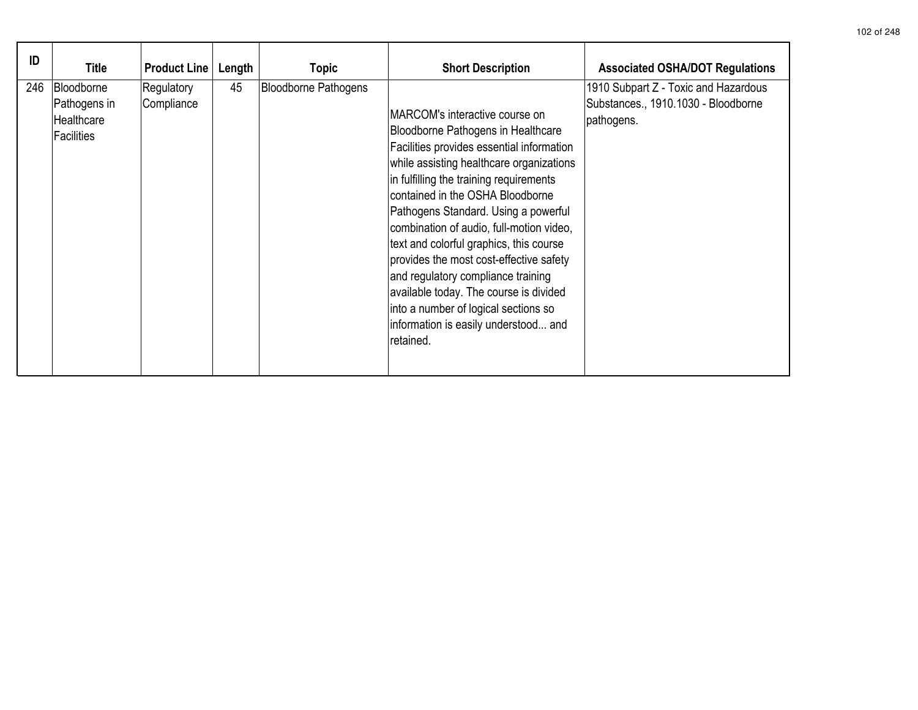| ID | Title | Product Line | Length | Topic | Short Description | Associated OSHA/DOT Regulations |
|---|---|---|---|---|---|---|
| 246 | Bloodborne Pathogens in Healthcare Facilities | Regulatory Compliance | 45 | Bloodborne Pathogens | MARCOM's interactive course on Bloodborne Pathogens in Healthcare Facilities provides essential information while assisting healthcare organizations in fulfilling the training requirements contained in the OSHA Bloodborne Pathogens Standard. Using a powerful combination of audio, full-motion video, text and colorful graphics, this course provides the most cost-effective safety and regulatory compliance training available today. The course is divided into a number of logical sections so information is easily understood... and retained. | 1910 Subpart Z - Toxic and Hazardous Substances., 1910.1030 - Bloodborne pathogens. |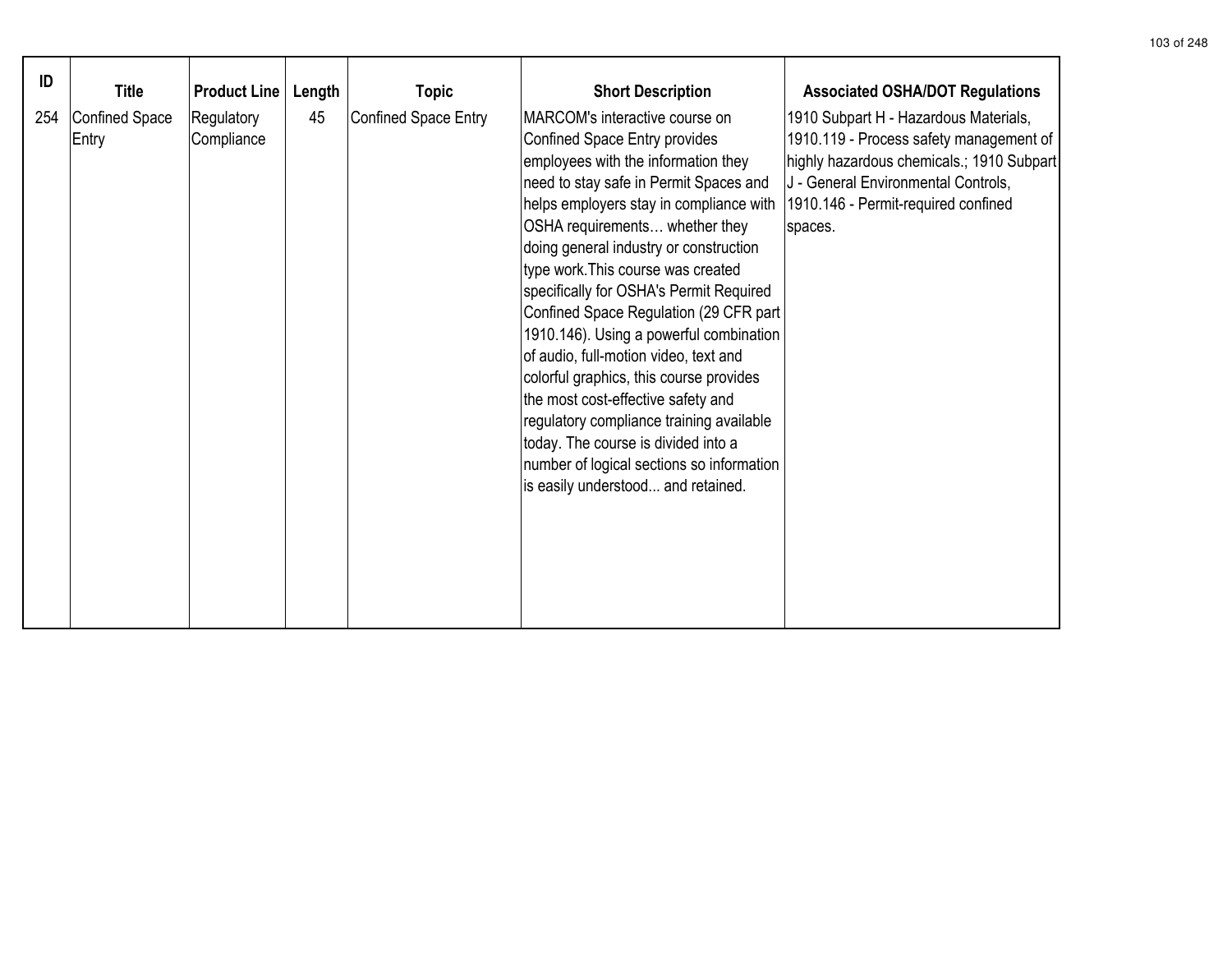| ID | Title | Product Line | Length | Topic | Short Description | Associated OSHA/DOT Regulations |
|---|---|---|---|---|---|---|
| 254 | Confined Space Entry | Regulatory Compliance | 45 | Confined Space Entry | MARCOM's interactive course on Confined Space Entry provides employees with the information they need to stay safe in Permit Spaces and helps employers stay in compliance with OSHA requirements… whether they doing general industry or construction type work.This course was created specifically for OSHA's Permit Required Confined Space Regulation (29 CFR part 1910.146). Using a powerful combination of audio, full-motion video, text and colorful graphics, this course provides the most cost-effective safety and regulatory compliance training available today. The course is divided into a number of logical sections so information is easily understood... and retained. | 1910 Subpart H - Hazardous Materials, 1910.119 - Process safety management of highly hazardous chemicals.; 1910 Subpart J - General Environmental Controls, 1910.146 - Permit-required confined spaces. |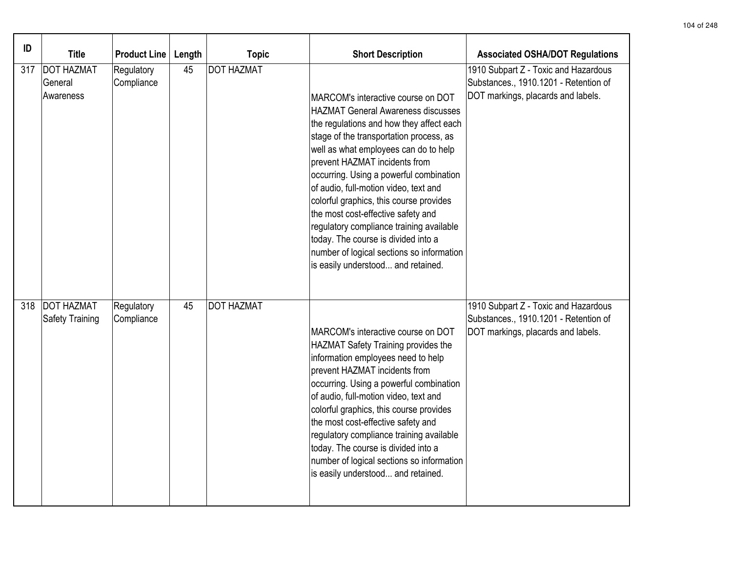| ID | Title | Product Line | Length | Topic | Short Description | Associated OSHA/DOT Regulations |
| --- | --- | --- | --- | --- | --- | --- |
| 317 | DOT HAZMAT General Awareness | Regulatory Compliance | 45 | DOT HAZMAT | MARCOM's interactive course on DOT HAZMAT General Awareness discusses the regulations and how they affect each stage of the transportation process, as well as what employees can do to help prevent HAZMAT incidents from occurring. Using a powerful combination of audio, full-motion video, text and colorful graphics, this course provides the most cost-effective safety and regulatory compliance training available today. The course is divided into a number of logical sections so information is easily understood... and retained. | 1910 Subpart Z - Toxic and Hazardous Substances., 1910.1201 - Retention of DOT markings, placards and labels. |
| 318 | DOT HAZMAT Safety Training | Regulatory Compliance | 45 | DOT HAZMAT | MARCOM's interactive course on DOT HAZMAT Safety Training provides the information employees need to help prevent HAZMAT incidents from occurring. Using a powerful combination of audio, full-motion video, text and colorful graphics, this course provides the most cost-effective safety and regulatory compliance training available today. The course is divided into a number of logical sections so information is easily understood... and retained. | 1910 Subpart Z - Toxic and Hazardous Substances., 1910.1201 - Retention of DOT markings, placards and labels. |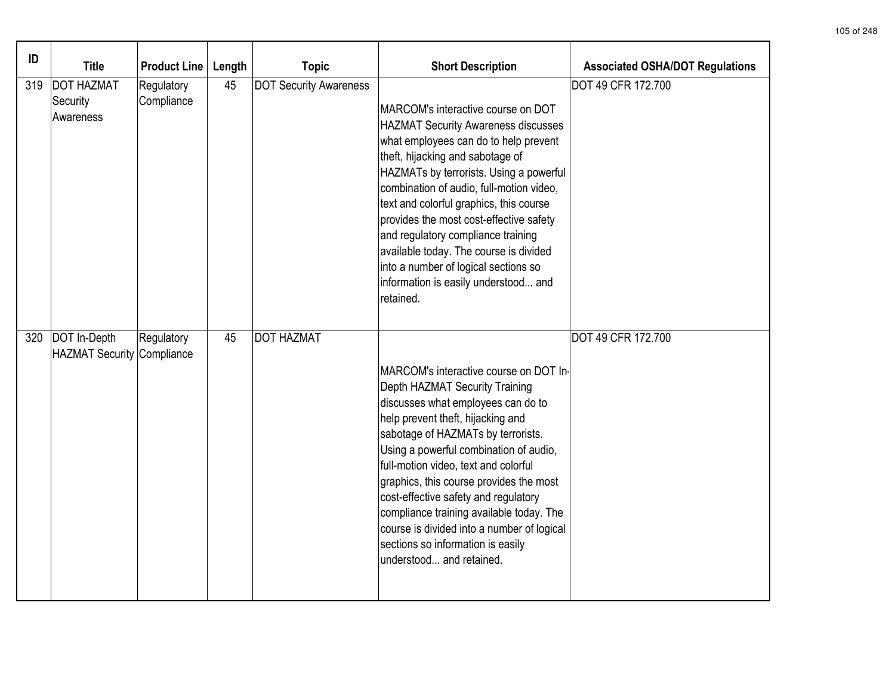| ID | Title | Product Line | Length | Topic | Short Description | Associated OSHA/DOT Regulations |
|---|---|---|---|---|---|---|
| 319 | DOT HAZMAT Security Awareness | Regulatory Compliance | 45 | DOT Security Awareness | MARCOM's interactive course on DOT HAZMAT Security Awareness discusses what employees can do to help prevent theft, hijacking and sabotage of HAZMATs by terrorists. Using a powerful combination of audio, full-motion video, text and colorful graphics, this course provides the most cost-effective safety and regulatory compliance training available today. The course is divided into a number of logical sections so information is easily understood... and retained. | DOT 49 CFR 172.700 |
| 320 | DOT In-Depth HAZMAT Security | Regulatory Compliance | 45 | DOT HAZMAT | MARCOM's interactive course on DOT In-Depth HAZMAT Security Training discusses what employees can do to help prevent theft, hijacking and sabotage of HAZMATs by terrorists. Using a powerful combination of audio, full-motion video, text and colorful graphics, this course provides the most cost-effective safety and regulatory compliance training available today. The course is divided into a number of logical sections so information is easily understood... and retained. | DOT 49 CFR 172.700 |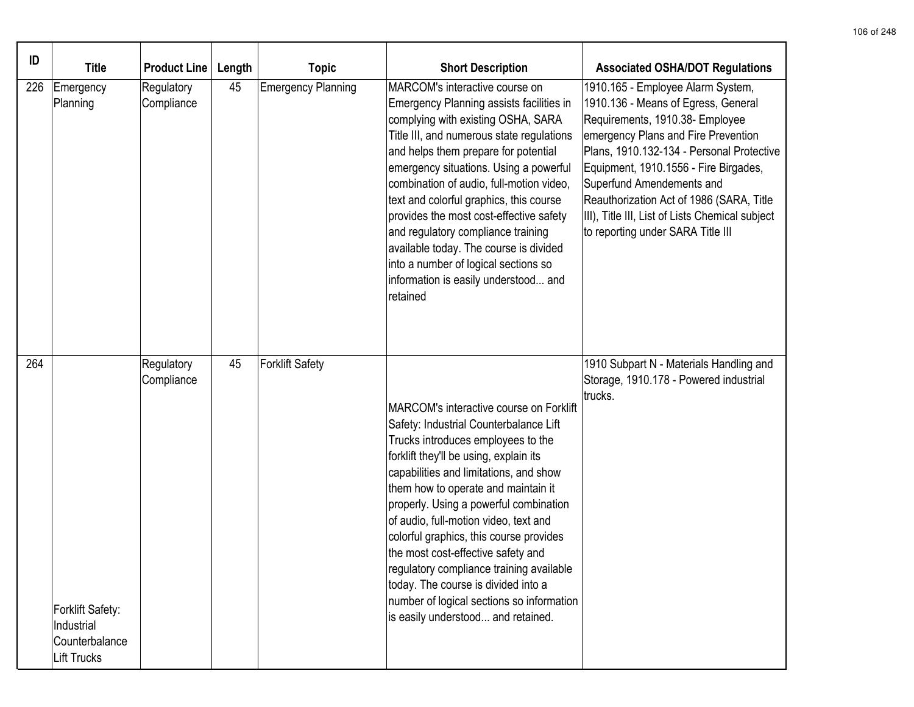| ID | Title | Product Line | Length | Topic | Short Description | Associated OSHA/DOT Regulations |
|---|---|---|---|---|---|---|
| 226 | Emergency Planning | Regulatory Compliance | 45 | Emergency Planning | MARCOM's interactive course on Emergency Planning assists facilities in complying with existing OSHA, SARA Title III, and numerous state regulations and helps them prepare for potential emergency situations. Using a powerful combination of audio, full-motion video, text and colorful graphics, this course provides the most cost-effective safety and regulatory compliance training available today. The course is divided into a number of logical sections so information is easily understood... and retained | 1910.165 - Employee Alarm System, 1910.136 - Means of Egress, General Requirements, 1910.38- Employee emergency Plans and Fire Prevention Plans, 1910.132-134 - Personal Protective Equipment, 1910.1556 - Fire Birgades, Superfund Amendements and Reauthorization Act of 1986 (SARA, Title III), Title III, List of Lists Chemical subject to reporting under SARA Title III |
| 264 | Forklift Safety: Industrial Counterbalance Lift Trucks | Regulatory Compliance | 45 | Forklift Safety | MARCOM's interactive course on Forklift Safety: Industrial Counterbalance Lift Trucks introduces employees to the forklift they'll be using, explain its capabilities and limitations, and show them how to operate and maintain it properly. Using a powerful combination of audio, full-motion video, text and colorful graphics, this course provides the most cost-effective safety and regulatory compliance training available today. The course is divided into a number of logical sections so information is easily understood... and retained. | 1910 Subpart N - Materials Handling and Storage, 1910.178 - Powered industrial trucks. |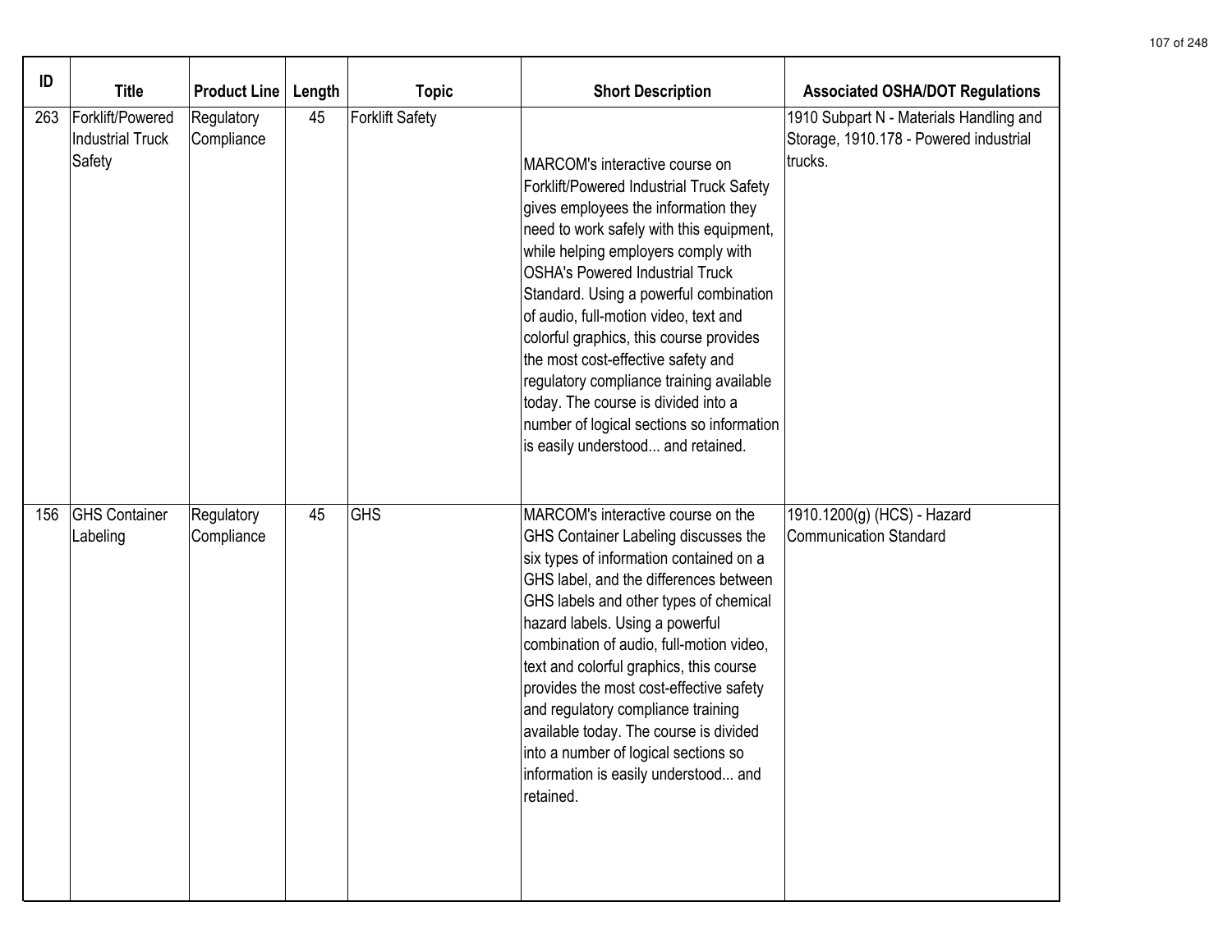| ID | Title | Product Line | Length | Topic | Short Description | Associated OSHA/DOT Regulations |
|---|---|---|---|---|---|---|
| 263 | Forklift/Powered Industrial Truck Safety | Regulatory Compliance | 45 | Forklift Safety | MARCOM's interactive course on Forklift/Powered Industrial Truck Safety gives employees the information they need to work safely with this equipment, while helping employers comply with OSHA's Powered Industrial Truck Standard. Using a powerful combination of audio, full-motion video, text and colorful graphics, this course provides the most cost-effective safety and regulatory compliance training available today. The course is divided into a number of logical sections so information is easily understood... and retained. | 1910 Subpart N - Materials Handling and Storage, 1910.178 - Powered industrial trucks. |
| 156 | GHS Container Labeling | Regulatory Compliance | 45 | GHS | MARCOM's interactive course on the GHS Container Labeling discusses the six types of information contained on a GHS label, and the differences between GHS labels and other types of chemical hazard labels. Using a powerful combination of audio, full-motion video, text and colorful graphics, this course provides the most cost-effective safety and regulatory compliance training available today. The course is divided into a number of logical sections so information is easily understood... and retained. | 1910.1200(g) (HCS) - Hazard Communication Standard |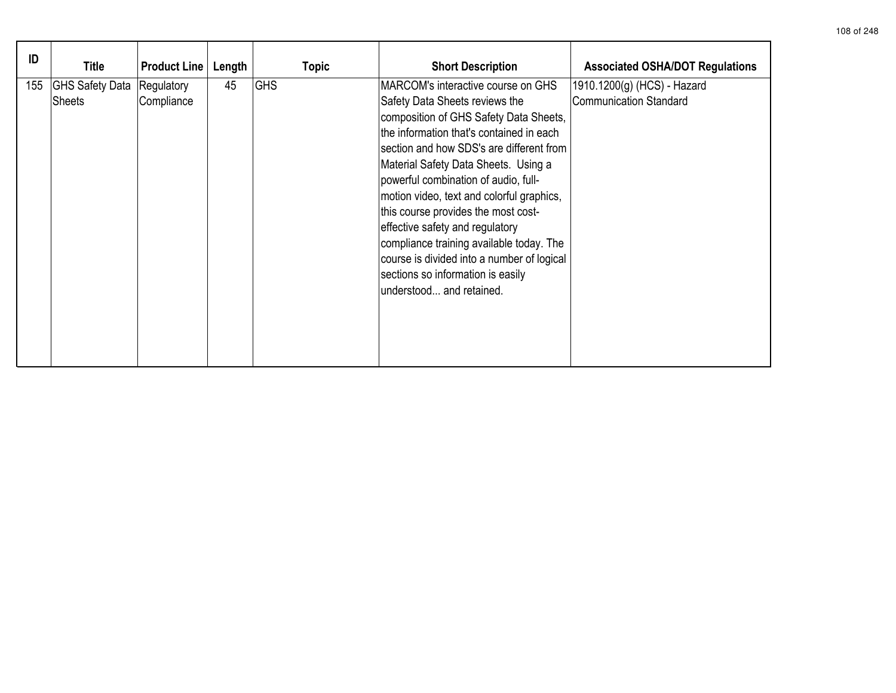| ID | Title | Product Line | Length | Topic | Short Description | Associated OSHA/DOT Regulations |
|---|---|---|---|---|---|---|
| 155 | GHS Safety Data Sheets | Regulatory Compliance | 45 | GHS | MARCOM's interactive course on GHS Safety Data Sheets reviews the composition of GHS Safety Data Sheets, the information that's contained in each section and how SDS's are different from Material Safety Data Sheets. Using a powerful combination of audio, full-motion video, text and colorful graphics, this course provides the most cost-effective safety and regulatory compliance training available today. The course is divided into a number of logical sections so information is easily understood... and retained. | 1910.1200(g) (HCS) - Hazard Communication Standard |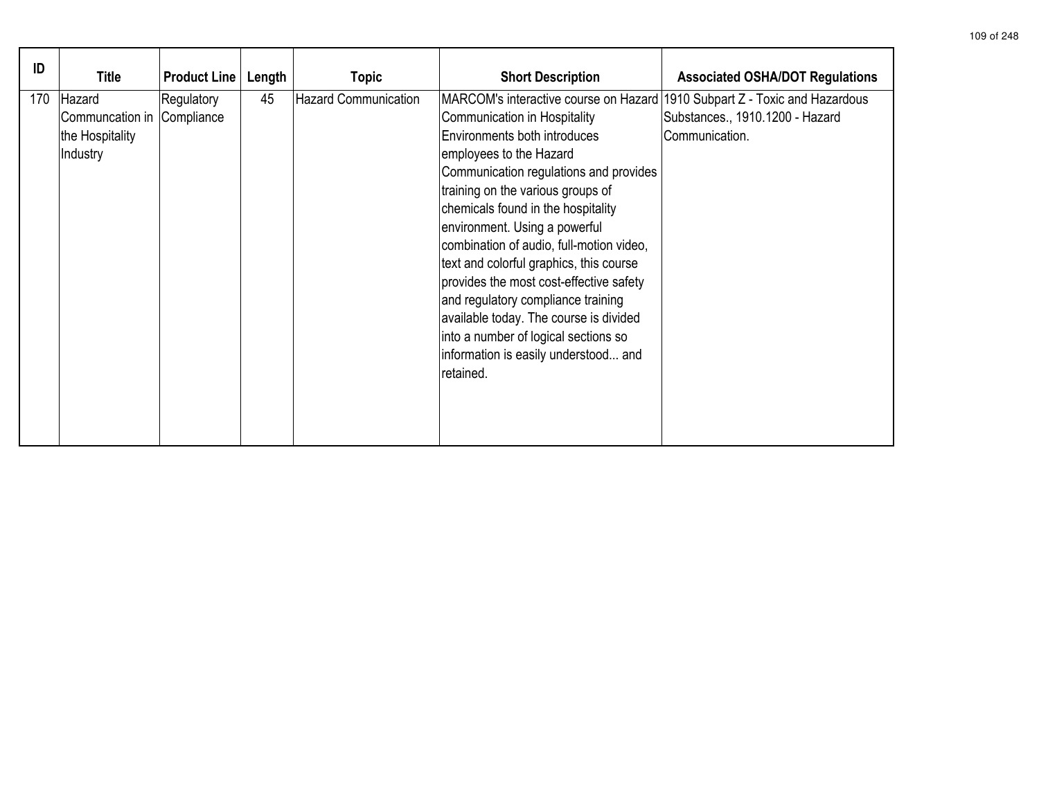| ID | Title | Product Line | Length | Topic | Short Description | Associated OSHA/DOT Regulations |
|---|---|---|---|---|---|---|
| 170 | Hazard Communcation in the Hospitality Industry | Regulatory Compliance | 45 | Hazard Communication | MARCOM's interactive course on Hazard Communication in Hospitality Environments both introduces employees to the Hazard Communication regulations and provides training on the various groups of chemicals found in the hospitality environment. Using a powerful combination of audio, full-motion video, text and colorful graphics, this course provides the most cost-effective safety and regulatory compliance training available today. The course is divided into a number of logical sections so information is easily understood... and retained. | 1910 Subpart Z - Toxic and Hazardous Substances., 1910.1200 - Hazard Communication. |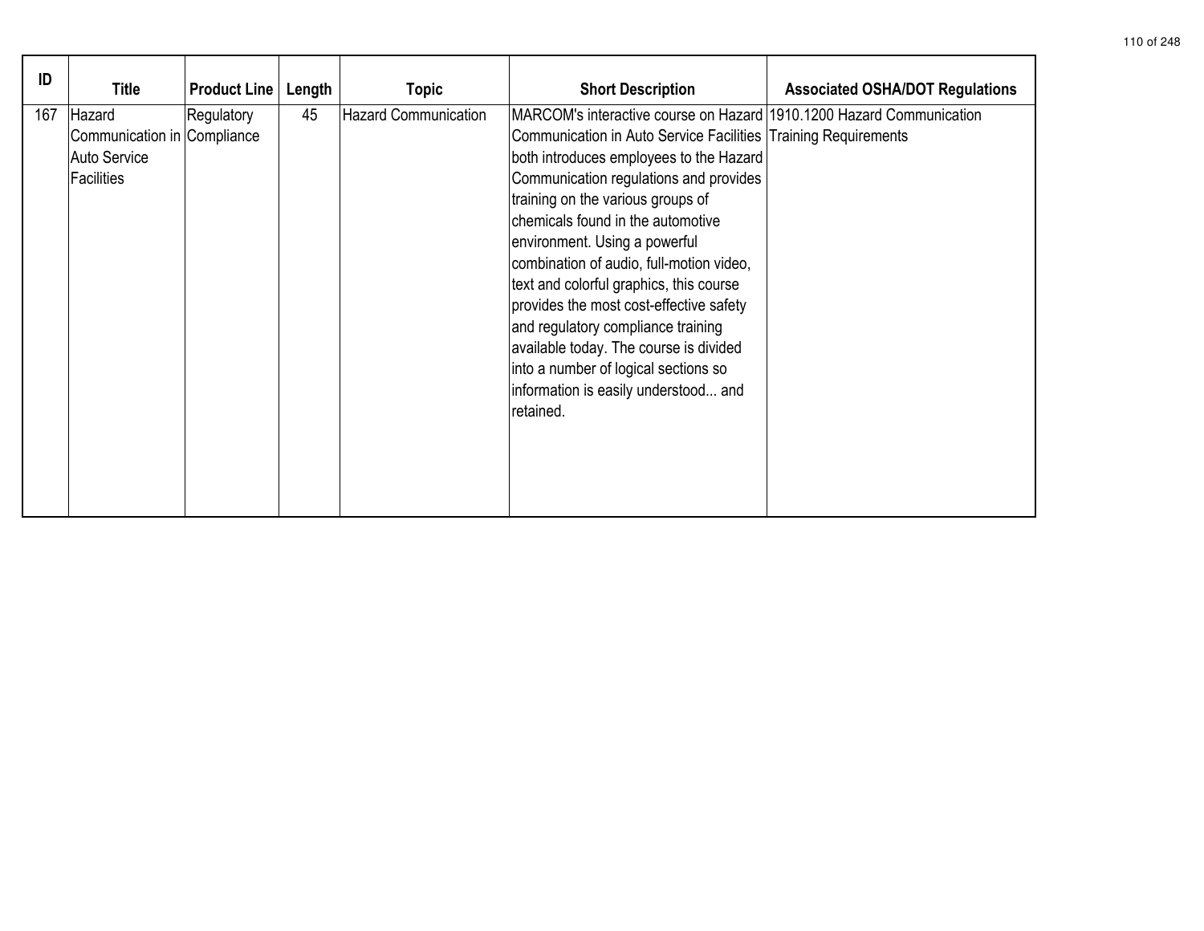| ID | Title | Product Line | Length | Topic | Short Description | Associated OSHA/DOT Regulations |
|---|---|---|---|---|---|---|
| 167 | Hazard Communication in Auto Service Facilities | Regulatory Compliance | 45 | Hazard Communication | MARCOM's interactive course on Hazard Communication in Auto Service Facilities both introduces employees to the Hazard Communication regulations and provides training on the various groups of chemicals found in the automotive environment. Using a powerful combination of audio, full-motion video, text and colorful graphics, this course provides the most cost-effective safety and regulatory compliance training available today. The course is divided into a number of logical sections so information is easily understood... and retained. | 1910.1200 Hazard Communication Training Requirements |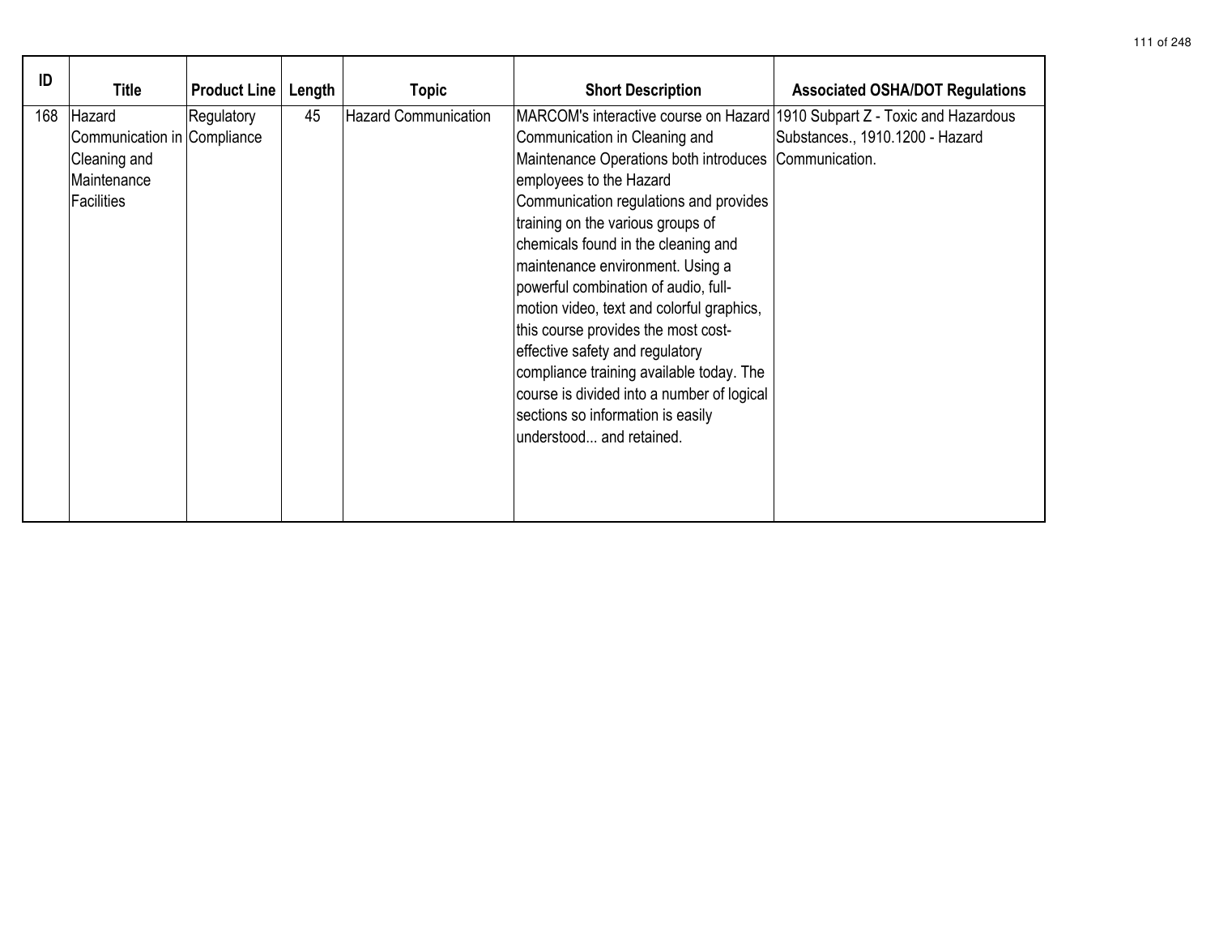| ID | Title | Product Line | Length | Topic | Short Description | Associated OSHA/DOT Regulations |
|---|---|---|---|---|---|---|
| 168 | Hazard Communication in Cleaning and Maintenance Facilities | Regulatory Compliance | 45 | Hazard Communication | MARCOM's interactive course on Hazard Communication in Cleaning and Maintenance Operations both introduces employees to the Hazard Communication regulations and provides training on the various groups of chemicals found in the cleaning and maintenance environment. Using a powerful combination of audio, full-motion video, text and colorful graphics, this course provides the most cost-effective safety and regulatory compliance training available today. The course is divided into a number of logical sections so information is easily understood... and retained. | 1910 Subpart Z - Toxic and Hazardous Substances., 1910.1200 - Hazard Communication. |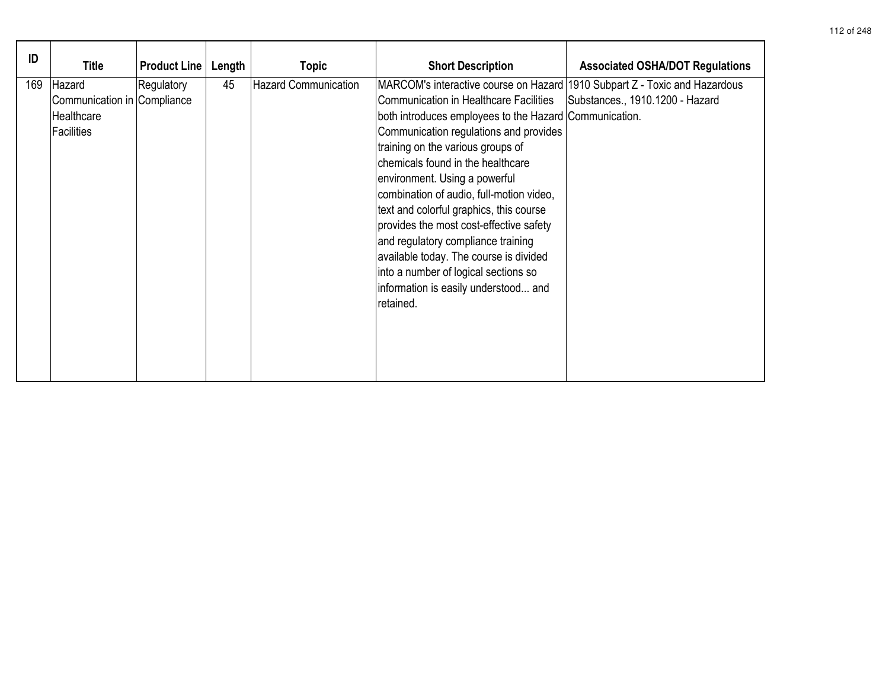| ID | Title | Product Line | Length | Topic | Short Description | Associated OSHA/DOT Regulations |
|---|---|---|---|---|---|---|
| 169 | Hazard Communication in Healthcare Facilities | Regulatory Compliance | 45 | Hazard Communication | MARCOM's interactive course on Hazard Communication in Healthcare Facilities both introduces employees to the Hazard Communication regulations and provides training on the various groups of chemicals found in the healthcare environment. Using a powerful combination of audio, full-motion video, text and colorful graphics, this course provides the most cost-effective safety and regulatory compliance training available today. The course is divided into a number of logical sections so information is easily understood... and retained. | 1910 Subpart Z - Toxic and Hazardous Substances., 1910.1200 - Hazard Communication. |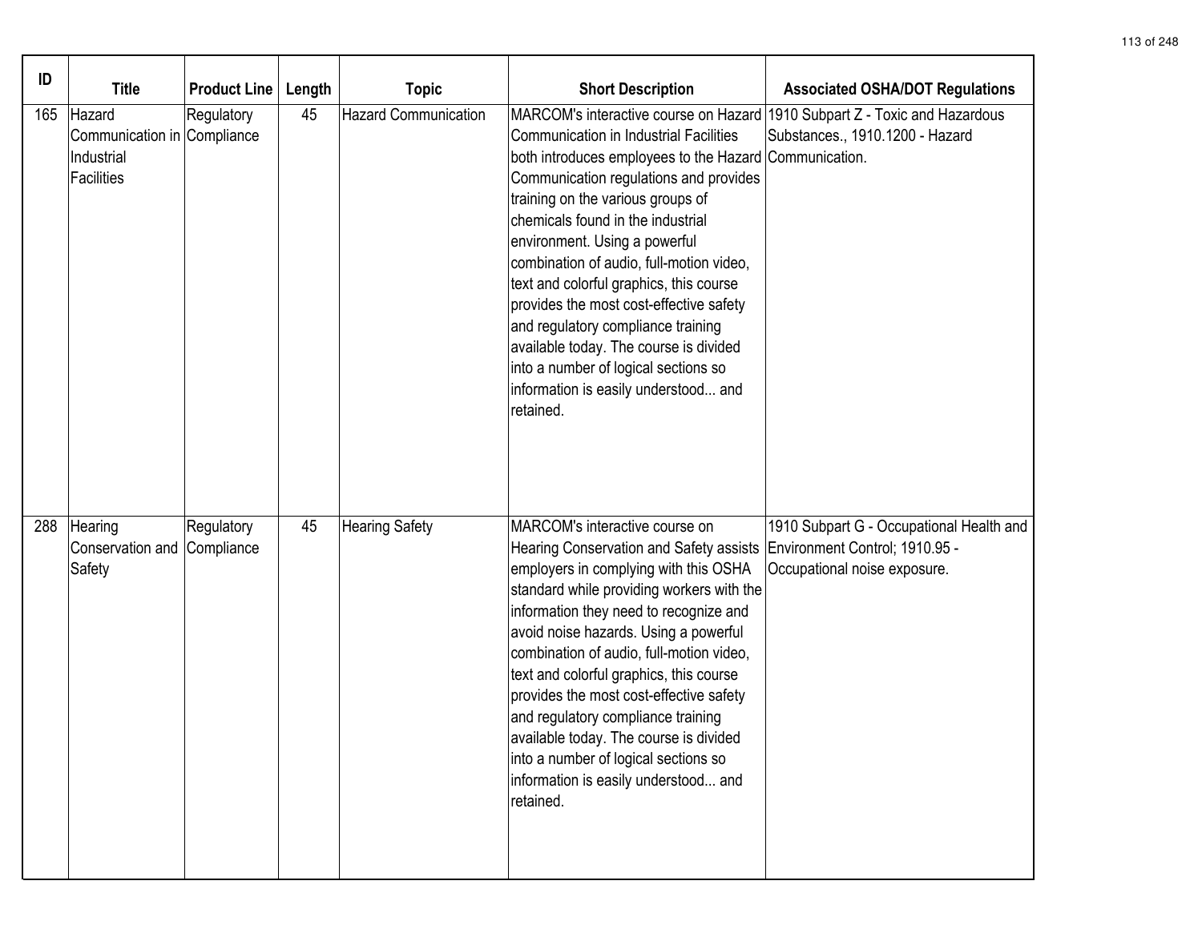| ID | Title | Product Line | Length | Topic | Short Description | Associated OSHA/DOT Regulations |
|---|---|---|---|---|---|---|
| 165 | Hazard Communication in Industrial Facilities | Regulatory Compliance | 45 | Hazard Communication | MARCOM's interactive course on Hazard Communication in Industrial Facilities both introduces employees to the Hazard Communication regulations and provides training on the various groups of chemicals found in the industrial environment. Using a powerful combination of audio, full-motion video, text and colorful graphics, this course provides the most cost-effective safety and regulatory compliance training available today. The course is divided into a number of logical sections so information is easily understood... and retained. | 1910 Subpart Z - Toxic and Hazardous Substances., 1910.1200 - Hazard Communication. |
| 288 | Hearing Conservation and Safety | Regulatory Compliance | 45 | Hearing Safety | MARCOM's interactive course on Hearing Conservation and Safety assists employers in complying with this OSHA standard while providing workers with the information they need to recognize and avoid noise hazards. Using a powerful combination of audio, full-motion video, text and colorful graphics, this course provides the most cost-effective safety and regulatory compliance training available today. The course is divided into a number of logical sections so information is easily understood... and retained. | 1910 Subpart G - Occupational Health and Environment Control; 1910.95 - Occupational noise exposure. |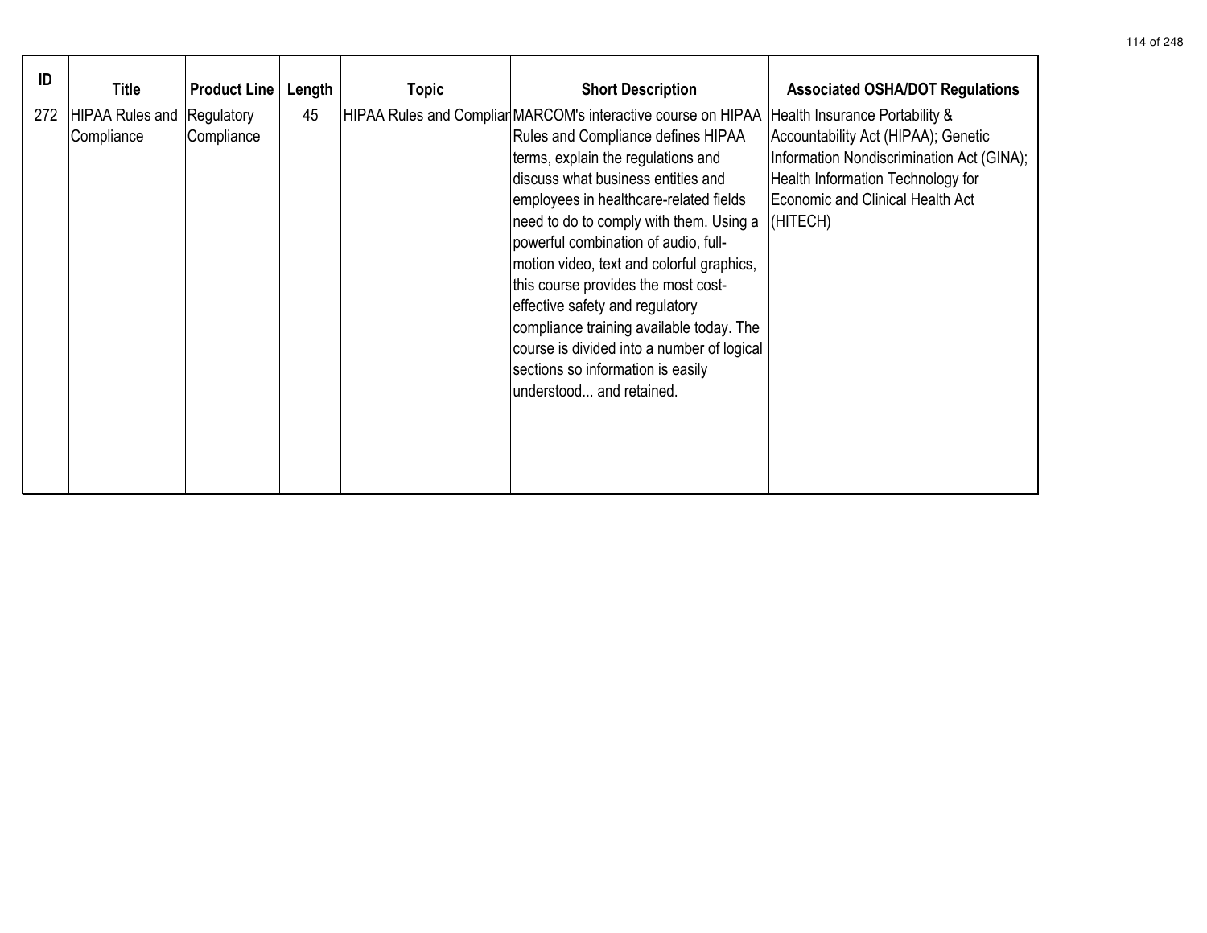| ID | Title | Product Line | Length | Topic | Short Description | Associated OSHA/DOT Regulations |
|---|---|---|---|---|---|---|
| 272 | HIPAA Rules and Compliance | Regulatory Compliance | 45 | HIPAA Rules and Complian | MARCOM's interactive course on HIPAA Rules and Compliance defines HIPAA terms, explain the regulations and discuss what business entities and employees in healthcare-related fields need to do to comply with them. Using a powerful combination of audio, full-motion video, text and colorful graphics, this course provides the most cost-effective safety and regulatory compliance training available today. The course is divided into a number of logical sections so information is easily understood... and retained. | Health Insurance Portability & Accountability Act (HIPAA); Genetic Information Nondiscrimination Act (GINA); Health Information Technology for Economic and Clinical Health Act (HITECH) |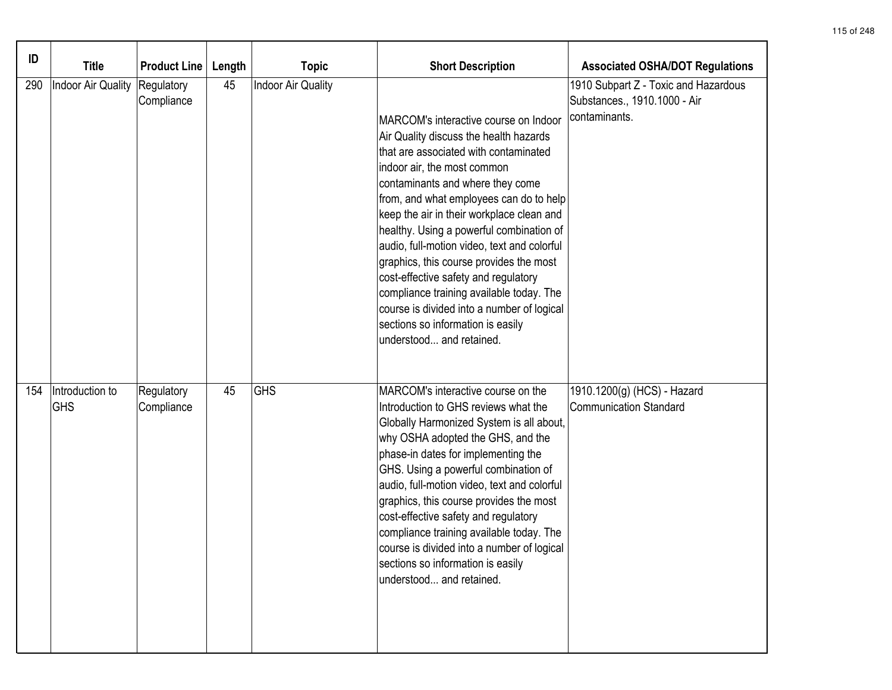| ID | Title | Product Line | Length | Topic | Short Description | Associated OSHA/DOT Regulations |
|---|---|---|---|---|---|---|
| 290 | Indoor Air Quality | Regulatory Compliance | 45 | Indoor Air Quality | MARCOM's interactive course on Indoor Air Quality discuss the health hazards that are associated with contaminated indoor air, the most common contaminants and where they come from, and what employees can do to help keep the air in their workplace clean and healthy. Using a powerful combination of audio, full-motion video, text and colorful graphics, this course provides the most cost-effective safety and regulatory compliance training available today. The course is divided into a number of logical sections so information is easily understood... and retained. | 1910 Subpart Z - Toxic and Hazardous Substances., 1910.1000 - Air contaminants. |
| 154 | Introduction to GHS | Regulatory Compliance | 45 | GHS | MARCOM's interactive course on the Introduction to GHS reviews what the Globally Harmonized System is all about, why OSHA adopted the GHS, and the phase-in dates for implementing the GHS. Using a powerful combination of audio, full-motion video, text and colorful graphics, this course provides the most cost-effective safety and regulatory compliance training available today. The course is divided into a number of logical sections so information is easily understood... and retained. | 1910.1200(g) (HCS) - Hazard Communication Standard |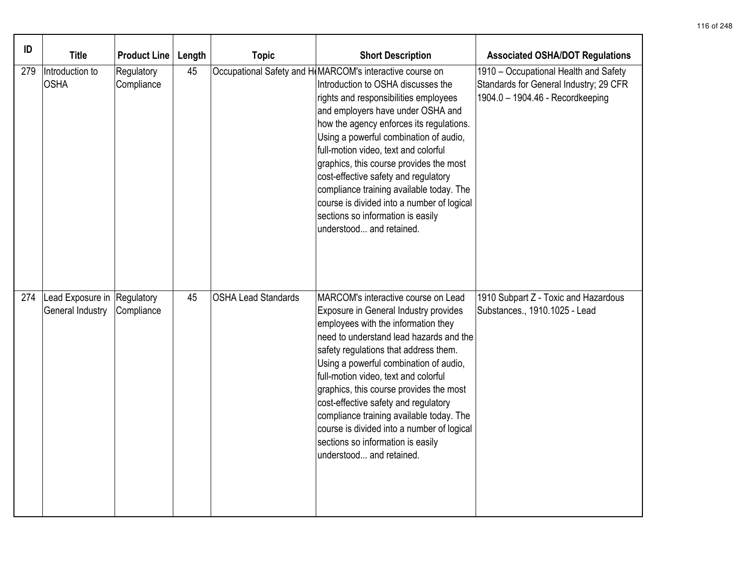| ID | Title | Product Line | Length | Topic | Short Description | Associated OSHA/DOT Regulations |
|---|---|---|---|---|---|---|
| 279 | Introduction to OSHA | Regulatory Compliance | 45 | Occupational Safety and He | MARCOM's interactive course on Introduction to OSHA discusses the rights and responsibilities employees and employers have under OSHA and how the agency enforces its regulations. Using a powerful combination of audio, full-motion video, text and colorful graphics, this course provides the most cost-effective safety and regulatory compliance training available today. The course is divided into a number of logical sections so information is easily understood... and retained. | 1910 – Occupational Health and Safety Standards for General Industry; 29 CFR 1904.0 – 1904.46 - Recordkeeping |
| 274 | Lead Exposure in General Industry | Regulatory Compliance | 45 | OSHA Lead Standards | MARCOM's interactive course on Lead Exposure in General Industry provides employees with the information they need to understand lead hazards and the safety regulations that address them. Using a powerful combination of audio, full-motion video, text and colorful graphics, this course provides the most cost-effective safety and regulatory compliance training available today. The course is divided into a number of logical sections so information is easily understood... and retained. | 1910 Subpart Z - Toxic and Hazardous Substances., 1910.1025 - Lead |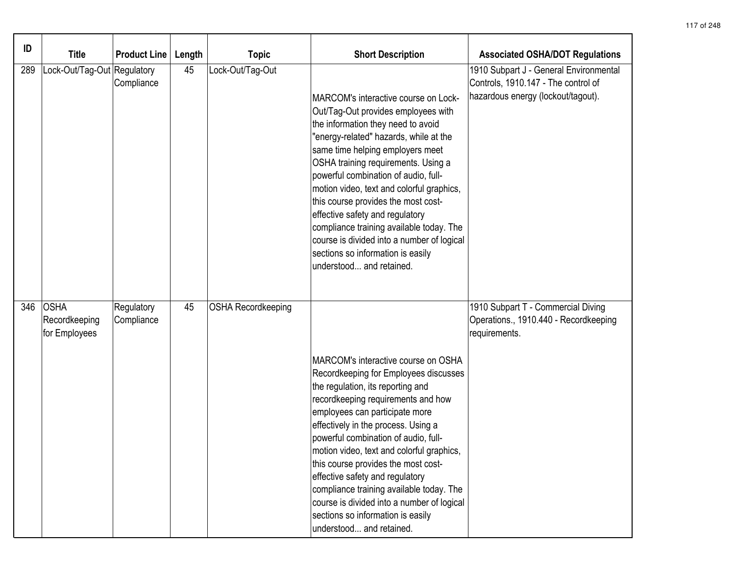| ID | Title | Product Line | Length | Topic | Short Description | Associated OSHA/DOT Regulations |
|---|---|---|---|---|---|---|
| 289 | Lock-Out/Tag-Out | Regulatory Compliance | 45 | Lock-Out/Tag-Out | MARCOM's interactive course on Lock-Out/Tag-Out provides employees with the information they need to avoid "energy-related" hazards, while at the same time helping employers meet OSHA training requirements. Using a powerful combination of audio, full-motion video, text and colorful graphics, this course provides the most cost-effective safety and regulatory compliance training available today. The course is divided into a number of logical sections so information is easily understood... and retained. | 1910 Subpart J - General Environmental Controls, 1910.147 - The control of hazardous energy (lockout/tagout). |
| 346 | OSHA Recordkeeping for Employees | Regulatory Compliance | 45 | OSHA Recordkeeping | MARCOM's interactive course on OSHA Recordkeeping for Employees discusses the regulation, its reporting and recordkeeping requirements and how employees can participate more effectively in the process. Using a powerful combination of audio, full-motion video, text and colorful graphics, this course provides the most cost-effective safety and regulatory compliance training available today. The course is divided into a number of logical sections so information is easily understood... and retained. | 1910 Subpart T - Commercial Diving Operations., 1910.440 - Recordkeeping requirements. |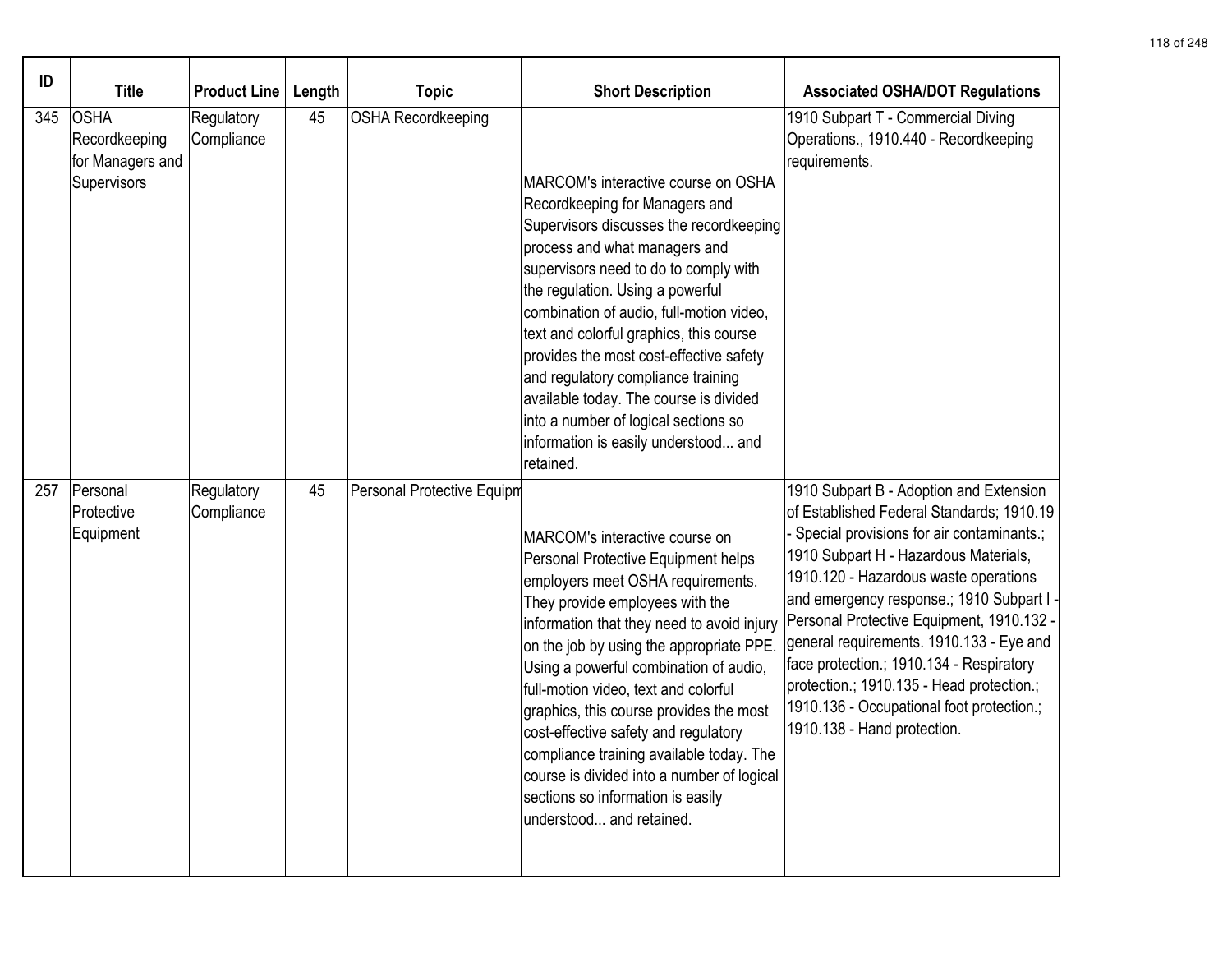| ID | Title | Product Line | Length | Topic | Short Description | Associated OSHA/DOT Regulations |
|---|---|---|---|---|---|---|
| 345 | OSHA Recordkeeping for Managers and Supervisors | Regulatory Compliance | 45 | OSHA Recordkeeping | MARCOM's interactive course on OSHA Recordkeeping for Managers and Supervisors discusses the recordkeeping process and what managers and supervisors need to do to comply with the regulation. Using a powerful combination of audio, full-motion video, text and colorful graphics, this course provides the most cost-effective safety and regulatory compliance training available today. The course is divided into a number of logical sections so information is easily understood... and retained. | 1910 Subpart T - Commercial Diving Operations., 1910.440 - Recordkeeping requirements. |
| 257 | Personal Protective Equipment | Regulatory Compliance | 45 | Personal Protective Equipm | MARCOM's interactive course on Personal Protective Equipment helps employers meet OSHA requirements. They provide employees with the information that they need to avoid injury on the job by using the appropriate PPE. Using a powerful combination of audio, full-motion video, text and colorful graphics, this course provides the most cost-effective safety and regulatory compliance training available today. The course is divided into a number of logical sections so information is easily understood... and retained. | 1910 Subpart B - Adoption and Extension of Established Federal Standards; 1910.19 - Special provisions for air contaminants.; 1910 Subpart H - Hazardous Materials, 1910.120 - Hazardous waste operations and emergency response.; 1910 Subpart I - Personal Protective Equipment, 1910.132 - general requirements. 1910.133 - Eye and face protection.; 1910.134 - Respiratory protection.; 1910.135 - Head protection.; 1910.136 - Occupational foot protection.; 1910.138 - Hand protection. |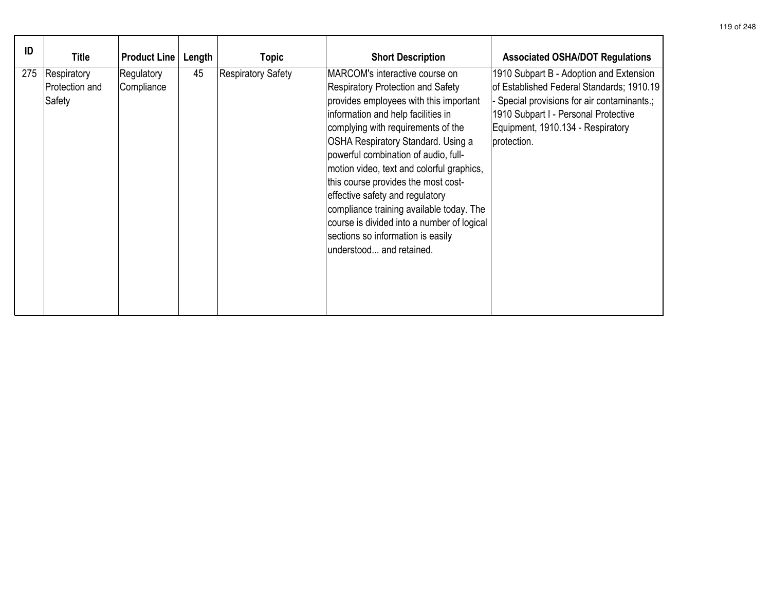| ID | Title | Product Line | Length | Topic | Short Description | Associated OSHA/DOT Regulations |
|---|---|---|---|---|---|---|
| 275 | Respiratory Protection and Safety | Regulatory Compliance | 45 | Respiratory Safety | MARCOM's interactive course on Respiratory Protection and Safety provides employees with this important information and help facilities in complying with requirements of the OSHA Respiratory Standard. Using a powerful combination of audio, full-motion video, text and colorful graphics, this course provides the most cost-effective safety and regulatory compliance training available today. The course is divided into a number of logical sections so information is easily understood... and retained. | 1910 Subpart B - Adoption and Extension of Established Federal Standards; 1910.19 - Special provisions for air contaminants.; 1910 Subpart I - Personal Protective Equipment, 1910.134 - Respiratory protection. |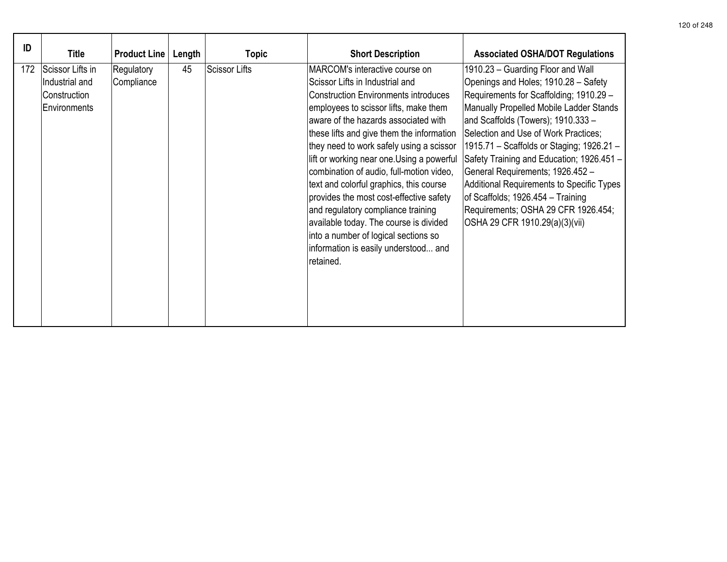| ID | Title | Product Line | Length | Topic | Short Description | Associated OSHA/DOT Regulations |
|---|---|---|---|---|---|---|
| 172 | Scissor Lifts in Industrial and Construction Environments | Regulatory Compliance | 45 | Scissor Lifts | MARCOM's interactive course on Scissor Lifts in Industrial and Construction Environments introduces employees to scissor lifts, make them aware of the hazards associated with these lifts and give them the information they need to work safely using a scissor lift or working near one.Using a powerful combination of audio, full-motion video, text and colorful graphics, this course provides the most cost-effective safety and regulatory compliance training available today. The course is divided into a number of logical sections so information is easily understood... and retained. | 1910.23 – Guarding Floor and Wall Openings and Holes; 1910.28 – Safety Requirements for Scaffolding; 1910.29 – Manually Propelled Mobile Ladder Stands and Scaffolds (Towers); 1910.333 – Selection and Use of Work Practices; 1915.71 – Scaffolds or Staging; 1926.21 – Safety Training and Education; 1926.451 – General Requirements; 1926.452 – Additional Requirements to Specific Types of Scaffolds; 1926.454 – Training Requirements; OSHA 29 CFR 1926.454; OSHA 29 CFR 1910.29(a)(3)(vii) |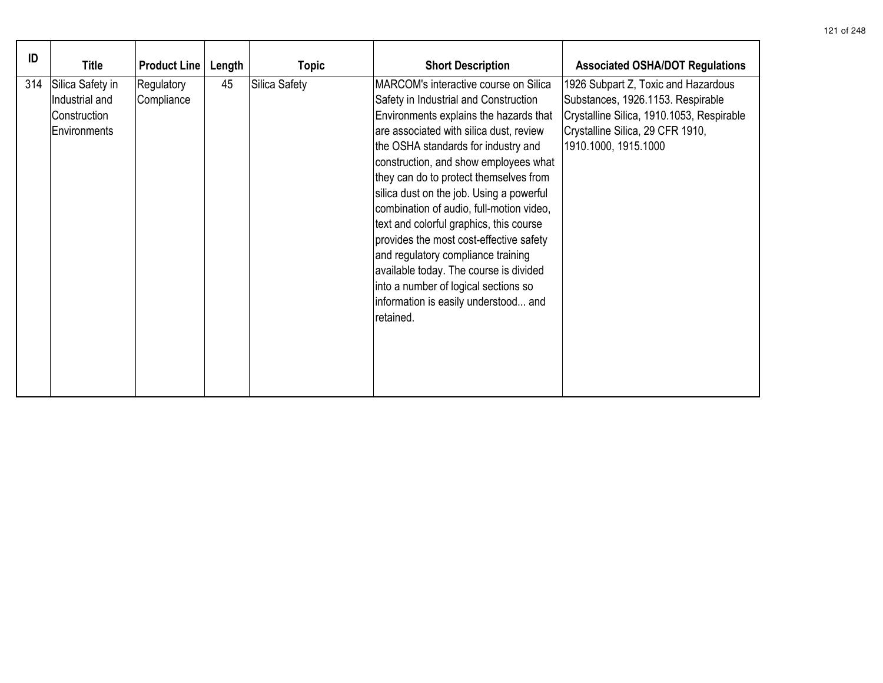| ID | Title | Product Line | Length | Topic | Short Description | Associated OSHA/DOT Regulations |
|---|---|---|---|---|---|---|
| 314 | Silica Safety in Industrial and Construction Environments | Regulatory Compliance | 45 | Silica Safety | MARCOM's interactive course on Silica Safety in Industrial and Construction Environments explains the hazards that are associated with silica dust, review the OSHA standards for industry and construction, and show employees what they can do to protect themselves from silica dust on the job. Using a powerful combination of audio, full-motion video, text and colorful graphics, this course provides the most cost-effective safety and regulatory compliance training available today. The course is divided into a number of logical sections so information is easily understood... and retained. | 1926 Subpart Z, Toxic and Hazardous Substances, 1926.1153. Respirable Crystalline Silica, 1910.1053, Respirable Crystalline Silica, 29 CFR 1910, 1910.1000, 1915.1000 |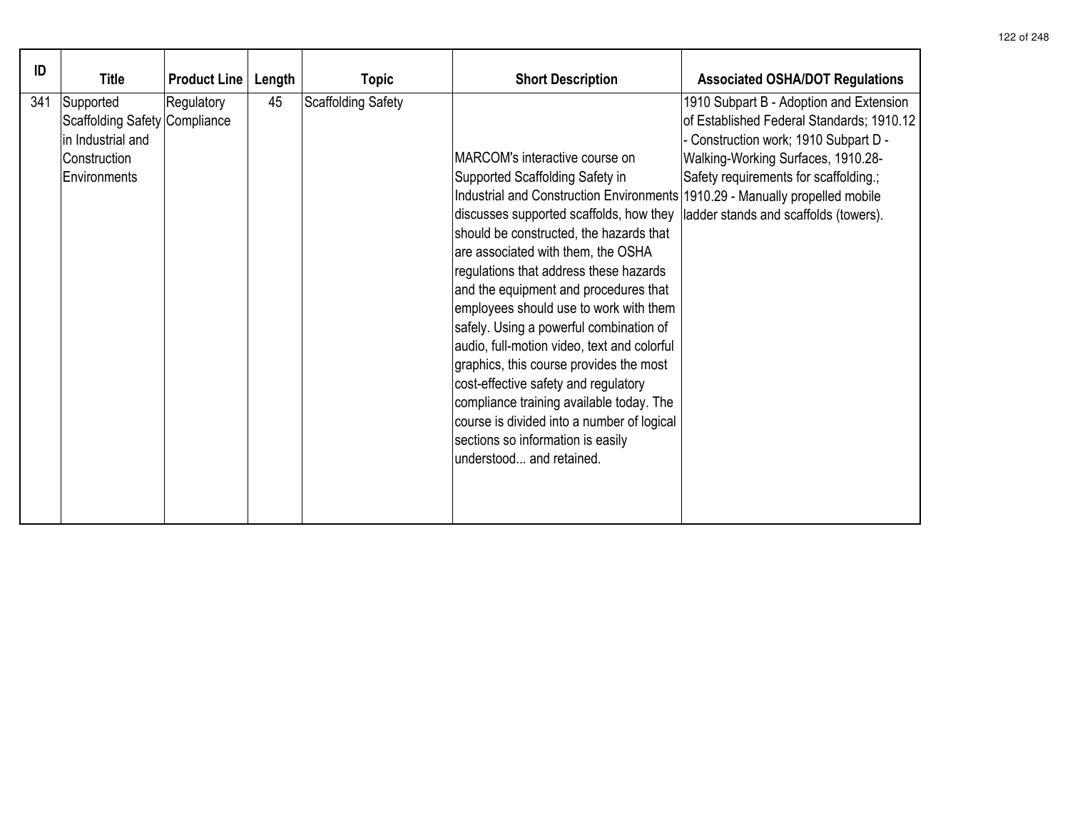| ID | Title | Product Line | Length | Topic | Short Description | Associated OSHA/DOT Regulations |
|---|---|---|---|---|---|---|
| 341 | Supported Scaffolding Safety in Industrial and Construction Environments | Regulatory Compliance | 45 | Scaffolding Safety | MARCOM's interactive course on Supported Scaffolding Safety in Industrial and Construction Environments discusses supported scaffolds, how they should be constructed, the hazards that are associated with them, the OSHA regulations that address these hazards and the equipment and procedures that employees should use to work with them safely. Using a powerful combination of audio, full-motion video, text and colorful graphics, this course provides the most cost-effective safety and regulatory compliance training available today. The course is divided into a number of logical sections so information is easily understood... and retained. | 1910 Subpart B - Adoption and Extension of Established Federal Standards; 1910.12 - Construction work; 1910 Subpart D - Walking-Working Surfaces, 1910.28- Safety requirements for scaffolding.; 1910.29 - Manually propelled mobile ladder stands and scaffolds (towers). |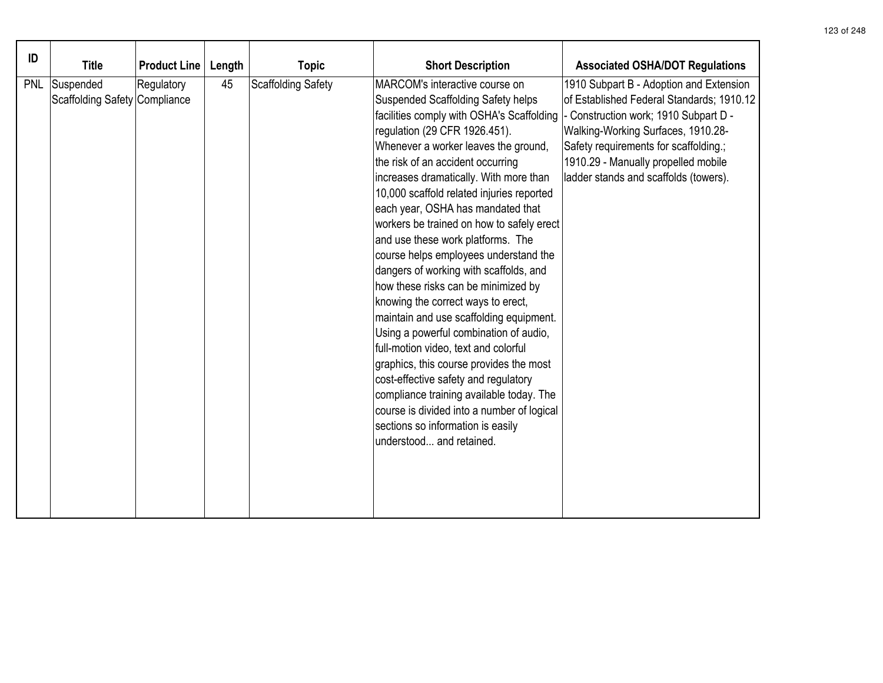| ID | Title | Product Line | Length | Topic | Short Description | Associated OSHA/DOT Regulations |
|---|---|---|---|---|---|---|
| PNL | Suspended Scaffolding Safety | Regulatory Compliance | 45 | Scaffolding Safety | MARCOM's interactive course on Suspended Scaffolding Safety helps facilities comply with OSHA's Scaffolding regulation (29 CFR 1926.451). Whenever a worker leaves the ground, the risk of an accident occurring increases dramatically. With more than 10,000 scaffold related injuries reported each year, OSHA has mandated that workers be trained on how to safely erect and use these work platforms. The course helps employees understand the dangers of working with scaffolds, and how these risks can be minimized by knowing the correct ways to erect, maintain and use scaffolding equipment. Using a powerful combination of audio, full-motion video, text and colorful graphics, this course provides the most cost-effective safety and regulatory compliance training available today. The course is divided into a number of logical sections so information is easily understood... and retained. | 1910 Subpart B - Adoption and Extension of Established Federal Standards; 1910.12 - Construction work; 1910 Subpart D - Walking-Working Surfaces, 1910.28- Safety requirements for scaffolding.; 1910.29 - Manually propelled mobile ladder stands and scaffolds (towers). |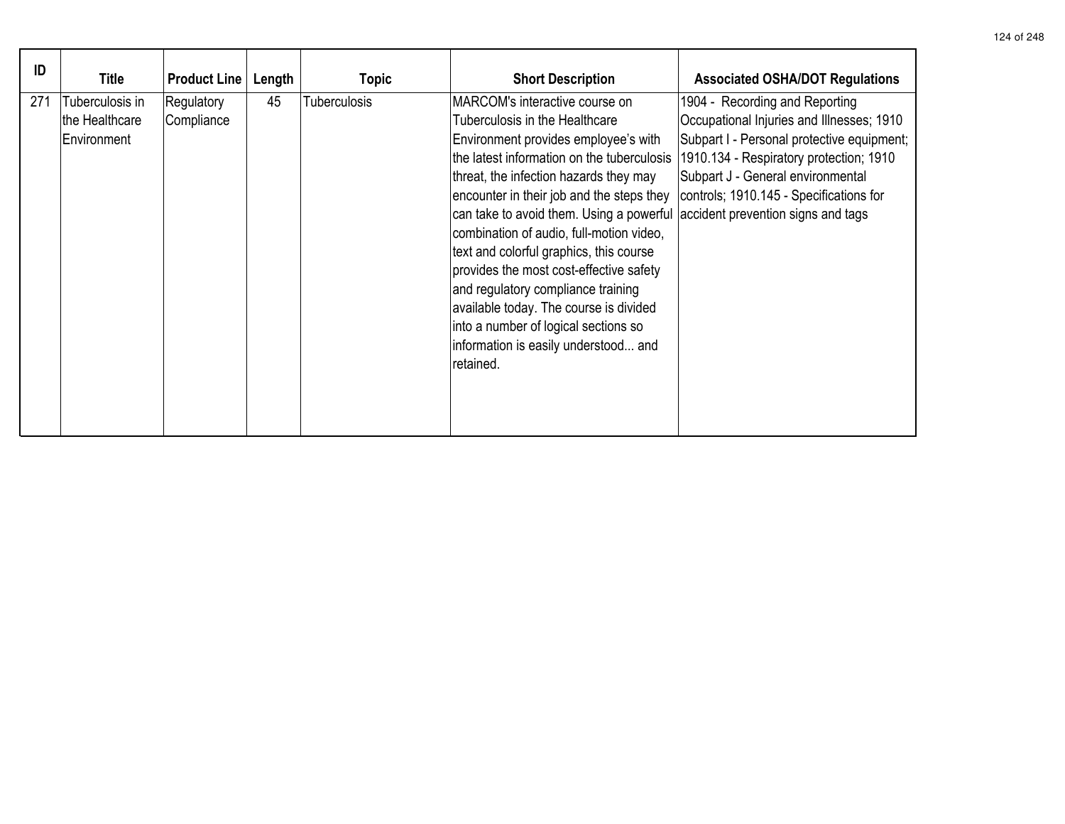| ID | Title | Product Line | Length | Topic | Short Description | Associated OSHA/DOT Regulations |
|---|---|---|---|---|---|---|
| 271 | Tuberculosis in the Healthcare Environment | Regulatory Compliance | 45 | Tuberculosis | MARCOM's interactive course on Tuberculosis in the Healthcare Environment provides employee's with the latest information on the tuberculosis threat, the infection hazards they may encounter in their job and the steps they can take to avoid them. Using a powerful combination of audio, full-motion video, text and colorful graphics, this course provides the most cost-effective safety and regulatory compliance training available today. The course is divided into a number of logical sections so information is easily understood... and retained. | 1904 - Recording and Reporting Occupational Injuries and Illnesses; 1910 Subpart I - Personal protective equipment; 1910.134 - Respiratory protection; 1910 Subpart J - General environmental controls; 1910.145 - Specifications for accident prevention signs and tags |